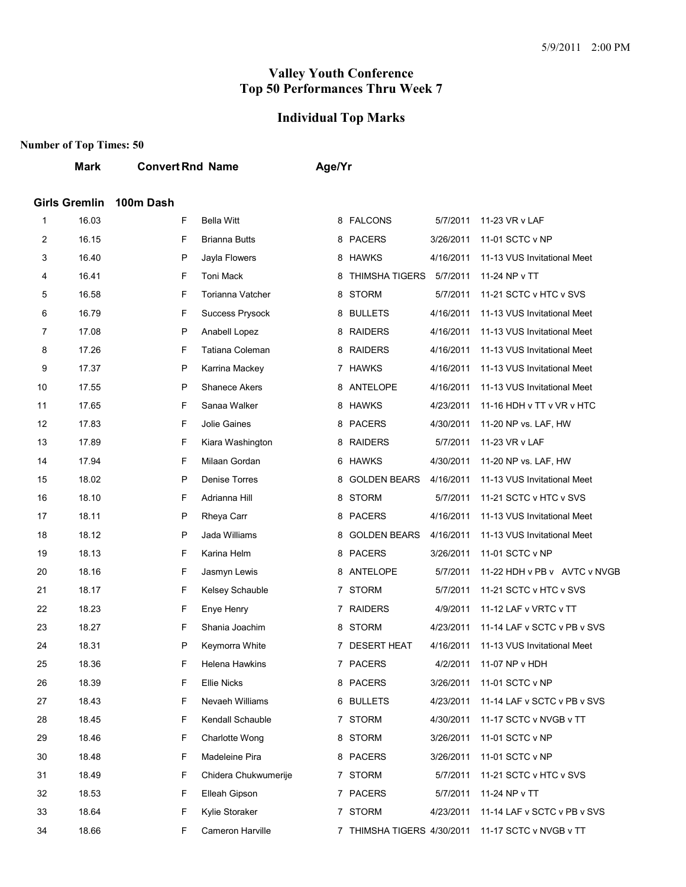# Valley Youth Conference
# Top 50 Performances Thru Week 7

## Individual Top Marks

**Number of Top Times: 50**

### Girls Gremlin 100m Dash

| | Mark | Convert | Rnd | Name | Age/Yr | Team | Date | Meet |
|---|---|---|---|---|---|---|---|---|
| 1 | 16.03 | | F | Bella Witt | 8 | FALCONS | 5/7/2011 | 11-23 VR v LAF |
| 2 | 16.15 | | F | Brianna Butts | 8 | PACERS | 3/26/2011 | 11-01 SCTC v NP |
| 3 | 16.40 | | P | Jayla Flowers | 8 | HAWKS | 4/16/2011 | 11-13 VUS Invitational Meet |
| 4 | 16.41 | | F | Toni Mack | 8 | THIMSHA TIGERS | 5/7/2011 | 11-24 NP v TT |
| 5 | 16.58 | | F | Torianna Vatcher | 8 | STORM | 5/7/2011 | 11-21 SCTC v HTC v SVS |
| 6 | 16.79 | | F | Success Prysock | 8 | BULLETS | 4/16/2011 | 11-13 VUS Invitational Meet |
| 7 | 17.08 | | P | Anabell Lopez | 8 | RAIDERS | 4/16/2011 | 11-13 VUS Invitational Meet |
| 8 | 17.26 | | F | Tatiana Coleman | 8 | RAIDERS | 4/16/2011 | 11-13 VUS Invitational Meet |
| 9 | 17.37 | | P | Karrina Mackey | 7 | HAWKS | 4/16/2011 | 11-13 VUS Invitational Meet |
| 10 | 17.55 | | P | Shanece Akers | 8 | ANTELOPE | 4/16/2011 | 11-13 VUS Invitational Meet |
| 11 | 17.65 | | F | Sanaa Walker | 8 | HAWKS | 4/23/2011 | 11-16 HDH v TT v VR v HTC |
| 12 | 17.83 | | F | Jolie Gaines | 8 | PACERS | 4/30/2011 | 11-20 NP vs. LAF, HW |
| 13 | 17.89 | | F | Kiara Washington | 8 | RAIDERS | 5/7/2011 | 11-23 VR v LAF |
| 14 | 17.94 | | F | Milaan Gordan | 6 | HAWKS | 4/30/2011 | 11-20 NP vs. LAF, HW |
| 15 | 18.02 | | P | Denise Torres | 8 | GOLDEN BEARS | 4/16/2011 | 11-13 VUS Invitational Meet |
| 16 | 18.10 | | F | Adrianna Hill | 8 | STORM | 5/7/2011 | 11-21 SCTC v HTC v SVS |
| 17 | 18.11 | | P | Rheya Carr | 8 | PACERS | 4/16/2011 | 11-13 VUS Invitational Meet |
| 18 | 18.12 | | P | Jada Williams | 8 | GOLDEN BEARS | 4/16/2011 | 11-13 VUS Invitational Meet |
| 19 | 18.13 | | F | Karina Helm | 8 | PACERS | 3/26/2011 | 11-01 SCTC v NP |
| 20 | 18.16 | | F | Jasmyn Lewis | 8 | ANTELOPE | 5/7/2011 | 11-22 HDH v PB v AVTC v NVGB |
| 21 | 18.17 | | F | Kelsey Schauble | 7 | STORM | 5/7/2011 | 11-21 SCTC v HTC v SVS |
| 22 | 18.23 | | F | Enye Henry | 7 | RAIDERS | 4/9/2011 | 11-12 LAF v VRTC v TT |
| 23 | 18.27 | | F | Shania Joachim | 8 | STORM | 4/23/2011 | 11-14 LAF v SCTC v PB v SVS |
| 24 | 18.31 | | P | Keymorra White | 7 | DESERT HEAT | 4/16/2011 | 11-13 VUS Invitational Meet |
| 25 | 18.36 | | F | Helena Hawkins | 7 | PACERS | 4/2/2011 | 11-07 NP v HDH |
| 26 | 18.39 | | F | Ellie Nicks | 8 | PACERS | 3/26/2011 | 11-01 SCTC v NP |
| 27 | 18.43 | | F | Nevaeh Williams | 6 | BULLETS | 4/23/2011 | 11-14 LAF v SCTC v PB v SVS |
| 28 | 18.45 | | F | Kendall Schauble | 7 | STORM | 4/30/2011 | 11-17 SCTC v NVGB v TT |
| 29 | 18.46 | | F | Charlotte Wong | 8 | STORM | 3/26/2011 | 11-01 SCTC v NP |
| 30 | 18.48 | | F | Madeleine Pira | 8 | PACERS | 3/26/2011 | 11-01 SCTC v NP |
| 31 | 18.49 | | F | Chidera Chukwumerije | 7 | STORM | 5/7/2011 | 11-21 SCTC v HTC v SVS |
| 32 | 18.53 | | F | Elleah Gipson | 7 | PACERS | 5/7/2011 | 11-24 NP v TT |
| 33 | 18.64 | | F | Kylie Storaker | 7 | STORM | 4/23/2011 | 11-14 LAF v SCTC v PB v SVS |
| 34 | 18.66 | | F | Cameron Harville | 7 | THIMSHA TIGERS | 4/30/2011 | 11-17 SCTC v NVGB v TT |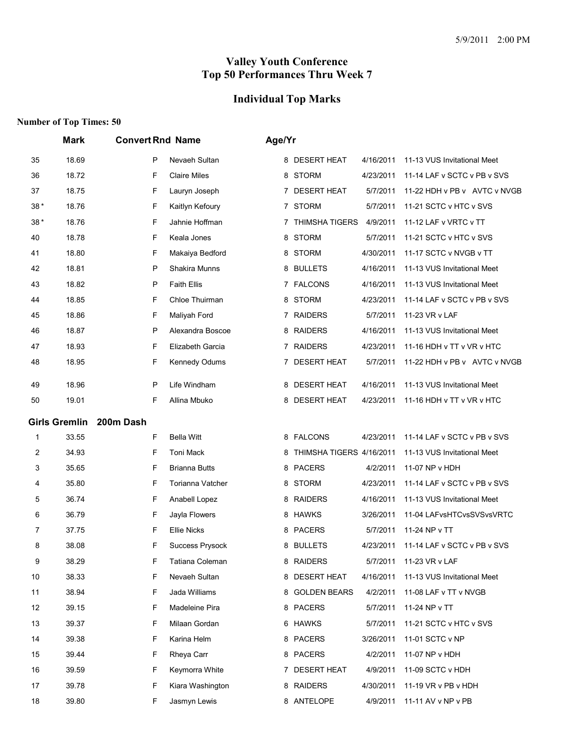# Valley Youth Conference
# Top 50 Performances Thru Week 7

## Individual Top Marks

**Number of Top Times: 50**

| | Mark | Convert | Rnd | Name | Age/Yr | Team | Date | Meet |
|---|---|---|---|---|---|---|---|---|
| 35 | 18.69 | | P | Nevaeh Sultan | 8 | DESERT HEAT | 4/16/2011 | 11-13 VUS Invitational Meet |
| 36 | 18.72 | | F | Claire Miles | 8 | STORM | 4/23/2011 | 11-14 LAF v SCTC v PB v SVS |
| 37 | 18.75 | | F | Lauryn Joseph | 7 | DESERT HEAT | 5/7/2011 | 11-22 HDH v PB v AVTC v NVGB |
| 38 * | 18.76 | | F | Kaitlyn Kefoury | 7 | STORM | 5/7/2011 | 11-21 SCTC v HTC v SVS |
| 38 * | 18.76 | | F | Jahnie Hoffman | 7 | THIMSHA TIGERS | 4/9/2011 | 11-12 LAF v VRTC v TT |
| 40 | 18.78 | | F | Keala Jones | 8 | STORM | 5/7/2011 | 11-21 SCTC v HTC v SVS |
| 41 | 18.80 | | F | Makaiya Bedford | 8 | STORM | 4/30/2011 | 11-17 SCTC v NVGB v TT |
| 42 | 18.81 | | P | Shakira Munns | 8 | BULLETS | 4/16/2011 | 11-13 VUS Invitational Meet |
| 43 | 18.82 | | P | Faith Ellis | 7 | FALCONS | 4/16/2011 | 11-13 VUS Invitational Meet |
| 44 | 18.85 | | F | Chloe Thuirman | 8 | STORM | 4/23/2011 | 11-14 LAF v SCTC v PB v SVS |
| 45 | 18.86 | | F | Maliyah Ford | 7 | RAIDERS | 5/7/2011 | 11-23 VR v LAF |
| 46 | 18.87 | | P | Alexandra Boscoe | 8 | RAIDERS | 4/16/2011 | 11-13 VUS Invitational Meet |
| 47 | 18.93 | | F | Elizabeth Garcia | 7 | RAIDERS | 4/23/2011 | 11-16 HDH v TT v VR v HTC |
| 48 | 18.95 | | F | Kennedy Odums | 7 | DESERT HEAT | 5/7/2011 | 11-22 HDH v PB v AVTC v NVGB |
| 49 | 18.96 | | P | Life Windham | 8 | DESERT HEAT | 4/16/2011 | 11-13 VUS Invitational Meet |
| 50 | 19.01 | | F | Allina Mbuko | 8 | DESERT HEAT | 4/23/2011 | 11-16 HDH v TT v VR v HTC |

**Girls Gremlin 200m Dash**

| | Mark | Convert | Rnd | Name | Age/Yr | Team | Date | Meet |
|---|---|---|---|---|---|---|---|---|
| 1 | 33.55 | | F | Bella Witt | 8 | FALCONS | 4/23/2011 | 11-14 LAF v SCTC v PB v SVS |
| 2 | 34.93 | | F | Toni Mack | 8 | THIMSHA TIGERS | 4/16/2011 | 11-13 VUS Invitational Meet |
| 3 | 35.65 | | F | Brianna Butts | 8 | PACERS | 4/2/2011 | 11-07 NP v HDH |
| 4 | 35.80 | | F | Torianna Vatcher | 8 | STORM | 4/23/2011 | 11-14 LAF v SCTC v PB v SVS |
| 5 | 36.74 | | F | Anabell Lopez | 8 | RAIDERS | 4/16/2011 | 11-13 VUS Invitational Meet |
| 6 | 36.79 | | F | Jayla Flowers | 8 | HAWKS | 3/26/2011 | 11-04 LAFvsHTCvsSVSvsVRTC |
| 7 | 37.75 | | F | Ellie Nicks | 8 | PACERS | 5/7/2011 | 11-24 NP v TT |
| 8 | 38.08 | | F | Success Prysock | 8 | BULLETS | 4/23/2011 | 11-14 LAF v SCTC v PB v SVS |
| 9 | 38.29 | | F | Tatiana Coleman | 8 | RAIDERS | 5/7/2011 | 11-23 VR v LAF |
| 10 | 38.33 | | F | Nevaeh Sultan | 8 | DESERT HEAT | 4/16/2011 | 11-13 VUS Invitational Meet |
| 11 | 38.94 | | F | Jada Williams | 8 | GOLDEN BEARS | 4/2/2011 | 11-08 LAF v TT v NVGB |
| 12 | 39.15 | | F | Madeleine Pira | 8 | PACERS | 5/7/2011 | 11-24 NP v TT |
| 13 | 39.37 | | F | Milaan Gordan | 6 | HAWKS | 5/7/2011 | 11-21 SCTC v HTC v SVS |
| 14 | 39.38 | | F | Karina Helm | 8 | PACERS | 3/26/2011 | 11-01 SCTC v NP |
| 15 | 39.44 | | F | Rheya Carr | 8 | PACERS | 4/2/2011 | 11-07 NP v HDH |
| 16 | 39.59 | | F | Keymorra White | 7 | DESERT HEAT | 4/9/2011 | 11-09 SCTC v HDH |
| 17 | 39.78 | | F | Kiara Washington | 8 | RAIDERS | 4/30/2011 | 11-19 VR v PB v HDH |
| 18 | 39.80 | | F | Jasmyn Lewis | 8 | ANTELOPE | 4/9/2011 | 11-11 AV v NP v PB |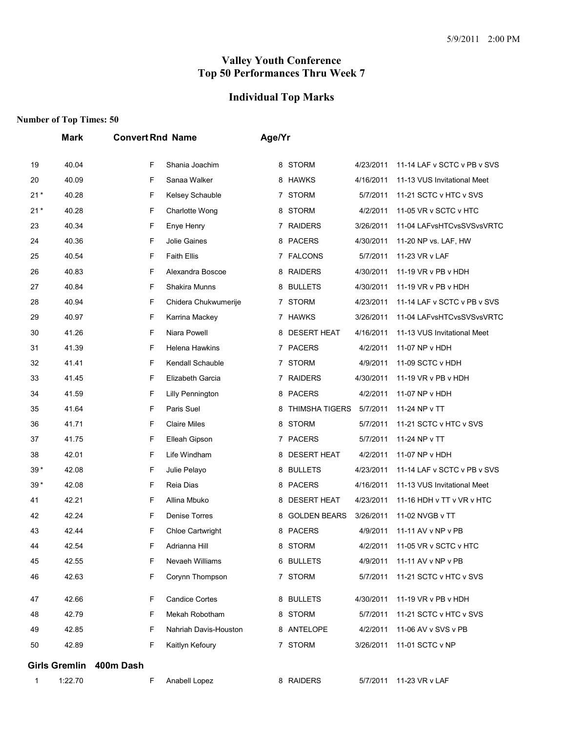# Valley Youth Conference
# Top 50 Performances Thru Week 7

## Individual Top Marks

**Number of Top Times: 50**

| | Mark | Convert | Rnd | Name | Age/Yr | Team | Date | Meet |
|---|---|---|---|---|---|---|---|---|
| 19 | 40.04 | | F | Shania Joachim | 8 | STORM | 4/23/2011 | 11-14 LAF v SCTC v PB v SVS |
| 20 | 40.09 | | F | Sanaa Walker | 8 | HAWKS | 4/16/2011 | 11-13 VUS Invitational Meet |
| 21 * | 40.28 | | F | Kelsey Schauble | 7 | STORM | 5/7/2011 | 11-21 SCTC v HTC v SVS |
| 21 * | 40.28 | | F | Charlotte Wong | 8 | STORM | 4/2/2011 | 11-05 VR v SCTC v HTC |
| 23 | 40.34 | | F | Enye Henry | 7 | RAIDERS | 3/26/2011 | 11-04 LAFvsHTCvsSVSvsVRTC |
| 24 | 40.36 | | F | Jolie Gaines | 8 | PACERS | 4/30/2011 | 11-20 NP vs. LAF, HW |
| 25 | 40.54 | | F | Faith Ellis | 7 | FALCONS | 5/7/2011 | 11-23 VR v LAF |
| 26 | 40.83 | | F | Alexandra Boscoe | 8 | RAIDERS | 4/30/2011 | 11-19 VR v PB v HDH |
| 27 | 40.84 | | F | Shakira Munns | 8 | BULLETS | 4/30/2011 | 11-19 VR v PB v HDH |
| 28 | 40.94 | | F | Chidera Chukwumerije | 7 | STORM | 4/23/2011 | 11-14 LAF v SCTC v PB v SVS |
| 29 | 40.97 | | F | Karrina Mackey | 7 | HAWKS | 3/26/2011 | 11-04 LAFvsHTCvsSVSvsVRTC |
| 30 | 41.26 | | F | Niara Powell | 8 | DESERT HEAT | 4/16/2011 | 11-13 VUS Invitational Meet |
| 31 | 41.39 | | F | Helena Hawkins | 7 | PACERS | 4/2/2011 | 11-07 NP v HDH |
| 32 | 41.41 | | F | Kendall Schauble | 7 | STORM | 4/9/2011 | 11-09 SCTC v HDH |
| 33 | 41.45 | | F | Elizabeth Garcia | 7 | RAIDERS | 4/30/2011 | 11-19 VR v PB v HDH |
| 34 | 41.59 | | F | Lilly Pennington | 8 | PACERS | 4/2/2011 | 11-07 NP v HDH |
| 35 | 41.64 | | F | Paris Suel | 8 | THIMSHA TIGERS | 5/7/2011 | 11-24 NP v TT |
| 36 | 41.71 | | F | Claire Miles | 8 | STORM | 5/7/2011 | 11-21 SCTC v HTC v SVS |
| 37 | 41.75 | | F | Elleah Gipson | 7 | PACERS | 5/7/2011 | 11-24 NP v TT |
| 38 | 42.01 | | F | Life Windham | 8 | DESERT HEAT | 4/2/2011 | 11-07 NP v HDH |
| 39 * | 42.08 | | F | Julie Pelayo | 8 | BULLETS | 4/23/2011 | 11-14 LAF v SCTC v PB v SVS |
| 39 * | 42.08 | | F | Reia Dias | 8 | PACERS | 4/16/2011 | 11-13 VUS Invitational Meet |
| 41 | 42.21 | | F | Allina Mbuko | 8 | DESERT HEAT | 4/23/2011 | 11-16 HDH v TT v VR v HTC |
| 42 | 42.24 | | F | Denise Torres | 8 | GOLDEN BEARS | 3/26/2011 | 11-02 NVGB v TT |
| 43 | 42.44 | | F | Chloe Cartwright | 8 | PACERS | 4/9/2011 | 11-11 AV v NP v PB |
| 44 | 42.54 | | F | Adrianna Hill | 8 | STORM | 4/2/2011 | 11-05 VR v SCTC v HTC |
| 45 | 42.55 | | F | Nevaeh Williams | 6 | BULLETS | 4/9/2011 | 11-11 AV v NP v PB |
| 46 | 42.63 | | F | Corynn Thompson | 7 | STORM | 5/7/2011 | 11-21 SCTC v HTC v SVS |
| 47 | 42.66 | | F | Candice Cortes | 8 | BULLETS | 4/30/2011 | 11-19 VR v PB v HDH |
| 48 | 42.79 | | F | Mekah Robotham | 8 | STORM | 5/7/2011 | 11-21 SCTC v HTC v SVS |
| 49 | 42.85 | | F | Nahriah Davis-Houston | 8 | ANTELOPE | 4/2/2011 | 11-06 AV v SVS v PB |
| 50 | 42.89 | | F | Kaitlyn Kefoury | 7 | STORM | 3/26/2011 | 11-01 SCTC v NP |

**Girls Gremlin 400m Dash**

| | Mark | Convert | Rnd | Name | Age/Yr | Team | Date | Meet |
|---|---|---|---|---|---|---|---|---|
| 1 | 1:22.70 | | F | Anabell Lopez | 8 | RAIDERS | 5/7/2011 | 11-23 VR v LAF |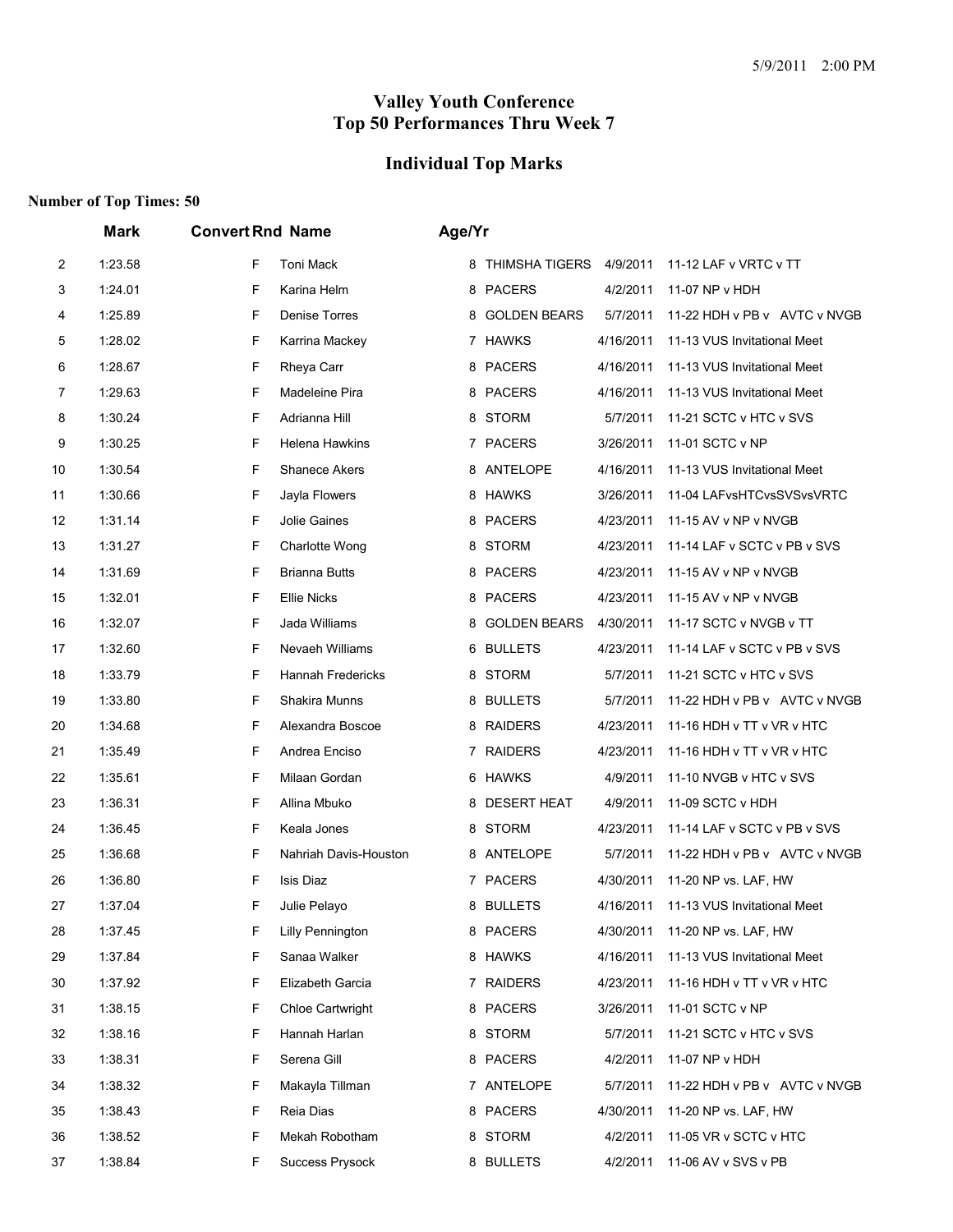5/9/2011 2:00 PM

# Valley Youth Conference
# Top 50 Performances Thru Week 7

## Individual Top Marks

**Number of Top Times: 50**

| | Mark | Convert | Rnd | Name | Age/Yr | Team | Date | Meet |
|---|---|---|---|---|---|---|---|---|
| 2 | 1:23.58 | | F | Toni Mack | 8 | THIMSHA TIGERS | 4/9/2011 | 11-12 LAF v VRTC v TT |
| 3 | 1:24.01 | | F | Karina Helm | 8 | PACERS | 4/2/2011 | 11-07 NP v HDH |
| 4 | 1:25.89 | | F | Denise Torres | 8 | GOLDEN BEARS | 5/7/2011 | 11-22 HDH v PB v AVTC v NVGB |
| 5 | 1:28.02 | | F | Karrina Mackey | 7 | HAWKS | 4/16/2011 | 11-13 VUS Invitational Meet |
| 6 | 1:28.67 | | F | Rheya Carr | 8 | PACERS | 4/16/2011 | 11-13 VUS Invitational Meet |
| 7 | 1:29.63 | | F | Madeleine Pira | 8 | PACERS | 4/16/2011 | 11-13 VUS Invitational Meet |
| 8 | 1:30.24 | | F | Adrianna Hill | 8 | STORM | 5/7/2011 | 11-21 SCTC v HTC v SVS |
| 9 | 1:30.25 | | F | Helena Hawkins | 7 | PACERS | 3/26/2011 | 11-01 SCTC v NP |
| 10 | 1:30.54 | | F | Shanece Akers | 8 | ANTELOPE | 4/16/2011 | 11-13 VUS Invitational Meet |
| 11 | 1:30.66 | | F | Jayla Flowers | 8 | HAWKS | 3/26/2011 | 11-04 LAFvsHTCvsSVSvsVRTC |
| 12 | 1:31.14 | | F | Jolie Gaines | 8 | PACERS | 4/23/2011 | 11-15 AV v NP v NVGB |
| 13 | 1:31.27 | | F | Charlotte Wong | 8 | STORM | 4/23/2011 | 11-14 LAF v SCTC v PB v SVS |
| 14 | 1:31.69 | | F | Brianna Butts | 8 | PACERS | 4/23/2011 | 11-15 AV v NP v NVGB |
| 15 | 1:32.01 | | F | Ellie Nicks | 8 | PACERS | 4/23/2011 | 11-15 AV v NP v NVGB |
| 16 | 1:32.07 | | F | Jada Williams | 8 | GOLDEN BEARS | 4/30/2011 | 11-17 SCTC v NVGB v TT |
| 17 | 1:32.60 | | F | Nevaeh Williams | 6 | BULLETS | 4/23/2011 | 11-14 LAF v SCTC v PB v SVS |
| 18 | 1:33.79 | | F | Hannah Fredericks | 8 | STORM | 5/7/2011 | 11-21 SCTC v HTC v SVS |
| 19 | 1:33.80 | | F | Shakira Munns | 8 | BULLETS | 5/7/2011 | 11-22 HDH v PB v AVTC v NVGB |
| 20 | 1:34.68 | | F | Alexandra Boscoe | 8 | RAIDERS | 4/23/2011 | 11-16 HDH v TT v VR v HTC |
| 21 | 1:35.49 | | F | Andrea Enciso | 7 | RAIDERS | 4/23/2011 | 11-16 HDH v TT v VR v HTC |
| 22 | 1:35.61 | | F | Milaan Gordan | 6 | HAWKS | 4/9/2011 | 11-10 NVGB v HTC v SVS |
| 23 | 1:36.31 | | F | Allina Mbuko | 8 | DESERT HEAT | 4/9/2011 | 11-09 SCTC v HDH |
| 24 | 1:36.45 | | F | Keala Jones | 8 | STORM | 4/23/2011 | 11-14 LAF v SCTC v PB v SVS |
| 25 | 1:36.68 | | F | Nahriah Davis-Houston | 8 | ANTELOPE | 5/7/2011 | 11-22 HDH v PB v AVTC v NVGB |
| 26 | 1:36.80 | | F | Isis Diaz | 7 | PACERS | 4/30/2011 | 11-20 NP vs. LAF, HW |
| 27 | 1:37.04 | | F | Julie Pelayo | 8 | BULLETS | 4/16/2011 | 11-13 VUS Invitational Meet |
| 28 | 1:37.45 | | F | Lilly Pennington | 8 | PACERS | 4/30/2011 | 11-20 NP vs. LAF, HW |
| 29 | 1:37.84 | | F | Sanaa Walker | 8 | HAWKS | 4/16/2011 | 11-13 VUS Invitational Meet |
| 30 | 1:37.92 | | F | Elizabeth Garcia | 7 | RAIDERS | 4/23/2011 | 11-16 HDH v TT v VR v HTC |
| 31 | 1:38.15 | | F | Chloe Cartwright | 8 | PACERS | 3/26/2011 | 11-01 SCTC v NP |
| 32 | 1:38.16 | | F | Hannah Harlan | 8 | STORM | 5/7/2011 | 11-21 SCTC v HTC v SVS |
| 33 | 1:38.31 | | F | Serena Gill | 8 | PACERS | 4/2/2011 | 11-07 NP v HDH |
| 34 | 1:38.32 | | F | Makayla Tillman | 7 | ANTELOPE | 5/7/2011 | 11-22 HDH v PB v AVTC v NVGB |
| 35 | 1:38.43 | | F | Reia Dias | 8 | PACERS | 4/30/2011 | 11-20 NP vs. LAF, HW |
| 36 | 1:38.52 | | F | Mekah Robotham | 8 | STORM | 4/2/2011 | 11-05 VR v SCTC v HTC |
| 37 | 1:38.84 | | F | Success Prysock | 8 | BULLETS | 4/2/2011 | 11-06 AV v SVS v PB |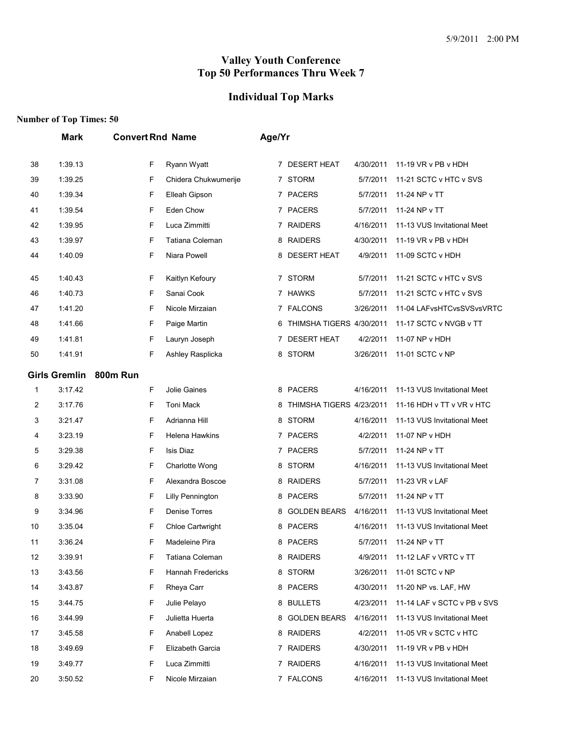## Valley Youth Conference
## Top 50 Performances Thru Week 7

### Individual Top Marks

**Number of Top Times: 50**

| | Mark | Convert | Rnd | Name | Age/Yr | Team | Date | Meet |
|---|---|---|---|---|---|---|---|---|
| 38 | 1:39.13 | | F | Ryann Wyatt | 7 | DESERT HEAT | 4/30/2011 | 11-19 VR v PB v HDH |
| 39 | 1:39.25 | | F | Chidera Chukwumerije | 7 | STORM | 5/7/2011 | 11-21 SCTC v HTC v SVS |
| 40 | 1:39.34 | | F | Elleah Gipson | 7 | PACERS | 5/7/2011 | 11-24 NP v TT |
| 41 | 1:39.54 | | F | Eden Chow | 7 | PACERS | 5/7/2011 | 11-24 NP v TT |
| 42 | 1:39.95 | | F | Luca Zimmitti | 7 | RAIDERS | 4/16/2011 | 11-13 VUS Invitational Meet |
| 43 | 1:39.97 | | F | Tatiana Coleman | 8 | RAIDERS | 4/30/2011 | 11-19 VR v PB v HDH |
| 44 | 1:40.09 | | F | Niara Powell | 8 | DESERT HEAT | 4/9/2011 | 11-09 SCTC v HDH |
| 45 | 1:40.43 | | F | Kaitlyn Kefoury | 7 | STORM | 5/7/2011 | 11-21 SCTC v HTC v SVS |
| 46 | 1:40.73 | | F | Sanai Cook | 7 | HAWKS | 5/7/2011 | 11-21 SCTC v HTC v SVS |
| 47 | 1:41.20 | | F | Nicole Mirzaian | 7 | FALCONS | 3/26/2011 | 11-04 LAFvsHTCvsSVSvsVRTC |
| 48 | 1:41.66 | | F | Paige Martin | 6 | THIMSHA TIGERS | 4/30/2011 | 11-17 SCTC v NVGB v TT |
| 49 | 1:41.81 | | F | Lauryn Joseph | 7 | DESERT HEAT | 4/2/2011 | 11-07 NP v HDH |
| 50 | 1:41.91 | | F | Ashley Rasplicka | 8 | STORM | 3/26/2011 | 11-01 SCTC v NP |

**Girls Gremlin 800m Run**

| | Mark | Convert | Rnd | Name | Age/Yr | Team | Date | Meet |
|---|---|---|---|---|---|---|---|---|
| 1 | 3:17.42 | | F | Jolie Gaines | 8 | PACERS | 4/16/2011 | 11-13 VUS Invitational Meet |
| 2 | 3:17.76 | | F | Toni Mack | 8 | THIMSHA TIGERS | 4/23/2011 | 11-16 HDH v TT v VR v HTC |
| 3 | 3:21.47 | | F | Adrianna Hill | 8 | STORM | 4/16/2011 | 11-13 VUS Invitational Meet |
| 4 | 3:23.19 | | F | Helena Hawkins | 7 | PACERS | 4/2/2011 | 11-07 NP v HDH |
| 5 | 3:29.38 | | F | Isis Diaz | 7 | PACERS | 5/7/2011 | 11-24 NP v TT |
| 6 | 3:29.42 | | F | Charlotte Wong | 8 | STORM | 4/16/2011 | 11-13 VUS Invitational Meet |
| 7 | 3:31.08 | | F | Alexandra Boscoe | 8 | RAIDERS | 5/7/2011 | 11-23 VR v LAF |
| 8 | 3:33.90 | | F | Lilly Pennington | 8 | PACERS | 5/7/2011 | 11-24 NP v TT |
| 9 | 3:34.96 | | F | Denise Torres | 8 | GOLDEN BEARS | 4/16/2011 | 11-13 VUS Invitational Meet |
| 10 | 3:35.04 | | F | Chloe Cartwright | 8 | PACERS | 4/16/2011 | 11-13 VUS Invitational Meet |
| 11 | 3:36.24 | | F | Madeleine Pira | 8 | PACERS | 5/7/2011 | 11-24 NP v TT |
| 12 | 3:39.91 | | F | Tatiana Coleman | 8 | RAIDERS | 4/9/2011 | 11-12 LAF v VRTC v TT |
| 13 | 3:43.56 | | F | Hannah Fredericks | 8 | STORM | 3/26/2011 | 11-01 SCTC v NP |
| 14 | 3:43.87 | | F | Rheya Carr | 8 | PACERS | 4/30/2011 | 11-20 NP vs. LAF, HW |
| 15 | 3:44.75 | | F | Julie Pelayo | 8 | BULLETS | 4/23/2011 | 11-14 LAF v SCTC v PB v SVS |
| 16 | 3:44.99 | | F | Julietta Huerta | 8 | GOLDEN BEARS | 4/16/2011 | 11-13 VUS Invitational Meet |
| 17 | 3:45.58 | | F | Anabell Lopez | 8 | RAIDERS | 4/2/2011 | 11-05 VR v SCTC v HTC |
| 18 | 3:49.69 | | F | Elizabeth Garcia | 7 | RAIDERS | 4/30/2011 | 11-19 VR v PB v HDH |
| 19 | 3:49.77 | | F | Luca Zimmitti | 7 | RAIDERS | 4/16/2011 | 11-13 VUS Invitational Meet |
| 20 | 3:50.52 | | F | Nicole Mirzaian | 7 | FALCONS | 4/16/2011 | 11-13 VUS Invitational Meet |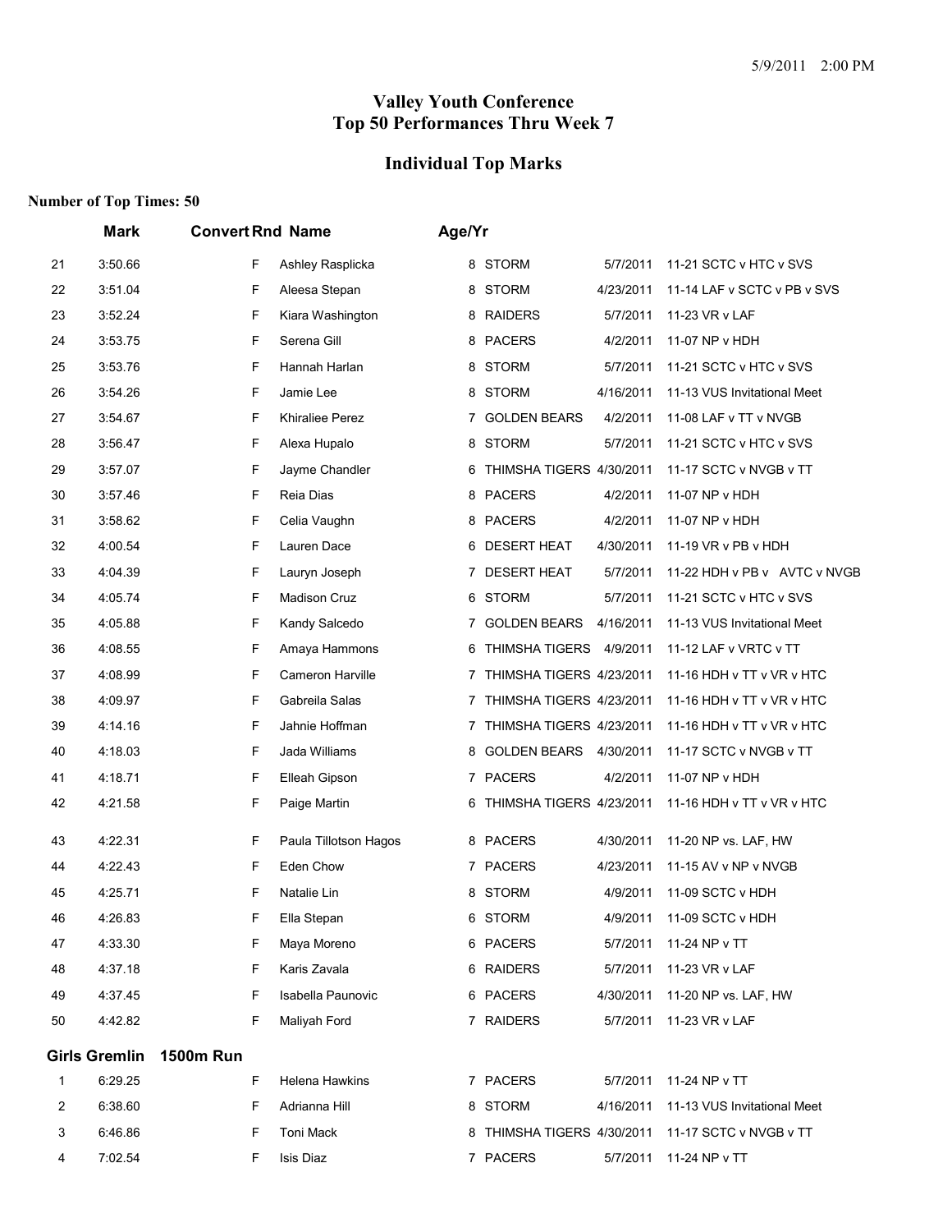# Valley Youth Conference
# Top 50 Performances Thru Week 7

## Individual Top Marks

**Number of Top Times: 50**

| | Mark | Convert | Rnd | Name | Age/Yr | Team | Date | Meet |
|---|---|---|---|---|---|---|---|---|
| 21 | 3:50.66 | | F | Ashley Rasplicka | 8 | STORM | 5/7/2011 | 11-21 SCTC v HTC v SVS |
| 22 | 3:51.04 | | F | Aleesa Stepan | 8 | STORM | 4/23/2011 | 11-14 LAF v SCTC v PB v SVS |
| 23 | 3:52.24 | | F | Kiara Washington | 8 | RAIDERS | 5/7/2011 | 11-23 VR v LAF |
| 24 | 3:53.75 | | F | Serena Gill | 8 | PACERS | 4/2/2011 | 11-07 NP v HDH |
| 25 | 3:53.76 | | F | Hannah Harlan | 8 | STORM | 5/7/2011 | 11-21 SCTC v HTC v SVS |
| 26 | 3:54.26 | | F | Jamie Lee | 8 | STORM | 4/16/2011 | 11-13 VUS Invitational Meet |
| 27 | 3:54.67 | | F | Khiraliee Perez | 7 | GOLDEN BEARS | 4/2/2011 | 11-08 LAF v TT v NVGB |
| 28 | 3:56.47 | | F | Alexa Hupalo | 8 | STORM | 5/7/2011 | 11-21 SCTC v HTC v SVS |
| 29 | 3:57.07 | | F | Jayme Chandler | 6 | THIMSHA TIGERS | 4/30/2011 | 11-17 SCTC v NVGB v TT |
| 30 | 3:57.46 | | F | Reia Dias | 8 | PACERS | 4/2/2011 | 11-07 NP v HDH |
| 31 | 3:58.62 | | F | Celia Vaughn | 8 | PACERS | 4/2/2011 | 11-07 NP v HDH |
| 32 | 4:00.54 | | F | Lauren Dace | 6 | DESERT HEAT | 4/30/2011 | 11-19 VR v PB v HDH |
| 33 | 4:04.39 | | F | Lauryn Joseph | 7 | DESERT HEAT | 5/7/2011 | 11-22 HDH v PB v AVTC v NVGB |
| 34 | 4:05.74 | | F | Madison Cruz | 6 | STORM | 5/7/2011 | 11-21 SCTC v HTC v SVS |
| 35 | 4:05.88 | | F | Kandy Salcedo | 7 | GOLDEN BEARS | 4/16/2011 | 11-13 VUS Invitational Meet |
| 36 | 4:08.55 | | F | Amaya Hammons | 6 | THIMSHA TIGERS | 4/9/2011 | 11-12 LAF v VRTC v TT |
| 37 | 4:08.99 | | F | Cameron Harville | 7 | THIMSHA TIGERS | 4/23/2011 | 11-16 HDH v TT v VR v HTC |
| 38 | 4:09.97 | | F | Gabreila Salas | 7 | THIMSHA TIGERS | 4/23/2011 | 11-16 HDH v TT v VR v HTC |
| 39 | 4:14.16 | | F | Jahnie Hoffman | 7 | THIMSHA TIGERS | 4/23/2011 | 11-16 HDH v TT v VR v HTC |
| 40 | 4:18.03 | | F | Jada Williams | 8 | GOLDEN BEARS | 4/30/2011 | 11-17 SCTC v NVGB v TT |
| 41 | 4:18.71 | | F | Elleah Gipson | 7 | PACERS | 4/2/2011 | 11-07 NP v HDH |
| 42 | 4:21.58 | | F | Paige Martin | 6 | THIMSHA TIGERS | 4/23/2011 | 11-16 HDH v TT v VR v HTC |
| 43 | 4:22.31 | | F | Paula Tillotson Hagos | 8 | PACERS | 4/30/2011 | 11-20 NP vs. LAF, HW |
| 44 | 4:22.43 | | F | Eden Chow | 7 | PACERS | 4/23/2011 | 11-15 AV v NP v NVGB |
| 45 | 4:25.71 | | F | Natalie Lin | 8 | STORM | 4/9/2011 | 11-09 SCTC v HDH |
| 46 | 4:26.83 | | F | Ella Stepan | 6 | STORM | 4/9/2011 | 11-09 SCTC v HDH |
| 47 | 4:33.30 | | F | Maya Moreno | 6 | PACERS | 5/7/2011 | 11-24 NP v TT |
| 48 | 4:37.18 | | F | Karis Zavala | 6 | RAIDERS | 5/7/2011 | 11-23 VR v LAF |
| 49 | 4:37.45 | | F | Isabella Paunovic | 6 | PACERS | 4/30/2011 | 11-20 NP vs. LAF, HW |
| 50 | 4:42.82 | | F | Maliyah Ford | 7 | RAIDERS | 5/7/2011 | 11-23 VR v LAF |

### Girls Gremlin 1500m Run

| | Mark | Convert | Rnd | Name | Age/Yr | Team | Date | Meet |
|---|---|---|---|---|---|---|---|---|
| 1 | 6:29.25 | | F | Helena Hawkins | 7 | PACERS | 5/7/2011 | 11-24 NP v TT |
| 2 | 6:38.60 | | F | Adrianna Hill | 8 | STORM | 4/16/2011 | 11-13 VUS Invitational Meet |
| 3 | 6:46.86 | | F | Toni Mack | 8 | THIMSHA TIGERS | 4/30/2011 | 11-17 SCTC v NVGB v TT |
| 4 | 7:02.54 | | F | Isis Diaz | 7 | PACERS | 5/7/2011 | 11-24 NP v TT |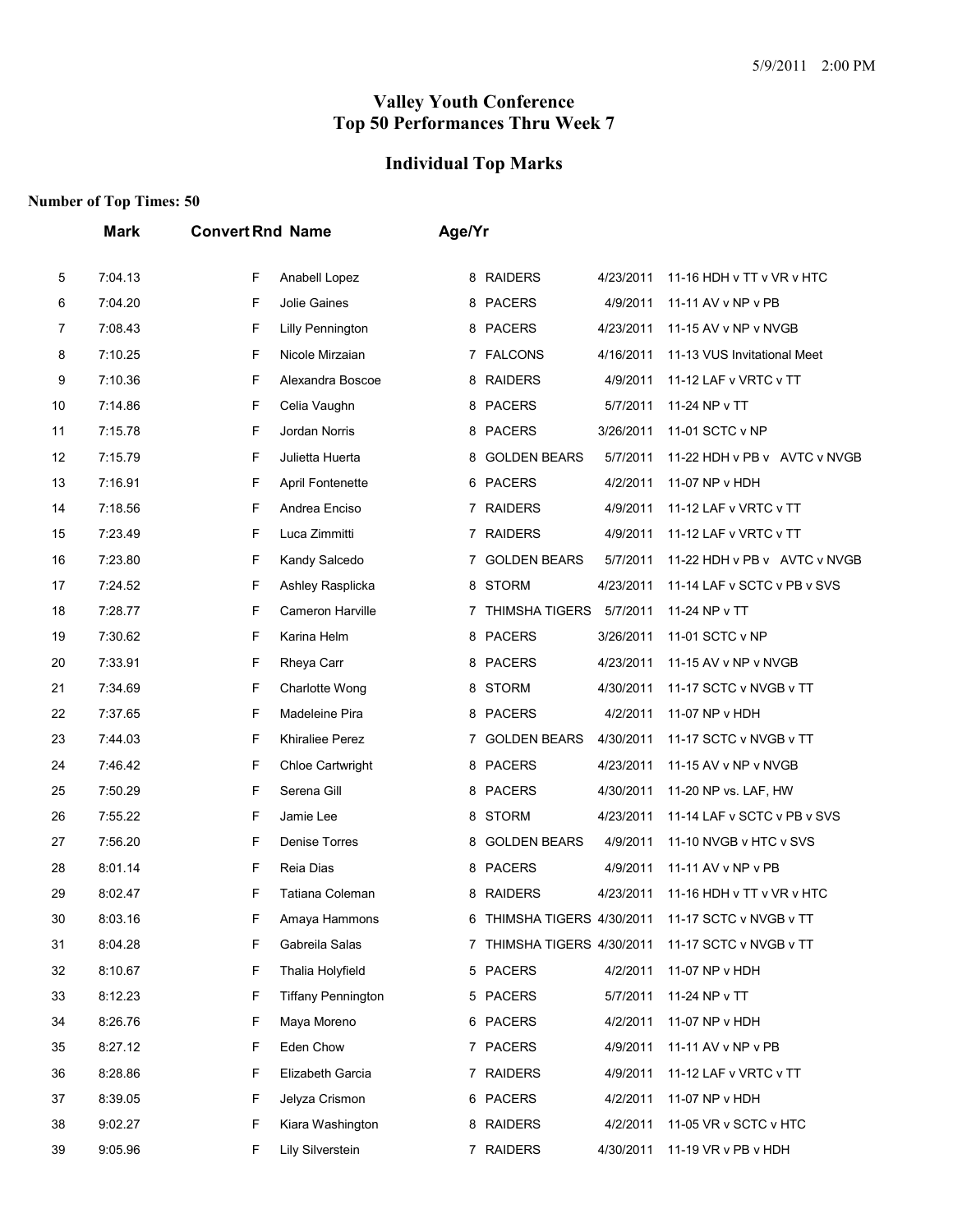# Valley Youth Conference
# Top 50 Performances Thru Week 7

## Individual Top Marks

**Number of Top Times: 50**

| | Mark | Convert | Rnd | Name | Age/Yr | Team | Date | Meet |
|---|---|---|---|---|---|---|---|---|
| 5 | 7:04.13 | | F | Anabell Lopez | 8 | RAIDERS | 4/23/2011 | 11-16 HDH v TT v VR v HTC |
| 6 | 7:04.20 | | F | Jolie Gaines | 8 | PACERS | 4/9/2011 | 11-11 AV v NP v PB |
| 7 | 7:08.43 | | F | Lilly Pennington | 8 | PACERS | 4/23/2011 | 11-15 AV v NP v NVGB |
| 8 | 7:10.25 | | F | Nicole Mirzaian | 7 | FALCONS | 4/16/2011 | 11-13 VUS Invitational Meet |
| 9 | 7:10.36 | | F | Alexandra Boscoe | 8 | RAIDERS | 4/9/2011 | 11-12 LAF v VRTC v TT |
| 10 | 7:14.86 | | F | Celia Vaughn | 8 | PACERS | 5/7/2011 | 11-24 NP v TT |
| 11 | 7:15.78 | | F | Jordan Norris | 8 | PACERS | 3/26/2011 | 11-01 SCTC v NP |
| 12 | 7:15.79 | | F | Julietta Huerta | 8 | GOLDEN BEARS | 5/7/2011 | 11-22 HDH v PB v AVTC v NVGB |
| 13 | 7:16.91 | | F | April Fontenette | 6 | PACERS | 4/2/2011 | 11-07 NP v HDH |
| 14 | 7:18.56 | | F | Andrea Enciso | 7 | RAIDERS | 4/9/2011 | 11-12 LAF v VRTC v TT |
| 15 | 7:23.49 | | F | Luca Zimmitti | 7 | RAIDERS | 4/9/2011 | 11-12 LAF v VRTC v TT |
| 16 | 7:23.80 | | F | Kandy Salcedo | 7 | GOLDEN BEARS | 5/7/2011 | 11-22 HDH v PB v AVTC v NVGB |
| 17 | 7:24.52 | | F | Ashley Rasplicka | 8 | STORM | 4/23/2011 | 11-14 LAF v SCTC v PB v SVS |
| 18 | 7:28.77 | | F | Cameron Harville | 7 | THIMSHA TIGERS | 5/7/2011 | 11-24 NP v TT |
| 19 | 7:30.62 | | F | Karina Helm | 8 | PACERS | 3/26/2011 | 11-01 SCTC v NP |
| 20 | 7:33.91 | | F | Rheya Carr | 8 | PACERS | 4/23/2011 | 11-15 AV v NP v NVGB |
| 21 | 7:34.69 | | F | Charlotte Wong | 8 | STORM | 4/30/2011 | 11-17 SCTC v NVGB v TT |
| 22 | 7:37.65 | | F | Madeleine Pira | 8 | PACERS | 4/2/2011 | 11-07 NP v HDH |
| 23 | 7:44.03 | | F | Khiraliee Perez | 7 | GOLDEN BEARS | 4/30/2011 | 11-17 SCTC v NVGB v TT |
| 24 | 7:46.42 | | F | Chloe Cartwright | 8 | PACERS | 4/23/2011 | 11-15 AV v NP v NVGB |
| 25 | 7:50.29 | | F | Serena Gill | 8 | PACERS | 4/30/2011 | 11-20 NP vs. LAF, HW |
| 26 | 7:55.22 | | F | Jamie Lee | 8 | STORM | 4/23/2011 | 11-14 LAF v SCTC v PB v SVS |
| 27 | 7:56.20 | | F | Denise Torres | 8 | GOLDEN BEARS | 4/9/2011 | 11-10 NVGB v HTC v SVS |
| 28 | 8:01.14 | | F | Reia Dias | 8 | PACERS | 4/9/2011 | 11-11 AV v NP v PB |
| 29 | 8:02.47 | | F | Tatiana Coleman | 8 | RAIDERS | 4/23/2011 | 11-16 HDH v TT v VR v HTC |
| 30 | 8:03.16 | | F | Amaya Hammons | 6 | THIMSHA TIGERS | 4/30/2011 | 11-17 SCTC v NVGB v TT |
| 31 | 8:04.28 | | F | Gabreila Salas | 7 | THIMSHA TIGERS | 4/30/2011 | 11-17 SCTC v NVGB v TT |
| 32 | 8:10.67 | | F | Thalia Holyfield | 5 | PACERS | 4/2/2011 | 11-07 NP v HDH |
| 33 | 8:12.23 | | F | Tiffany Pennington | 5 | PACERS | 5/7/2011 | 11-24 NP v TT |
| 34 | 8:26.76 | | F | Maya Moreno | 6 | PACERS | 4/2/2011 | 11-07 NP v HDH |
| 35 | 8:27.12 | | F | Eden Chow | 7 | PACERS | 4/9/2011 | 11-11 AV v NP v PB |
| 36 | 8:28.86 | | F | Elizabeth Garcia | 7 | RAIDERS | 4/9/2011 | 11-12 LAF v VRTC v TT |
| 37 | 8:39.05 | | F | Jelyza Crismon | 6 | PACERS | 4/2/2011 | 11-07 NP v HDH |
| 38 | 9:02.27 | | F | Kiara Washington | 8 | RAIDERS | 4/2/2011 | 11-05 VR v SCTC v HTC |
| 39 | 9:05.96 | | F | Lily Silverstein | 7 | RAIDERS | 4/30/2011 | 11-19 VR v PB v HDH |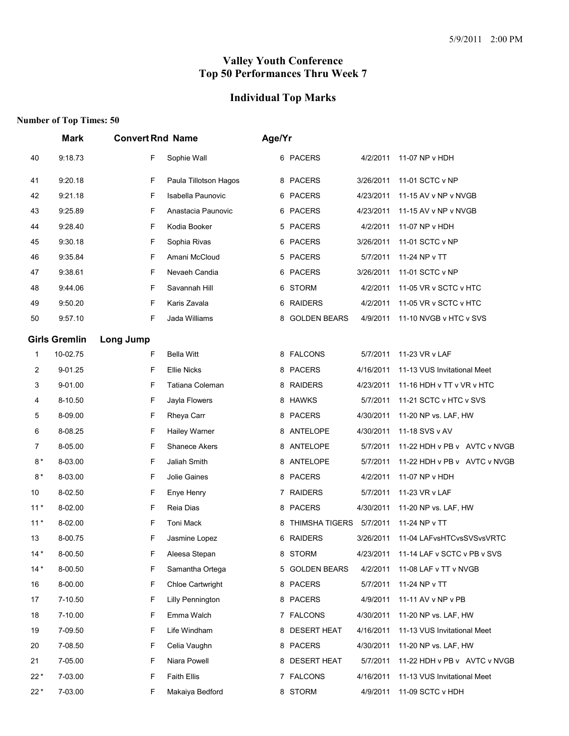# Valley Youth Conference
# Top 50 Performances Thru Week 7

## Individual Top Marks

**Number of Top Times: 50**

| | Mark | Convert | Rnd | Name | Age/Yr | Team | Date | Meet |
|---|---|---|---|---|---|---|---|---|
| 40 | 9:18.73 | | F | Sophie Wall | 6 | PACERS | 4/2/2011 | 11-07 NP v HDH |
| 41 | 9:20.18 | | F | Paula Tillotson Hagos | 8 | PACERS | 3/26/2011 | 11-01 SCTC v NP |
| 42 | 9:21.18 | | F | Isabella Paunovic | 6 | PACERS | 4/23/2011 | 11-15 AV v NP v NVGB |
| 43 | 9:25.89 | | F | Anastacia Paunovic | 6 | PACERS | 4/23/2011 | 11-15 AV v NP v NVGB |
| 44 | 9:28.40 | | F | Kodia Booker | 5 | PACERS | 4/2/2011 | 11-07 NP v HDH |
| 45 | 9:30.18 | | F | Sophia Rivas | 6 | PACERS | 3/26/2011 | 11-01 SCTC v NP |
| 46 | 9:35.84 | | F | Amani McCloud | 5 | PACERS | 5/7/2011 | 11-24 NP v TT |
| 47 | 9:38.61 | | F | Nevaeh Candia | 6 | PACERS | 3/26/2011 | 11-01 SCTC v NP |
| 48 | 9:44.06 | | F | Savannah Hill | 6 | STORM | 4/2/2011 | 11-05 VR v SCTC v HTC |
| 49 | 9:50.20 | | F | Karis Zavala | 6 | RAIDERS | 4/2/2011 | 11-05 VR v SCTC v HTC |
| 50 | 9:57.10 | | F | Jada Williams | 8 | GOLDEN BEARS | 4/9/2011 | 11-10 NVGB v HTC v SVS |

### Girls Gremlin Long Jump

| | Mark | Convert | Rnd | Name | Age/Yr | Team | Date | Meet |
|---|---|---|---|---|---|---|---|---|
| 1 | 10-02.75 | | F | Bella Witt | 8 | FALCONS | 5/7/2011 | 11-23 VR v LAF |
| 2 | 9-01.25 | | F | Ellie Nicks | 8 | PACERS | 4/16/2011 | 11-13 VUS Invitational Meet |
| 3 | 9-01.00 | | F | Tatiana Coleman | 8 | RAIDERS | 4/23/2011 | 11-16 HDH v TT v VR v HTC |
| 4 | 8-10.50 | | F | Jayla Flowers | 8 | HAWKS | 5/7/2011 | 11-21 SCTC v HTC v SVS |
| 5 | 8-09.00 | | F | Rheya Carr | 8 | PACERS | 4/30/2011 | 11-20 NP vs. LAF, HW |
| 6 | 8-08.25 | | F | Hailey Warner | 8 | ANTELOPE | 4/30/2011 | 11-18 SVS v AV |
| 7 | 8-05.00 | | F | Shanece Akers | 8 | ANTELOPE | 5/7/2011 | 11-22 HDH v PB v AVTC v NVGB |
| 8 * | 8-03.00 | | F | Jaliah Smith | 8 | ANTELOPE | 5/7/2011 | 11-22 HDH v PB v AVTC v NVGB |
| 8 * | 8-03.00 | | F | Jolie Gaines | 8 | PACERS | 4/2/2011 | 11-07 NP v HDH |
| 10 | 8-02.50 | | F | Enye Henry | 7 | RAIDERS | 5/7/2011 | 11-23 VR v LAF |
| 11 * | 8-02.00 | | F | Reia Dias | 8 | PACERS | 4/30/2011 | 11-20 NP vs. LAF, HW |
| 11 * | 8-02.00 | | F | Toni Mack | 8 | THIMSHA TIGERS | 5/7/2011 | 11-24 NP v TT |
| 13 | 8-00.75 | | F | Jasmine Lopez | 6 | RAIDERS | 3/26/2011 | 11-04 LAFvsHTCvsSVSvsVRTC |
| 14 * | 8-00.50 | | F | Aleesa Stepan | 8 | STORM | 4/23/2011 | 11-14 LAF v SCTC v PB v SVS |
| 14 * | 8-00.50 | | F | Samantha Ortega | 5 | GOLDEN BEARS | 4/2/2011 | 11-08 LAF v TT v NVGB |
| 16 | 8-00.00 | | F | Chloe Cartwright | 8 | PACERS | 5/7/2011 | 11-24 NP v TT |
| 17 | 7-10.50 | | F | Lilly Pennington | 8 | PACERS | 4/9/2011 | 11-11 AV v NP v PB |
| 18 | 7-10.00 | | F | Emma Walch | 7 | FALCONS | 4/30/2011 | 11-20 NP vs. LAF, HW |
| 19 | 7-09.50 | | F | Life Windham | 8 | DESERT HEAT | 4/16/2011 | 11-13 VUS Invitational Meet |
| 20 | 7-08.50 | | F | Celia Vaughn | 8 | PACERS | 4/30/2011 | 11-20 NP vs. LAF, HW |
| 21 | 7-05.00 | | F | Niara Powell | 8 | DESERT HEAT | 5/7/2011 | 11-22 HDH v PB v AVTC v NVGB |
| 22 * | 7-03.00 | | F | Faith Ellis | 7 | FALCONS | 4/16/2011 | 11-13 VUS Invitational Meet |
| 22 * | 7-03.00 | | F | Makaiya Bedford | 8 | STORM | 4/9/2011 | 11-09 SCTC v HDH |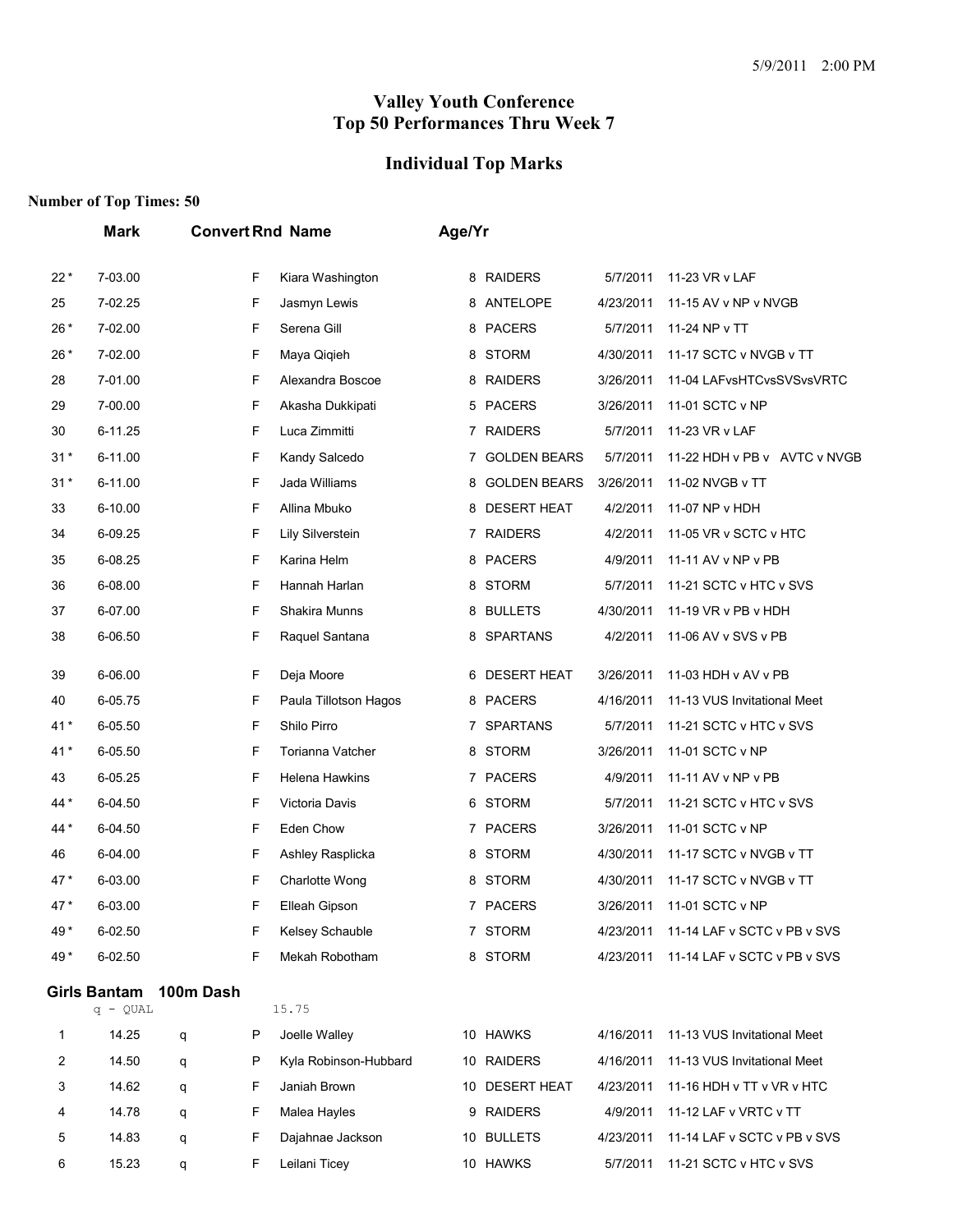# Valley Youth Conference
# Top 50 Performances Thru Week 7

## Individual Top Marks

**Number of Top Times: 50**

| | Mark | Convert | Rnd | Name | Age/Yr | Team | Date | Meet |
|---|---|---|---|---|---|---|---|---|
| 22 * | 7-03.00 | | F | Kiara Washington | 8 | RAIDERS | 5/7/2011 | 11-23 VR v LAF |
| 25 | 7-02.25 | | F | Jasmyn Lewis | 8 | ANTELOPE | 4/23/2011 | 11-15 AV v NP v NVGB |
| 26 * | 7-02.00 | | F | Serena Gill | 8 | PACERS | 5/7/2011 | 11-24 NP v TT |
| 26 * | 7-02.00 | | F | Maya Qiqieh | 8 | STORM | 4/30/2011 | 11-17 SCTC v NVGB v TT |
| 28 | 7-01.00 | | F | Alexandra Boscoe | 8 | RAIDERS | 3/26/2011 | 11-04 LAFvsHTCvsSVSvsVRTC |
| 29 | 7-00.00 | | F | Akasha Dukkipati | 5 | PACERS | 3/26/2011 | 11-01 SCTC v NP |
| 30 | 6-11.25 | | F | Luca Zimmitti | 7 | RAIDERS | 5/7/2011 | 11-23 VR v LAF |
| 31 * | 6-11.00 | | F | Kandy Salcedo | 7 | GOLDEN BEARS | 5/7/2011 | 11-22 HDH v PB v AVTC v NVGB |
| 31 * | 6-11.00 | | F | Jada Williams | 8 | GOLDEN BEARS | 3/26/2011 | 11-02 NVGB v TT |
| 33 | 6-10.00 | | F | Allina Mbuko | 8 | DESERT HEAT | 4/2/2011 | 11-07 NP v HDH |
| 34 | 6-09.25 | | F | Lily Silverstein | 7 | RAIDERS | 4/2/2011 | 11-05 VR v SCTC v HTC |
| 35 | 6-08.25 | | F | Karina Helm | 8 | PACERS | 4/9/2011 | 11-11 AV v NP v PB |
| 36 | 6-08.00 | | F | Hannah Harlan | 8 | STORM | 5/7/2011 | 11-21 SCTC v HTC v SVS |
| 37 | 6-07.00 | | F | Shakira Munns | 8 | BULLETS | 4/30/2011 | 11-19 VR v PB v HDH |
| 38 | 6-06.50 | | F | Raquel Santana | 8 | SPARTANS | 4/2/2011 | 11-06 AV v SVS v PB |
| 39 | 6-06.00 | | F | Deja Moore | 6 | DESERT HEAT | 3/26/2011 | 11-03 HDH v AV v PB |
| 40 | 6-05.75 | | F | Paula Tillotson Hagos | 8 | PACERS | 4/16/2011 | 11-13 VUS Invitational Meet |
| 41 * | 6-05.50 | | F | Shilo Pirro | 7 | SPARTANS | 5/7/2011 | 11-21 SCTC v HTC v SVS |
| 41 * | 6-05.50 | | F | Torianna Vatcher | 8 | STORM | 3/26/2011 | 11-01 SCTC v NP |
| 43 | 6-05.25 | | F | Helena Hawkins | 7 | PACERS | 4/9/2011 | 11-11 AV v NP v PB |
| 44 * | 6-04.50 | | F | Victoria Davis | 6 | STORM | 5/7/2011 | 11-21 SCTC v HTC v SVS |
| 44 * | 6-04.50 | | F | Eden Chow | 7 | PACERS | 3/26/2011 | 11-01 SCTC v NP |
| 46 | 6-04.00 | | F | Ashley Rasplicka | 8 | STORM | 4/30/2011 | 11-17 SCTC v NVGB v TT |
| 47 * | 6-03.00 | | F | Charlotte Wong | 8 | STORM | 4/30/2011 | 11-17 SCTC v NVGB v TT |
| 47 * | 6-03.00 | | F | Elleah Gipson | 7 | PACERS | 3/26/2011 | 11-01 SCTC v NP |
| 49 * | 6-02.50 | | F | Kelsey Schauble | 7 | STORM | 4/23/2011 | 11-14 LAF v SCTC v PB v SVS |
| 49 * | 6-02.50 | | F | Mekah Robotham | 8 | STORM | 4/23/2011 | 11-14 LAF v SCTC v PB v SVS |

### Girls Bantam 100m Dash

q - QUAL 15.75

| | Mark | Convert | Rnd | Name | Age/Yr | Team | Date | Meet |
|---|---|---|---|---|---|---|---|---|
| 1 | 14.25 | q | P | Joelle Walley | 10 | HAWKS | 4/16/2011 | 11-13 VUS Invitational Meet |
| 2 | 14.50 | q | P | Kyla Robinson-Hubbard | 10 | RAIDERS | 4/16/2011 | 11-13 VUS Invitational Meet |
| 3 | 14.62 | q | F | Janiah Brown | 10 | DESERT HEAT | 4/23/2011 | 11-16 HDH v TT v VR v HTC |
| 4 | 14.78 | q | F | Malea Hayles | 9 | RAIDERS | 4/9/2011 | 11-12 LAF v VRTC v TT |
| 5 | 14.83 | q | F | Dajahnae Jackson | 10 | BULLETS | 4/23/2011 | 11-14 LAF v SCTC v PB v SVS |
| 6 | 15.23 | q | F | Leilani Ticey | 10 | HAWKS | 5/7/2011 | 11-21 SCTC v HTC v SVS |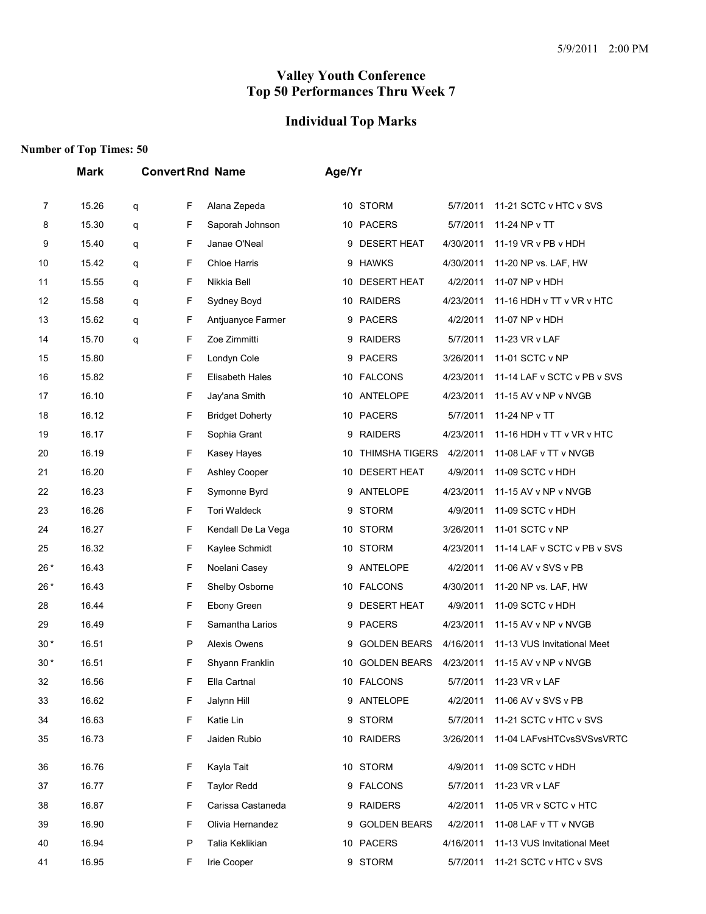## Valley Youth Conference
## Top 50 Performances Thru Week 7

## Individual Top Marks

**Number of Top Times: 50**

| | Mark | Convert | Rnd | Name | Age/Yr | Team | Date | Meet |
|---|---|---|---|---|---|---|---|---|
| 7 | 15.26 | q | F | Alana Zepeda | 10 | STORM | 5/7/2011 | 11-21 SCTC v HTC v SVS |
| 8 | 15.30 | q | F | Saporah Johnson | 10 | PACERS | 5/7/2011 | 11-24 NP v TT |
| 9 | 15.40 | q | F | Janae O'Neal | 9 | DESERT HEAT | 4/30/2011 | 11-19 VR v PB v HDH |
| 10 | 15.42 | q | F | Chloe Harris | 9 | HAWKS | 4/30/2011 | 11-20 NP vs. LAF, HW |
| 11 | 15.55 | q | F | Nikkia Bell | 10 | DESERT HEAT | 4/2/2011 | 11-07 NP v HDH |
| 12 | 15.58 | q | F | Sydney Boyd | 10 | RAIDERS | 4/23/2011 | 11-16 HDH v TT v VR v HTC |
| 13 | 15.62 | q | F | Antjuanyce Farmer | 9 | PACERS | 4/2/2011 | 11-07 NP v HDH |
| 14 | 15.70 | q | F | Zoe Zimmitti | 9 | RAIDERS | 5/7/2011 | 11-23 VR v LAF |
| 15 | 15.80 | | F | Londyn Cole | 9 | PACERS | 3/26/2011 | 11-01 SCTC v NP |
| 16 | 15.82 | | F | Elisabeth Hales | 10 | FALCONS | 4/23/2011 | 11-14 LAF v SCTC v PB v SVS |
| 17 | 16.10 | | F | Jay'ana Smith | 10 | ANTELOPE | 4/23/2011 | 11-15 AV v NP v NVGB |
| 18 | 16.12 | | F | Bridget Doherty | 10 | PACERS | 5/7/2011 | 11-24 NP v TT |
| 19 | 16.17 | | F | Sophia Grant | 9 | RAIDERS | 4/23/2011 | 11-16 HDH v TT v VR v HTC |
| 20 | 16.19 | | F | Kasey Hayes | 10 | THIMSHA TIGERS | 4/2/2011 | 11-08 LAF v TT v NVGB |
| 21 | 16.20 | | F | Ashley Cooper | 10 | DESERT HEAT | 4/9/2011 | 11-09 SCTC v HDH |
| 22 | 16.23 | | F | Symonne Byrd | 9 | ANTELOPE | 4/23/2011 | 11-15 AV v NP v NVGB |
| 23 | 16.26 | | F | Tori Waldeck | 9 | STORM | 4/9/2011 | 11-09 SCTC v HDH |
| 24 | 16.27 | | F | Kendall De La Vega | 10 | STORM | 3/26/2011 | 11-01 SCTC v NP |
| 25 | 16.32 | | F | Kaylee Schmidt | 10 | STORM | 4/23/2011 | 11-14 LAF v SCTC v PB v SVS |
| 26 * | 16.43 | | F | Noelani Casey | 9 | ANTELOPE | 4/2/2011 | 11-06 AV v SVS v PB |
| 26 * | 16.43 | | F | Shelby Osborne | 10 | FALCONS | 4/30/2011 | 11-20 NP vs. LAF, HW |
| 28 | 16.44 | | F | Ebony Green | 9 | DESERT HEAT | 4/9/2011 | 11-09 SCTC v HDH |
| 29 | 16.49 | | F | Samantha Larios | 9 | PACERS | 4/23/2011 | 11-15 AV v NP v NVGB |
| 30 * | 16.51 | | P | Alexis Owens | 9 | GOLDEN BEARS | 4/16/2011 | 11-13 VUS Invitational Meet |
| 30 * | 16.51 | | F | Shyann Franklin | 10 | GOLDEN BEARS | 4/23/2011 | 11-15 AV v NP v NVGB |
| 32 | 16.56 | | F | Ella Cartnal | 10 | FALCONS | 5/7/2011 | 11-23 VR v LAF |
| 33 | 16.62 | | F | Jalynn Hill | 9 | ANTELOPE | 4/2/2011 | 11-06 AV v SVS v PB |
| 34 | 16.63 | | F | Katie Lin | 9 | STORM | 5/7/2011 | 11-21 SCTC v HTC v SVS |
| 35 | 16.73 | | F | Jaiden Rubio | 10 | RAIDERS | 3/26/2011 | 11-04 LAFvsHTCvsSVSvsVRTC |
| 36 | 16.76 | | F | Kayla Tait | 10 | STORM | 4/9/2011 | 11-09 SCTC v HDH |
| 37 | 16.77 | | F | Taylor Redd | 9 | FALCONS | 5/7/2011 | 11-23 VR v LAF |
| 38 | 16.87 | | F | Carissa Castaneda | 9 | RAIDERS | 4/2/2011 | 11-05 VR v SCTC v HTC |
| 39 | 16.90 | | F | Olivia Hernandez | 9 | GOLDEN BEARS | 4/2/2011 | 11-08 LAF v TT v NVGB |
| 40 | 16.94 | | P | Talia Keklikian | 10 | PACERS | 4/16/2011 | 11-13 VUS Invitational Meet |
| 41 | 16.95 | | F | Irie Cooper | 9 | STORM | 5/7/2011 | 11-21 SCTC v HTC v SVS |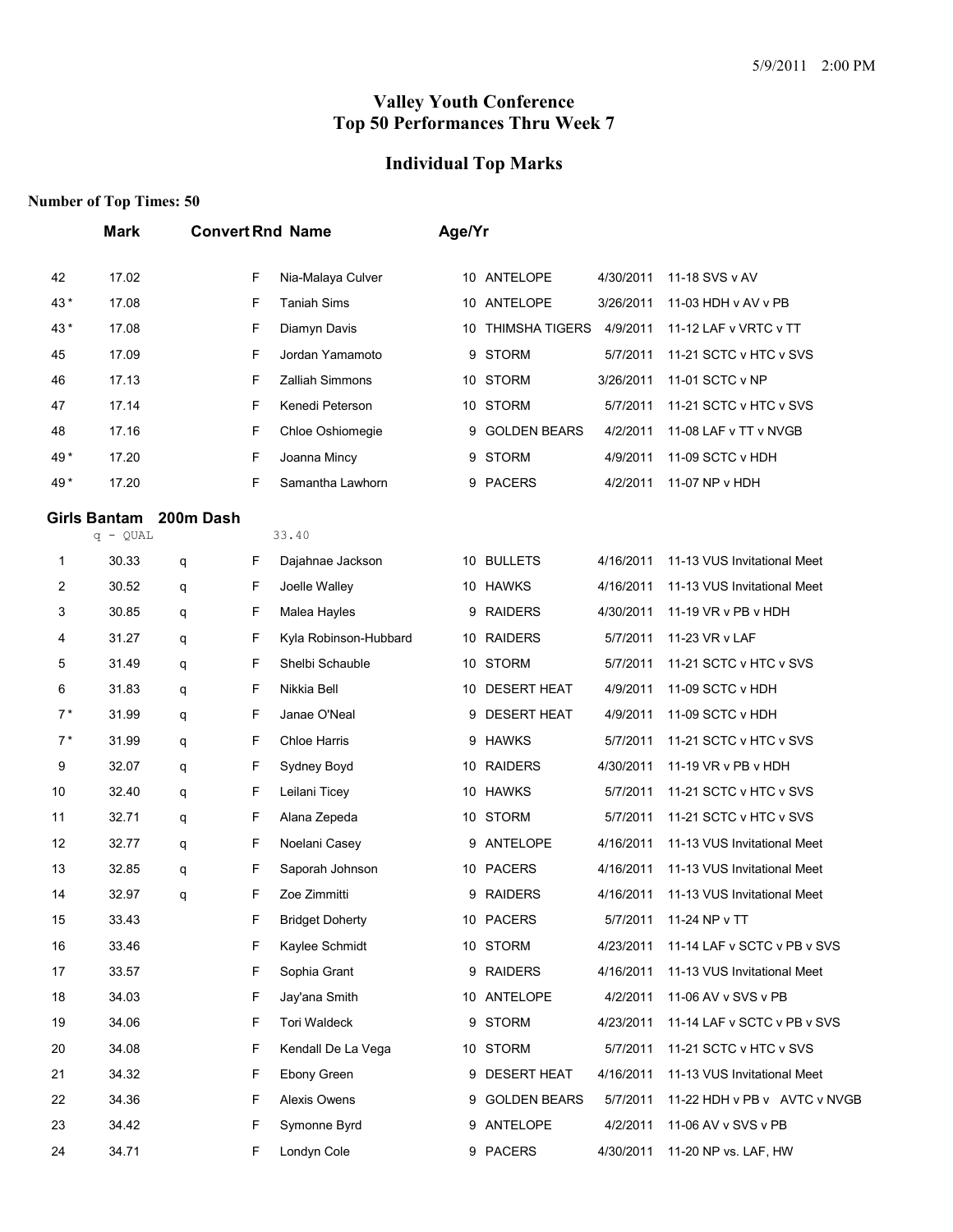# Valley Youth Conference
# Top 50 Performances Thru Week 7

## Individual Top Marks

**Number of Top Times: 50**

| | Mark | Convert | Rnd | Name | Age/Yr | Team | Date | Meet |
|---|---|---|---|---|---|---|---|---|
| 42 | 17.02 | | F | Nia-Malaya Culver | 10 | ANTELOPE | 4/30/2011 | 11-18 SVS v AV |
| 43 * | 17.08 | | F | Taniah Sims | 10 | ANTELOPE | 3/26/2011 | 11-03 HDH v AV v PB |
| 43 * | 17.08 | | F | Diamyn Davis | 10 | THIMSHA TIGERS | 4/9/2011 | 11-12 LAF v VRTC v TT |
| 45 | 17.09 | | F | Jordan Yamamoto | 9 | STORM | 5/7/2011 | 11-21 SCTC v HTC v SVS |
| 46 | 17.13 | | F | Zalliah Simmons | 10 | STORM | 3/26/2011 | 11-01 SCTC v NP |
| 47 | 17.14 | | F | Kenedi Peterson | 10 | STORM | 5/7/2011 | 11-21 SCTC v HTC v SVS |
| 48 | 17.16 | | F | Chloe Oshiomegie | 9 | GOLDEN BEARS | 4/2/2011 | 11-08 LAF v TT v NVGB |
| 49 * | 17.20 | | F | Joanna Mincy | 9 | STORM | 4/9/2011 | 11-09 SCTC v HDH |
| 49 * | 17.20 | | F | Samantha Lawhorn | 9 | PACERS | 4/2/2011 | 11-07 NP v HDH |

### Girls Bantam 200m Dash

q - QUAL 33.40

| | Mark | Convert | Rnd | Name | Age/Yr | Team | Date | Meet |
|---|---|---|---|---|---|---|---|---|
| 1 | 30.33 | q | F | Dajahnae Jackson | 10 | BULLETS | 4/16/2011 | 11-13 VUS Invitational Meet |
| 2 | 30.52 | q | F | Joelle Walley | 10 | HAWKS | 4/16/2011 | 11-13 VUS Invitational Meet |
| 3 | 30.85 | q | F | Malea Hayles | 9 | RAIDERS | 4/30/2011 | 11-19 VR v PB v HDH |
| 4 | 31.27 | q | F | Kyla Robinson-Hubbard | 10 | RAIDERS | 5/7/2011 | 11-23 VR v LAF |
| 5 | 31.49 | q | F | Shelbi Schauble | 10 | STORM | 5/7/2011 | 11-21 SCTC v HTC v SVS |
| 6 | 31.83 | q | F | Nikkia Bell | 10 | DESERT HEAT | 4/9/2011 | 11-09 SCTC v HDH |
| 7 * | 31.99 | q | F | Janae O'Neal | 9 | DESERT HEAT | 4/9/2011 | 11-09 SCTC v HDH |
| 7 * | 31.99 | q | F | Chloe Harris | 9 | HAWKS | 5/7/2011 | 11-21 SCTC v HTC v SVS |
| 9 | 32.07 | q | F | Sydney Boyd | 10 | RAIDERS | 4/30/2011 | 11-19 VR v PB v HDH |
| 10 | 32.40 | q | F | Leilani Ticey | 10 | HAWKS | 5/7/2011 | 11-21 SCTC v HTC v SVS |
| 11 | 32.71 | q | F | Alana Zepeda | 10 | STORM | 5/7/2011 | 11-21 SCTC v HTC v SVS |
| 12 | 32.77 | q | F | Noelani Casey | 9 | ANTELOPE | 4/16/2011 | 11-13 VUS Invitational Meet |
| 13 | 32.85 | q | F | Saporah Johnson | 10 | PACERS | 4/16/2011 | 11-13 VUS Invitational Meet |
| 14 | 32.97 | q | F | Zoe Zimmitti | 9 | RAIDERS | 4/16/2011 | 11-13 VUS Invitational Meet |
| 15 | 33.43 | | F | Bridget Doherty | 10 | PACERS | 5/7/2011 | 11-24 NP v TT |
| 16 | 33.46 | | F | Kaylee Schmidt | 10 | STORM | 4/23/2011 | 11-14 LAF v SCTC v PB v SVS |
| 17 | 33.57 | | F | Sophia Grant | 9 | RAIDERS | 4/16/2011 | 11-13 VUS Invitational Meet |
| 18 | 34.03 | | F | Jay'ana Smith | 10 | ANTELOPE | 4/2/2011 | 11-06 AV v SVS v PB |
| 19 | 34.06 | | F | Tori Waldeck | 9 | STORM | 4/23/2011 | 11-14 LAF v SCTC v PB v SVS |
| 20 | 34.08 | | F | Kendall De La Vega | 10 | STORM | 5/7/2011 | 11-21 SCTC v HTC v SVS |
| 21 | 34.32 | | F | Ebony Green | 9 | DESERT HEAT | 4/16/2011 | 11-13 VUS Invitational Meet |
| 22 | 34.36 | | F | Alexis Owens | 9 | GOLDEN BEARS | 5/7/2011 | 11-22 HDH v PB v AVTC v NVGB |
| 23 | 34.42 | | F | Symonne Byrd | 9 | ANTELOPE | 4/2/2011 | 11-06 AV v SVS v PB |
| 24 | 34.71 | | F | Londyn Cole | 9 | PACERS | 4/30/2011 | 11-20 NP vs. LAF, HW |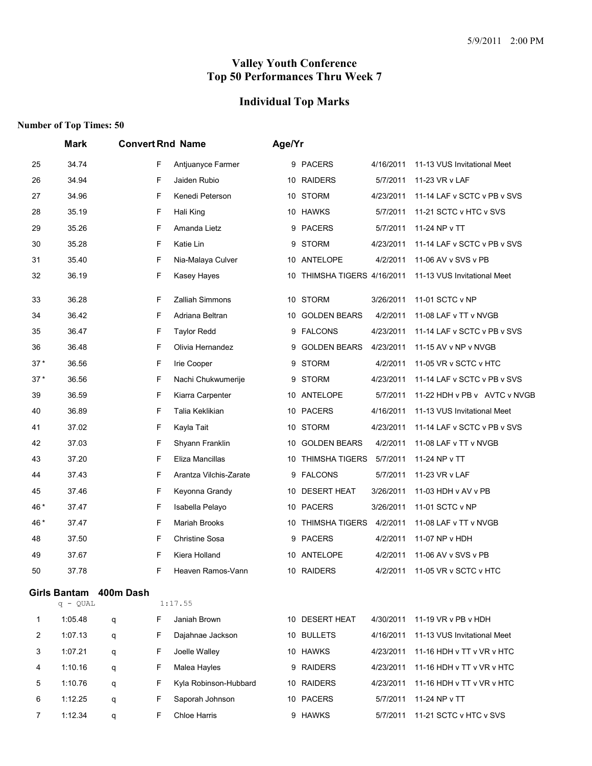## Valley Youth Conference
## Top 50 Performances Thru Week 7

## Individual Top Marks

**Number of Top Times: 50**

| | Mark | Convert | Rnd | Name | Age/Yr | Team | Date | Meet |
|---|---|---|---|---|---|---|---|---|
| 25 | 34.74 | | F | Antjuanyce Farmer | 9 | PACERS | 4/16/2011 | 11-13 VUS Invitational Meet |
| 26 | 34.94 | | F | Jaiden Rubio | 10 | RAIDERS | 5/7/2011 | 11-23 VR v LAF |
| 27 | 34.96 | | F | Kenedi Peterson | 10 | STORM | 4/23/2011 | 11-14 LAF v SCTC v PB v SVS |
| 28 | 35.19 | | F | Hali King | 10 | HAWKS | 5/7/2011 | 11-21 SCTC v HTC v SVS |
| 29 | 35.26 | | F | Amanda Lietz | 9 | PACERS | 5/7/2011 | 11-24 NP v TT |
| 30 | 35.28 | | F | Katie Lin | 9 | STORM | 4/23/2011 | 11-14 LAF v SCTC v PB v SVS |
| 31 | 35.40 | | F | Nia-Malaya Culver | 10 | ANTELOPE | 4/2/2011 | 11-06 AV v SVS v PB |
| 32 | 36.19 | | F | Kasey Hayes | 10 | THIMSHA TIGERS | 4/16/2011 | 11-13 VUS Invitational Meet |
| 33 | 36.28 | | F | Zalliah Simmons | 10 | STORM | 3/26/2011 | 11-01 SCTC v NP |
| 34 | 36.42 | | F | Adriana Beltran | 10 | GOLDEN BEARS | 4/2/2011 | 11-08 LAF v TT v NVGB |
| 35 | 36.47 | | F | Taylor Redd | 9 | FALCONS | 4/23/2011 | 11-14 LAF v SCTC v PB v SVS |
| 36 | 36.48 | | F | Olivia Hernandez | 9 | GOLDEN BEARS | 4/23/2011 | 11-15 AV v NP v NVGB |
| 37 * | 36.56 | | F | Irie Cooper | 9 | STORM | 4/2/2011 | 11-05 VR v SCTC v HTC |
| 37 * | 36.56 | | F | Nachi Chukwumerije | 9 | STORM | 4/23/2011 | 11-14 LAF v SCTC v PB v SVS |
| 39 | 36.59 | | F | Kiarra Carpenter | 10 | ANTELOPE | 5/7/2011 | 11-22 HDH v PB v AVTC v NVGB |
| 40 | 36.89 | | F | Talia Keklikian | 10 | PACERS | 4/16/2011 | 11-13 VUS Invitational Meet |
| 41 | 37.02 | | F | Kayla Tait | 10 | STORM | 4/23/2011 | 11-14 LAF v SCTC v PB v SVS |
| 42 | 37.03 | | F | Shyann Franklin | 10 | GOLDEN BEARS | 4/2/2011 | 11-08 LAF v TT v NVGB |
| 43 | 37.20 | | F | Eliza Mancillas | 10 | THIMSHA TIGERS | 5/7/2011 | 11-24 NP v TT |
| 44 | 37.43 | | F | Arantza Vilchis-Zarate | 9 | FALCONS | 5/7/2011 | 11-23 VR v LAF |
| 45 | 37.46 | | F | Keyonna Grandy | 10 | DESERT HEAT | 3/26/2011 | 11-03 HDH v AV v PB |
| 46 * | 37.47 | | F | Isabella Pelayo | 10 | PACERS | 3/26/2011 | 11-01 SCTC v NP |
| 46 * | 37.47 | | F | Mariah Brooks | 10 | THIMSHA TIGERS | 4/2/2011 | 11-08 LAF v TT v NVGB |
| 48 | 37.50 | | F | Christine Sosa | 9 | PACERS | 4/2/2011 | 11-07 NP v HDH |
| 49 | 37.67 | | F | Kiera Holland | 10 | ANTELOPE | 4/2/2011 | 11-06 AV v SVS v PB |
| 50 | 37.78 | | F | Heaven Ramos-Vann | 10 | RAIDERS | 4/2/2011 | 11-05 VR v SCTC v HTC |

### Girls Bantam 400m Dash

q - QUAL 1:17.55

| | Mark | Convert | Rnd | Name | Age/Yr | Team | Date | Meet |
|---|---|---|---|---|---|---|---|---|
| 1 | 1:05.48 | q | F | Janiah Brown | 10 | DESERT HEAT | 4/30/2011 | 11-19 VR v PB v HDH |
| 2 | 1:07.13 | q | F | Dajahnae Jackson | 10 | BULLETS | 4/16/2011 | 11-13 VUS Invitational Meet |
| 3 | 1:07.21 | q | F | Joelle Walley | 10 | HAWKS | 4/23/2011 | 11-16 HDH v TT v VR v HTC |
| 4 | 1:10.16 | q | F | Malea Hayles | 9 | RAIDERS | 4/23/2011 | 11-16 HDH v TT v VR v HTC |
| 5 | 1:10.76 | q | F | Kyla Robinson-Hubbard | 10 | RAIDERS | 4/23/2011 | 11-16 HDH v TT v VR v HTC |
| 6 | 1:12.25 | q | F | Saporah Johnson | 10 | PACERS | 5/7/2011 | 11-24 NP v TT |
| 7 | 1:12.34 | q | F | Chloe Harris | 9 | HAWKS | 5/7/2011 | 11-21 SCTC v HTC v SVS |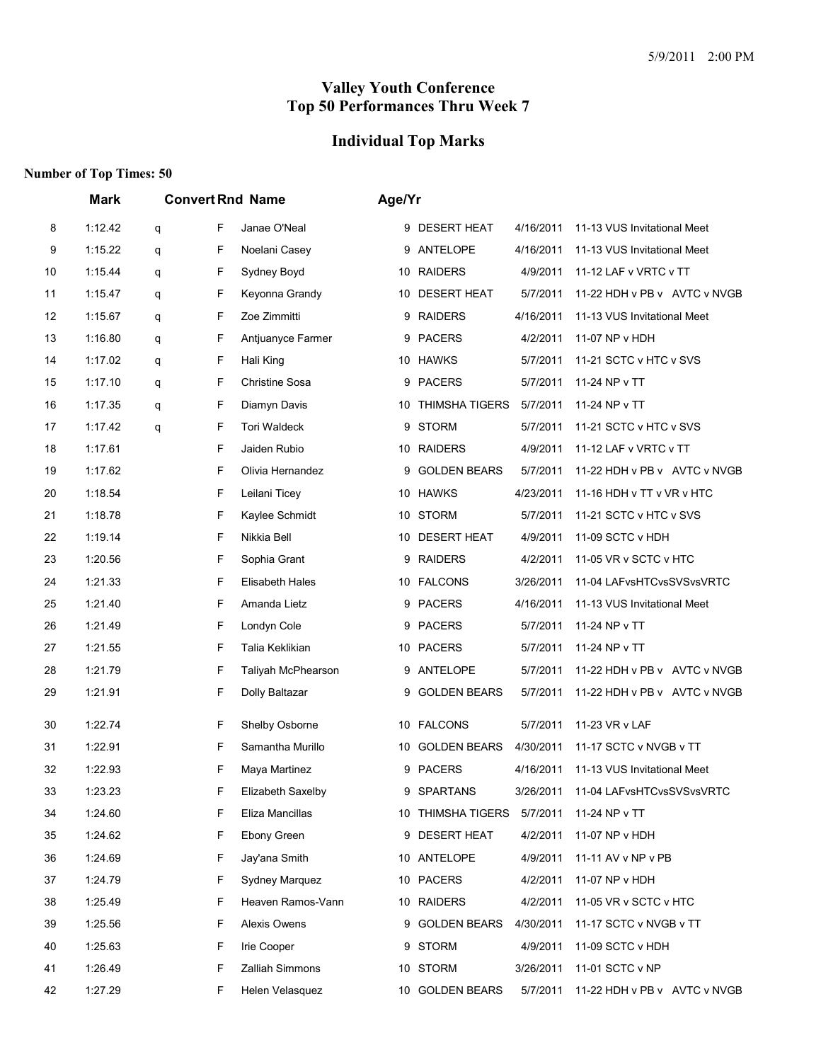# Valley Youth Conference
# Top 50 Performances Thru Week 7

## Individual Top Marks

**Number of Top Times: 50**

| | Mark | Convert | Rnd | Name | Age/Yr | Team | Date | Meet |
|---|---|---|---|---|---|---|---|---|
| 8 | 1:12.42 | q | F | Janae O'Neal | 9 | DESERT HEAT | 4/16/2011 | 11-13 VUS Invitational Meet |
| 9 | 1:15.22 | q | F | Noelani Casey | 9 | ANTELOPE | 4/16/2011 | 11-13 VUS Invitational Meet |
| 10 | 1:15.44 | q | F | Sydney Boyd | 10 | RAIDERS | 4/9/2011 | 11-12 LAF v VRTC v TT |
| 11 | 1:15.47 | q | F | Keyonna Grandy | 10 | DESERT HEAT | 5/7/2011 | 11-22 HDH v PB v AVTC v NVGB |
| 12 | 1:15.67 | q | F | Zoe Zimmitti | 9 | RAIDERS | 4/16/2011 | 11-13 VUS Invitational Meet |
| 13 | 1:16.80 | q | F | Antjuanyce Farmer | 9 | PACERS | 4/2/2011 | 11-07 NP v HDH |
| 14 | 1:17.02 | q | F | Hali King | 10 | HAWKS | 5/7/2011 | 11-21 SCTC v HTC v SVS |
| 15 | 1:17.10 | q | F | Christine Sosa | 9 | PACERS | 5/7/2011 | 11-24 NP v TT |
| 16 | 1:17.35 | q | F | Diamyn Davis | 10 | THIMSHA TIGERS | 5/7/2011 | 11-24 NP v TT |
| 17 | 1:17.42 | q | F | Tori Waldeck | 9 | STORM | 5/7/2011 | 11-21 SCTC v HTC v SVS |
| 18 | 1:17.61 | | F | Jaiden Rubio | 10 | RAIDERS | 4/9/2011 | 11-12 LAF v VRTC v TT |
| 19 | 1:17.62 | | F | Olivia Hernandez | 9 | GOLDEN BEARS | 5/7/2011 | 11-22 HDH v PB v AVTC v NVGB |
| 20 | 1:18.54 | | F | Leilani Ticey | 10 | HAWKS | 4/23/2011 | 11-16 HDH v TT v VR v HTC |
| 21 | 1:18.78 | | F | Kaylee Schmidt | 10 | STORM | 5/7/2011 | 11-21 SCTC v HTC v SVS |
| 22 | 1:19.14 | | F | Nikkia Bell | 10 | DESERT HEAT | 4/9/2011 | 11-09 SCTC v HDH |
| 23 | 1:20.56 | | F | Sophia Grant | 9 | RAIDERS | 4/2/2011 | 11-05 VR v SCTC v HTC |
| 24 | 1:21.33 | | F | Elisabeth Hales | 10 | FALCONS | 3/26/2011 | 11-04 LAFvsHTCvsSVSvsVRTC |
| 25 | 1:21.40 | | F | Amanda Lietz | 9 | PACERS | 4/16/2011 | 11-13 VUS Invitational Meet |
| 26 | 1:21.49 | | F | Londyn Cole | 9 | PACERS | 5/7/2011 | 11-24 NP v TT |
| 27 | 1:21.55 | | F | Talia Keklikian | 10 | PACERS | 5/7/2011 | 11-24 NP v TT |
| 28 | 1:21.79 | | F | Taliyah McPhearson | 9 | ANTELOPE | 5/7/2011 | 11-22 HDH v PB v AVTC v NVGB |
| 29 | 1:21.91 | | F | Dolly Baltazar | 9 | GOLDEN BEARS | 5/7/2011 | 11-22 HDH v PB v AVTC v NVGB |
| 30 | 1:22.74 | | F | Shelby Osborne | 10 | FALCONS | 5/7/2011 | 11-23 VR v LAF |
| 31 | 1:22.91 | | F | Samantha Murillo | 10 | GOLDEN BEARS | 4/30/2011 | 11-17 SCTC v NVGB v TT |
| 32 | 1:22.93 | | F | Maya Martinez | 9 | PACERS | 4/16/2011 | 11-13 VUS Invitational Meet |
| 33 | 1:23.23 | | F | Elizabeth Saxelby | 9 | SPARTANS | 3/26/2011 | 11-04 LAFvsHTCvsSVSvsVRTC |
| 34 | 1:24.60 | | F | Eliza Mancillas | 10 | THIMSHA TIGERS | 5/7/2011 | 11-24 NP v TT |
| 35 | 1:24.62 | | F | Ebony Green | 9 | DESERT HEAT | 4/2/2011 | 11-07 NP v HDH |
| 36 | 1:24.69 | | F | Jay'ana Smith | 10 | ANTELOPE | 4/9/2011 | 11-11 AV v NP v PB |
| 37 | 1:24.79 | | F | Sydney Marquez | 10 | PACERS | 4/2/2011 | 11-07 NP v HDH |
| 38 | 1:25.49 | | F | Heaven Ramos-Vann | 10 | RAIDERS | 4/2/2011 | 11-05 VR v SCTC v HTC |
| 39 | 1:25.56 | | F | Alexis Owens | 9 | GOLDEN BEARS | 4/30/2011 | 11-17 SCTC v NVGB v TT |
| 40 | 1:25.63 | | F | Irie Cooper | 9 | STORM | 4/9/2011 | 11-09 SCTC v HDH |
| 41 | 1:26.49 | | F | Zalliah Simmons | 10 | STORM | 3/26/2011 | 11-01 SCTC v NP |
| 42 | 1:27.29 | | F | Helen Velasquez | 10 | GOLDEN BEARS | 5/7/2011 | 11-22 HDH v PB v AVTC v NVGB |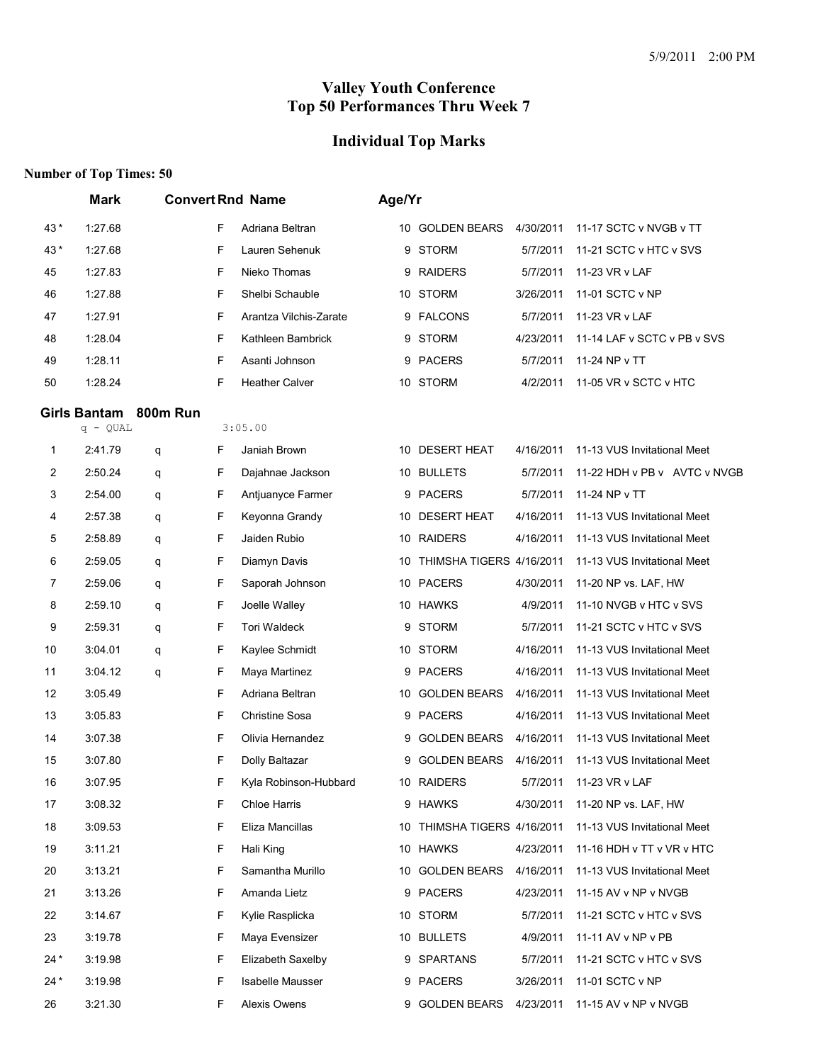# Valley Youth Conference
# Top 50 Performances Thru Week 7

## Individual Top Marks

**Number of Top Times: 50**

| | Mark | Convert | Rnd | Name | Age/Yr | Team | Date | Meet |
|---|---|---|---|---|---|---|---|---|
| 43 * | 1:27.68 | | F | Adriana Beltran | 10 | GOLDEN BEARS | 4/30/2011 | 11-17 SCTC v NVGB v TT |
| 43 * | 1:27.68 | | F | Lauren Sehenuk | 9 | STORM | 5/7/2011 | 11-21 SCTC v HTC v SVS |
| 45 | 1:27.83 | | F | Nieko Thomas | 9 | RAIDERS | 5/7/2011 | 11-23 VR v LAF |
| 46 | 1:27.88 | | F | Shelbi Schauble | 10 | STORM | 3/26/2011 | 11-01 SCTC v NP |
| 47 | 1:27.91 | | F | Arantza Vilchis-Zarate | 9 | FALCONS | 5/7/2011 | 11-23 VR v LAF |
| 48 | 1:28.04 | | F | Kathleen Bambrick | 9 | STORM | 4/23/2011 | 11-14 LAF v SCTC v PB v SVS |
| 49 | 1:28.11 | | F | Asanti Johnson | 9 | PACERS | 5/7/2011 | 11-24 NP v TT |
| 50 | 1:28.24 | | F | Heather Calver | 10 | STORM | 4/2/2011 | 11-05 VR v SCTC v HTC |

### Girls Bantam 800m Run

q - QUAL 3:05.00

| | Mark | Convert | Rnd | Name | Age/Yr | Team | Date | Meet |
|---|---|---|---|---|---|---|---|---|
| 1 | 2:41.79 | q | F | Janiah Brown | 10 | DESERT HEAT | 4/16/2011 | 11-13 VUS Invitational Meet |
| 2 | 2:50.24 | q | F | Dajahnae Jackson | 10 | BULLETS | 5/7/2011 | 11-22 HDH v PB v AVTC v NVGB |
| 3 | 2:54.00 | q | F | Antjuanyce Farmer | 9 | PACERS | 5/7/2011 | 11-24 NP v TT |
| 4 | 2:57.38 | q | F | Keyonna Grandy | 10 | DESERT HEAT | 4/16/2011 | 11-13 VUS Invitational Meet |
| 5 | 2:58.89 | q | F | Jaiden Rubio | 10 | RAIDERS | 4/16/2011 | 11-13 VUS Invitational Meet |
| 6 | 2:59.05 | q | F | Diamyn Davis | 10 | THIMSHA TIGERS | 4/16/2011 | 11-13 VUS Invitational Meet |
| 7 | 2:59.06 | q | F | Saporah Johnson | 10 | PACERS | 4/30/2011 | 11-20 NP vs. LAF, HW |
| 8 | 2:59.10 | q | F | Joelle Walley | 10 | HAWKS | 4/9/2011 | 11-10 NVGB v HTC v SVS |
| 9 | 2:59.31 | q | F | Tori Waldeck | 9 | STORM | 5/7/2011 | 11-21 SCTC v HTC v SVS |
| 10 | 3:04.01 | q | F | Kaylee Schmidt | 10 | STORM | 4/16/2011 | 11-13 VUS Invitational Meet |
| 11 | 3:04.12 | q | F | Maya Martinez | 9 | PACERS | 4/16/2011 | 11-13 VUS Invitational Meet |
| 12 | 3:05.49 | | F | Adriana Beltran | 10 | GOLDEN BEARS | 4/16/2011 | 11-13 VUS Invitational Meet |
| 13 | 3:05.83 | | F | Christine Sosa | 9 | PACERS | 4/16/2011 | 11-13 VUS Invitational Meet |
| 14 | 3:07.38 | | F | Olivia Hernandez | 9 | GOLDEN BEARS | 4/16/2011 | 11-13 VUS Invitational Meet |
| 15 | 3:07.80 | | F | Dolly Baltazar | 9 | GOLDEN BEARS | 4/16/2011 | 11-13 VUS Invitational Meet |
| 16 | 3:07.95 | | F | Kyla Robinson-Hubbard | 10 | RAIDERS | 5/7/2011 | 11-23 VR v LAF |
| 17 | 3:08.32 | | F | Chloe Harris | 9 | HAWKS | 4/30/2011 | 11-20 NP vs. LAF, HW |
| 18 | 3:09.53 | | F | Eliza Mancillas | 10 | THIMSHA TIGERS | 4/16/2011 | 11-13 VUS Invitational Meet |
| 19 | 3:11.21 | | F | Hali King | 10 | HAWKS | 4/23/2011 | 11-16 HDH v TT v VR v HTC |
| 20 | 3:13.21 | | F | Samantha Murillo | 10 | GOLDEN BEARS | 4/16/2011 | 11-13 VUS Invitational Meet |
| 21 | 3:13.26 | | F | Amanda Lietz | 9 | PACERS | 4/23/2011 | 11-15 AV v NP v NVGB |
| 22 | 3:14.67 | | F | Kylie Rasplicka | 10 | STORM | 5/7/2011 | 11-21 SCTC v HTC v SVS |
| 23 | 3:19.78 | | F | Maya Evensizer | 10 | BULLETS | 4/9/2011 | 11-11 AV v NP v PB |
| 24 * | 3:19.98 | | F | Elizabeth Saxelby | 9 | SPARTANS | 5/7/2011 | 11-21 SCTC v HTC v SVS |
| 24 * | 3:19.98 | | F | Isabelle Mausser | 9 | PACERS | 3/26/2011 | 11-01 SCTC v NP |
| 26 | 3:21.30 | | F | Alexis Owens | 9 | GOLDEN BEARS | 4/23/2011 | 11-15 AV v NP v NVGB |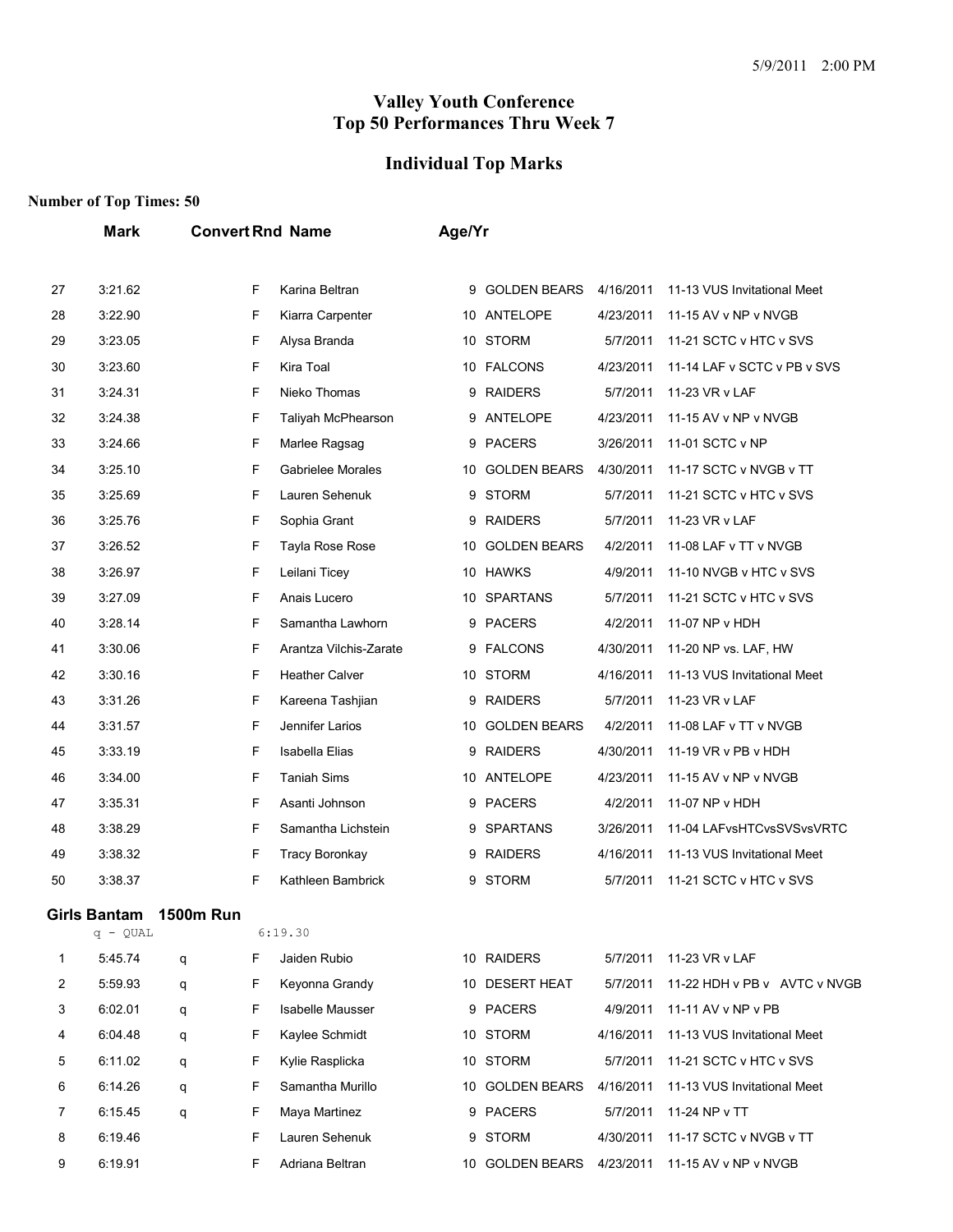# Valley Youth Conference
# Top 50 Performances Thru Week 7

## Individual Top Marks

**Number of Top Times: 50**

| | Mark | Convert | Rnd | Name | Age/Yr | Team | Date | Meet |
|---|---|---|---|---|---|---|---|---|
| 27 | 3:21.62 | | F | Karina Beltran | 9 | GOLDEN BEARS | 4/16/2011 | 11-13 VUS Invitational Meet |
| 28 | 3:22.90 | | F | Kiarra Carpenter | 10 | ANTELOPE | 4/23/2011 | 11-15 AV v NP v NVGB |
| 29 | 3:23.05 | | F | Alysa Branda | 10 | STORM | 5/7/2011 | 11-21 SCTC v HTC v SVS |
| 30 | 3:23.60 | | F | Kira Toal | 10 | FALCONS | 4/23/2011 | 11-14 LAF v SCTC v PB v SVS |
| 31 | 3:24.31 | | F | Nieko Thomas | 9 | RAIDERS | 5/7/2011 | 11-23 VR v LAF |
| 32 | 3:24.38 | | F | Taliyah McPherson | 9 | ANTELOPE | 4/23/2011 | 11-15 AV v NP v NVGB |
| 33 | 3:24.66 | | F | Marlee Ragsag | 9 | PACERS | 3/26/2011 | 11-01 SCTC v NP |
| 34 | 3:25.10 | | F | Gabrielee Morales | 10 | GOLDEN BEARS | 4/30/2011 | 11-17 SCTC v NVGB v TT |
| 35 | 3:25.69 | | F | Lauren Sehenuk | 9 | STORM | 5/7/2011 | 11-21 SCTC v HTC v SVS |
| 36 | 3:25.76 | | F | Sophia Grant | 9 | RAIDERS | 5/7/2011 | 11-23 VR v LAF |
| 37 | 3:26.52 | | F | Tayla Rose Rose | 10 | GOLDEN BEARS | 4/2/2011 | 11-08 LAF v TT v NVGB |
| 38 | 3:26.97 | | F | Leilani Ticey | 10 | HAWKS | 4/9/2011 | 11-10 NVGB v HTC v SVS |
| 39 | 3:27.09 | | F | Anais Lucero | 10 | SPARTANS | 5/7/2011 | 11-21 SCTC v HTC v SVS |
| 40 | 3:28.14 | | F | Samantha Lawhorn | 9 | PACERS | 4/2/2011 | 11-07 NP v HDH |
| 41 | 3:30.06 | | F | Arantza Vilchis-Zarate | 9 | FALCONS | 4/30/2011 | 11-20 NP vs. LAF, HW |
| 42 | 3:30.16 | | F | Heather Calver | 10 | STORM | 4/16/2011 | 11-13 VUS Invitational Meet |
| 43 | 3:31.26 | | F | Kareena Tashjian | 9 | RAIDERS | 5/7/2011 | 11-23 VR v LAF |
| 44 | 3:31.57 | | F | Jennifer Larios | 10 | GOLDEN BEARS | 4/2/2011 | 11-08 LAF v TT v NVGB |
| 45 | 3:33.19 | | F | Isabella Elias | 9 | RAIDERS | 4/30/2011 | 11-19 VR v PB v HDH |
| 46 | 3:34.00 | | F | Taniah Sims | 10 | ANTELOPE | 4/23/2011 | 11-15 AV v NP v NVGB |
| 47 | 3:35.31 | | F | Asanti Johnson | 9 | PACERS | 4/2/2011 | 11-07 NP v HDH |
| 48 | 3:38.29 | | F | Samantha Lichstein | 9 | SPARTANS | 3/26/2011 | 11-04 LAFvsHTCvsSVSvsVRTC |
| 49 | 3:38.32 | | F | Tracy Boronkay | 9 | RAIDERS | 4/16/2011 | 11-13 VUS Invitational Meet |
| 50 | 3:38.37 | | F | Kathleen Bambrick | 9 | STORM | 5/7/2011 | 11-21 SCTC v HTC v SVS |

### Girls Bantam 1500m Run

q - QUAL 6:19.30

| | Mark | Convert | Rnd | Name | Age/Yr | Team | Date | Meet |
|---|---|---|---|---|---|---|---|---|
| 1 | 5:45.74 | q | F | Jaiden Rubio | 10 | RAIDERS | 5/7/2011 | 11-23 VR v LAF |
| 2 | 5:59.93 | q | F | Keyonna Grandy | 10 | DESERT HEAT | 5/7/2011 | 11-22 HDH v PB v AVTC v NVGB |
| 3 | 6:02.01 | q | F | Isabelle Mausser | 9 | PACERS | 4/9/2011 | 11-11 AV v NP v PB |
| 4 | 6:04.48 | q | F | Kaylee Schmidt | 10 | STORM | 4/16/2011 | 11-13 VUS Invitational Meet |
| 5 | 6:11.02 | q | F | Kylie Rasplicka | 10 | STORM | 5/7/2011 | 11-21 SCTC v HTC v SVS |
| 6 | 6:14.26 | q | F | Samantha Murillo | 10 | GOLDEN BEARS | 4/16/2011 | 11-13 VUS Invitational Meet |
| 7 | 6:15.45 | q | F | Maya Martinez | 9 | PACERS | 5/7/2011 | 11-24 NP v TT |
| 8 | 6:19.46 | | F | Lauren Sehenuk | 9 | STORM | 4/30/2011 | 11-17 SCTC v NVGB v TT |
| 9 | 6:19.91 | | F | Adriana Beltran | 10 | GOLDEN BEARS | 4/23/2011 | 11-15 AV v NP v NVGB |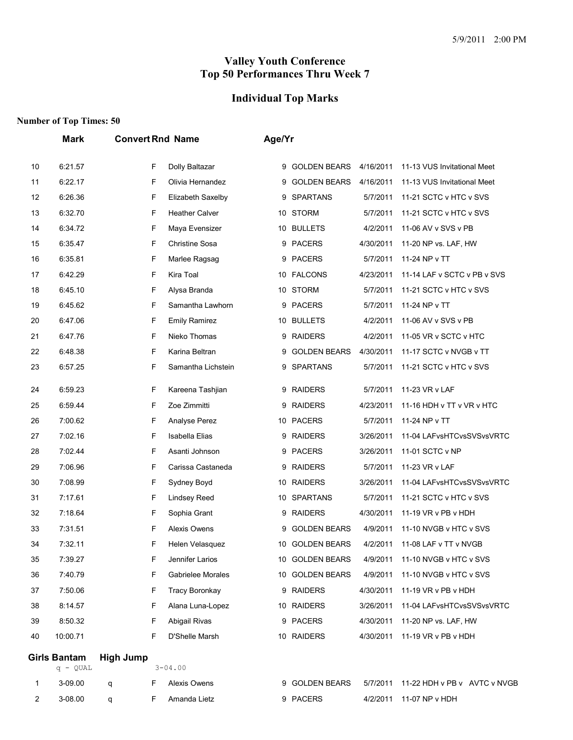# Valley Youth Conference
# Top 50 Performances Thru Week 7

## Individual Top Marks

**Number of Top Times: 50**

| | Mark | Convert | Rnd | Name | Age/Yr | Team | Date | Meet |
|---|---|---|---|---|---|---|---|---|
| 10 | 6:21.57 | | F | Dolly Baltazar | 9 | GOLDEN BEARS | 4/16/2011 | 11-13 VUS Invitational Meet |
| 11 | 6:22.17 | | F | Olivia Hernandez | 9 | GOLDEN BEARS | 4/16/2011 | 11-13 VUS Invitational Meet |
| 12 | 6:26.36 | | F | Elizabeth Saxelby | 9 | SPARTANS | 5/7/2011 | 11-21 SCTC v HTC v SVS |
| 13 | 6:32.70 | | F | Heather Calver | 10 | STORM | 5/7/2011 | 11-21 SCTC v HTC v SVS |
| 14 | 6:34.72 | | F | Maya Evensizer | 10 | BULLETS | 4/2/2011 | 11-06 AV v SVS v PB |
| 15 | 6:35.47 | | F | Christine Sosa | 9 | PACERS | 4/30/2011 | 11-20 NP vs. LAF, HW |
| 16 | 6:35.81 | | F | Marlee Ragsag | 9 | PACERS | 5/7/2011 | 11-24 NP v TT |
| 17 | 6:42.29 | | F | Kira Toal | 10 | FALCONS | 4/23/2011 | 11-14 LAF v SCTC v PB v SVS |
| 18 | 6:45.10 | | F | Alysa Branda | 10 | STORM | 5/7/2011 | 11-21 SCTC v HTC v SVS |
| 19 | 6:45.62 | | F | Samantha Lawhorn | 9 | PACERS | 5/7/2011 | 11-24 NP v TT |
| 20 | 6:47.06 | | F | Emily Ramirez | 10 | BULLETS | 4/2/2011 | 11-06 AV v SVS v PB |
| 21 | 6:47.76 | | F | Nieko Thomas | 9 | RAIDERS | 4/2/2011 | 11-05 VR v SCTC v HTC |
| 22 | 6:48.38 | | F | Karina Beltran | 9 | GOLDEN BEARS | 4/30/2011 | 11-17 SCTC v NVGB v TT |
| 23 | 6:57.25 | | F | Samantha Lichstein | 9 | SPARTANS | 5/7/2011 | 11-21 SCTC v HTC v SVS |
| 24 | 6:59.23 | | F | Kareena Tashjian | 9 | RAIDERS | 5/7/2011 | 11-23 VR v LAF |
| 25 | 6:59.44 | | F | Zoe Zimmitti | 9 | RAIDERS | 4/23/2011 | 11-16 HDH v TT v VR v HTC |
| 26 | 7:00.62 | | F | Analyse Perez | 10 | PACERS | 5/7/2011 | 11-24 NP v TT |
| 27 | 7:02.16 | | F | Isabella Elias | 9 | RAIDERS | 3/26/2011 | 11-04 LAFvsHTCvsSVSvsVRTC |
| 28 | 7:02.44 | | F | Asanti Johnson | 9 | PACERS | 3/26/2011 | 11-01 SCTC v NP |
| 29 | 7:06.96 | | F | Carissa Castaneda | 9 | RAIDERS | 5/7/2011 | 11-23 VR v LAF |
| 30 | 7:08.99 | | F | Sydney Boyd | 10 | RAIDERS | 3/26/2011 | 11-04 LAFvsHTCvsSVSvsVRTC |
| 31 | 7:17.61 | | F | Lindsey Reed | 10 | SPARTANS | 5/7/2011 | 11-21 SCTC v HTC v SVS |
| 32 | 7:18.64 | | F | Sophia Grant | 9 | RAIDERS | 4/30/2011 | 11-19 VR v PB v HDH |
| 33 | 7:31.51 | | F | Alexis Owens | 9 | GOLDEN BEARS | 4/9/2011 | 11-10 NVGB v HTC v SVS |
| 34 | 7:32.11 | | F | Helen Velasquez | 10 | GOLDEN BEARS | 4/2/2011 | 11-08 LAF v TT v NVGB |
| 35 | 7:39.27 | | F | Jennifer Larios | 10 | GOLDEN BEARS | 4/9/2011 | 11-10 NVGB v HTC v SVS |
| 36 | 7:40.79 | | F | Gabrielee Morales | 10 | GOLDEN BEARS | 4/9/2011 | 11-10 NVGB v HTC v SVS |
| 37 | 7:50.06 | | F | Tracy Boronkay | 9 | RAIDERS | 4/30/2011 | 11-19 VR v PB v HDH |
| 38 | 8:14.57 | | F | Alana Luna-Lopez | 10 | RAIDERS | 3/26/2011 | 11-04 LAFvsHTCvsSVSvsVRTC |
| 39 | 8:50.32 | | F | Abigail Rivas | 9 | PACERS | 4/30/2011 | 11-20 NP vs. LAF, HW |
| 40 | 10:00.71 | | F | D'Shelle Marsh | 10 | RAIDERS | 4/30/2011 | 11-19 VR v PB v HDH |

**Girls Bantam High Jump**

q - QUAL 3-04.00

| | Mark | Convert | Rnd | Name | Age/Yr | Team | Date | Meet |
|---|---|---|---|---|---|---|---|---|
| 1 | 3-09.00 | q | F | Alexis Owens | 9 | GOLDEN BEARS | 5/7/2011 | 11-22 HDH v PB v AVTC v NVGB |
| 2 | 3-08.00 | q | F | Amanda Lietz | 9 | PACERS | 4/2/2011 | 11-07 NP v HDH |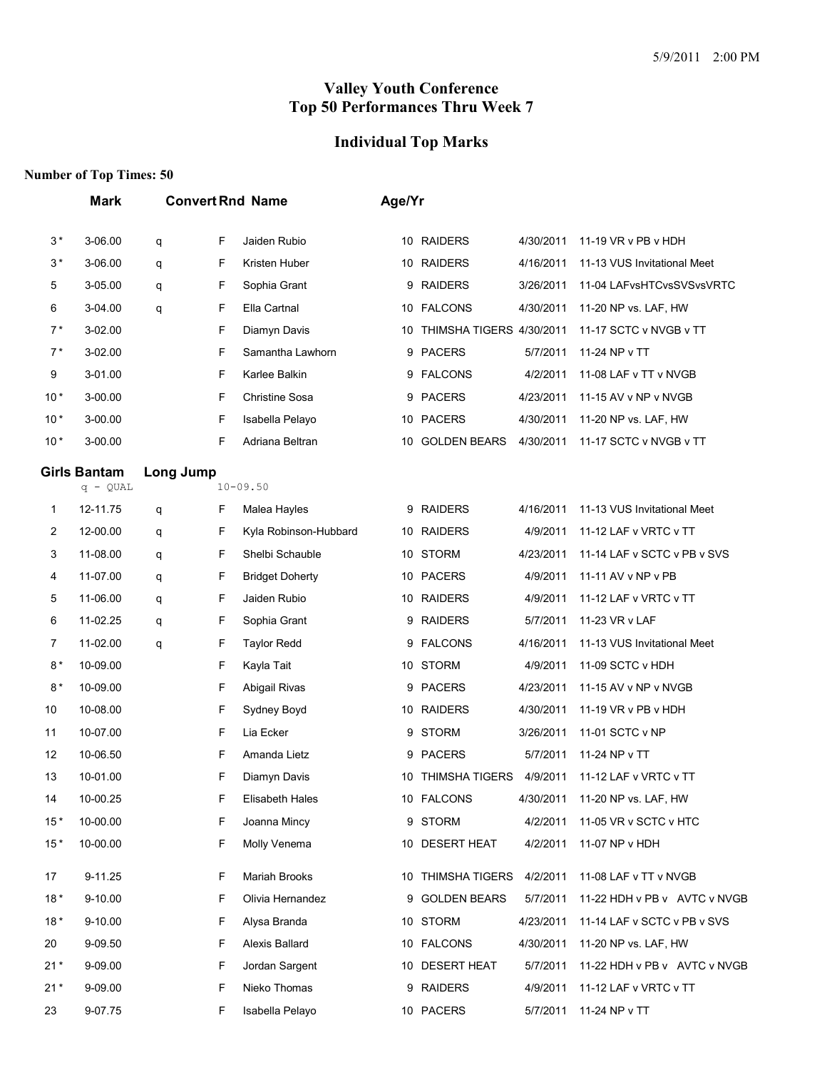# Valley Youth Conference
# Top 50 Performances Thru Week 7

## Individual Top Marks

**Number of Top Times: 50**

| | Mark | Convert | Rnd | Name | Age/Yr | Team | Date | Meet |
|---|---|---|---|---|---|---|---|---|
| 3 * | 3-06.00 | q | F | Jaiden Rubio | 10 | RAIDERS | 4/30/2011 | 11-19 VR v PB v HDH |
| 3 * | 3-06.00 | q | F | Kristen Huber | 10 | RAIDERS | 4/16/2011 | 11-13 VUS Invitational Meet |
| 5 | 3-05.00 | q | F | Sophia Grant | 9 | RAIDERS | 3/26/2011 | 11-04 LAFvsHTCvsSVSvsVRTC |
| 6 | 3-04.00 | q | F | Ella Cartnal | 10 | FALCONS | 4/30/2011 | 11-20 NP vs. LAF, HW |
| 7 * | 3-02.00 | | F | Diamyn Davis | 10 | THIMSHA TIGERS | 4/30/2011 | 11-17 SCTC v NVGB v TT |
| 7 * | 3-02.00 | | F | Samantha Lawhorn | 9 | PACERS | 5/7/2011 | 11-24 NP v TT |
| 9 | 3-01.00 | | F | Karlee Balkin | 9 | FALCONS | 4/2/2011 | 11-08 LAF v TT v NVGB |
| 10 * | 3-00.00 | | F | Christine Sosa | 9 | PACERS | 4/23/2011 | 11-15 AV v NP v NVGB |
| 10 * | 3-00.00 | | F | Isabella Pelayo | 10 | PACERS | 4/30/2011 | 11-20 NP vs. LAF, HW |
| 10 * | 3-00.00 | | F | Adriana Beltran | 10 | GOLDEN BEARS | 4/30/2011 | 11-17 SCTC v NVGB v TT |

### Girls Bantam Long Jump

q - QUAL 10-09.50

| | Mark | Convert | Rnd | Name | Age/Yr | Team | Date | Meet |
|---|---|---|---|---|---|---|---|---|
| 1 | 12-11.75 | q | F | Malea Hayles | 9 | RAIDERS | 4/16/2011 | 11-13 VUS Invitational Meet |
| 2 | 12-00.00 | q | F | Kyla Robinson-Hubbard | 10 | RAIDERS | 4/9/2011 | 11-12 LAF v VRTC v TT |
| 3 | 11-08.00 | q | F | Shelbi Schauble | 10 | STORM | 4/23/2011 | 11-14 LAF v SCTC v PB v SVS |
| 4 | 11-07.00 | q | F | Bridget Doherty | 10 | PACERS | 4/9/2011 | 11-11 AV v NP v PB |
| 5 | 11-06.00 | q | F | Jaiden Rubio | 10 | RAIDERS | 4/9/2011 | 11-12 LAF v VRTC v TT |
| 6 | 11-02.25 | q | F | Sophia Grant | 9 | RAIDERS | 5/7/2011 | 11-23 VR v LAF |
| 7 | 11-02.00 | q | F | Taylor Redd | 9 | FALCONS | 4/16/2011 | 11-13 VUS Invitational Meet |
| 8 * | 10-09.00 | | F | Kayla Tait | 10 | STORM | 4/9/2011 | 11-09 SCTC v HDH |
| 8 * | 10-09.00 | | F | Abigail Rivas | 9 | PACERS | 4/23/2011 | 11-15 AV v NP v NVGB |
| 10 | 10-08.00 | | F | Sydney Boyd | 10 | RAIDERS | 4/30/2011 | 11-19 VR v PB v HDH |
| 11 | 10-07.00 | | F | Lia Ecker | 9 | STORM | 3/26/2011 | 11-01 SCTC v NP |
| 12 | 10-06.50 | | F | Amanda Lietz | 9 | PACERS | 5/7/2011 | 11-24 NP v TT |
| 13 | 10-01.00 | | F | Diamyn Davis | 10 | THIMSHA TIGERS | 4/9/2011 | 11-12 LAF v VRTC v TT |
| 14 | 10-00.25 | | F | Elisabeth Hales | 10 | FALCONS | 4/30/2011 | 11-20 NP vs. LAF, HW |
| 15 * | 10-00.00 | | F | Joanna Mincy | 9 | STORM | 4/2/2011 | 11-05 VR v SCTC v HTC |
| 15 * | 10-00.00 | | F | Molly Venema | 10 | DESERT HEAT | 4/2/2011 | 11-07 NP v HDH |
| 17 | 9-11.25 | | F | Mariah Brooks | 10 | THIMSHA TIGERS | 4/2/2011 | 11-08 LAF v TT v NVGB |
| 18 * | 9-10.00 | | F | Olivia Hernandez | 9 | GOLDEN BEARS | 5/7/2011 | 11-22 HDH v PB v AVTC v NVGB |
| 18 * | 9-10.00 | | F | Alysa Branda | 10 | STORM | 4/23/2011 | 11-14 LAF v SCTC v PB v SVS |
| 20 | 9-09.50 | | F | Alexis Ballard | 10 | FALCONS | 4/30/2011 | 11-20 NP vs. LAF, HW |
| 21 * | 9-09.00 | | F | Jordan Sargent | 10 | DESERT HEAT | 5/7/2011 | 11-22 HDH v PB v AVTC v NVGB |
| 21 * | 9-09.00 | | F | Nieko Thomas | 9 | RAIDERS | 4/9/2011 | 11-12 LAF v VRTC v TT |
| 23 | 9-07.75 | | F | Isabella Pelayo | 10 | PACERS | 5/7/2011 | 11-24 NP v TT |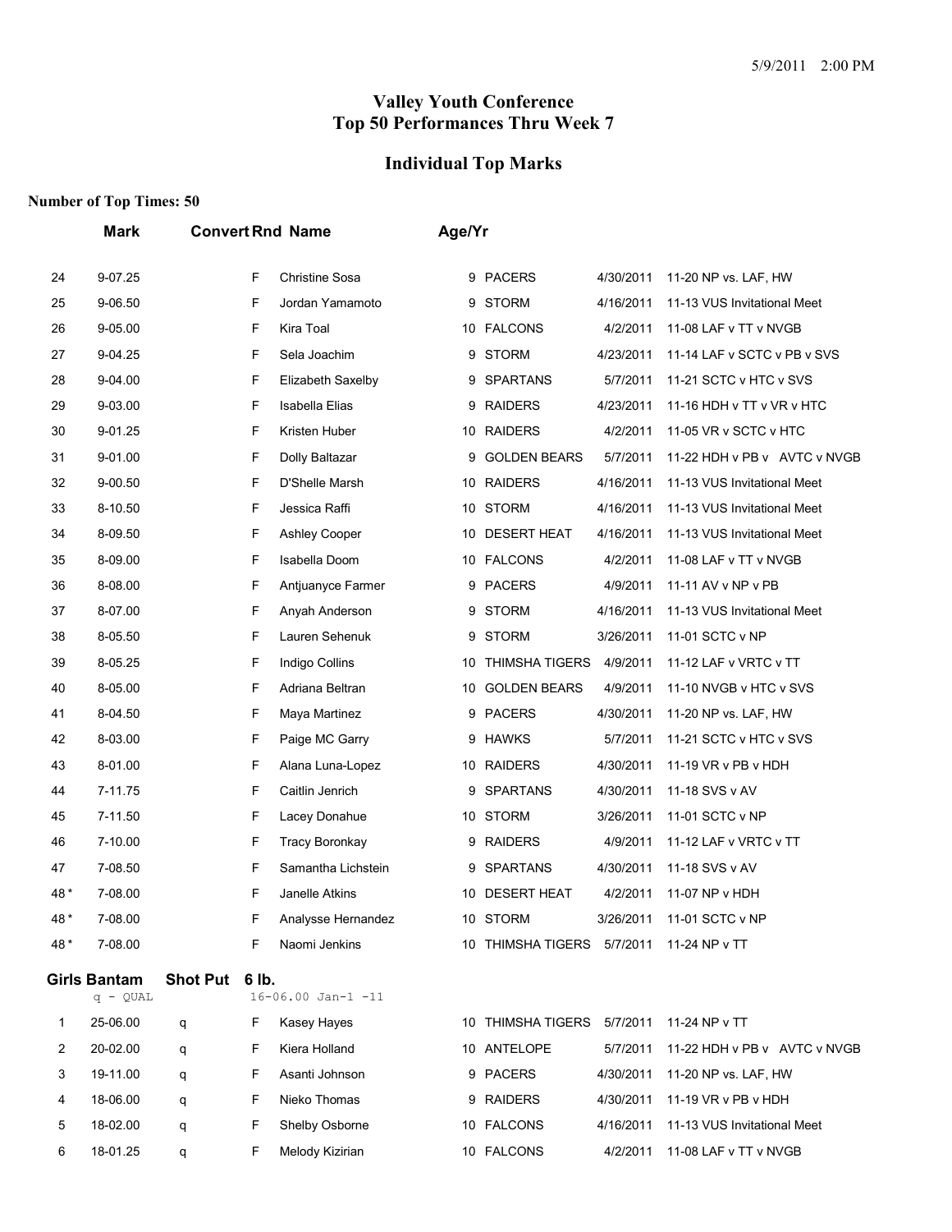# Valley Youth Conference
# Top 50 Performances Thru Week 7

## Individual Top Marks

**Number of Top Times: 50**

| | Mark | Convert | Rnd | Name | Age/Yr | Team | Date | Meet |
|---|---|---|---|---|---|---|---|---|
| 24 | 9-07.25 | | F | Christine Sosa | 9 | PACERS | 4/30/2011 | 11-20 NP vs. LAF, HW |
| 25 | 9-06.50 | | F | Jordan Yamamoto | 9 | STORM | 4/16/2011 | 11-13 VUS Invitational Meet |
| 26 | 9-05.00 | | F | Kira Toal | 10 | FALCONS | 4/2/2011 | 11-08 LAF v TT v NVGB |
| 27 | 9-04.25 | | F | Sela Joachim | 9 | STORM | 4/23/2011 | 11-14 LAF v SCTC v PB v SVS |
| 28 | 9-04.00 | | F | Elizabeth Saxelby | 9 | SPARTANS | 5/7/2011 | 11-21 SCTC v HTC v SVS |
| 29 | 9-03.00 | | F | Isabella Elias | 9 | RAIDERS | 4/23/2011 | 11-16 HDH v TT v VR v HTC |
| 30 | 9-01.25 | | F | Kristen Huber | 10 | RAIDERS | 4/2/2011 | 11-05 VR v SCTC v HTC |
| 31 | 9-01.00 | | F | Dolly Baltazar | 9 | GOLDEN BEARS | 5/7/2011 | 11-22 HDH v PB v AVTC v NVGB |
| 32 | 9-00.50 | | F | D'Shelle Marsh | 10 | RAIDERS | 4/16/2011 | 11-13 VUS Invitational Meet |
| 33 | 8-10.50 | | F | Jessica Raffi | 10 | STORM | 4/16/2011 | 11-13 VUS Invitational Meet |
| 34 | 8-09.50 | | F | Ashley Cooper | 10 | DESERT HEAT | 4/16/2011 | 11-13 VUS Invitational Meet |
| 35 | 8-09.00 | | F | Isabella Doom | 10 | FALCONS | 4/2/2011 | 11-08 LAF v TT v NVGB |
| 36 | 8-08.00 | | F | Antjuanyce Farmer | 9 | PACERS | 4/9/2011 | 11-11 AV v NP v PB |
| 37 | 8-07.00 | | F | Anyah Anderson | 9 | STORM | 4/16/2011 | 11-13 VUS Invitational Meet |
| 38 | 8-05.50 | | F | Lauren Sehenuk | 9 | STORM | 3/26/2011 | 11-01 SCTC v NP |
| 39 | 8-05.25 | | F | Indigo Collins | 10 | THIMSHA TIGERS | 4/9/2011 | 11-12 LAF v VRTC v TT |
| 40 | 8-05.00 | | F | Adriana Beltran | 10 | GOLDEN BEARS | 4/9/2011 | 11-10 NVGB v HTC v SVS |
| 41 | 8-04.50 | | F | Maya Martinez | 9 | PACERS | 4/30/2011 | 11-20 NP vs. LAF, HW |
| 42 | 8-03.00 | | F | Paige MC Garry | 9 | HAWKS | 5/7/2011 | 11-21 SCTC v HTC v SVS |
| 43 | 8-01.00 | | F | Alana Luna-Lopez | 10 | RAIDERS | 4/30/2011 | 11-19 VR v PB v HDH |
| 44 | 7-11.75 | | F | Caitlin Jenrich | 9 | SPARTANS | 4/30/2011 | 11-18 SVS v AV |
| 45 | 7-11.50 | | F | Lacey Donahue | 10 | STORM | 3/26/2011 | 11-01 SCTC v NP |
| 46 | 7-10.00 | | F | Tracy Boronkay | 9 | RAIDERS | 4/9/2011 | 11-12 LAF v VRTC v TT |
| 47 | 7-08.50 | | F | Samantha Lichstein | 9 | SPARTANS | 4/30/2011 | 11-18 SVS v AV |
| 48 * | 7-08.00 | | F | Janelle Atkins | 10 | DESERT HEAT | 4/2/2011 | 11-07 NP v HDH |
| 48 * | 7-08.00 | | F | Analysse Hernandez | 10 | STORM | 3/26/2011 | 11-01 SCTC v NP |
| 48 * | 7-08.00 | | F | Naomi Jenkins | 10 | THIMSHA TIGERS | 5/7/2011 | 11-24 NP v TT |

**Girls Bantam Shot Put 6 lb.**

q - QUAL 16-06.00 Jan-1 -11

| | Mark | Convert | Rnd | Name | Age/Yr | Team | Date | Meet |
|---|---|---|---|---|---|---|---|---|
| 1 | 25-06.00 | q | F | Kasey Hayes | 10 | THIMSHA TIGERS | 5/7/2011 | 11-24 NP v TT |
| 2 | 20-02.00 | q | F | Kiera Holland | 10 | ANTELOPE | 5/7/2011 | 11-22 HDH v PB v AVTC v NVGB |
| 3 | 19-11.00 | q | F | Asanti Johnson | 9 | PACERS | 4/30/2011 | 11-20 NP vs. LAF, HW |
| 4 | 18-06.00 | q | F | Nieko Thomas | 9 | RAIDERS | 4/30/2011 | 11-19 VR v PB v HDH |
| 5 | 18-02.00 | q | F | Shelby Osborne | 10 | FALCONS | 4/16/2011 | 11-13 VUS Invitational Meet |
| 6 | 18-01.25 | q | F | Melody Kizirian | 10 | FALCONS | 4/2/2011 | 11-08 LAF v TT v NVGB |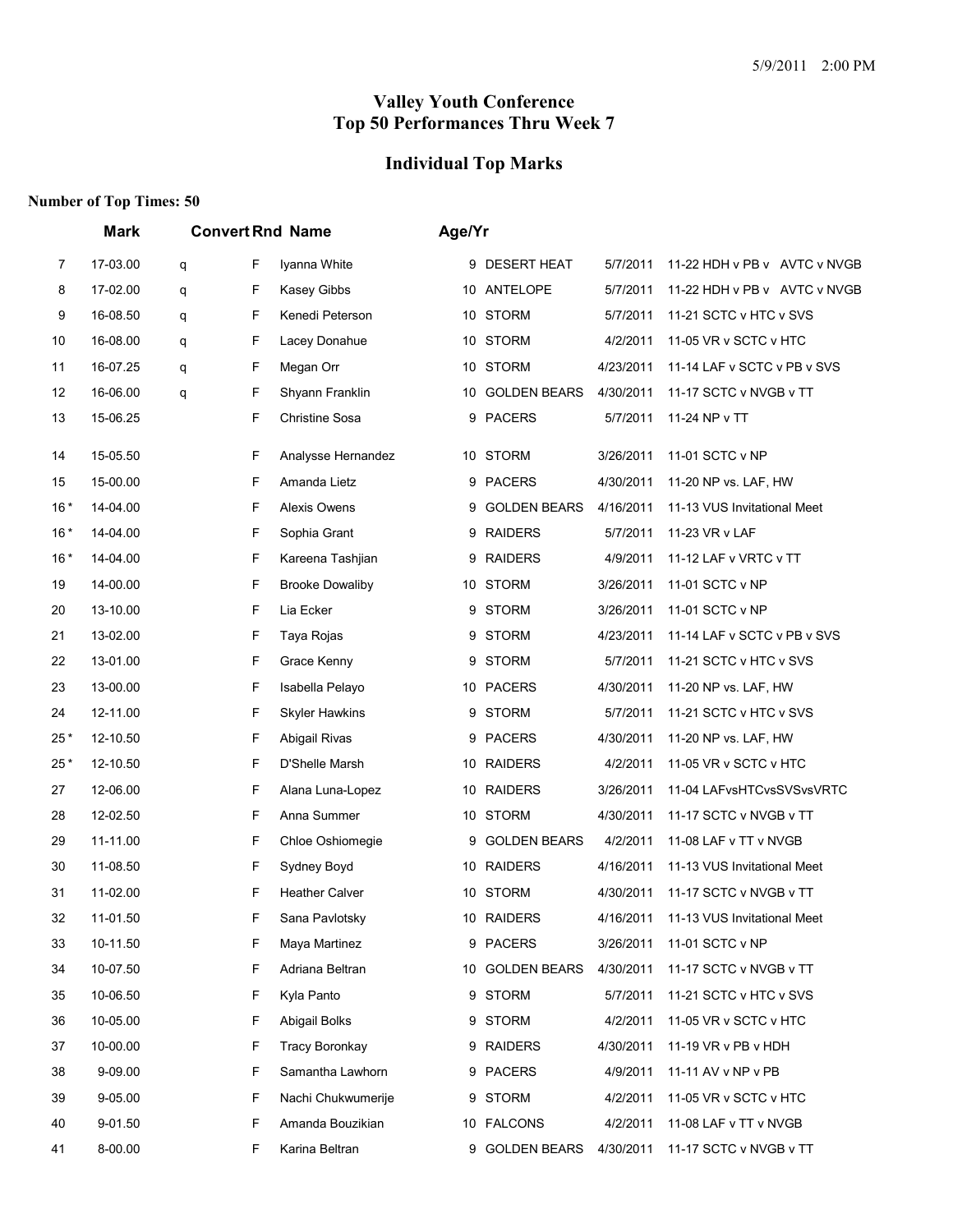5/9/2011 2:00 PM

# Valley Youth Conference
# Top 50 Performances Thru Week 7

## Individual Top Marks

**Number of Top Times: 50**

| | Mark | Convert | Rnd | Name | Age/Yr | Team | Date | Meet |
|---|---|---|---|---|---|---|---|---|
| 7 | 17-03.00 | q | F | Iyanna White | 9 | DESERT HEAT | 5/7/2011 | 11-22 HDH v PB v AVTC v NVGB |
| 8 | 17-02.00 | q | F | Kasey Gibbs | 10 | ANTELOPE | 5/7/2011 | 11-22 HDH v PB v AVTC v NVGB |
| 9 | 16-08.50 | q | F | Kenedi Peterson | 10 | STORM | 5/7/2011 | 11-21 SCTC v HTC v SVS |
| 10 | 16-08.00 | q | F | Lacey Donahue | 10 | STORM | 4/2/2011 | 11-05 VR v SCTC v HTC |
| 11 | 16-07.25 | q | F | Megan Orr | 10 | STORM | 4/23/2011 | 11-14 LAF v SCTC v PB v SVS |
| 12 | 16-06.00 | q | F | Shyann Franklin | 10 | GOLDEN BEARS | 4/30/2011 | 11-17 SCTC v NVGB v TT |
| 13 | 15-06.25 | | F | Christine Sosa | 9 | PACERS | 5/7/2011 | 11-24 NP v TT |
| 14 | 15-05.50 | | F | Analysse Hernandez | 10 | STORM | 3/26/2011 | 11-01 SCTC v NP |
| 15 | 15-00.00 | | F | Amanda Lietz | 9 | PACERS | 4/30/2011 | 11-20 NP vs. LAF, HW |
| 16 * | 14-04.00 | | F | Alexis Owens | 9 | GOLDEN BEARS | 4/16/2011 | 11-13 VUS Invitational Meet |
| 16 * | 14-04.00 | | F | Sophia Grant | 9 | RAIDERS | 5/7/2011 | 11-23 VR v LAF |
| 16 * | 14-04.00 | | F | Kareena Tashjian | 9 | RAIDERS | 4/9/2011 | 11-12 LAF v VRTC v TT |
| 19 | 14-00.00 | | F | Brooke Dowaliby | 10 | STORM | 3/26/2011 | 11-01 SCTC v NP |
| 20 | 13-10.00 | | F | Lia Ecker | 9 | STORM | 3/26/2011 | 11-01 SCTC v NP |
| 21 | 13-02.00 | | F | Taya Rojas | 9 | STORM | 4/23/2011 | 11-14 LAF v SCTC v PB v SVS |
| 22 | 13-01.00 | | F | Grace Kenny | 9 | STORM | 5/7/2011 | 11-21 SCTC v HTC v SVS |
| 23 | 13-00.00 | | F | Isabella Pelayo | 10 | PACERS | 4/30/2011 | 11-20 NP vs. LAF, HW |
| 24 | 12-11.00 | | F | Skyler Hawkins | 9 | STORM | 5/7/2011 | 11-21 SCTC v HTC v SVS |
| 25 * | 12-10.50 | | F | Abigail Rivas | 9 | PACERS | 4/30/2011 | 11-20 NP vs. LAF, HW |
| 25 * | 12-10.50 | | F | D'Shelle Marsh | 10 | RAIDERS | 4/2/2011 | 11-05 VR v SCTC v HTC |
| 27 | 12-06.00 | | F | Alana Luna-Lopez | 10 | RAIDERS | 3/26/2011 | 11-04 LAFvsHTCvsSVSvsVRTC |
| 28 | 12-02.50 | | F | Anna Summer | 10 | STORM | 4/30/2011 | 11-17 SCTC v NVGB v TT |
| 29 | 11-11.00 | | F | Chloe Oshiomegie | 9 | GOLDEN BEARS | 4/2/2011 | 11-08 LAF v TT v NVGB |
| 30 | 11-08.50 | | F | Sydney Boyd | 10 | RAIDERS | 4/16/2011 | 11-13 VUS Invitational Meet |
| 31 | 11-02.00 | | F | Heather Calver | 10 | STORM | 4/30/2011 | 11-17 SCTC v NVGB v TT |
| 32 | 11-01.50 | | F | Sana Pavlotsky | 10 | RAIDERS | 4/16/2011 | 11-13 VUS Invitational Meet |
| 33 | 10-11.50 | | F | Maya Martinez | 9 | PACERS | 3/26/2011 | 11-01 SCTC v NP |
| 34 | 10-07.50 | | F | Adriana Beltran | 10 | GOLDEN BEARS | 4/30/2011 | 11-17 SCTC v NVGB v TT |
| 35 | 10-06.50 | | F | Kyla Panto | 9 | STORM | 5/7/2011 | 11-21 SCTC v HTC v SVS |
| 36 | 10-05.00 | | F | Abigail Bolks | 9 | STORM | 4/2/2011 | 11-05 VR v SCTC v HTC |
| 37 | 10-00.00 | | F | Tracy Boronkay | 9 | RAIDERS | 4/30/2011 | 11-19 VR v PB v HDH |
| 38 | 9-09.00 | | F | Samantha Lawhorn | 9 | PACERS | 4/9/2011 | 11-11 AV v NP v PB |
| 39 | 9-05.00 | | F | Nachi Chukwumerije | 9 | STORM | 4/2/2011 | 11-05 VR v SCTC v HTC |
| 40 | 9-01.50 | | F | Amanda Bouzikian | 10 | FALCONS | 4/2/2011 | 11-08 LAF v TT v NVGB |
| 41 | 8-00.00 | | F | Karina Beltran | 9 | GOLDEN BEARS | 4/30/2011 | 11-17 SCTC v NVGB v TT |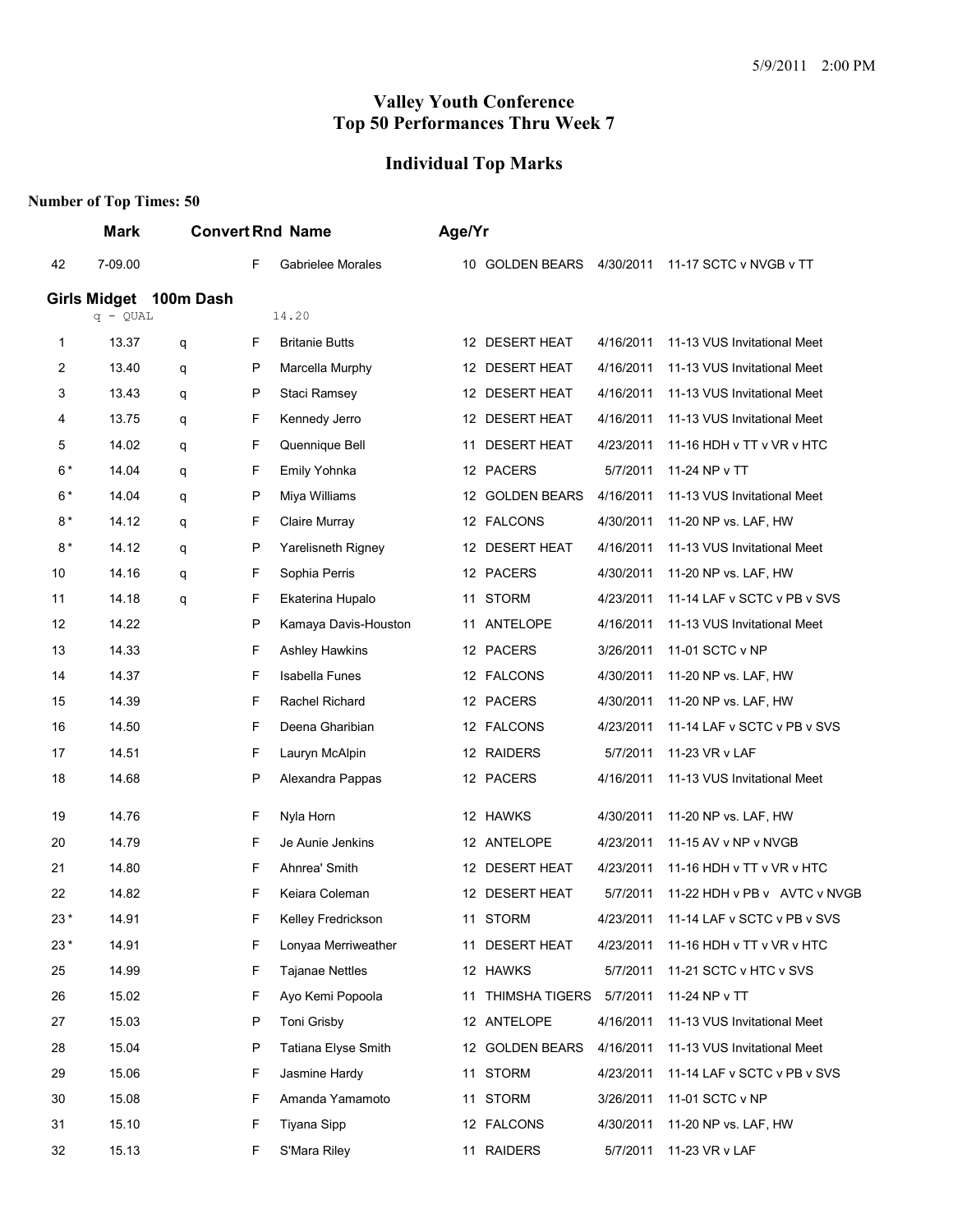# Valley Youth Conference
# Top 50 Performances Thru Week 7

## Individual Top Marks

**Number of Top Times: 50**

| | Mark | Convert | Rnd | Name | Age/Yr | Team | Date | Meet |
|---|---|---|---|---|---|---|---|---|
| 42 | 7-09.00 | | F | Gabrielee Morales | 10 | GOLDEN BEARS | 4/30/2011 | 11-17 SCTC v NVGB v TT |

### Girls Midget 100m Dash

q - QUAL 14.20

| | Mark | Convert | Rnd | Name | Age/Yr | Team | Date | Meet |
|---|---|---|---|---|---|---|---|---|
| 1 | 13.37 | q | F | Britanie Butts | 12 | DESERT HEAT | 4/16/2011 | 11-13 VUS Invitational Meet |
| 2 | 13.40 | q | P | Marcella Murphy | 12 | DESERT HEAT | 4/16/2011 | 11-13 VUS Invitational Meet |
| 3 | 13.43 | q | P | Staci Ramsey | 12 | DESERT HEAT | 4/16/2011 | 11-13 VUS Invitational Meet |
| 4 | 13.75 | q | F | Kennedy Jerro | 12 | DESERT HEAT | 4/16/2011 | 11-13 VUS Invitational Meet |
| 5 | 14.02 | q | F | Quennique Bell | 11 | DESERT HEAT | 4/23/2011 | 11-16 HDH v TT v VR v HTC |
| 6* | 14.04 | q | F | Emily Yohnka | 12 | PACERS | 5/7/2011 | 11-24 NP v TT |
| 6* | 14.04 | q | P | Miya Williams | 12 | GOLDEN BEARS | 4/16/2011 | 11-13 VUS Invitational Meet |
| 8* | 14.12 | q | F | Claire Murray | 12 | FALCONS | 4/30/2011 | 11-20 NP vs. LAF, HW |
| 8* | 14.12 | q | P | Yarelisneth Rigney | 12 | DESERT HEAT | 4/16/2011 | 11-13 VUS Invitational Meet |
| 10 | 14.16 | q | F | Sophia Perris | 12 | PACERS | 4/30/2011 | 11-20 NP vs. LAF, HW |
| 11 | 14.18 | q | F | Ekaterina Hupalo | 11 | STORM | 4/23/2011 | 11-14 LAF v SCTC v PB v SVS |
| 12 | 14.22 | | P | Kamaya Davis-Houston | 11 | ANTELOPE | 4/16/2011 | 11-13 VUS Invitational Meet |
| 13 | 14.33 | | F | Ashley Hawkins | 12 | PACERS | 3/26/2011 | 11-01 SCTC v NP |
| 14 | 14.37 | | F | Isabella Funes | 12 | FALCONS | 4/30/2011 | 11-20 NP vs. LAF, HW |
| 15 | 14.39 | | F | Rachel Richard | 12 | PACERS | 4/30/2011 | 11-20 NP vs. LAF, HW |
| 16 | 14.50 | | F | Deena Gharibian | 12 | FALCONS | 4/23/2011 | 11-14 LAF v SCTC v PB v SVS |
| 17 | 14.51 | | F | Lauryn McAlpin | 12 | RAIDERS | 5/7/2011 | 11-23 VR v LAF |
| 18 | 14.68 | | P | Alexandra Pappas | 12 | PACERS | 4/16/2011 | 11-13 VUS Invitational Meet |
| 19 | 14.76 | | F | Nyla Horn | 12 | HAWKS | 4/30/2011 | 11-20 NP vs. LAF, HW |
| 20 | 14.79 | | F | Je Aunie Jenkins | 12 | ANTELOPE | 4/23/2011 | 11-15 AV v NP v NVGB |
| 21 | 14.80 | | F | Ahnrea' Smith | 12 | DESERT HEAT | 4/23/2011 | 11-16 HDH v TT v VR v HTC |
| 22 | 14.82 | | F | Keiara Coleman | 12 | DESERT HEAT | 5/7/2011 | 11-22 HDH v PB v AVTC v NVGB |
| 23* | 14.91 | | F | Kelley Fredrickson | 11 | STORM | 4/23/2011 | 11-14 LAF v SCTC v PB v SVS |
| 23* | 14.91 | | F | Lonyaa Merriweather | 11 | DESERT HEAT | 4/23/2011 | 11-16 HDH v TT v VR v HTC |
| 25 | 14.99 | | F | Tajanae Nettles | 12 | HAWKS | 5/7/2011 | 11-21 SCTC v HTC v SVS |
| 26 | 15.02 | | F | Ayo Kemi Popoola | 11 | THIMSHA TIGERS | 5/7/2011 | 11-24 NP v TT |
| 27 | 15.03 | | P | Toni Grisby | 12 | ANTELOPE | 4/16/2011 | 11-13 VUS Invitational Meet |
| 28 | 15.04 | | P | Tatiana Elyse Smith | 12 | GOLDEN BEARS | 4/16/2011 | 11-13 VUS Invitational Meet |
| 29 | 15.06 | | F | Jasmine Hardy | 11 | STORM | 4/23/2011 | 11-14 LAF v SCTC v PB v SVS |
| 30 | 15.08 | | F | Amanda Yamamoto | 11 | STORM | 3/26/2011 | 11-01 SCTC v NP |
| 31 | 15.10 | | F | Tiyana Sipp | 12 | FALCONS | 4/30/2011 | 11-20 NP vs. LAF, HW |
| 32 | 15.13 | | F | S'Mara Riley | 11 | RAIDERS | 5/7/2011 | 11-23 VR v LAF |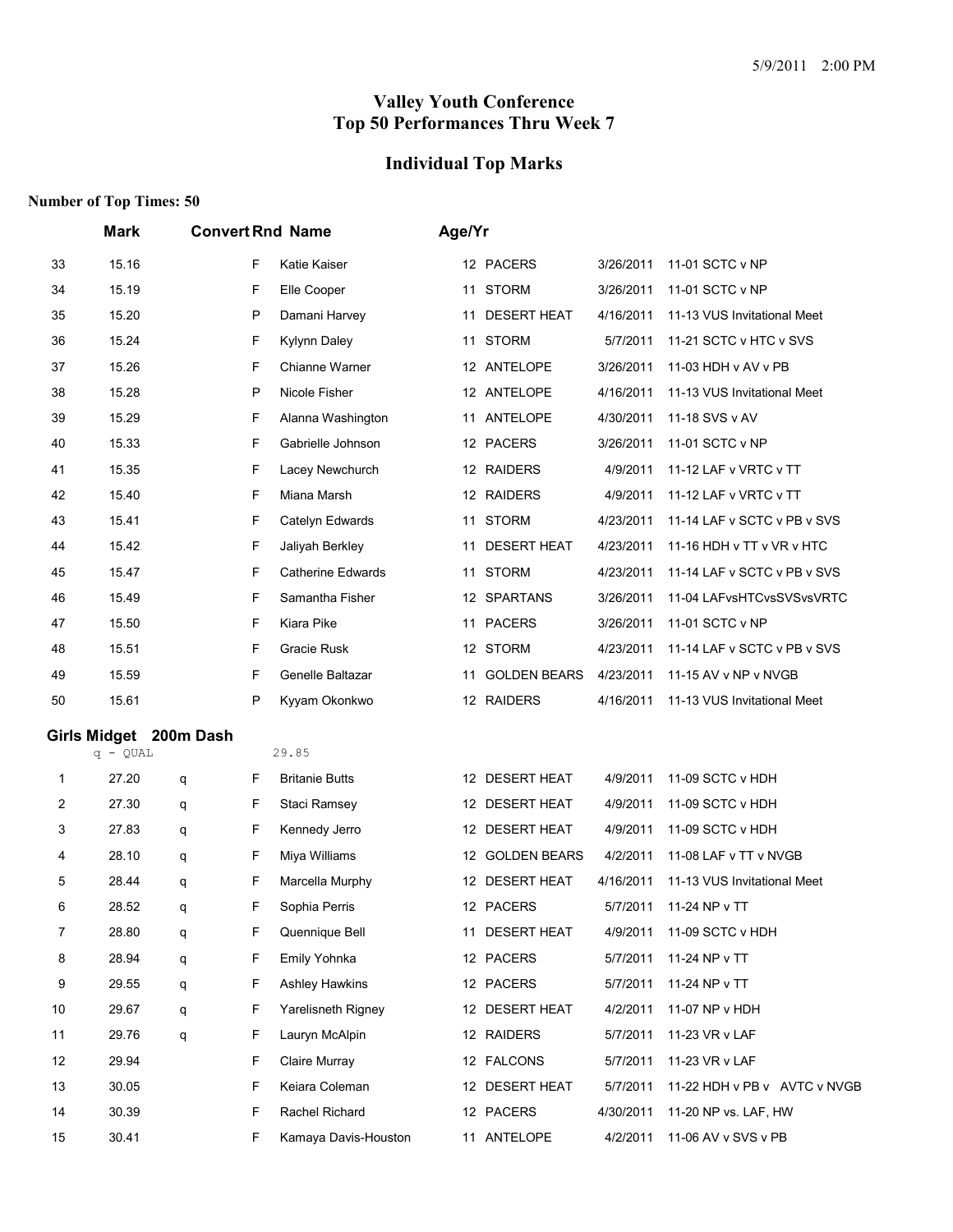# Valley Youth Conference
# Top 50 Performances Thru Week 7

## Individual Top Marks

**Number of Top Times: 50**

| | Mark | Convert | Rnd | Name | Age/Yr | Team | Date | Meet |
|---|---|---|---|---|---|---|---|---|
| 33 | 15.16 | | F | Katie Kaiser | 12 | PACERS | 3/26/2011 | 11-01 SCTC v NP |
| 34 | 15.19 | | F | Elle Cooper | 11 | STORM | 3/26/2011 | 11-01 SCTC v NP |
| 35 | 15.20 | | P | Damani Harvey | 11 | DESERT HEAT | 4/16/2011 | 11-13 VUS Invitational Meet |
| 36 | 15.24 | | F | Kylynn Daley | 11 | STORM | 5/7/2011 | 11-21 SCTC v HTC v SVS |
| 37 | 15.26 | | F | Chianne Warner | 12 | ANTELOPE | 3/26/2011 | 11-03 HDH v AV v PB |
| 38 | 15.28 | | P | Nicole Fisher | 12 | ANTELOPE | 4/16/2011 | 11-13 VUS Invitational Meet |
| 39 | 15.29 | | F | Alanna Washington | 11 | ANTELOPE | 4/30/2011 | 11-18 SVS v AV |
| 40 | 15.33 | | F | Gabrielle Johnson | 12 | PACERS | 3/26/2011 | 11-01 SCTC v NP |
| 41 | 15.35 | | F | Lacey Newchurch | 12 | RAIDERS | 4/9/2011 | 11-12 LAF v VRTC v TT |
| 42 | 15.40 | | F | Miana Marsh | 12 | RAIDERS | 4/9/2011 | 11-12 LAF v VRTC v TT |
| 43 | 15.41 | | F | Catelyn Edwards | 11 | STORM | 4/23/2011 | 11-14 LAF v SCTC v PB v SVS |
| 44 | 15.42 | | F | Jaliyah Berkley | 11 | DESERT HEAT | 4/23/2011 | 11-16 HDH v TT v VR v HTC |
| 45 | 15.47 | | F | Catherine Edwards | 11 | STORM | 4/23/2011 | 11-14 LAF v SCTC v PB v SVS |
| 46 | 15.49 | | F | Samantha Fisher | 12 | SPARTANS | 3/26/2011 | 11-04 LAFvsHTCvsSVSvsVRTC |
| 47 | 15.50 | | F | Kiara Pike | 11 | PACERS | 3/26/2011 | 11-01 SCTC v NP |
| 48 | 15.51 | | F | Gracie Rusk | 12 | STORM | 4/23/2011 | 11-14 LAF v SCTC v PB v SVS |
| 49 | 15.59 | | F | Genelle Baltazar | 11 | GOLDEN BEARS | 4/23/2011 | 11-15 AV v NP v NVGB |
| 50 | 15.61 | | P | Kyyam Okonkwo | 12 | RAIDERS | 4/16/2011 | 11-13 VUS Invitational Meet |

### Girls Midget 200m Dash

q - QUAL 29.85

| | Mark | Convert | Rnd | Name | Age/Yr | Team | Date | Meet |
|---|---|---|---|---|---|---|---|---|
| 1 | 27.20 | q | F | Britanie Butts | 12 | DESERT HEAT | 4/9/2011 | 11-09 SCTC v HDH |
| 2 | 27.30 | q | F | Staci Ramsey | 12 | DESERT HEAT | 4/9/2011 | 11-09 SCTC v HDH |
| 3 | 27.83 | q | F | Kennedy Jerro | 12 | DESERT HEAT | 4/9/2011 | 11-09 SCTC v HDH |
| 4 | 28.10 | q | F | Miya Williams | 12 | GOLDEN BEARS | 4/2/2011 | 11-08 LAF v TT v NVGB |
| 5 | 28.44 | q | F | Marcella Murphy | 12 | DESERT HEAT | 4/16/2011 | 11-13 VUS Invitational Meet |
| 6 | 28.52 | q | F | Sophia Perris | 12 | PACERS | 5/7/2011 | 11-24 NP v TT |
| 7 | 28.80 | q | F | Quennique Bell | 11 | DESERT HEAT | 4/9/2011 | 11-09 SCTC v HDH |
| 8 | 28.94 | q | F | Emily Yohnka | 12 | PACERS | 5/7/2011 | 11-24 NP v TT |
| 9 | 29.55 | q | F | Ashley Hawkins | 12 | PACERS | 5/7/2011 | 11-24 NP v TT |
| 10 | 29.67 | q | F | Yarelisneth Rigney | 12 | DESERT HEAT | 4/2/2011 | 11-07 NP v HDH |
| 11 | 29.76 | q | F | Lauryn McAlpin | 12 | RAIDERS | 5/7/2011 | 11-23 VR v LAF |
| 12 | 29.94 | | F | Claire Murray | 12 | FALCONS | 5/7/2011 | 11-23 VR v LAF |
| 13 | 30.05 | | F | Keiara Coleman | 12 | DESERT HEAT | 5/7/2011 | 11-22 HDH v PB v AVTC v NVGB |
| 14 | 30.39 | | F | Rachel Richard | 12 | PACERS | 4/30/2011 | 11-20 NP vs. LAF, HW |
| 15 | 30.41 | | F | Kamaya Davis-Houston | 11 | ANTELOPE | 4/2/2011 | 11-06 AV v SVS v PB |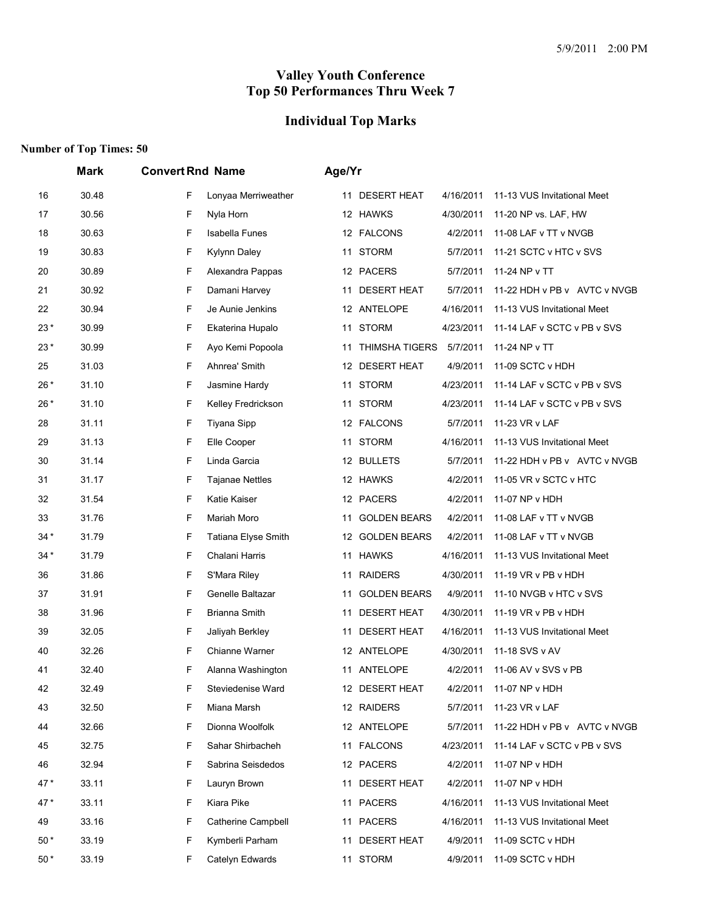## Valley Youth Conference
## Top 50 Performances Thru Week 7

### Individual Top Marks

**Number of Top Times: 50**

| | Mark | Convert | Rnd | Name | Age/Yr | Team | Date | Meet |
|---|---|---|---|---|---|---|---|---|
| 16 | 30.48 | | F | Lonyaa Merriweather | 11 | DESERT HEAT | 4/16/2011 | 11-13 VUS Invitational Meet |
| 17 | 30.56 | | F | Nyla Horn | 12 | HAWKS | 4/30/2011 | 11-20 NP vs. LAF, HW |
| 18 | 30.63 | | F | Isabella Funes | 12 | FALCONS | 4/2/2011 | 11-08 LAF v TT v NVGB |
| 19 | 30.83 | | F | Kylynn Daley | 11 | STORM | 5/7/2011 | 11-21 SCTC v HTC v SVS |
| 20 | 30.89 | | F | Alexandra Pappas | 12 | PACERS | 5/7/2011 | 11-24 NP v TT |
| 21 | 30.92 | | F | Damani Harvey | 11 | DESERT HEAT | 5/7/2011 | 11-22 HDH v PB v AVTC v NVGB |
| 22 | 30.94 | | F | Je Aunie Jenkins | 12 | ANTELOPE | 4/16/2011 | 11-13 VUS Invitational Meet |
| 23 * | 30.99 | | F | Ekaterina Hupalo | 11 | STORM | 4/23/2011 | 11-14 LAF v SCTC v PB v SVS |
| 23 * | 30.99 | | F | Ayo Kemi Popoola | 11 | THIMSHA TIGERS | 5/7/2011 | 11-24 NP v TT |
| 25 | 31.03 | | F | Ahnrea' Smith | 12 | DESERT HEAT | 4/9/2011 | 11-09 SCTC v HDH |
| 26 * | 31.10 | | F | Jasmine Hardy | 11 | STORM | 4/23/2011 | 11-14 LAF v SCTC v PB v SVS |
| 26 * | 31.10 | | F | Kelley Fredrickson | 11 | STORM | 4/23/2011 | 11-14 LAF v SCTC v PB v SVS |
| 28 | 31.11 | | F | Tiyana Sipp | 12 | FALCONS | 5/7/2011 | 11-23 VR v LAF |
| 29 | 31.13 | | F | Elle Cooper | 11 | STORM | 4/16/2011 | 11-13 VUS Invitational Meet |
| 30 | 31.14 | | F | Linda Garcia | 12 | BULLETS | 5/7/2011 | 11-22 HDH v PB v AVTC v NVGB |
| 31 | 31.17 | | F | Tajanae Nettles | 12 | HAWKS | 4/2/2011 | 11-05 VR v SCTC v HTC |
| 32 | 31.54 | | F | Katie Kaiser | 12 | PACERS | 4/2/2011 | 11-07 NP v HDH |
| 33 | 31.76 | | F | Mariah Moro | 11 | GOLDEN BEARS | 4/2/2011 | 11-08 LAF v TT v NVGB |
| 34 * | 31.79 | | F | Tatiana Elyse Smith | 12 | GOLDEN BEARS | 4/2/2011 | 11-08 LAF v TT v NVGB |
| 34 * | 31.79 | | F | Chalani Harris | 11 | HAWKS | 4/16/2011 | 11-13 VUS Invitational Meet |
| 36 | 31.86 | | F | S'Mara Riley | 11 | RAIDERS | 4/30/2011 | 11-19 VR v PB v HDH |
| 37 | 31.91 | | F | Genelle Baltazar | 11 | GOLDEN BEARS | 4/9/2011 | 11-10 NVGB v HTC v SVS |
| 38 | 31.96 | | F | Brianna Smith | 11 | DESERT HEAT | 4/30/2011 | 11-19 VR v PB v HDH |
| 39 | 32.05 | | F | Jaliyah Berkley | 11 | DESERT HEAT | 4/16/2011 | 11-13 VUS Invitational Meet |
| 40 | 32.26 | | F | Chianne Warner | 12 | ANTELOPE | 4/30/2011 | 11-18 SVS v AV |
| 41 | 32.40 | | F | Alanna Washington | 11 | ANTELOPE | 4/2/2011 | 11-06 AV v SVS v PB |
| 42 | 32.49 | | F | Steviedenise Ward | 12 | DESERT HEAT | 4/2/2011 | 11-07 NP v HDH |
| 43 | 32.50 | | F | Miana Marsh | 12 | RAIDERS | 5/7/2011 | 11-23 VR v LAF |
| 44 | 32.66 | | F | Dionna Woolfolk | 12 | ANTELOPE | 5/7/2011 | 11-22 HDH v PB v AVTC v NVGB |
| 45 | 32.75 | | F | Sahar Shirbacheh | 11 | FALCONS | 4/23/2011 | 11-14 LAF v SCTC v PB v SVS |
| 46 | 32.94 | | F | Sabrina Seisdedos | 12 | PACERS | 4/2/2011 | 11-07 NP v HDH |
| 47 * | 33.11 | | F | Lauryn Brown | 11 | DESERT HEAT | 4/2/2011 | 11-07 NP v HDH |
| 47 * | 33.11 | | F | Kiara Pike | 11 | PACERS | 4/16/2011 | 11-13 VUS Invitational Meet |
| 49 | 33.16 | | F | Catherine Campbell | 11 | PACERS | 4/16/2011 | 11-13 VUS Invitational Meet |
| 50 * | 33.19 | | F | Kymberli Parham | 11 | DESERT HEAT | 4/9/2011 | 11-09 SCTC v HDH |
| 50 * | 33.19 | | F | Catelyn Edwards | 11 | STORM | 4/9/2011 | 11-09 SCTC v HDH |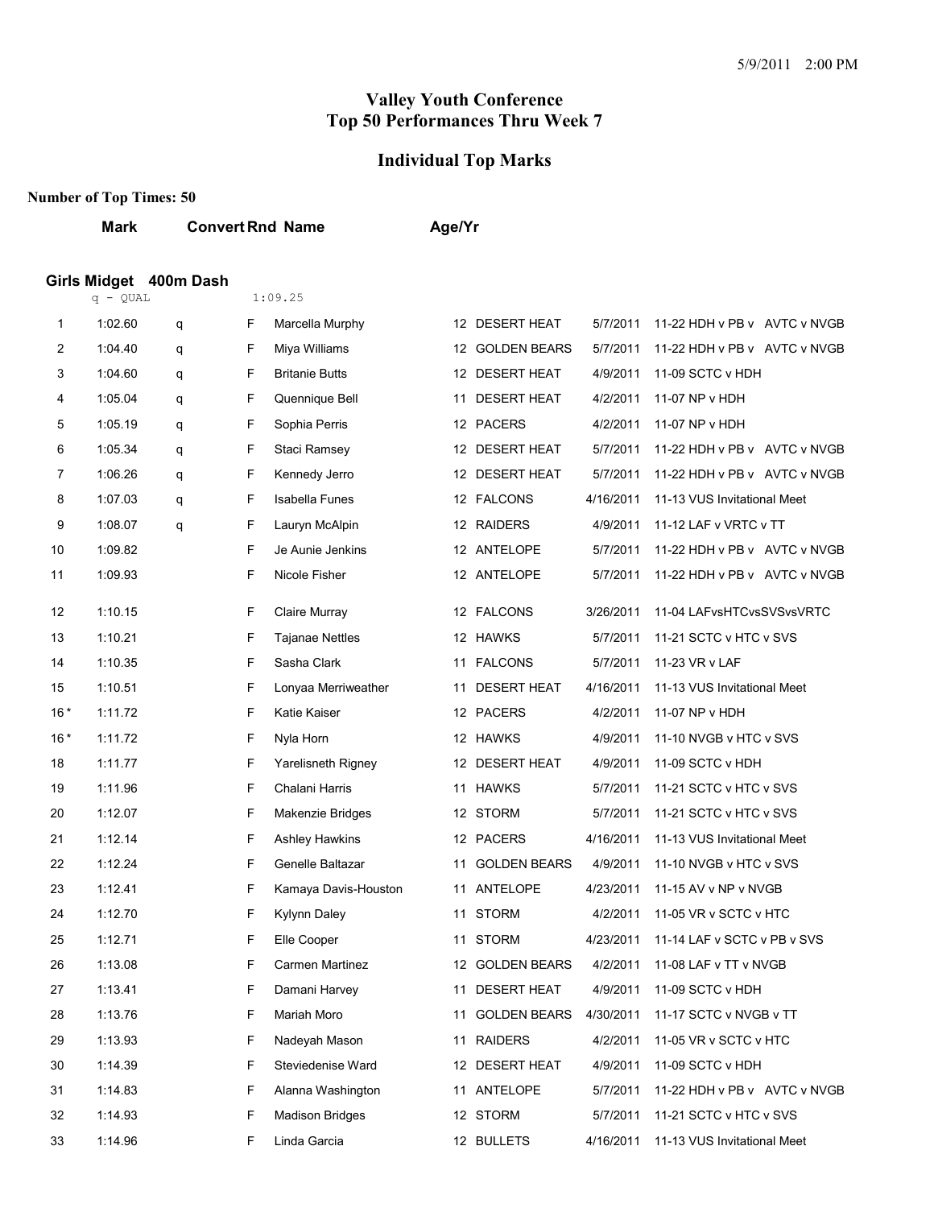5/9/2011 2:00 PM

# Valley Youth Conference
# Top 50 Performances Thru Week 7

## Individual Top Marks

**Number of Top Times: 50**

### Girls Midget 400m Dash

q - QUAL 1:09.25

| | Mark | Convert | Rnd | Name | Age/Yr | Team | Date | Meet |
|---|---|---|---|---|---|---|---|---|
| 1 | 1:02.60 | q | F | Marcella Murphy | 12 | DESERT HEAT | 5/7/2011 | 11-22 HDH v PB v AVTC v NVGB |
| 2 | 1:04.40 | q | F | Miya Williams | 12 | GOLDEN BEARS | 5/7/2011 | 11-22 HDH v PB v AVTC v NVGB |
| 3 | 1:04.60 | q | F | Britanie Butts | 12 | DESERT HEAT | 4/9/2011 | 11-09 SCTC v HDH |
| 4 | 1:05.04 | q | F | Quennique Bell | 11 | DESERT HEAT | 4/2/2011 | 11-07 NP v HDH |
| 5 | 1:05.19 | q | F | Sophia Perris | 12 | PACERS | 4/2/2011 | 11-07 NP v HDH |
| 6 | 1:05.34 | q | F | Staci Ramsey | 12 | DESERT HEAT | 5/7/2011 | 11-22 HDH v PB v AVTC v NVGB |
| 7 | 1:06.26 | q | F | Kennedy Jerro | 12 | DESERT HEAT | 5/7/2011 | 11-22 HDH v PB v AVTC v NVGB |
| 8 | 1:07.03 | q | F | Isabella Funes | 12 | FALCONS | 4/16/2011 | 11-13 VUS Invitational Meet |
| 9 | 1:08.07 | q | F | Lauryn McAlpin | 12 | RAIDERS | 4/9/2011 | 11-12 LAF v VRTC v TT |
| 10 | 1:09.82 | | F | Je Aunie Jenkins | 12 | ANTELOPE | 5/7/2011 | 11-22 HDH v PB v AVTC v NVGB |
| 11 | 1:09.93 | | F | Nicole Fisher | 12 | ANTELOPE | 5/7/2011 | 11-22 HDH v PB v AVTC v NVGB |
| 12 | 1:10.15 | | F | Claire Murray | 12 | FALCONS | 3/26/2011 | 11-04 LAFvsHTCvsSVSvsVRTC |
| 13 | 1:10.21 | | F | Tajanae Nettles | 12 | HAWKS | 5/7/2011 | 11-21 SCTC v HTC v SVS |
| 14 | 1:10.35 | | F | Sasha Clark | 11 | FALCONS | 5/7/2011 | 11-23 VR v LAF |
| 15 | 1:10.51 | | F | Lonyaa Merriweather | 11 | DESERT HEAT | 4/16/2011 | 11-13 VUS Invitational Meet |
| 16 * | 1:11.72 | | F | Katie Kaiser | 12 | PACERS | 4/2/2011 | 11-07 NP v HDH |
| 16 * | 1:11.72 | | F | Nyla Horn | 12 | HAWKS | 4/9/2011 | 11-10 NVGB v HTC v SVS |
| 18 | 1:11.77 | | F | Yarelisneth Rigney | 12 | DESERT HEAT | 4/9/2011 | 11-09 SCTC v HDH |
| 19 | 1:11.96 | | F | Chalani Harris | 11 | HAWKS | 5/7/2011 | 11-21 SCTC v HTC v SVS |
| 20 | 1:12.07 | | F | Makenzie Bridges | 12 | STORM | 5/7/2011 | 11-21 SCTC v HTC v SVS |
| 21 | 1:12.14 | | F | Ashley Hawkins | 12 | PACERS | 4/16/2011 | 11-13 VUS Invitational Meet |
| 22 | 1:12.24 | | F | Genelle Baltazar | 11 | GOLDEN BEARS | 4/9/2011 | 11-10 NVGB v HTC v SVS |
| 23 | 1:12.41 | | F | Kamaya Davis-Houston | 11 | ANTELOPE | 4/23/2011 | 11-15 AV v NP v NVGB |
| 24 | 1:12.70 | | F | Kylynn Daley | 11 | STORM | 4/2/2011 | 11-05 VR v SCTC v HTC |
| 25 | 1:12.71 | | F | Elle Cooper | 11 | STORM | 4/23/2011 | 11-14 LAF v SCTC v PB v SVS |
| 26 | 1:13.08 | | F | Carmen Martinez | 12 | GOLDEN BEARS | 4/2/2011 | 11-08 LAF v TT v NVGB |
| 27 | 1:13.41 | | F | Damani Harvey | 11 | DESERT HEAT | 4/9/2011 | 11-09 SCTC v HDH |
| 28 | 1:13.76 | | F | Mariah Moro | 11 | GOLDEN BEARS | 4/30/2011 | 11-17 SCTC v NVGB v TT |
| 29 | 1:13.93 | | F | Nadeyah Mason | 11 | RAIDERS | 4/2/2011 | 11-05 VR v SCTC v HTC |
| 30 | 1:14.39 | | F | Steviedenise Ward | 12 | DESERT HEAT | 4/9/2011 | 11-09 SCTC v HDH |
| 31 | 1:14.83 | | F | Alanna Washington | 11 | ANTELOPE | 5/7/2011 | 11-22 HDH v PB v AVTC v NVGB |
| 32 | 1:14.93 | | F | Madison Bridges | 12 | STORM | 5/7/2011 | 11-21 SCTC v HTC v SVS |
| 33 | 1:14.96 | | F | Linda Garcia | 12 | BULLETS | 4/16/2011 | 11-13 VUS Invitational Meet |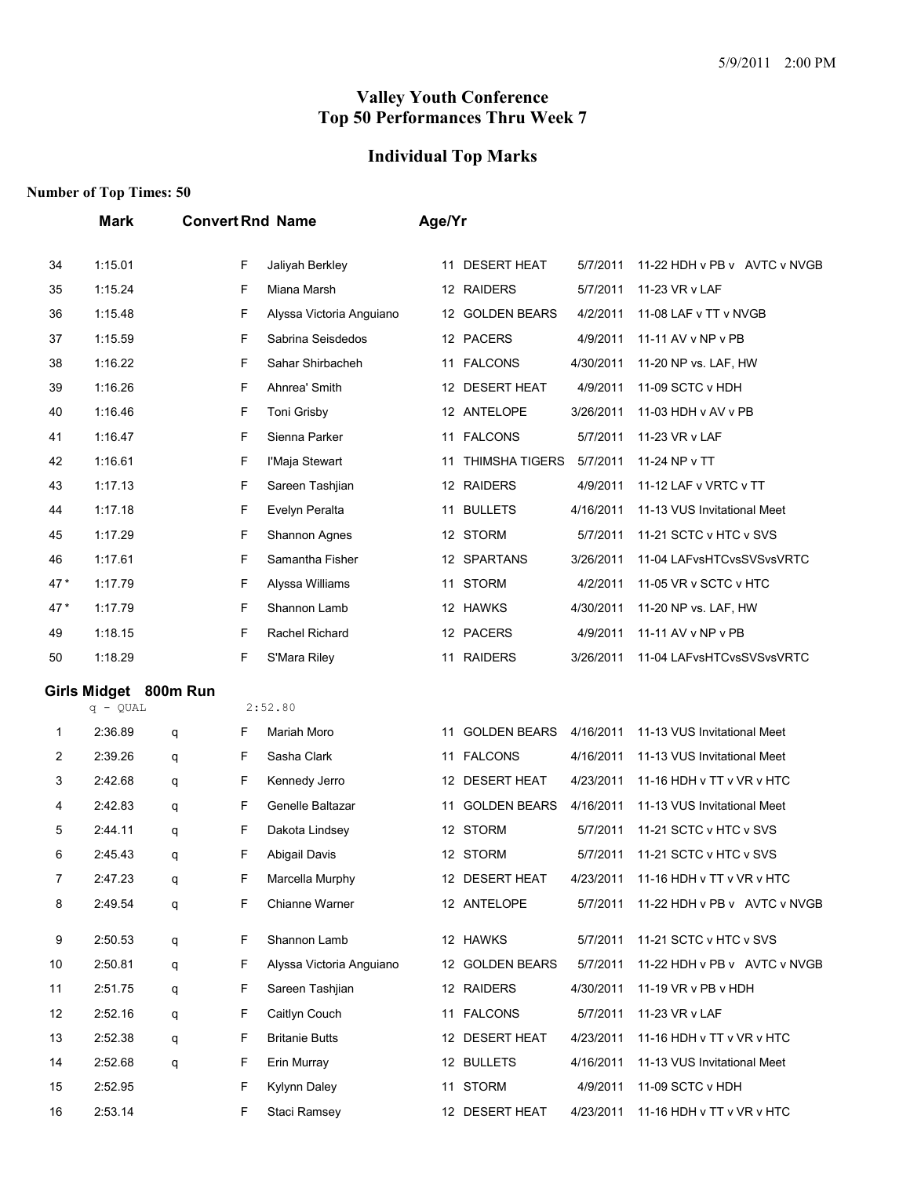# Valley Youth Conference
# Top 50 Performances Thru Week 7

## Individual Top Marks

**Number of Top Times: 50**

| | Mark | Convert | Rnd | Name | Age/Yr | Team | Date | Meet |
|---|---|---|---|---|---|---|---|---|
| 34 | 1:15.01 | | F | Jaliyah Berkley | 11 | DESERT HEAT | 5/7/2011 | 11-22 HDH v PB v AVTC v NVGB |
| 35 | 1:15.24 | | F | Miana Marsh | 12 | RAIDERS | 5/7/2011 | 11-23 VR v LAF |
| 36 | 1:15.48 | | F | Alyssa Victoria Anguiano | 12 | GOLDEN BEARS | 4/2/2011 | 11-08 LAF v TT v NVGB |
| 37 | 1:15.59 | | F | Sabrina Seisdedos | 12 | PACERS | 4/9/2011 | 11-11 AV v NP v PB |
| 38 | 1:16.22 | | F | Sahar Shirbacheh | 11 | FALCONS | 4/30/2011 | 11-20 NP vs. LAF, HW |
| 39 | 1:16.26 | | F | Ahnrea' Smith | 12 | DESERT HEAT | 4/9/2011 | 11-09 SCTC v HDH |
| 40 | 1:16.46 | | F | Toni Grisby | 12 | ANTELOPE | 3/26/2011 | 11-03 HDH v AV v PB |
| 41 | 1:16.47 | | F | Sienna Parker | 11 | FALCONS | 5/7/2011 | 11-23 VR v LAF |
| 42 | 1:16.61 | | F | I'Maja Stewart | 11 | THIMSHA TIGERS | 5/7/2011 | 11-24 NP v TT |
| 43 | 1:17.13 | | F | Sareen Tashjian | 12 | RAIDERS | 4/9/2011 | 11-12 LAF v VRTC v TT |
| 44 | 1:17.18 | | F | Evelyn Peralta | 11 | BULLETS | 4/16/2011 | 11-13 VUS Invitational Meet |
| 45 | 1:17.29 | | F | Shannon Agnes | 12 | STORM | 5/7/2011 | 11-21 SCTC v HTC v SVS |
| 46 | 1:17.61 | | F | Samantha Fisher | 12 | SPARTANS | 3/26/2011 | 11-04 LAFvsHTCvsSVSvsVRTC |
| 47 * | 1:17.79 | | F | Alyssa Williams | 11 | STORM | 4/2/2011 | 11-05 VR v SCTC v HTC |
| 47 * | 1:17.79 | | F | Shannon Lamb | 12 | HAWKS | 4/30/2011 | 11-20 NP vs. LAF, HW |
| 49 | 1:18.15 | | F | Rachel Richard | 12 | PACERS | 4/9/2011 | 11-11 AV v NP v PB |
| 50 | 1:18.29 | | F | S'Mara Riley | 11 | RAIDERS | 3/26/2011 | 11-04 LAFvsHTCvsSVSvsVRTC |

### Girls Midget 800m Run

q - QUAL 2:52.80

| | Mark | Convert | Rnd | Name | Age/Yr | Team | Date | Meet |
|---|---|---|---|---|---|---|---|---|
| 1 | 2:36.89 | q | F | Mariah Moro | 11 | GOLDEN BEARS | 4/16/2011 | 11-13 VUS Invitational Meet |
| 2 | 2:39.26 | q | F | Sasha Clark | 11 | FALCONS | 4/16/2011 | 11-13 VUS Invitational Meet |
| 3 | 2:42.68 | q | F | Kennedy Jerro | 12 | DESERT HEAT | 4/23/2011 | 11-16 HDH v TT v VR v HTC |
| 4 | 2:42.83 | q | F | Genelle Baltazar | 11 | GOLDEN BEARS | 4/16/2011 | 11-13 VUS Invitational Meet |
| 5 | 2:44.11 | q | F | Dakota Lindsey | 12 | STORM | 5/7/2011 | 11-21 SCTC v HTC v SVS |
| 6 | 2:45.43 | q | F | Abigail Davis | 12 | STORM | 5/7/2011 | 11-21 SCTC v HTC v SVS |
| 7 | 2:47.23 | q | F | Marcella Murphy | 12 | DESERT HEAT | 4/23/2011 | 11-16 HDH v TT v VR v HTC |
| 8 | 2:49.54 | q | F | Chianne Warner | 12 | ANTELOPE | 5/7/2011 | 11-22 HDH v PB v AVTC v NVGB |
| 9 | 2:50.53 | q | F | Shannon Lamb | 12 | HAWKS | 5/7/2011 | 11-21 SCTC v HTC v SVS |
| 10 | 2:50.81 | q | F | Alyssa Victoria Anguiano | 12 | GOLDEN BEARS | 5/7/2011 | 11-22 HDH v PB v AVTC v NVGB |
| 11 | 2:51.75 | q | F | Sareen Tashjian | 12 | RAIDERS | 4/30/2011 | 11-19 VR v PB v HDH |
| 12 | 2:52.16 | q | F | Caitlyn Couch | 11 | FALCONS | 5/7/2011 | 11-23 VR v LAF |
| 13 | 2:52.38 | q | F | Britanie Butts | 12 | DESERT HEAT | 4/23/2011 | 11-16 HDH v TT v VR v HTC |
| 14 | 2:52.68 | q | F | Erin Murray | 12 | BULLETS | 4/16/2011 | 11-13 VUS Invitational Meet |
| 15 | 2:52.95 | | F | Kylynn Daley | 11 | STORM | 4/9/2011 | 11-09 SCTC v HDH |
| 16 | 2:53.14 | | F | Staci Ramsey | 12 | DESERT HEAT | 4/23/2011 | 11-16 HDH v TT v VR v HTC |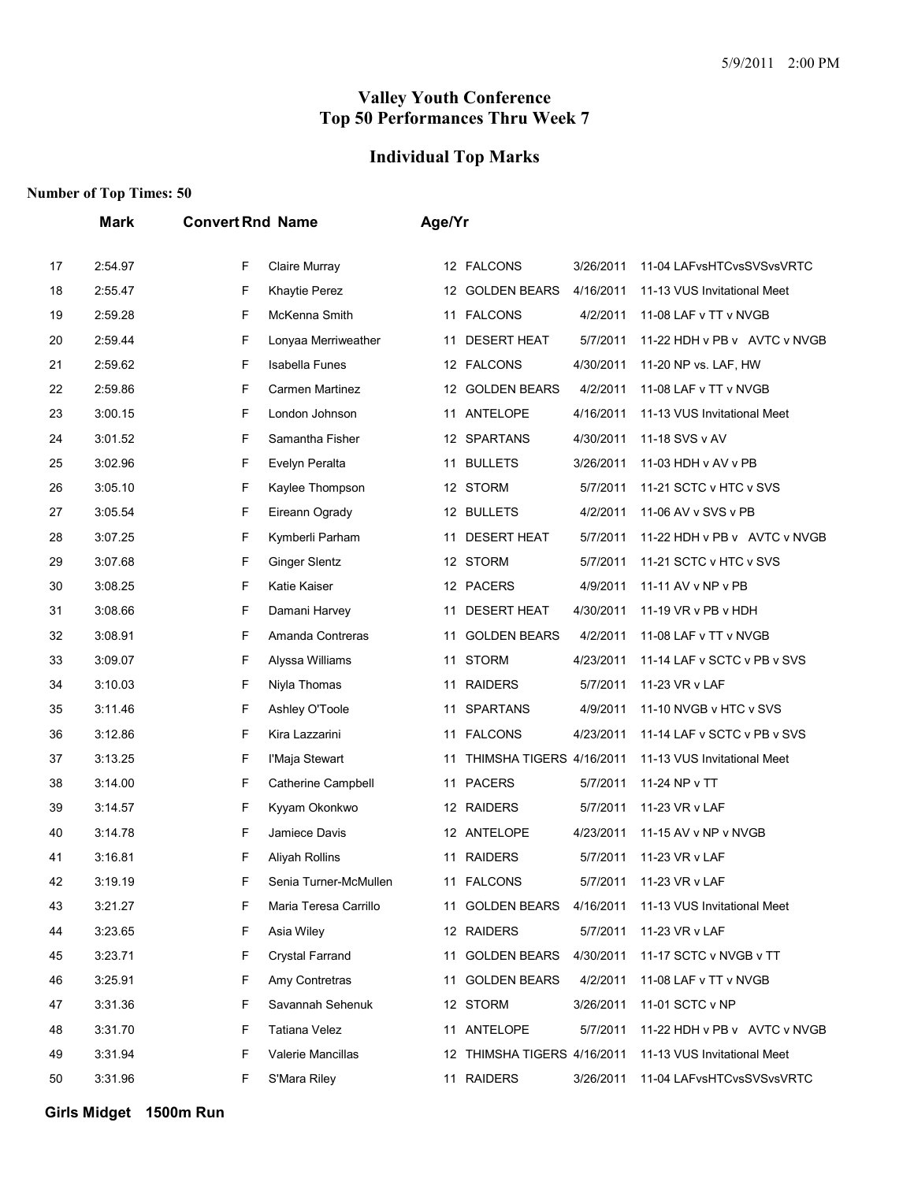# Valley Youth Conference
# Top 50 Performances Thru Week 7

## Individual Top Marks

**Number of Top Times: 50**

| | Mark | Convert | Rnd | Name | Age/Yr | Team | Date | Meet |
|---|---|---|---|---|---|---|---|---|
| 17 | 2:54.97 | | F | Claire Murray | 12 | FALCONS | 3/26/2011 | 11-04 LAFvsHTCvsSVSvsVRTC |
| 18 | 2:55.47 | | F | Khaytie Perez | 12 | GOLDEN BEARS | 4/16/2011 | 11-13 VUS Invitational Meet |
| 19 | 2:59.28 | | F | McKenna Smith | 11 | FALCONS | 4/2/2011 | 11-08 LAF v TT v NVGB |
| 20 | 2:59.44 | | F | Lonyaa Merriweather | 11 | DESERT HEAT | 5/7/2011 | 11-22 HDH v PB v AVTC v NVGB |
| 21 | 2:59.62 | | F | Isabella Funes | 12 | FALCONS | 4/30/2011 | 11-20 NP vs. LAF, HW |
| 22 | 2:59.86 | | F | Carmen Martinez | 12 | GOLDEN BEARS | 4/2/2011 | 11-08 LAF v TT v NVGB |
| 23 | 3:00.15 | | F | London Johnson | 11 | ANTELOPE | 4/16/2011 | 11-13 VUS Invitational Meet |
| 24 | 3:01.52 | | F | Samantha Fisher | 12 | SPARTANS | 4/30/2011 | 11-18 SVS v AV |
| 25 | 3:02.96 | | F | Evelyn Peralta | 11 | BULLETS | 3/26/2011 | 11-03 HDH v AV v PB |
| 26 | 3:05.10 | | F | Kaylee Thompson | 12 | STORM | 5/7/2011 | 11-21 SCTC v HTC v SVS |
| 27 | 3:05.54 | | F | Eireann Ogrady | 12 | BULLETS | 4/2/2011 | 11-06 AV v SVS v PB |
| 28 | 3:07.25 | | F | Kymberli Parham | 11 | DESERT HEAT | 5/7/2011 | 11-22 HDH v PB v AVTC v NVGB |
| 29 | 3:07.68 | | F | Ginger Slentz | 12 | STORM | 5/7/2011 | 11-21 SCTC v HTC v SVS |
| 30 | 3:08.25 | | F | Katie Kaiser | 12 | PACERS | 4/9/2011 | 11-11 AV v NP v PB |
| 31 | 3:08.66 | | F | Damani Harvey | 11 | DESERT HEAT | 4/30/2011 | 11-19 VR v PB v HDH |
| 32 | 3:08.91 | | F | Amanda Contreras | 11 | GOLDEN BEARS | 4/2/2011 | 11-08 LAF v TT v NVGB |
| 33 | 3:09.07 | | F | Alyssa Williams | 11 | STORM | 4/23/2011 | 11-14 LAF v SCTC v PB v SVS |
| 34 | 3:10.03 | | F | Niyla Thomas | 11 | RAIDERS | 5/7/2011 | 11-23 VR v LAF |
| 35 | 3:11.46 | | F | Ashley O'Toole | 11 | SPARTANS | 4/9/2011 | 11-10 NVGB v HTC v SVS |
| 36 | 3:12.86 | | F | Kira Lazzarini | 11 | FALCONS | 4/23/2011 | 11-14 LAF v SCTC v PB v SVS |
| 37 | 3:13.25 | | F | I'Maja Stewart | 11 | THIMSHA TIGERS | 4/16/2011 | 11-13 VUS Invitational Meet |
| 38 | 3:14.00 | | F | Catherine Campbell | 11 | PACERS | 5/7/2011 | 11-24 NP v TT |
| 39 | 3:14.57 | | F | Kyyam Okonkwo | 12 | RAIDERS | 5/7/2011 | 11-23 VR v LAF |
| 40 | 3:14.78 | | F | Jamiece Davis | 12 | ANTELOPE | 4/23/2011 | 11-15 AV v NP v NVGB |
| 41 | 3:16.81 | | F | Aliyah Rollins | 11 | RAIDERS | 5/7/2011 | 11-23 VR v LAF |
| 42 | 3:19.19 | | F | Senia Turner-McMullen | 11 | FALCONS | 5/7/2011 | 11-23 VR v LAF |
| 43 | 3:21.27 | | F | Maria Teresa Carrillo | 11 | GOLDEN BEARS | 4/16/2011 | 11-13 VUS Invitational Meet |
| 44 | 3:23.65 | | F | Asia Wiley | 12 | RAIDERS | 5/7/2011 | 11-23 VR v LAF |
| 45 | 3:23.71 | | F | Crystal Farrand | 11 | GOLDEN BEARS | 4/30/2011 | 11-17 SCTC v NVGB v TT |
| 46 | 3:25.91 | | F | Amy Contretras | 11 | GOLDEN BEARS | 4/2/2011 | 11-08 LAF v TT v NVGB |
| 47 | 3:31.36 | | F | Savannah Sehenuk | 12 | STORM | 3/26/2011 | 11-01 SCTC v NP |
| 48 | 3:31.70 | | F | Tatiana Velez | 11 | ANTELOPE | 5/7/2011 | 11-22 HDH v PB v AVTC v NVGB |
| 49 | 3:31.94 | | F | Valerie Mancillas | 12 | THIMSHA TIGERS | 4/16/2011 | 11-13 VUS Invitational Meet |
| 50 | 3:31.96 | | F | S'Mara Riley | 11 | RAIDERS | 3/26/2011 | 11-04 LAFvsHTCvsSVSvsVRTC |

**Girls Midget 1500m Run**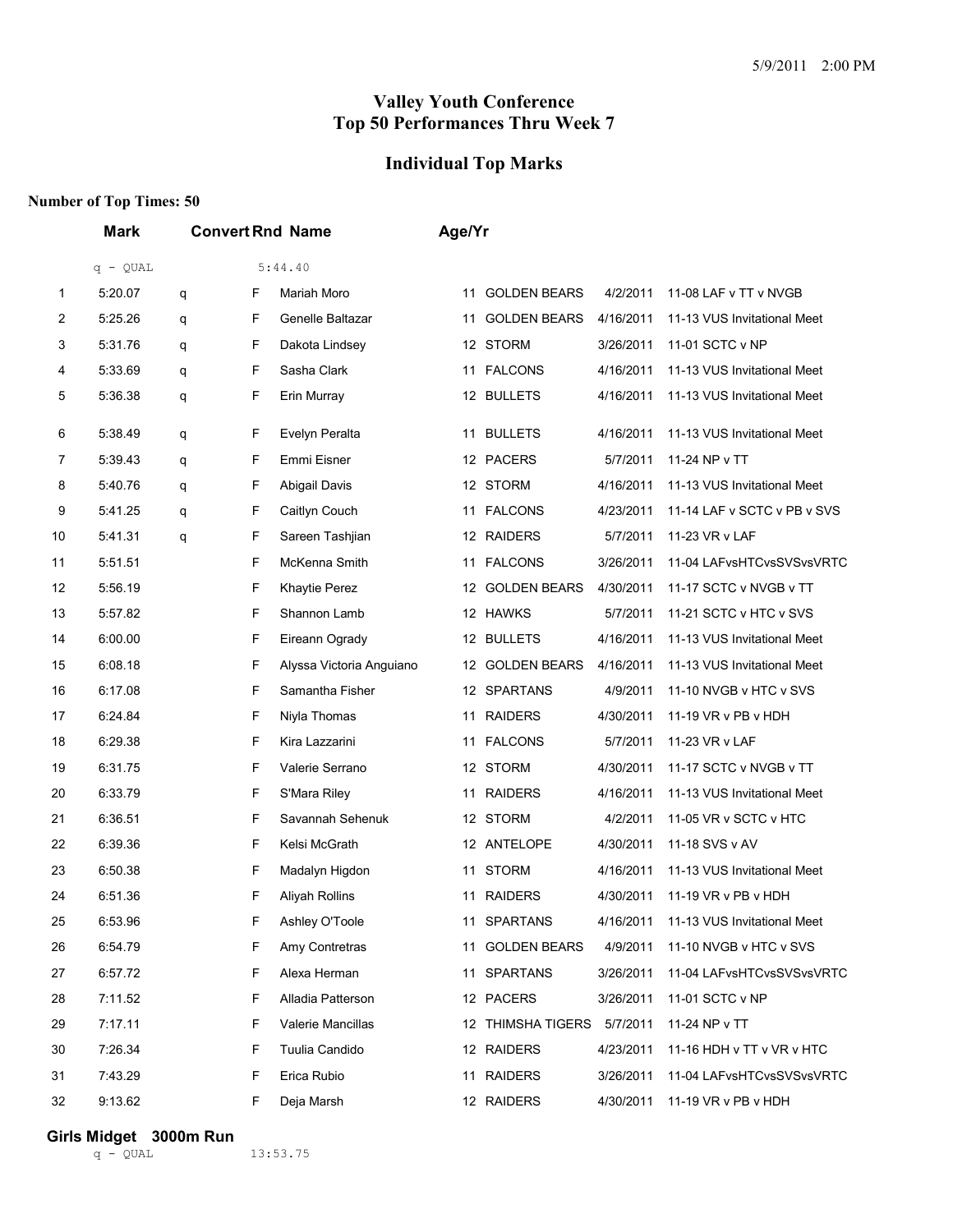5/9/2011 2:00 PM

# Valley Youth Conference
# Top 50 Performances Thru Week 7

## Individual Top Marks

**Number of Top Times: 50**

| | Mark | Convert | Rnd | Name | Age/Yr | Team | Date | Meet |
|---|---|---|---|---|---|---|---|---|
| | q - QUAL | | 5:44.40 | | | | | |
| 1 | 5:20.07 | q | F | Mariah Moro | 11 | GOLDEN BEARS | 4/2/2011 | 11-08 LAF v TT v NVGB |
| 2 | 5:25.26 | q | F | Genelle Baltazar | 11 | GOLDEN BEARS | 4/16/2011 | 11-13 VUS Invitational Meet |
| 3 | 5:31.76 | q | F | Dakota Lindsey | 12 | STORM | 3/26/2011 | 11-01 SCTC v NP |
| 4 | 5:33.69 | q | F | Sasha Clark | 11 | FALCONS | 4/16/2011 | 11-13 VUS Invitational Meet |
| 5 | 5:36.38 | q | F | Erin Murray | 12 | BULLETS | 4/16/2011 | 11-13 VUS Invitational Meet |
| 6 | 5:38.49 | q | F | Evelyn Peralta | 11 | BULLETS | 4/16/2011 | 11-13 VUS Invitational Meet |
| 7 | 5:39.43 | q | F | Emmi Eisner | 12 | PACERS | 5/7/2011 | 11-24 NP v TT |
| 8 | 5:40.76 | q | F | Abigail Davis | 12 | STORM | 4/16/2011 | 11-13 VUS Invitational Meet |
| 9 | 5:41.25 | q | F | Caitlyn Couch | 11 | FALCONS | 4/23/2011 | 11-14 LAF v SCTC v PB v SVS |
| 10 | 5:41.31 | q | F | Sareen Tashjian | 12 | RAIDERS | 5/7/2011 | 11-23 VR v LAF |
| 11 | 5:51.51 | | F | McKenna Smith | 11 | FALCONS | 3/26/2011 | 11-04 LAFvsHTCvsSVSvsVRTC |
| 12 | 5:56.19 | | F | Khaytie Perez | 12 | GOLDEN BEARS | 4/30/2011 | 11-17 SCTC v NVGB v TT |
| 13 | 5:57.82 | | F | Shannon Lamb | 12 | HAWKS | 5/7/2011 | 11-21 SCTC v HTC v SVS |
| 14 | 6:00.00 | | F | Eireann Ogrady | 12 | BULLETS | 4/16/2011 | 11-13 VUS Invitational Meet |
| 15 | 6:08.18 | | F | Alyssa Victoria Anguiano | 12 | GOLDEN BEARS | 4/16/2011 | 11-13 VUS Invitational Meet |
| 16 | 6:17.08 | | F | Samantha Fisher | 12 | SPARTANS | 4/9/2011 | 11-10 NVGB v HTC v SVS |
| 17 | 6:24.84 | | F | Niyla Thomas | 11 | RAIDERS | 4/30/2011 | 11-19 VR v PB v HDH |
| 18 | 6:29.38 | | F | Kira Lazzarini | 11 | FALCONS | 5/7/2011 | 11-23 VR v LAF |
| 19 | 6:31.75 | | F | Valerie Serrano | 12 | STORM | 4/30/2011 | 11-17 SCTC v NVGB v TT |
| 20 | 6:33.79 | | F | S'Mara Riley | 11 | RAIDERS | 4/16/2011 | 11-13 VUS Invitational Meet |
| 21 | 6:36.51 | | F | Savannah Sehenuk | 12 | STORM | 4/2/2011 | 11-05 VR v SCTC v HTC |
| 22 | 6:39.36 | | F | Kelsi McGrath | 12 | ANTELOPE | 4/30/2011 | 11-18 SVS v AV |
| 23 | 6:50.38 | | F | Madalyn Higdon | 11 | STORM | 4/16/2011 | 11-13 VUS Invitational Meet |
| 24 | 6:51.36 | | F | Aliyah Rollins | 11 | RAIDERS | 4/30/2011 | 11-19 VR v PB v HDH |
| 25 | 6:53.96 | | F | Ashley O'Toole | 11 | SPARTANS | 4/16/2011 | 11-13 VUS Invitational Meet |
| 26 | 6:54.79 | | F | Amy Contretras | 11 | GOLDEN BEARS | 4/9/2011 | 11-10 NVGB v HTC v SVS |
| 27 | 6:57.72 | | F | Alexa Herman | 11 | SPARTANS | 3/26/2011 | 11-04 LAFvsHTCvsSVSvsVRTC |
| 28 | 7:11.52 | | F | Alladia Patterson | 12 | PACERS | 3/26/2011 | 11-01 SCTC v NP |
| 29 | 7:17.11 | | F | Valerie Mancillas | 12 | THIMSHA TIGERS | 5/7/2011 | 11-24 NP v TT |
| 30 | 7:26.34 | | F | Tuulia Candido | 12 | RAIDERS | 4/23/2011 | 11-16 HDH v TT v VR v HTC |
| 31 | 7:43.29 | | F | Erica Rubio | 11 | RAIDERS | 3/26/2011 | 11-04 LAFvsHTCvsSVSvsVRTC |
| 32 | 9:13.62 | | F | Deja Marsh | 12 | RAIDERS | 4/30/2011 | 11-19 VR v PB v HDH |

### Girls Midget 3000m Run

q - QUAL 13:53.75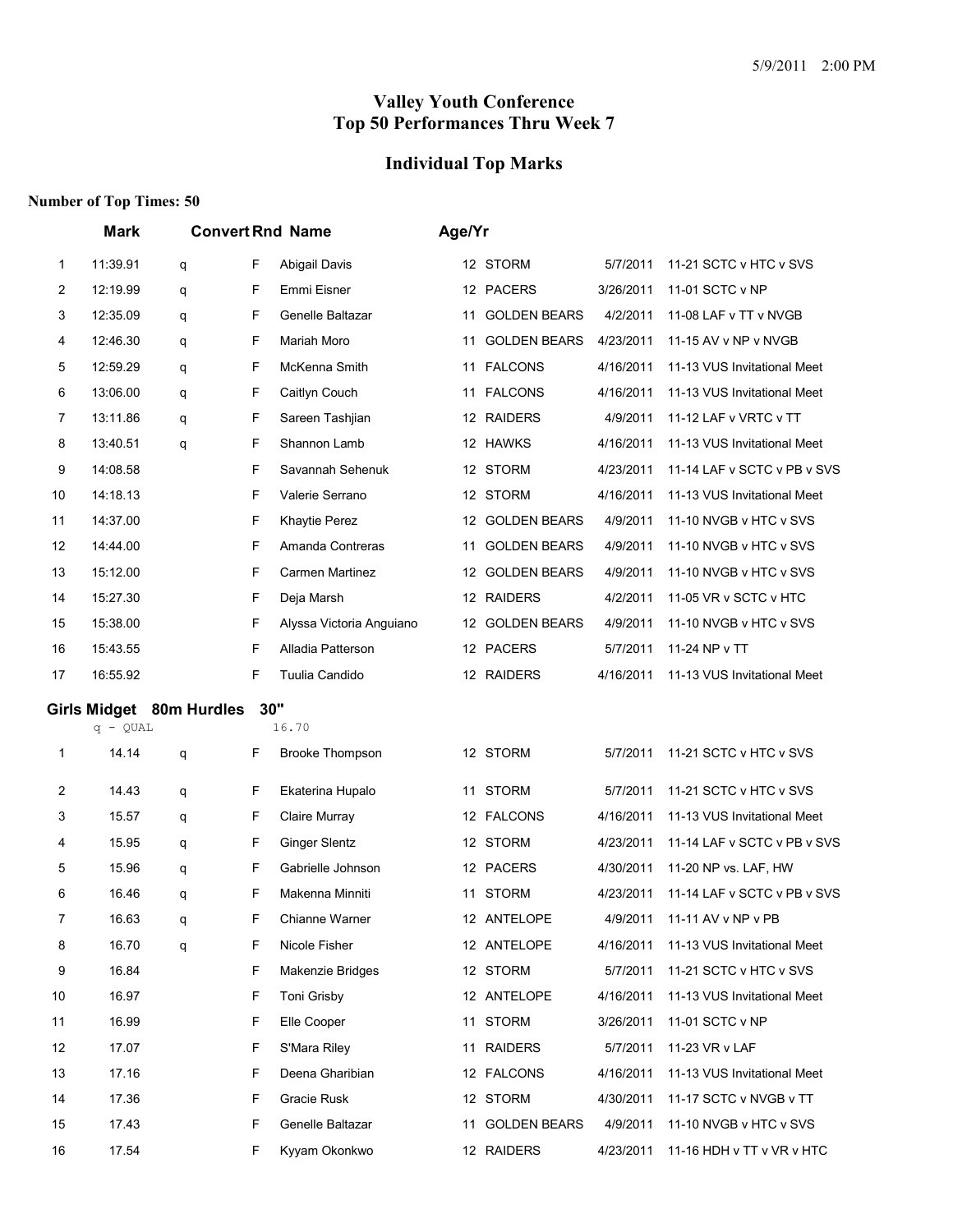5/9/2011 2:00 PM

# Valley Youth Conference
# Top 50 Performances Thru Week 7

## Individual Top Marks

**Number of Top Times: 50**

| | Mark | Convert | Rnd | Name | Age/Yr | Team | Date | Meet |
|---|---|---|---|---|---|---|---|---|
| 1 | 11:39.91 | q | F | Abigail Davis | 12 | STORM | 5/7/2011 | 11-21 SCTC v HTC v SVS |
| 2 | 12:19.99 | q | F | Emmi Eisner | 12 | PACERS | 3/26/2011 | 11-01 SCTC v NP |
| 3 | 12:35.09 | q | F | Genelle Baltazar | 11 | GOLDEN BEARS | 4/2/2011 | 11-08 LAF v TT v NVGB |
| 4 | 12:46.30 | q | F | Mariah Moro | 11 | GOLDEN BEARS | 4/23/2011 | 11-15 AV v NP v NVGB |
| 5 | 12:59.29 | q | F | McKenna Smith | 11 | FALCONS | 4/16/2011 | 11-13 VUS Invitational Meet |
| 6 | 13:06.00 | q | F | Caitlyn Couch | 11 | FALCONS | 4/16/2011 | 11-13 VUS Invitational Meet |
| 7 | 13:11.86 | q | F | Sareen Tashjian | 12 | RAIDERS | 4/9/2011 | 11-12 LAF v VRTC v TT |
| 8 | 13:40.51 | q | F | Shannon Lamb | 12 | HAWKS | 4/16/2011 | 11-13 VUS Invitational Meet |
| 9 | 14:08.58 | | F | Savannah Sehenuk | 12 | STORM | 4/23/2011 | 11-14 LAF v SCTC v PB v SVS |
| 10 | 14:18.13 | | F | Valerie Serrano | 12 | STORM | 4/16/2011 | 11-13 VUS Invitational Meet |
| 11 | 14:37.00 | | F | Khaytie Perez | 12 | GOLDEN BEARS | 4/9/2011 | 11-10 NVGB v HTC v SVS |
| 12 | 14:44.00 | | F | Amanda Contreras | 11 | GOLDEN BEARS | 4/9/2011 | 11-10 NVGB v HTC v SVS |
| 13 | 15:12.00 | | F | Carmen Martinez | 12 | GOLDEN BEARS | 4/9/2011 | 11-10 NVGB v HTC v SVS |
| 14 | 15:27.30 | | F | Deja Marsh | 12 | RAIDERS | 4/2/2011 | 11-05 VR v SCTC v HTC |
| 15 | 15:38.00 | | F | Alyssa Victoria Anguiano | 12 | GOLDEN BEARS | 4/9/2011 | 11-10 NVGB v HTC v SVS |
| 16 | 15:43.55 | | F | Alladia Patterson | 12 | PACERS | 5/7/2011 | 11-24 NP v TT |
| 17 | 16:55.92 | | F | Tuulia Candido | 12 | RAIDERS | 4/16/2011 | 11-13 VUS Invitational Meet |

### Girls Midget 80m Hurdles 30"

q - QUAL 16.70

| | Mark | Convert | Rnd | Name | Age/Yr | Team | Date | Meet |
|---|---|---|---|---|---|---|---|---|
| 1 | 14.14 | q | F | Brooke Thompson | 12 | STORM | 5/7/2011 | 11-21 SCTC v HTC v SVS |
| 2 | 14.43 | q | F | Ekaterina Hupalo | 11 | STORM | 5/7/2011 | 11-21 SCTC v HTC v SVS |
| 3 | 15.57 | q | F | Claire Murray | 12 | FALCONS | 4/16/2011 | 11-13 VUS Invitational Meet |
| 4 | 15.95 | q | F | Ginger Slentz | 12 | STORM | 4/23/2011 | 11-14 LAF v SCTC v PB v SVS |
| 5 | 15.96 | q | F | Gabrielle Johnson | 12 | PACERS | 4/30/2011 | 11-20 NP vs. LAF, HW |
| 6 | 16.46 | q | F | Makenna Minniti | 11 | STORM | 4/23/2011 | 11-14 LAF v SCTC v PB v SVS |
| 7 | 16.63 | q | F | Chianne Warner | 12 | ANTELOPE | 4/9/2011 | 11-11 AV v NP v PB |
| 8 | 16.70 | q | F | Nicole Fisher | 12 | ANTELOPE | 4/16/2011 | 11-13 VUS Invitational Meet |
| 9 | 16.84 | | F | Makenzie Bridges | 12 | STORM | 5/7/2011 | 11-21 SCTC v HTC v SVS |
| 10 | 16.97 | | F | Toni Grisby | 12 | ANTELOPE | 4/16/2011 | 11-13 VUS Invitational Meet |
| 11 | 16.99 | | F | Elle Cooper | 11 | STORM | 3/26/2011 | 11-01 SCTC v NP |
| 12 | 17.07 | | F | S'Mara Riley | 11 | RAIDERS | 5/7/2011 | 11-23 VR v LAF |
| 13 | 17.16 | | F | Deena Gharibian | 12 | FALCONS | 4/16/2011 | 11-13 VUS Invitational Meet |
| 14 | 17.36 | | F | Gracie Rusk | 12 | STORM | 4/30/2011 | 11-17 SCTC v NVGB v TT |
| 15 | 17.43 | | F | Genelle Baltazar | 11 | GOLDEN BEARS | 4/9/2011 | 11-10 NVGB v HTC v SVS |
| 16 | 17.54 | | F | Kyyam Okonkwo | 12 | RAIDERS | 4/23/2011 | 11-16 HDH v TT v VR v HTC |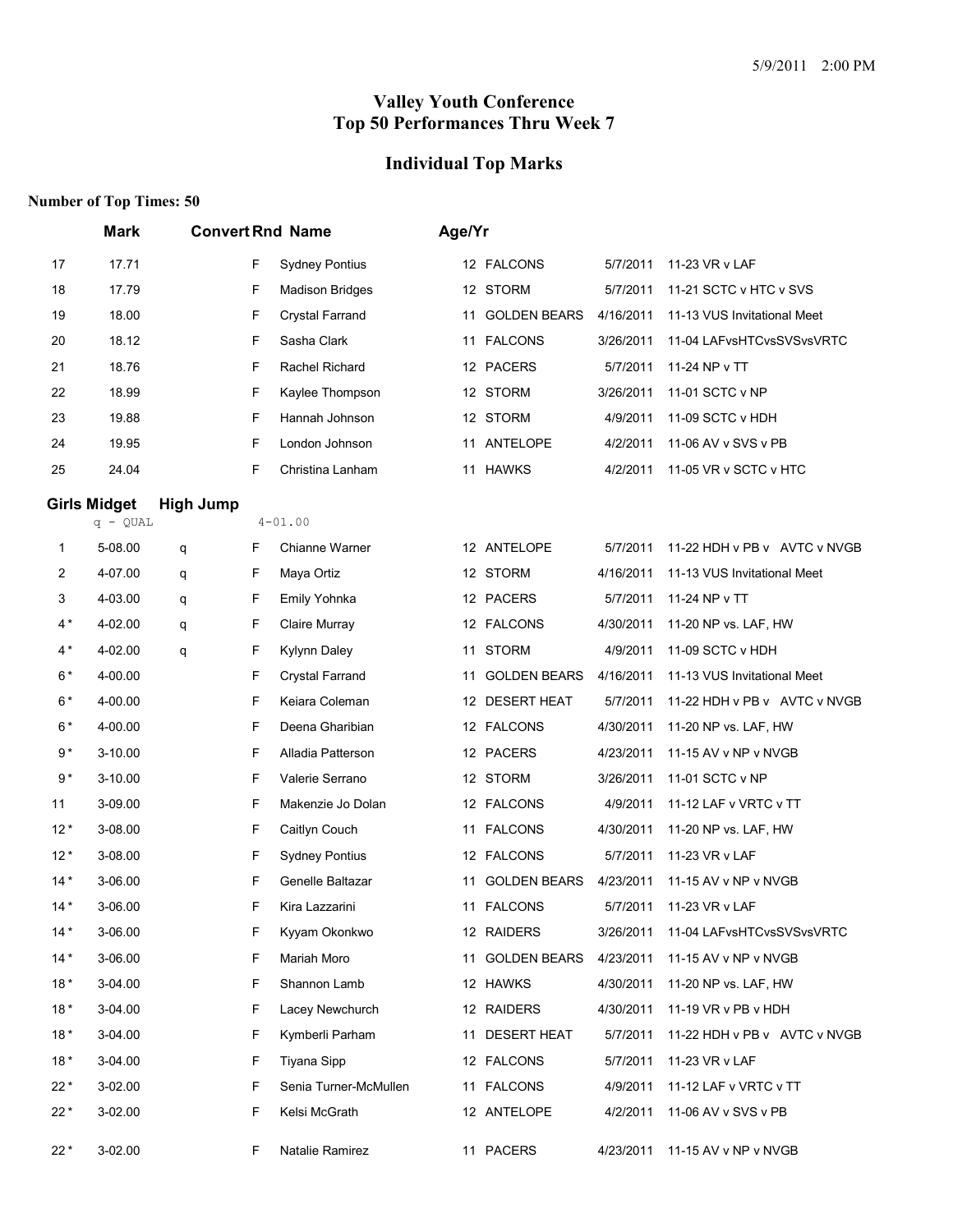# Valley Youth Conference
# Top 50 Performances Thru Week 7

## Individual Top Marks

**Number of Top Times: 50**

| | Mark | Convert | Rnd | Name | Age/Yr | Team | Date | Meet |
|---|---|---|---|---|---|---|---|---|
| 17 | 17.71 | | F | Sydney Pontius | 12 | FALCONS | 5/7/2011 | 11-23 VR v LAF |
| 18 | 17.79 | | F | Madison Bridges | 12 | STORM | 5/7/2011 | 11-21 SCTC v HTC v SVS |
| 19 | 18.00 | | F | Crystal Farrand | 11 | GOLDEN BEARS | 4/16/2011 | 11-13 VUS Invitational Meet |
| 20 | 18.12 | | F | Sasha Clark | 11 | FALCONS | 3/26/2011 | 11-04 LAFvsHTCvsSVSvsVRTC |
| 21 | 18.76 | | F | Rachel Richard | 12 | PACERS | 5/7/2011 | 11-24 NP v TT |
| 22 | 18.99 | | F | Kaylee Thompson | 12 | STORM | 3/26/2011 | 11-01 SCTC v NP |
| 23 | 19.88 | | F | Hannah Johnson | 12 | STORM | 4/9/2011 | 11-09 SCTC v HDH |
| 24 | 19.95 | | F | London Johnson | 11 | ANTELOPE | 4/2/2011 | 11-06 AV v SVS v PB |
| 25 | 24.04 | | F | Christina Lanham | 11 | HAWKS | 4/2/2011 | 11-05 VR v SCTC v HTC |

### Girls Midget High Jump

q - QUAL 4-01.00

| | Mark | Convert | Rnd | Name | Age/Yr | Team | Date | Meet |
|---|---|---|---|---|---|---|---|---|
| 1 | 5-08.00 | q | F | Chianne Warner | 12 | ANTELOPE | 5/7/2011 | 11-22 HDH v PB v AVTC v NVGB |
| 2 | 4-07.00 | q | F | Maya Ortiz | 12 | STORM | 4/16/2011 | 11-13 VUS Invitational Meet |
| 3 | 4-03.00 | q | F | Emily Yohnka | 12 | PACERS | 5/7/2011 | 11-24 NP v TT |
| 4 * | 4-02.00 | q | F | Claire Murray | 12 | FALCONS | 4/30/2011 | 11-20 NP vs. LAF, HW |
| 4 * | 4-02.00 | q | F | Kylynn Daley | 11 | STORM | 4/9/2011 | 11-09 SCTC v HDH |
| 6 * | 4-00.00 | | F | Crystal Farrand | 11 | GOLDEN BEARS | 4/16/2011 | 11-13 VUS Invitational Meet |
| 6 * | 4-00.00 | | F | Keiara Coleman | 12 | DESERT HEAT | 5/7/2011 | 11-22 HDH v PB v AVTC v NVGB |
| 6 * | 4-00.00 | | F | Deena Gharibian | 12 | FALCONS | 4/30/2011 | 11-20 NP vs. LAF, HW |
| 9 * | 3-10.00 | | F | Alladia Patterson | 12 | PACERS | 4/23/2011 | 11-15 AV v NP v NVGB |
| 9 * | 3-10.00 | | F | Valerie Serrano | 12 | STORM | 3/26/2011 | 11-01 SCTC v NP |
| 11 | 3-09.00 | | F | Makenzie Jo Dolan | 12 | FALCONS | 4/9/2011 | 11-12 LAF v VRTC v TT |
| 12 * | 3-08.00 | | F | Caitlyn Couch | 11 | FALCONS | 4/30/2011 | 11-20 NP vs. LAF, HW |
| 12 * | 3-08.00 | | F | Sydney Pontius | 12 | FALCONS | 5/7/2011 | 11-23 VR v LAF |
| 14 * | 3-06.00 | | F | Genelle Baltazar | 11 | GOLDEN BEARS | 4/23/2011 | 11-15 AV v NP v NVGB |
| 14 * | 3-06.00 | | F | Kira Lazzarini | 11 | FALCONS | 5/7/2011 | 11-23 VR v LAF |
| 14 * | 3-06.00 | | F | Kyyam Okonkwo | 12 | RAIDERS | 3/26/2011 | 11-04 LAFvsHTCvsSVSvsVRTC |
| 14 * | 3-06.00 | | F | Mariah Moro | 11 | GOLDEN BEARS | 4/23/2011 | 11-15 AV v NP v NVGB |
| 18 * | 3-04.00 | | F | Shannon Lamb | 12 | HAWKS | 4/30/2011 | 11-20 NP vs. LAF, HW |
| 18 * | 3-04.00 | | F | Lacey Newchurch | 12 | RAIDERS | 4/30/2011 | 11-19 VR v PB v HDH |
| 18 * | 3-04.00 | | F | Kymberli Parham | 11 | DESERT HEAT | 5/7/2011 | 11-22 HDH v PB v AVTC v NVGB |
| 18 * | 3-04.00 | | F | Tiyana Sipp | 12 | FALCONS | 5/7/2011 | 11-23 VR v LAF |
| 22 * | 3-02.00 | | F | Senia Turner-McMullen | 11 | FALCONS | 4/9/2011 | 11-12 LAF v VRTC v TT |
| 22 * | 3-02.00 | | F | Kelsi McGrath | 12 | ANTELOPE | 4/2/2011 | 11-06 AV v SVS v PB |
| 22 * | 3-02.00 | | F | Natalie Ramirez | 11 | PACERS | 4/23/2011 | 11-15 AV v NP v NVGB |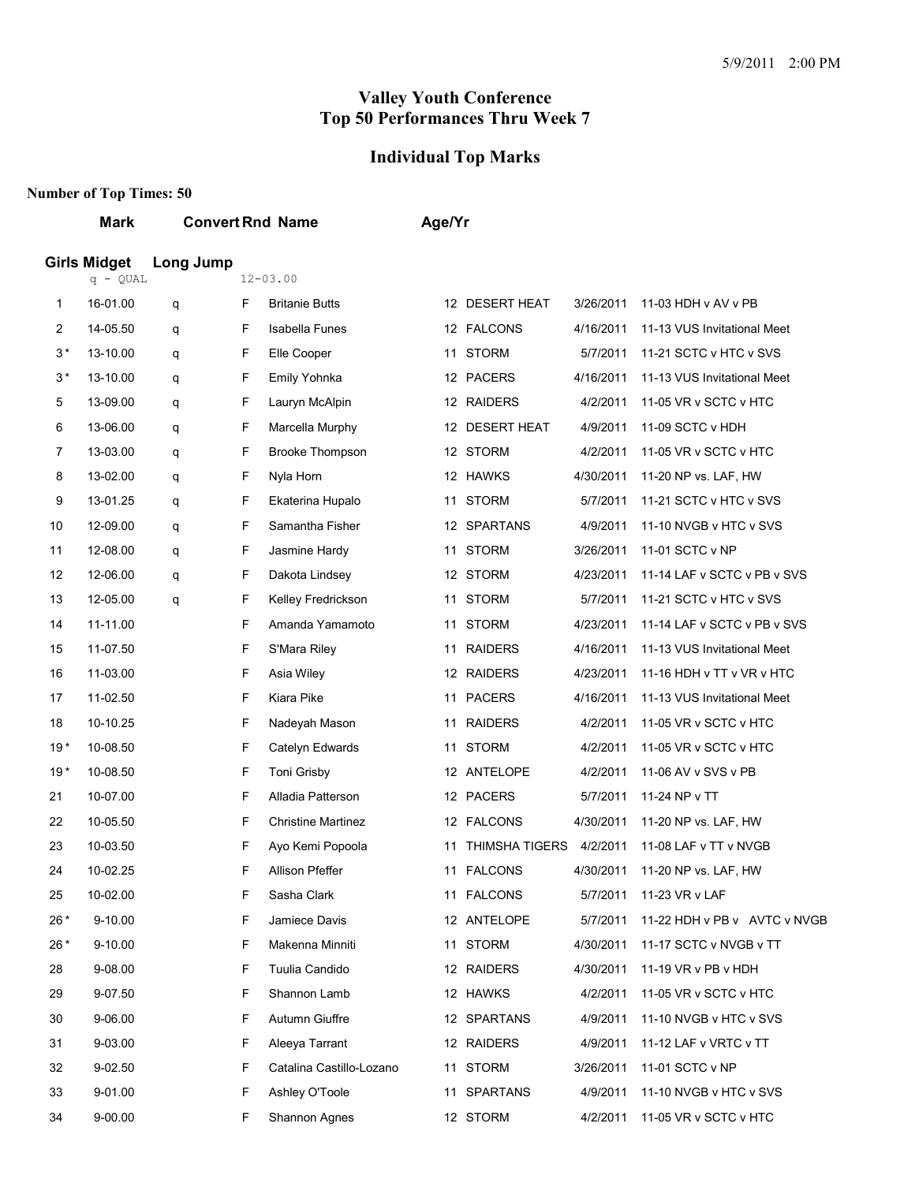5/9/2011 2:00 PM

# Valley Youth Conference
# Top 50 Performances Thru Week 7

## Individual Top Marks

**Number of Top Times: 50**

| | Mark | Convert | Rnd | Name | Age/Yr | Team | Date | Meet |
|---|---|---|---|---|---|---|---|---|
| **Girls Midget** | **Long Jump** | | | | | | | |
| | q - QUAL | | 12-03.00 | | | | | |
| 1 | 16-01.00 | q | F | Britanie Butts | 12 | DESERT HEAT | 3/26/2011 | 11-03 HDH v AV v PB |
| 2 | 14-05.50 | q | F | Isabella Funes | 12 | FALCONS | 4/16/2011 | 11-13 VUS Invitational Meet |
| 3* | 13-10.00 | q | F | Elle Cooper | 11 | STORM | 5/7/2011 | 11-21 SCTC v HTC v SVS |
| 3* | 13-10.00 | q | F | Emily Yohnka | 12 | PACERS | 4/16/2011 | 11-13 VUS Invitational Meet |
| 5 | 13-09.00 | q | F | Lauryn McAlpin | 12 | RAIDERS | 4/2/2011 | 11-05 VR v SCTC v HTC |
| 6 | 13-06.00 | q | F | Marcella Murphy | 12 | DESERT HEAT | 4/9/2011 | 11-09 SCTC v HDH |
| 7 | 13-03.00 | q | F | Brooke Thompson | 12 | STORM | 4/2/2011 | 11-05 VR v SCTC v HTC |
| 8 | 13-02.00 | q | F | Nyla Horn | 12 | HAWKS | 4/30/2011 | 11-20 NP vs. LAF, HW |
| 9 | 13-01.25 | q | F | Ekaterina Hupalo | 11 | STORM | 5/7/2011 | 11-21 SCTC v HTC v SVS |
| 10 | 12-09.00 | q | F | Samantha Fisher | 12 | SPARTANS | 4/9/2011 | 11-10 NVGB v HTC v SVS |
| 11 | 12-08.00 | q | F | Jasmine Hardy | 11 | STORM | 3/26/2011 | 11-01 SCTC v NP |
| 12 | 12-06.00 | q | F | Dakota Lindsey | 12 | STORM | 4/23/2011 | 11-14 LAF v SCTC v PB v SVS |
| 13 | 12-05.00 | q | F | Kelley Fredrickson | 11 | STORM | 5/7/2011 | 11-21 SCTC v HTC v SVS |
| 14 | 11-11.00 | | F | Amanda Yamamoto | 11 | STORM | 4/23/2011 | 11-14 LAF v SCTC v PB v SVS |
| 15 | 11-07.50 | | F | S'Mara Riley | 11 | RAIDERS | 4/16/2011 | 11-13 VUS Invitational Meet |
| 16 | 11-03.00 | | F | Asia Wiley | 12 | RAIDERS | 4/23/2011 | 11-16 HDH v TT v VR v HTC |
| 17 | 11-02.50 | | F | Kiara Pike | 11 | PACERS | 4/16/2011 | 11-13 VUS Invitational Meet |
| 18 | 10-10.25 | | F | Nadeyah Mason | 11 | RAIDERS | 4/2/2011 | 11-05 VR v SCTC v HTC |
| 19* | 10-08.50 | | F | Catelyn Edwards | 11 | STORM | 4/2/2011 | 11-05 VR v SCTC v HTC |
| 19* | 10-08.50 | | F | Toni Grisby | 12 | ANTELOPE | 4/2/2011 | 11-06 AV v SVS v PB |
| 21 | 10-07.00 | | F | Alladia Patterson | 12 | PACERS | 5/7/2011 | 11-24 NP v TT |
| 22 | 10-05.50 | | F | Christine Martinez | 12 | FALCONS | 4/30/2011 | 11-20 NP vs. LAF, HW |
| 23 | 10-03.50 | | F | Ayo Kemi Popoola | 11 | THIMSHA TIGERS | 4/2/2011 | 11-08 LAF v TT v NVGB |
| 24 | 10-02.25 | | F | Allison Pfeffer | 11 | FALCONS | 4/30/2011 | 11-20 NP vs. LAF, HW |
| 25 | 10-02.00 | | F | Sasha Clark | 11 | FALCONS | 5/7/2011 | 11-23 VR v LAF |
| 26* | 9-10.00 | | F | Jamiece Davis | 12 | ANTELOPE | 5/7/2011 | 11-22 HDH v PB v AVTC v NVGB |
| 26* | 9-10.00 | | F | Makenna Minniti | 11 | STORM | 4/30/2011 | 11-17 SCTC v NVGB v TT |
| 28 | 9-08.00 | | F | Tuulia Candido | 12 | RAIDERS | 4/30/2011 | 11-19 VR v PB v HDH |
| 29 | 9-07.50 | | F | Shannon Lamb | 12 | HAWKS | 4/2/2011 | 11-05 VR v SCTC v HTC |
| 30 | 9-06.00 | | F | Autumn Giuffre | 12 | SPARTANS | 4/9/2011 | 11-10 NVGB v HTC v SVS |
| 31 | 9-03.00 | | F | Aleeya Tarrant | 12 | RAIDERS | 4/9/2011 | 11-12 LAF v VRTC v TT |
| 32 | 9-02.50 | | F | Catalina Castillo-Lozano | 11 | STORM | 3/26/2011 | 11-01 SCTC v NP |
| 33 | 9-01.00 | | F | Ashley O'Toole | 11 | SPARTANS | 4/9/2011 | 11-10 NVGB v HTC v SVS |
| 34 | 9-00.00 | | F | Shannon Agnes | 12 | STORM | 4/2/2011 | 11-05 VR v SCTC v HTC |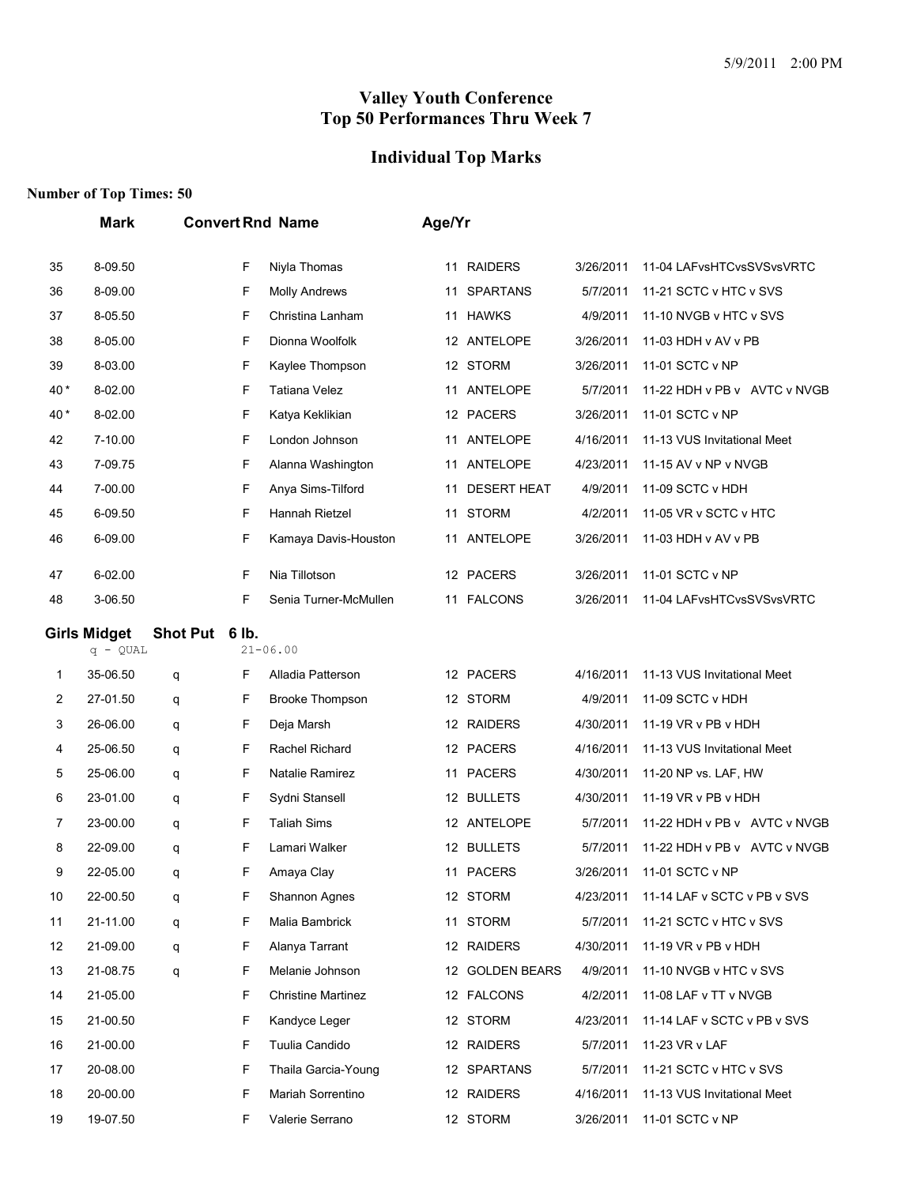## Valley Youth Conference
## Top 50 Performances Thru Week 7

### Individual Top Marks

**Number of Top Times: 50**

| | Mark | Convert | Rnd | Name | Age/Yr | Team | Date | Meet |
|---|---|---|---|---|---|---|---|---|
| 35 | 8-09.50 | | F | Niyla Thomas | 11 | RAIDERS | 3/26/2011 | 11-04 LAFvsHTCvsSVSvsVRTC |
| 36 | 8-09.00 | | F | Molly Andrews | 11 | SPARTANS | 5/7/2011 | 11-21 SCTC v HTC v SVS |
| 37 | 8-05.50 | | F | Christina Lanham | 11 | HAWKS | 4/9/2011 | 11-10 NVGB v HTC v SVS |
| 38 | 8-05.00 | | F | Dionna Woolfolk | 12 | ANTELOPE | 3/26/2011 | 11-03 HDH v AV v PB |
| 39 | 8-03.00 | | F | Kaylee Thompson | 12 | STORM | 3/26/2011 | 11-01 SCTC v NP |
| 40 * | 8-02.00 | | F | Tatiana Velez | 11 | ANTELOPE | 5/7/2011 | 11-22 HDH v PB v AVTC v NVGB |
| 40 * | 8-02.00 | | F | Katya Keklikian | 12 | PACERS | 3/26/2011 | 11-01 SCTC v NP |
| 42 | 7-10.00 | | F | London Johnson | 11 | ANTELOPE | 4/16/2011 | 11-13 VUS Invitational Meet |
| 43 | 7-09.75 | | F | Alanna Washington | 11 | ANTELOPE | 4/23/2011 | 11-15 AV v NP v NVGB |
| 44 | 7-00.00 | | F | Anya Sims-Tilford | 11 | DESERT HEAT | 4/9/2011 | 11-09 SCTC v HDH |
| 45 | 6-09.50 | | F | Hannah Rietzel | 11 | STORM | 4/2/2011 | 11-05 VR v SCTC v HTC |
| 46 | 6-09.00 | | F | Kamaya Davis-Houston | 11 | ANTELOPE | 3/26/2011 | 11-03 HDH v AV v PB |
| 47 | 6-02.00 | | F | Nia Tillotson | 12 | PACERS | 3/26/2011 | 11-01 SCTC v NP |
| 48 | 3-06.50 | | F | Senia Turner-McMullen | 11 | FALCONS | 3/26/2011 | 11-04 LAFvsHTCvsSVSvsVRTC |

**Girls Midget Shot Put 6 lb.**

q - QUAL 21-06.00

| | Mark | Convert | Rnd | Name | Age/Yr | Team | Date | Meet |
|---|---|---|---|---|---|---|---|---|
| 1 | 35-06.50 | q | F | Alladia Patterson | 12 | PACERS | 4/16/2011 | 11-13 VUS Invitational Meet |
| 2 | 27-01.50 | q | F | Brooke Thompson | 12 | STORM | 4/9/2011 | 11-09 SCTC v HDH |
| 3 | 26-06.00 | q | F | Deja Marsh | 12 | RAIDERS | 4/30/2011 | 11-19 VR v PB v HDH |
| 4 | 25-06.50 | q | F | Rachel Richard | 12 | PACERS | 4/16/2011 | 11-13 VUS Invitational Meet |
| 5 | 25-06.00 | q | F | Natalie Ramirez | 11 | PACERS | 4/30/2011 | 11-20 NP vs. LAF, HW |
| 6 | 23-01.00 | q | F | Sydni Stansell | 12 | BULLETS | 4/30/2011 | 11-19 VR v PB v HDH |
| 7 | 23-00.00 | q | F | Taliah Sims | 12 | ANTELOPE | 5/7/2011 | 11-22 HDH v PB v AVTC v NVGB |
| 8 | 22-09.00 | q | F | Lamari Walker | 12 | BULLETS | 5/7/2011 | 11-22 HDH v PB v AVTC v NVGB |
| 9 | 22-05.00 | q | F | Amaya Clay | 11 | PACERS | 3/26/2011 | 11-01 SCTC v NP |
| 10 | 22-00.50 | q | F | Shannon Agnes | 12 | STORM | 4/23/2011 | 11-14 LAF v SCTC v PB v SVS |
| 11 | 21-11.00 | q | F | Malia Bambrick | 11 | STORM | 5/7/2011 | 11-21 SCTC v HTC v SVS |
| 12 | 21-09.00 | q | F | Alanya Tarrant | 12 | RAIDERS | 4/30/2011 | 11-19 VR v PB v HDH |
| 13 | 21-08.75 | q | F | Melanie Johnson | 12 | GOLDEN BEARS | 4/9/2011 | 11-10 NVGB v HTC v SVS |
| 14 | 21-05.00 | | F | Christine Martinez | 12 | FALCONS | 4/2/2011 | 11-08 LAF v TT v NVGB |
| 15 | 21-00.50 | | F | Kandyce Leger | 12 | STORM | 4/23/2011 | 11-14 LAF v SCTC v PB v SVS |
| 16 | 21-00.00 | | F | Tuulia Candido | 12 | RAIDERS | 5/7/2011 | 11-23 VR v LAF |
| 17 | 20-08.00 | | F | Thaila Garcia-Young | 12 | SPARTANS | 5/7/2011 | 11-21 SCTC v HTC v SVS |
| 18 | 20-00.00 | | F | Mariah Sorrentino | 12 | RAIDERS | 4/16/2011 | 11-13 VUS Invitational Meet |
| 19 | 19-07.50 | | F | Valerie Serrano | 12 | STORM | 3/26/2011 | 11-01 SCTC v NP |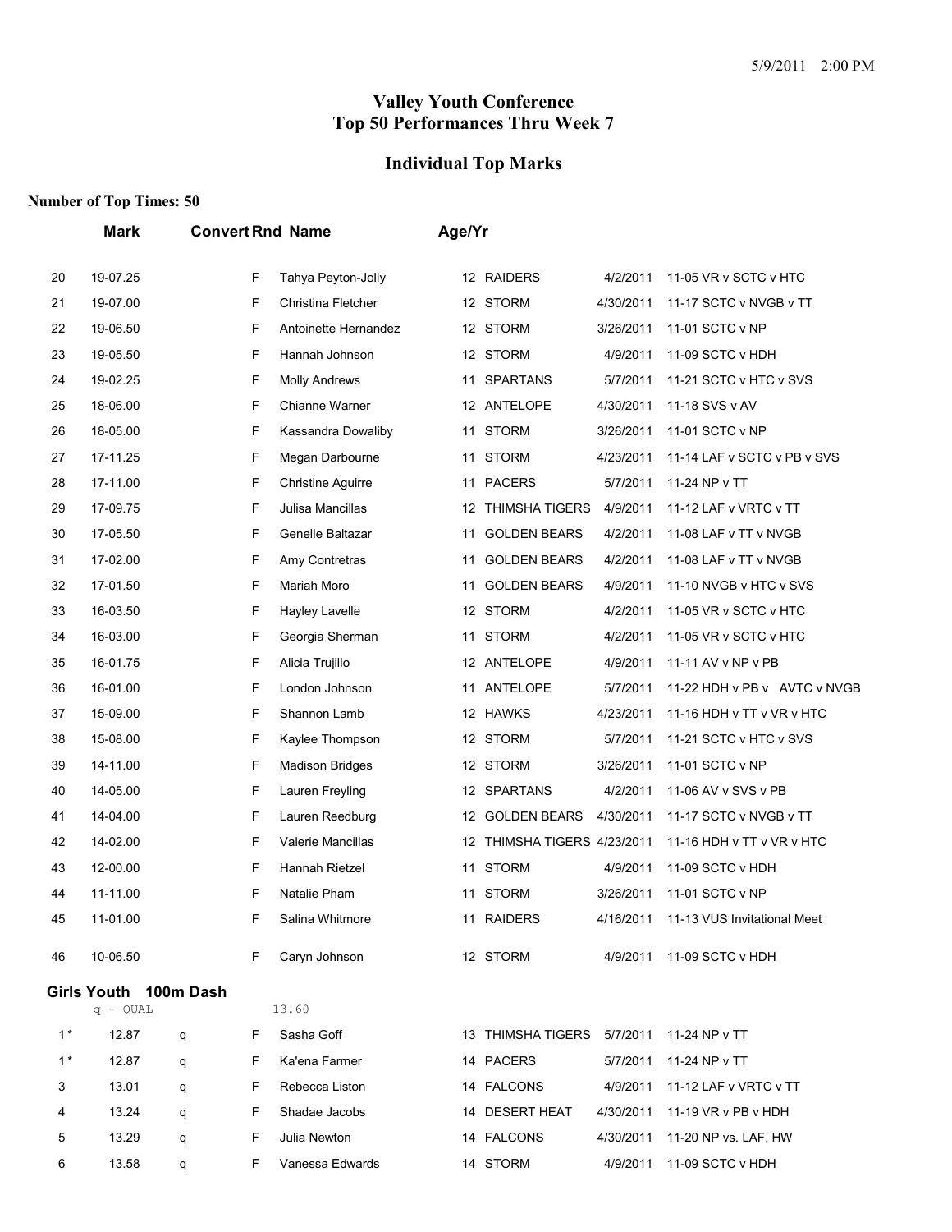# Valley Youth Conference
# Top 50 Performances Thru Week 7

## Individual Top Marks

**Number of Top Times: 50**

| | Mark | Convert | Rnd | Name | Age/Yr | | | |
|---|---|---|---|---|---|---|---|---|
| 20 | 19-07.25 | | F | Tahya Peyton-Jolly | 12 | RAIDERS | 4/2/2011 | 11-05 VR v SCTC v HTC |
| 21 | 19-07.00 | | F | Christina Fletcher | 12 | STORM | 4/30/2011 | 11-17 SCTC v NVGB v TT |
| 22 | 19-06.50 | | F | Antoinette Hernandez | 12 | STORM | 3/26/2011 | 11-01 SCTC v NP |
| 23 | 19-05.50 | | F | Hannah Johnson | 12 | STORM | 4/9/2011 | 11-09 SCTC v HDH |
| 24 | 19-02.25 | | F | Molly Andrews | 11 | SPARTANS | 5/7/2011 | 11-21 SCTC v HTC v SVS |
| 25 | 18-06.00 | | F | Chianne Warner | 12 | ANTELOPE | 4/30/2011 | 11-18 SVS v AV |
| 26 | 18-05.00 | | F | Kassandra Dowaliby | 11 | STORM | 3/26/2011 | 11-01 SCTC v NP |
| 27 | 17-11.25 | | F | Megan Darbourne | 11 | STORM | 4/23/2011 | 11-14 LAF v SCTC v PB v SVS |
| 28 | 17-11.00 | | F | Christine Aguirre | 11 | PACERS | 5/7/2011 | 11-24 NP v TT |
| 29 | 17-09.75 | | F | Julisa Mancillas | 12 | THIMSHA TIGERS | 4/9/2011 | 11-12 LAF v VRTC v TT |
| 30 | 17-05.50 | | F | Genelle Baltazar | 11 | GOLDEN BEARS | 4/2/2011 | 11-08 LAF v TT v NVGB |
| 31 | 17-02.00 | | F | Amy Contretras | 11 | GOLDEN BEARS | 4/2/2011 | 11-08 LAF v TT v NVGB |
| 32 | 17-01.50 | | F | Mariah Moro | 11 | GOLDEN BEARS | 4/9/2011 | 11-10 NVGB v HTC v SVS |
| 33 | 16-03.50 | | F | Hayley Lavelle | 12 | STORM | 4/2/2011 | 11-05 VR v SCTC v HTC |
| 34 | 16-03.00 | | F | Georgia Sherman | 11 | STORM | 4/2/2011 | 11-05 VR v SCTC v HTC |
| 35 | 16-01.75 | | F | Alicia Trujillo | 12 | ANTELOPE | 4/9/2011 | 11-11 AV v NP v PB |
| 36 | 16-01.00 | | F | London Johnson | 11 | ANTELOPE | 5/7/2011 | 11-22 HDH v PB v AVTC v NVGB |
| 37 | 15-09.00 | | F | Shannon Lamb | 12 | HAWKS | 4/23/2011 | 11-16 HDH v TT v VR v HTC |
| 38 | 15-08.00 | | F | Kaylee Thompson | 12 | STORM | 5/7/2011 | 11-21 SCTC v HTC v SVS |
| 39 | 14-11.00 | | F | Madison Bridges | 12 | STORM | 3/26/2011 | 11-01 SCTC v NP |
| 40 | 14-05.00 | | F | Lauren Freyling | 12 | SPARTANS | 4/2/2011 | 11-06 AV v SVS v PB |
| 41 | 14-04.00 | | F | Lauren Reedburg | 12 | GOLDEN BEARS | 4/30/2011 | 11-17 SCTC v NVGB v TT |
| 42 | 14-02.00 | | F | Valerie Mancillas | 12 | THIMSHA TIGERS | 4/23/2011 | 11-16 HDH v TT v VR v HTC |
| 43 | 12-00.00 | | F | Hannah Rietzel | 11 | STORM | 4/9/2011 | 11-09 SCTC v HDH |
| 44 | 11-11.00 | | F | Natalie Pham | 11 | STORM | 3/26/2011 | 11-01 SCTC v NP |
| 45 | 11-01.00 | | F | Salina Whitmore | 11 | RAIDERS | 4/16/2011 | 11-13 VUS Invitational Meet |
| 46 | 10-06.50 | | F | Caryn Johnson | 12 | STORM | 4/9/2011 | 11-09 SCTC v HDH |

### Girls Youth 100m Dash

q - QUAL 13.60

| | Mark | Convert | Rnd | Name | Age/Yr | | | |
|---|---|---|---|---|---|---|---|---|
| 1 * | 12.87 | q | F | Sasha Goff | 13 | THIMSHA TIGERS | 5/7/2011 | 11-24 NP v TT |
| 1 * | 12.87 | q | F | Ka'ena Farmer | 14 | PACERS | 5/7/2011 | 11-24 NP v TT |
| 3 | 13.01 | q | F | Rebecca Liston | 14 | FALCONS | 4/9/2011 | 11-12 LAF v VRTC v TT |
| 4 | 13.24 | q | F | Shadae Jacobs | 14 | DESERT HEAT | 4/30/2011 | 11-19 VR v PB v HDH |
| 5 | 13.29 | q | F | Julia Newton | 14 | FALCONS | 4/30/2011 | 11-20 NP vs. LAF, HW |
| 6 | 13.58 | q | F | Vanessa Edwards | 14 | STORM | 4/9/2011 | 11-09 SCTC v HDH |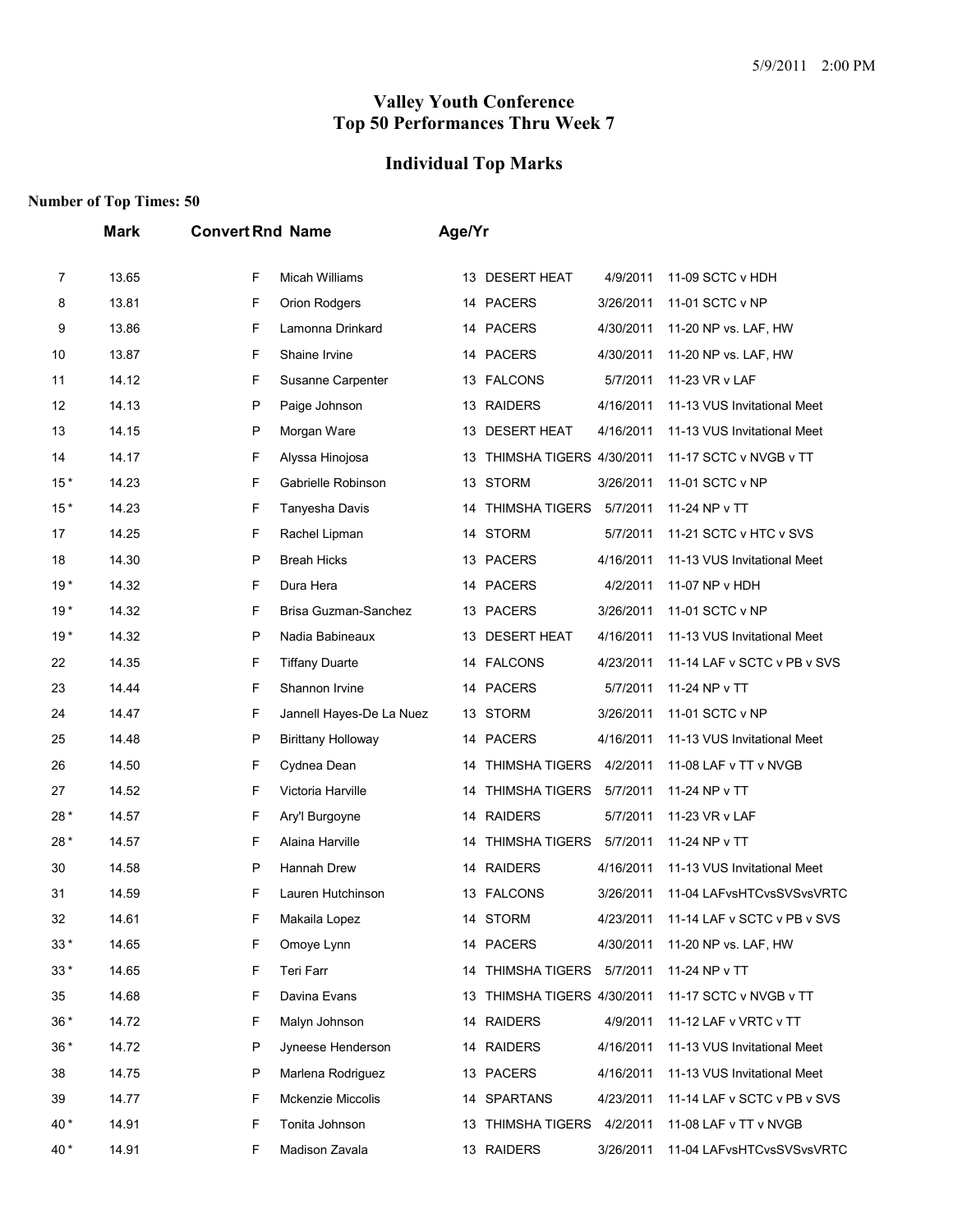# Valley Youth Conference
# Top 50 Performances Thru Week 7

## Individual Top Marks

**Number of Top Times: 50**

| | Mark | Convert | Rnd | Name | Age/Yr | Team | Date | Meet |
|---|---|---|---|---|---|---|---|---|
| 7 | 13.65 | | F | Micah Williams | 13 | DESERT HEAT | 4/9/2011 | 11-09 SCTC v HDH |
| 8 | 13.81 | | F | Orion Rodgers | 14 | PACERS | 3/26/2011 | 11-01 SCTC v NP |
| 9 | 13.86 | | F | Lamonna Drinkard | 14 | PACERS | 4/30/2011 | 11-20 NP vs. LAF, HW |
| 10 | 13.87 | | F | Shaine Irvine | 14 | PACERS | 4/30/2011 | 11-20 NP vs. LAF, HW |
| 11 | 14.12 | | F | Susanne Carpenter | 13 | FALCONS | 5/7/2011 | 11-23 VR v LAF |
| 12 | 14.13 | | P | Paige Johnson | 13 | RAIDERS | 4/16/2011 | 11-13 VUS Invitational Meet |
| 13 | 14.15 | | P | Morgan Ware | 13 | DESERT HEAT | 4/16/2011 | 11-13 VUS Invitational Meet |
| 14 | 14.17 | | F | Alyssa Hinojosa | 13 | THIMSHA TIGERS | 4/30/2011 | 11-17 SCTC v NVGB v TT |
| 15 * | 14.23 | | F | Gabrielle Robinson | 13 | STORM | 3/26/2011 | 11-01 SCTC v NP |
| 15 * | 14.23 | | F | Tanyesha Davis | 14 | THIMSHA TIGERS | 5/7/2011 | 11-24 NP v TT |
| 17 | 14.25 | | F | Rachel Lipman | 14 | STORM | 5/7/2011 | 11-21 SCTC v HTC v SVS |
| 18 | 14.30 | | P | Breah Hicks | 13 | PACERS | 4/16/2011 | 11-13 VUS Invitational Meet |
| 19 * | 14.32 | | F | Dura Hera | 14 | PACERS | 4/2/2011 | 11-07 NP v HDH |
| 19 * | 14.32 | | F | Brisa Guzman-Sanchez | 13 | PACERS | 3/26/2011 | 11-01 SCTC v NP |
| 19 * | 14.32 | | P | Nadia Babineaux | 13 | DESERT HEAT | 4/16/2011 | 11-13 VUS Invitational Meet |
| 22 | 14.35 | | F | Tiffany Duarte | 14 | FALCONS | 4/23/2011 | 11-14 LAF v SCTC v PB v SVS |
| 23 | 14.44 | | F | Shannon Irvine | 14 | PACERS | 5/7/2011 | 11-24 NP v TT |
| 24 | 14.47 | | F | Jannell Hayes-De La Nuez | 13 | STORM | 3/26/2011 | 11-01 SCTC v NP |
| 25 | 14.48 | | P | Birittany Holloway | 14 | PACERS | 4/16/2011 | 11-13 VUS Invitational Meet |
| 26 | 14.50 | | F | Cydnea Dean | 14 | THIMSHA TIGERS | 4/2/2011 | 11-08 LAF v TT v NVGB |
| 27 | 14.52 | | F | Victoria Harville | 14 | THIMSHA TIGERS | 5/7/2011 | 11-24 NP v TT |
| 28 * | 14.57 | | F | Ary'l Burgoyne | 14 | RAIDERS | 5/7/2011 | 11-23 VR v LAF |
| 28 * | 14.57 | | F | Alaina Harville | 14 | THIMSHA TIGERS | 5/7/2011 | 11-24 NP v TT |
| 30 | 14.58 | | P | Hannah Drew | 14 | RAIDERS | 4/16/2011 | 11-13 VUS Invitational Meet |
| 31 | 14.59 | | F | Lauren Hutchinson | 13 | FALCONS | 3/26/2011 | 11-04 LAFvsHTCvsSVSvsVRTC |
| 32 | 14.61 | | F | Makaila Lopez | 14 | STORM | 4/23/2011 | 11-14 LAF v SCTC v PB v SVS |
| 33 * | 14.65 | | F | Omoye Lynn | 14 | PACERS | 4/30/2011 | 11-20 NP vs. LAF, HW |
| 33 * | 14.65 | | F | Teri Farr | 14 | THIMSHA TIGERS | 5/7/2011 | 11-24 NP v TT |
| 35 | 14.68 | | F | Davina Evans | 13 | THIMSHA TIGERS | 4/30/2011 | 11-17 SCTC v NVGB v TT |
| 36 * | 14.72 | | F | Malyn Johnson | 14 | RAIDERS | 4/9/2011 | 11-12 LAF v VRTC v TT |
| 36 * | 14.72 | | P | Jyneese Henderson | 14 | RAIDERS | 4/16/2011 | 11-13 VUS Invitational Meet |
| 38 | 14.75 | | P | Marlena Rodriguez | 13 | PACERS | 4/16/2011 | 11-13 VUS Invitational Meet |
| 39 | 14.77 | | F | Mckenzie Miccolis | 14 | SPARTANS | 4/23/2011 | 11-14 LAF v SCTC v PB v SVS |
| 40 * | 14.91 | | F | Tonita Johnson | 13 | THIMSHA TIGERS | 4/2/2011 | 11-08 LAF v TT v NVGB |
| 40 * | 14.91 | | F | Madison Zavala | 13 | RAIDERS | 3/26/2011 | 11-04 LAFvsHTCvsSVSvsVRTC |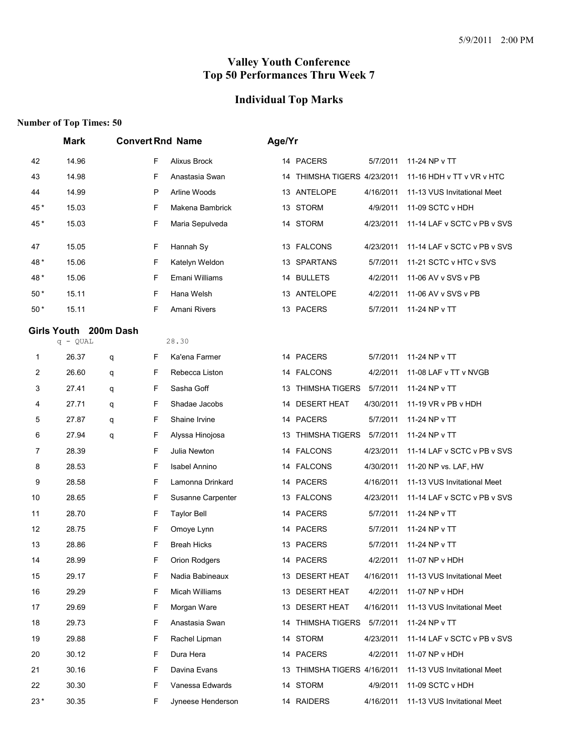# Valley Youth Conference
# Top 50 Performances Thru Week 7

## Individual Top Marks

**Number of Top Times: 50**

| | Mark | Convert | Rnd | Name | Age/Yr | Team | Date | Meet |
|---|---|---|---|---|---|---|---|---|
| 42 | 14.96 | | F | Alixus Brock | 14 | PACERS | 5/7/2011 | 11-24 NP v TT |
| 43 | 14.98 | | F | Anastasia Swan | 14 | THIMSHA TIGERS | 4/23/2011 | 11-16 HDH v TT v VR v HTC |
| 44 | 14.99 | | P | Arline Woods | 13 | ANTELOPE | 4/16/2011 | 11-13 VUS Invitational Meet |
| 45 * | 15.03 | | F | Makena Bambrick | 13 | STORM | 4/9/2011 | 11-09 SCTC v HDH |
| 45 * | 15.03 | | F | Maria Sepulveda | 14 | STORM | 4/23/2011 | 11-14 LAF v SCTC v PB v SVS |
| 47 | 15.05 | | F | Hannah Sy | 13 | FALCONS | 4/23/2011 | 11-14 LAF v SCTC v PB v SVS |
| 48 * | 15.06 | | F | Katelyn Weldon | 13 | SPARTANS | 5/7/2011 | 11-21 SCTC v HTC v SVS |
| 48 * | 15.06 | | F | Emani Williams | 14 | BULLETS | 4/2/2011 | 11-06 AV v SVS v PB |
| 50 * | 15.11 | | F | Hana Welsh | 13 | ANTELOPE | 4/2/2011 | 11-06 AV v SVS v PB |
| 50 * | 15.11 | | F | Amani Rivers | 13 | PACERS | 5/7/2011 | 11-24 NP v TT |

### Girls Youth 200m Dash

q - QUAL 28.30

| | Mark | Convert | Rnd | Name | Age/Yr | Team | Date | Meet |
|---|---|---|---|---|---|---|---|---|
| 1 | 26.37 | q | F | Ka'ena Farmer | 14 | PACERS | 5/7/2011 | 11-24 NP v TT |
| 2 | 26.60 | q | F | Rebecca Liston | 14 | FALCONS | 4/2/2011 | 11-08 LAF v TT v NVGB |
| 3 | 27.41 | q | F | Sasha Goff | 13 | THIMSHA TIGERS | 5/7/2011 | 11-24 NP v TT |
| 4 | 27.71 | q | F | Shadae Jacobs | 14 | DESERT HEAT | 4/30/2011 | 11-19 VR v PB v HDH |
| 5 | 27.87 | q | F | Shaine Irvine | 14 | PACERS | 5/7/2011 | 11-24 NP v TT |
| 6 | 27.94 | q | F | Alyssa Hinojosa | 13 | THIMSHA TIGERS | 5/7/2011 | 11-24 NP v TT |
| 7 | 28.39 | | F | Julia Newton | 14 | FALCONS | 4/23/2011 | 11-14 LAF v SCTC v PB v SVS |
| 8 | 28.53 | | F | Isabel Annino | 14 | FALCONS | 4/30/2011 | 11-20 NP vs. LAF, HW |
| 9 | 28.58 | | F | Lamonna Drinkard | 14 | PACERS | 4/16/2011 | 11-13 VUS Invitational Meet |
| 10 | 28.65 | | F | Susanne Carpenter | 13 | FALCONS | 4/23/2011 | 11-14 LAF v SCTC v PB v SVS |
| 11 | 28.70 | | F | Taylor Bell | 14 | PACERS | 5/7/2011 | 11-24 NP v TT |
| 12 | 28.75 | | F | Omoye Lynn | 14 | PACERS | 5/7/2011 | 11-24 NP v TT |
| 13 | 28.86 | | F | Breah Hicks | 13 | PACERS | 5/7/2011 | 11-24 NP v TT |
| 14 | 28.99 | | F | Orion Rodgers | 14 | PACERS | 4/2/2011 | 11-07 NP v HDH |
| 15 | 29.17 | | F | Nadia Babineaux | 13 | DESERT HEAT | 4/16/2011 | 11-13 VUS Invitational Meet |
| 16 | 29.29 | | F | Micah Williams | 13 | DESERT HEAT | 4/2/2011 | 11-07 NP v HDH |
| 17 | 29.69 | | F | Morgan Ware | 13 | DESERT HEAT | 4/16/2011 | 11-13 VUS Invitational Meet |
| 18 | 29.73 | | F | Anastasia Swan | 14 | THIMSHA TIGERS | 5/7/2011 | 11-24 NP v TT |
| 19 | 29.88 | | F | Rachel Lipman | 14 | STORM | 4/23/2011 | 11-14 LAF v SCTC v PB v SVS |
| 20 | 30.12 | | F | Dura Hera | 14 | PACERS | 4/2/2011 | 11-07 NP v HDH |
| 21 | 30.16 | | F | Davina Evans | 13 | THIMSHA TIGERS | 4/16/2011 | 11-13 VUS Invitational Meet |
| 22 | 30.30 | | F | Vanessa Edwards | 14 | STORM | 4/9/2011 | 11-09 SCTC v HDH |
| 23 * | 30.35 | | F | Jyneese Henderson | 14 | RAIDERS | 4/16/2011 | 11-13 VUS Invitational Meet |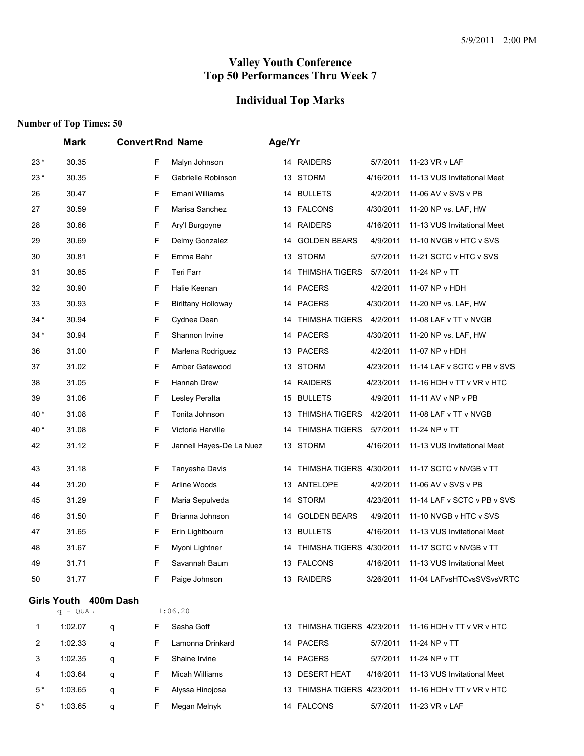# Valley Youth Conference
# Top 50 Performances Thru Week 7

## Individual Top Marks

**Number of Top Times: 50**

| | Mark | Convert | Rnd | Name | Age/Yr | Team | Date | Meet |
|---|---|---|---|---|---|---|---|---|
| 23 * | 30.35 | | F | Malyn Johnson | 14 | RAIDERS | 5/7/2011 | 11-23 VR v LAF |
| 23 * | 30.35 | | F | Gabrielle Robinson | 13 | STORM | 4/16/2011 | 11-13 VUS Invitational Meet |
| 26 | 30.47 | | F | Emani Williams | 14 | BULLETS | 4/2/2011 | 11-06 AV v SVS v PB |
| 27 | 30.59 | | F | Marisa Sanchez | 13 | FALCONS | 4/30/2011 | 11-20 NP vs. LAF, HW |
| 28 | 30.66 | | F | Ary'l Burgoyne | 14 | RAIDERS | 4/16/2011 | 11-13 VUS Invitational Meet |
| 29 | 30.69 | | F | Delmy Gonzalez | 14 | GOLDEN BEARS | 4/9/2011 | 11-10 NVGB v HTC v SVS |
| 30 | 30.81 | | F | Emma Bahr | 13 | STORM | 5/7/2011 | 11-21 SCTC v HTC v SVS |
| 31 | 30.85 | | F | Teri Farr | 14 | THIMSHA TIGERS | 5/7/2011 | 11-24 NP v TT |
| 32 | 30.90 | | F | Halie Keenan | 14 | PACERS | 4/2/2011 | 11-07 NP v HDH |
| 33 | 30.93 | | F | Birittany Holloway | 14 | PACERS | 4/30/2011 | 11-20 NP vs. LAF, HW |
| 34 * | 30.94 | | F | Cydnea Dean | 14 | THIMSHA TIGERS | 4/2/2011 | 11-08 LAF v TT v NVGB |
| 34 * | 30.94 | | F | Shannon Irvine | 14 | PACERS | 4/30/2011 | 11-20 NP vs. LAF, HW |
| 36 | 31.00 | | F | Marlena Rodriguez | 13 | PACERS | 4/2/2011 | 11-07 NP v HDH |
| 37 | 31.02 | | F | Amber Gatewood | 13 | STORM | 4/23/2011 | 11-14 LAF v SCTC v PB v SVS |
| 38 | 31.05 | | F | Hannah Drew | 14 | RAIDERS | 4/23/2011 | 11-16 HDH v TT v VR v HTC |
| 39 | 31.06 | | F | Lesley Peralta | 15 | BULLETS | 4/9/2011 | 11-11 AV v NP v PB |
| 40 * | 31.08 | | F | Tonita Johnson | 13 | THIMSHA TIGERS | 4/2/2011 | 11-08 LAF v TT v NVGB |
| 40 * | 31.08 | | F | Victoria Harville | 14 | THIMSHA TIGERS | 5/7/2011 | 11-24 NP v TT |
| 42 | 31.12 | | F | Jannell Hayes-De La Nuez | 13 | STORM | 4/16/2011 | 11-13 VUS Invitational Meet |
| 43 | 31.18 | | F | Tanyesha Davis | 14 | THIMSHA TIGERS | 4/30/2011 | 11-17 SCTC v NVGB v TT |
| 44 | 31.20 | | F | Arline Woods | 13 | ANTELOPE | 4/2/2011 | 11-06 AV v SVS v PB |
| 45 | 31.29 | | F | Maria Sepulveda | 14 | STORM | 4/23/2011 | 11-14 LAF v SCTC v PB v SVS |
| 46 | 31.50 | | F | Brianna Johnson | 14 | GOLDEN BEARS | 4/9/2011 | 11-10 NVGB v HTC v SVS |
| 47 | 31.65 | | F | Erin Lightbourn | 13 | BULLETS | 4/16/2011 | 11-13 VUS Invitational Meet |
| 48 | 31.67 | | F | Myoni Lightner | 14 | THIMSHA TIGERS | 4/30/2011 | 11-17 SCTC v NVGB v TT |
| 49 | 31.71 | | F | Savannah Baum | 13 | FALCONS | 4/16/2011 | 11-13 VUS Invitational Meet |
| 50 | 31.77 | | F | Paige Johnson | 13 | RAIDERS | 3/26/2011 | 11-04 LAFvsHTCvsSVSvsVRTC |

### Girls Youth 400m Dash

q - QUAL 1:06.20

| | Mark | Convert | Rnd | Name | Age/Yr | Team | Date | Meet |
|---|---|---|---|---|---|---|---|---|
| 1 | 1:02.07 | q | F | Sasha Goff | 13 | THIMSHA TIGERS | 4/23/2011 | 11-16 HDH v TT v VR v HTC |
| 2 | 1:02.33 | q | F | Lamonna Drinkard | 14 | PACERS | 5/7/2011 | 11-24 NP v TT |
| 3 | 1:02.35 | q | F | Shaine Irvine | 14 | PACERS | 5/7/2011 | 11-24 NP v TT |
| 4 | 1:03.64 | q | F | Micah Williams | 13 | DESERT HEAT | 4/16/2011 | 11-13 VUS Invitational Meet |
| 5 * | 1:03.65 | q | F | Alyssa Hinojosa | 13 | THIMSHA TIGERS | 4/23/2011 | 11-16 HDH v TT v VR v HTC |
| 5 * | 1:03.65 | q | F | Megan Melnyk | 14 | FALCONS | 5/7/2011 | 11-23 VR v LAF |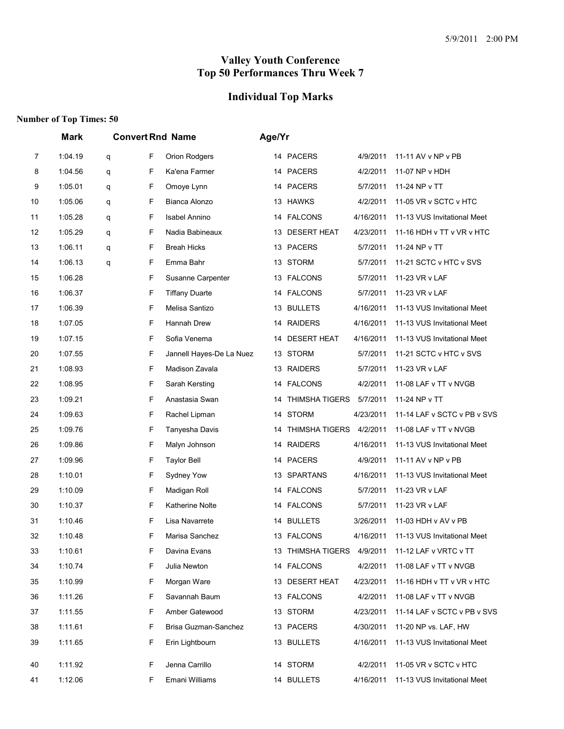# Valley Youth Conference
# Top 50 Performances Thru Week 7

## Individual Top Marks

**Number of Top Times: 50**

| | Mark | Convert | Rnd | Name | Age/Yr | Team | Date | Meet |
|---|---|---|---|---|---|---|---|---|
| 7 | 1:04.19 | q | F | Orion Rodgers | 14 | PACERS | 4/9/2011 | 11-11 AV v NP v PB |
| 8 | 1:04.56 | q | F | Ka'ena Farmer | 14 | PACERS | 4/2/2011 | 11-07 NP v HDH |
| 9 | 1:05.01 | q | F | Omoye Lynn | 14 | PACERS | 5/7/2011 | 11-24 NP v TT |
| 10 | 1:05.06 | q | F | Bianca Alonzo | 13 | HAWKS | 4/2/2011 | 11-05 VR v SCTC v HTC |
| 11 | 1:05.28 | q | F | Isabel Annino | 14 | FALCONS | 4/16/2011 | 11-13 VUS Invitational Meet |
| 12 | 1:05.29 | q | F | Nadia Babineaux | 13 | DESERT HEAT | 4/23/2011 | 11-16 HDH v TT v VR v HTC |
| 13 | 1:06.11 | q | F | Breah Hicks | 13 | PACERS | 5/7/2011 | 11-24 NP v TT |
| 14 | 1:06.13 | q | F | Emma Bahr | 13 | STORM | 5/7/2011 | 11-21 SCTC v HTC v SVS |
| 15 | 1:06.28 | | F | Susanne Carpenter | 13 | FALCONS | 5/7/2011 | 11-23 VR v LAF |
| 16 | 1:06.37 | | F | Tiffany Duarte | 14 | FALCONS | 5/7/2011 | 11-23 VR v LAF |
| 17 | 1:06.39 | | F | Melisa Santizo | 13 | BULLETS | 4/16/2011 | 11-13 VUS Invitational Meet |
| 18 | 1:07.05 | | F | Hannah Drew | 14 | RAIDERS | 4/16/2011 | 11-13 VUS Invitational Meet |
| 19 | 1:07.15 | | F | Sofia Venema | 14 | DESERT HEAT | 4/16/2011 | 11-13 VUS Invitational Meet |
| 20 | 1:07.55 | | F | Jannell Hayes-De La Nuez | 13 | STORM | 5/7/2011 | 11-21 SCTC v HTC v SVS |
| 21 | 1:08.93 | | F | Madison Zavala | 13 | RAIDERS | 5/7/2011 | 11-23 VR v LAF |
| 22 | 1:08.95 | | F | Sarah Kersting | 14 | FALCONS | 4/2/2011 | 11-08 LAF v TT v NVGB |
| 23 | 1:09.21 | | F | Anastasia Swan | 14 | THIMSHA TIGERS | 5/7/2011 | 11-24 NP v TT |
| 24 | 1:09.63 | | F | Rachel Lipman | 14 | STORM | 4/23/2011 | 11-14 LAF v SCTC v PB v SVS |
| 25 | 1:09.76 | | F | Tanyesha Davis | 14 | THIMSHA TIGERS | 4/2/2011 | 11-08 LAF v TT v NVGB |
| 26 | 1:09.86 | | F | Malyn Johnson | 14 | RAIDERS | 4/16/2011 | 11-13 VUS Invitational Meet |
| 27 | 1:09.96 | | F | Taylor Bell | 14 | PACERS | 4/9/2011 | 11-11 AV v NP v PB |
| 28 | 1:10.01 | | F | Sydney Yow | 13 | SPARTANS | 4/16/2011 | 11-13 VUS Invitational Meet |
| 29 | 1:10.09 | | F | Madigan Roll | 14 | FALCONS | 5/7/2011 | 11-23 VR v LAF |
| 30 | 1:10.37 | | F | Katherine Nolte | 14 | FALCONS | 5/7/2011 | 11-23 VR v LAF |
| 31 | 1:10.46 | | F | Lisa Navarrete | 14 | BULLETS | 3/26/2011 | 11-03 HDH v AV v PB |
| 32 | 1:10.48 | | F | Marisa Sanchez | 13 | FALCONS | 4/16/2011 | 11-13 VUS Invitational Meet |
| 33 | 1:10.61 | | F | Davina Evans | 13 | THIMSHA TIGERS | 4/9/2011 | 11-12 LAF v VRTC v TT |
| 34 | 1:10.74 | | F | Julia Newton | 14 | FALCONS | 4/2/2011 | 11-08 LAF v TT v NVGB |
| 35 | 1:10.99 | | F | Morgan Ware | 13 | DESERT HEAT | 4/23/2011 | 11-16 HDH v TT v VR v HTC |
| 36 | 1:11.26 | | F | Savannah Baum | 13 | FALCONS | 4/2/2011 | 11-08 LAF v TT v NVGB |
| 37 | 1:11.55 | | F | Amber Gatewood | 13 | STORM | 4/23/2011 | 11-14 LAF v SCTC v PB v SVS |
| 38 | 1:11.61 | | F | Brisa Guzman-Sanchez | 13 | PACERS | 4/30/2011 | 11-20 NP vs. LAF, HW |
| 39 | 1:11.65 | | F | Erin Lightbourn | 13 | BULLETS | 4/16/2011 | 11-13 VUS Invitational Meet |
| 40 | 1:11.92 | | F | Jenna Carrillo | 14 | STORM | 4/2/2011 | 11-05 VR v SCTC v HTC |
| 41 | 1:12.06 | | F | Emani Williams | 14 | BULLETS | 4/16/2011 | 11-13 VUS Invitational Meet |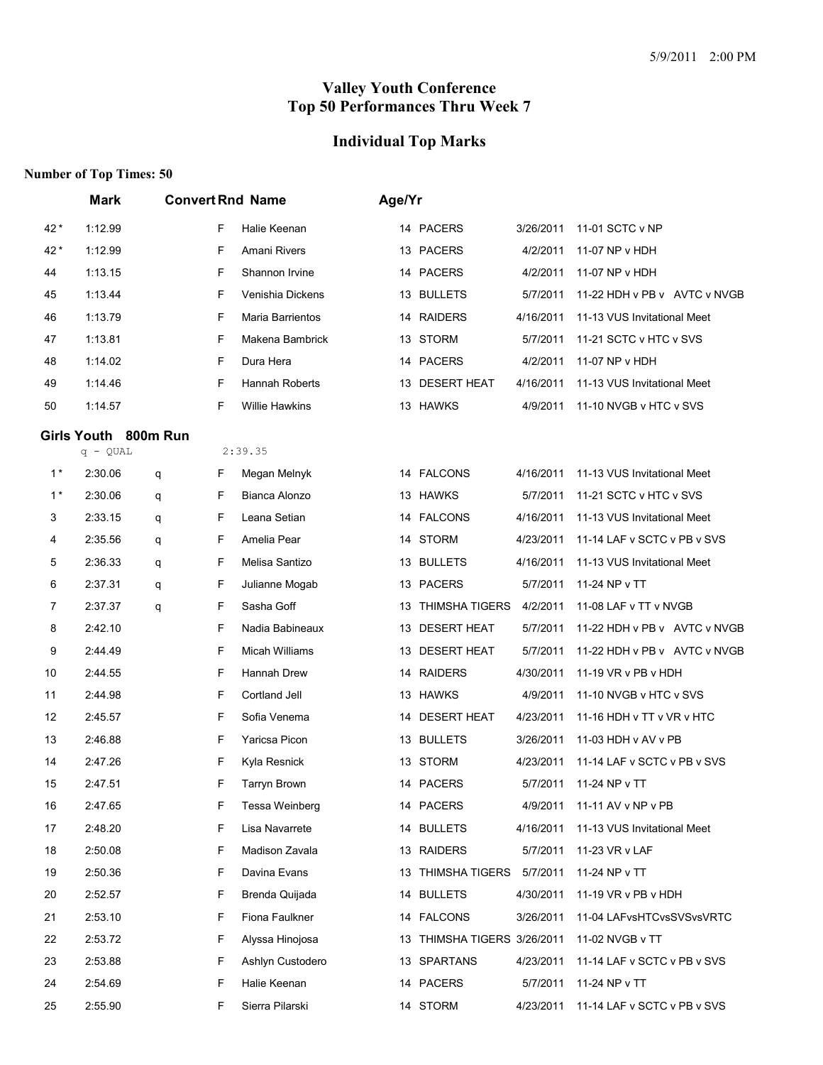# Valley Youth Conference
# Top 50 Performances Thru Week 7

## Individual Top Marks

**Number of Top Times: 50**

| | Mark | Convert | Rnd | Name | Age/Yr | Team | Date | Meet |
|---|---|---|---|---|---|---|---|---|
| 42 * | 1:12.99 | | F | Halie Keenan | 14 | PACERS | 3/26/2011 | 11-01 SCTC v NP |
| 42 * | 1:12.99 | | F | Amani Rivers | 13 | PACERS | 4/2/2011 | 11-07 NP v HDH |
| 44 | 1:13.15 | | F | Shannon Irvine | 14 | PACERS | 4/2/2011 | 11-07 NP v HDH |
| 45 | 1:13.44 | | F | Venishia Dickens | 13 | BULLETS | 5/7/2011 | 11-22 HDH v PB v AVTC v NVGB |
| 46 | 1:13.79 | | F | Maria Barrientos | 14 | RAIDERS | 4/16/2011 | 11-13 VUS Invitational Meet |
| 47 | 1:13.81 | | F | Makena Bambrick | 13 | STORM | 5/7/2011 | 11-21 SCTC v HTC v SVS |
| 48 | 1:14.02 | | F | Dura Hera | 14 | PACERS | 4/2/2011 | 11-07 NP v HDH |
| 49 | 1:14.46 | | F | Hannah Roberts | 13 | DESERT HEAT | 4/16/2011 | 11-13 VUS Invitational Meet |
| 50 | 1:14.57 | | F | Willie Hawkins | 13 | HAWKS | 4/9/2011 | 11-10 NVGB v HTC v SVS |

### Girls Youth 800m Run

q - QUAL 2:39.35

| | Mark | Convert | Rnd | Name | Age/Yr | Team | Date | Meet |
|---|---|---|---|---|---|---|---|---|
| 1 * | 2:30.06 | q | F | Megan Melnyk | 14 | FALCONS | 4/16/2011 | 11-13 VUS Invitational Meet |
| 1 * | 2:30.06 | q | F | Bianca Alonzo | 13 | HAWKS | 5/7/2011 | 11-21 SCTC v HTC v SVS |
| 3 | 2:33.15 | q | F | Leana Setian | 14 | FALCONS | 4/16/2011 | 11-13 VUS Invitational Meet |
| 4 | 2:35.56 | q | F | Amelia Pear | 14 | STORM | 4/23/2011 | 11-14 LAF v SCTC v PB v SVS |
| 5 | 2:36.33 | q | F | Melisa Santizo | 13 | BULLETS | 4/16/2011 | 11-13 VUS Invitational Meet |
| 6 | 2:37.31 | q | F | Julianne Mogab | 13 | PACERS | 5/7/2011 | 11-24 NP v TT |
| 7 | 2:37.37 | q | F | Sasha Goff | 13 | THIMSHA TIGERS | 4/2/2011 | 11-08 LAF v TT v NVGB |
| 8 | 2:42.10 | | F | Nadia Babineaux | 13 | DESERT HEAT | 5/7/2011 | 11-22 HDH v PB v AVTC v NVGB |
| 9 | 2:44.49 | | F | Micah Williams | 13 | DESERT HEAT | 5/7/2011 | 11-22 HDH v PB v AVTC v NVGB |
| 10 | 2:44.55 | | F | Hannah Drew | 14 | RAIDERS | 4/30/2011 | 11-19 VR v PB v HDH |
| 11 | 2:44.98 | | F | Cortland Jell | 13 | HAWKS | 4/9/2011 | 11-10 NVGB v HTC v SVS |
| 12 | 2:45.57 | | F | Sofia Venema | 14 | DESERT HEAT | 4/23/2011 | 11-16 HDH v TT v VR v HTC |
| 13 | 2:46.88 | | F | Yaricsa Picon | 13 | BULLETS | 3/26/2011 | 11-03 HDH v AV v PB |
| 14 | 2:47.26 | | F | Kyla Resnick | 13 | STORM | 4/23/2011 | 11-14 LAF v SCTC v PB v SVS |
| 15 | 2:47.51 | | F | Tarryn Brown | 14 | PACERS | 5/7/2011 | 11-24 NP v TT |
| 16 | 2:47.65 | | F | Tessa Weinberg | 14 | PACERS | 4/9/2011 | 11-11 AV v NP v PB |
| 17 | 2:48.20 | | F | Lisa Navarrete | 14 | BULLETS | 4/16/2011 | 11-13 VUS Invitational Meet |
| 18 | 2:50.08 | | F | Madison Zavala | 13 | RAIDERS | 5/7/2011 | 11-23 VR v LAF |
| 19 | 2:50.36 | | F | Davina Evans | 13 | THIMSHA TIGERS | 5/7/2011 | 11-24 NP v TT |
| 20 | 2:52.57 | | F | Brenda Quijada | 14 | BULLETS | 4/30/2011 | 11-19 VR v PB v HDH |
| 21 | 2:53.10 | | F | Fiona Faulkner | 14 | FALCONS | 3/26/2011 | 11-04 LAFvsHTCvsSVSvsVRTC |
| 22 | 2:53.72 | | F | Alyssa Hinojosa | 13 | THIMSHA TIGERS | 3/26/2011 | 11-02 NVGB v TT |
| 23 | 2:53.88 | | F | Ashlyn Custodero | 13 | SPARTANS | 4/23/2011 | 11-14 LAF v SCTC v PB v SVS |
| 24 | 2:54.69 | | F | Halie Keenan | 14 | PACERS | 5/7/2011 | 11-24 NP v TT |
| 25 | 2:55.90 | | F | Sierra Pilarski | 14 | STORM | 4/23/2011 | 11-14 LAF v SCTC v PB v SVS |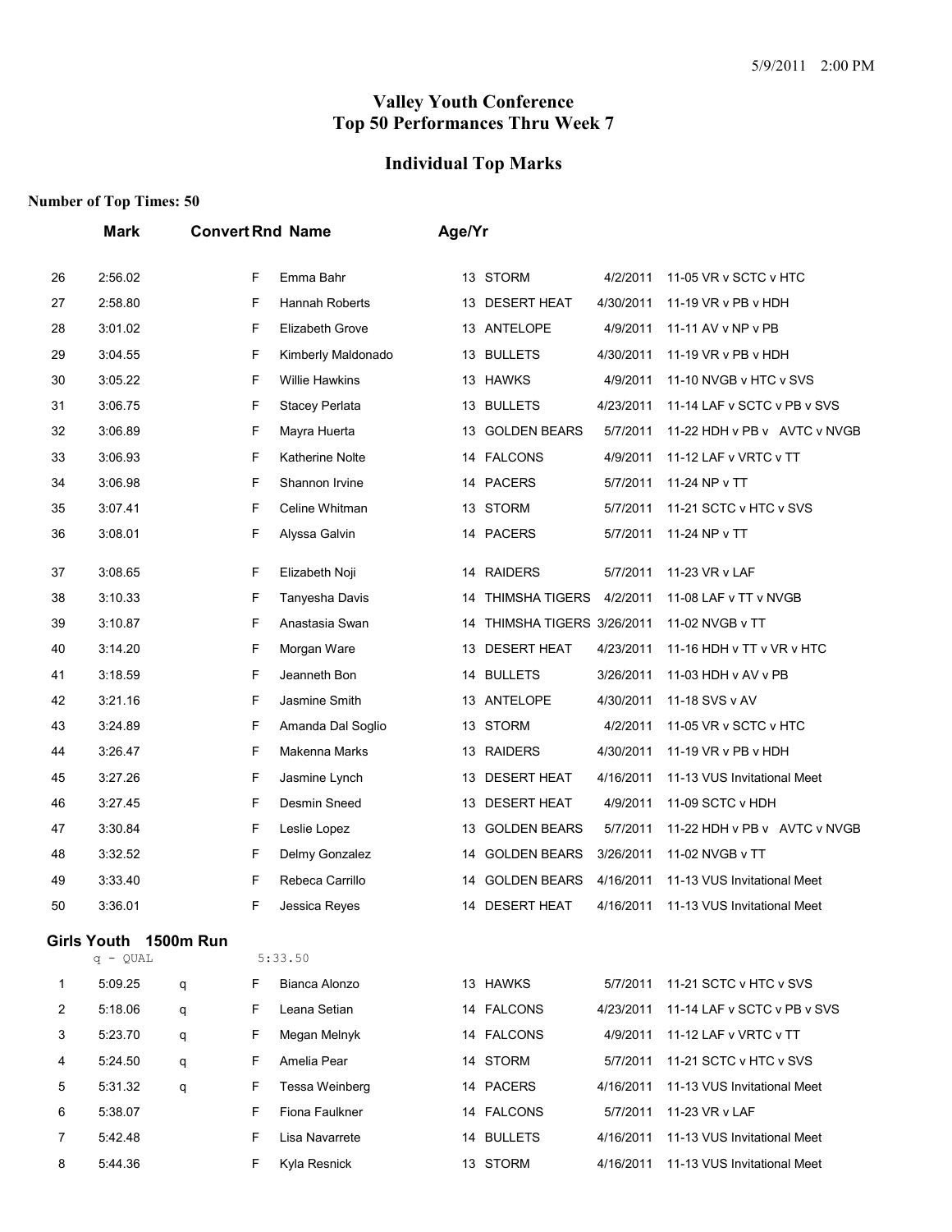# Valley Youth Conference
# Top 50 Performances Thru Week 7

## Individual Top Marks

**Number of Top Times: 50**

| | Mark | Convert | Rnd | Name | Age/Yr | Team | Date | Meet |
|---|---|---|---|---|---|---|---|---|
| 26 | 2:56.02 | | F | Emma Bahr | 13 | STORM | 4/2/2011 | 11-05 VR v SCTC v HTC |
| 27 | 2:58.80 | | F | Hannah Roberts | 13 | DESERT HEAT | 4/30/2011 | 11-19 VR v PB v HDH |
| 28 | 3:01.02 | | F | Elizabeth Grove | 13 | ANTELOPE | 4/9/2011 | 11-11 AV v NP v PB |
| 29 | 3:04.55 | | F | Kimberly Maldonado | 13 | BULLETS | 4/30/2011 | 11-19 VR v PB v HDH |
| 30 | 3:05.22 | | F | Willie Hawkins | 13 | HAWKS | 4/9/2011 | 11-10 NVGB v HTC v SVS |
| 31 | 3:06.75 | | F | Stacey Perlata | 13 | BULLETS | 4/23/2011 | 11-14 LAF v SCTC v PB v SVS |
| 32 | 3:06.89 | | F | Mayra Huerta | 13 | GOLDEN BEARS | 5/7/2011 | 11-22 HDH v PB v AVTC v NVGB |
| 33 | 3:06.93 | | F | Katherine Nolte | 14 | FALCONS | 4/9/2011 | 11-12 LAF v VRTC v TT |
| 34 | 3:06.98 | | F | Shannon Irvine | 14 | PACERS | 5/7/2011 | 11-24 NP v TT |
| 35 | 3:07.41 | | F | Celine Whitman | 13 | STORM | 5/7/2011 | 11-21 SCTC v HTC v SVS |
| 36 | 3:08.01 | | F | Alyssa Galvin | 14 | PACERS | 5/7/2011 | 11-24 NP v TT |
| 37 | 3:08.65 | | F | Elizabeth Noji | 14 | RAIDERS | 5/7/2011 | 11-23 VR v LAF |
| 38 | 3:10.33 | | F | Tanyesha Davis | 14 | THIMSHA TIGERS | 4/2/2011 | 11-08 LAF v TT v NVGB |
| 39 | 3:10.87 | | F | Anastasia Swan | 14 | THIMSHA TIGERS | 3/26/2011 | 11-02 NVGB v TT |
| 40 | 3:14.20 | | F | Morgan Ware | 13 | DESERT HEAT | 4/23/2011 | 11-16 HDH v TT v VR v HTC |
| 41 | 3:18.59 | | F | Jeanneth Bon | 14 | BULLETS | 3/26/2011 | 11-03 HDH v AV v PB |
| 42 | 3:21.16 | | F | Jasmine Smith | 13 | ANTELOPE | 4/30/2011 | 11-18 SVS v AV |
| 43 | 3:24.89 | | F | Amanda Dal Soglio | 13 | STORM | 4/2/2011 | 11-05 VR v SCTC v HTC |
| 44 | 3:26.47 | | F | Makenna Marks | 13 | RAIDERS | 4/30/2011 | 11-19 VR v PB v HDH |
| 45 | 3:27.26 | | F | Jasmine Lynch | 13 | DESERT HEAT | 4/16/2011 | 11-13 VUS Invitational Meet |
| 46 | 3:27.45 | | F | Desmin Sneed | 13 | DESERT HEAT | 4/9/2011 | 11-09 SCTC v HDH |
| 47 | 3:30.84 | | F | Leslie Lopez | 13 | GOLDEN BEARS | 5/7/2011 | 11-22 HDH v PB v AVTC v NVGB |
| 48 | 3:32.52 | | F | Delmy Gonzalez | 14 | GOLDEN BEARS | 3/26/2011 | 11-02 NVGB v TT |
| 49 | 3:33.40 | | F | Rebeca Carrillo | 14 | GOLDEN BEARS | 4/16/2011 | 11-13 VUS Invitational Meet |
| 50 | 3:36.01 | | F | Jessica Reyes | 14 | DESERT HEAT | 4/16/2011 | 11-13 VUS Invitational Meet |

### Girls Youth 1500m Run

q - QUAL 5:33.50

| | Mark | Convert | Rnd | Name | Age/Yr | Team | Date | Meet |
|---|---|---|---|---|---|---|---|---|
| 1 | 5:09.25 | q | F | Bianca Alonzo | 13 | HAWKS | 5/7/2011 | 11-21 SCTC v HTC v SVS |
| 2 | 5:18.06 | q | F | Leana Setian | 14 | FALCONS | 4/23/2011 | 11-14 LAF v SCTC v PB v SVS |
| 3 | 5:23.70 | q | F | Megan Melnyk | 14 | FALCONS | 4/9/2011 | 11-12 LAF v VRTC v TT |
| 4 | 5:24.50 | q | F | Amelia Pear | 14 | STORM | 5/7/2011 | 11-21 SCTC v HTC v SVS |
| 5 | 5:31.32 | q | F | Tessa Weinberg | 14 | PACERS | 4/16/2011 | 11-13 VUS Invitational Meet |
| 6 | 5:38.07 | | F | Fiona Faulkner | 14 | FALCONS | 5/7/2011 | 11-23 VR v LAF |
| 7 | 5:42.48 | | F | Lisa Navarrete | 14 | BULLETS | 4/16/2011 | 11-13 VUS Invitational Meet |
| 8 | 5:44.36 | | F | Kyla Resnick | 13 | STORM | 4/16/2011 | 11-13 VUS Invitational Meet |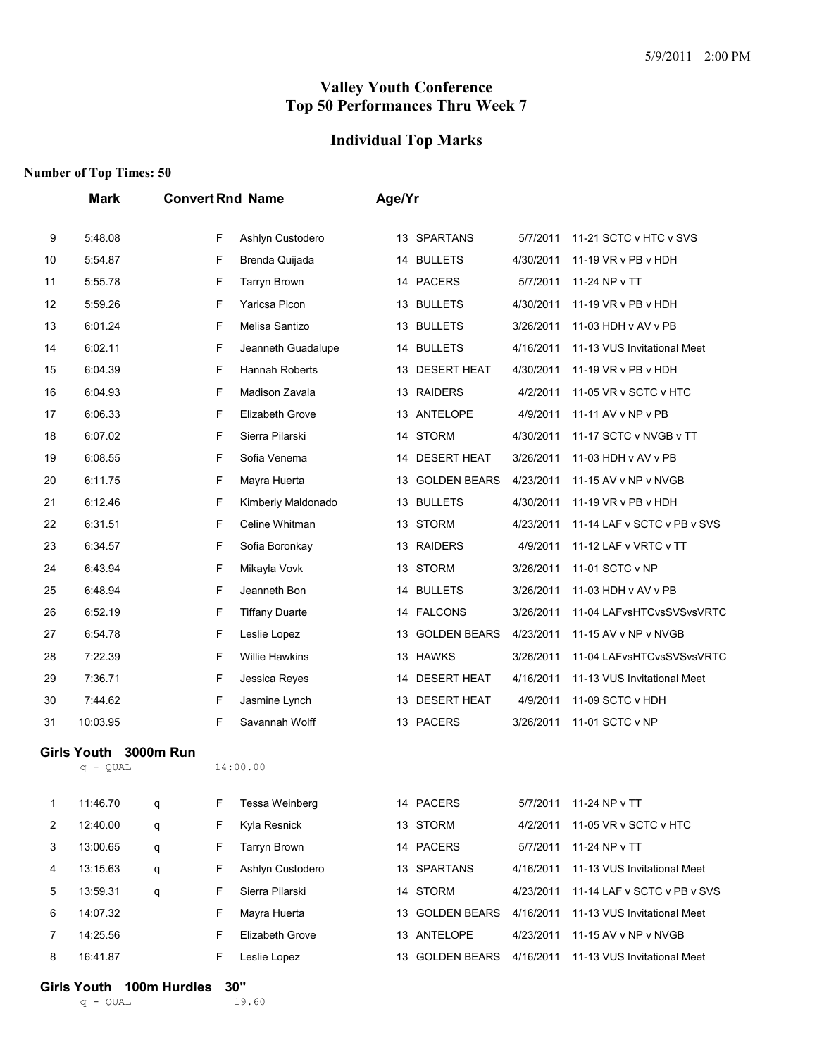5/9/2011 2:00 PM

# Valley Youth Conference
# Top 50 Performances Thru Week 7

## Individual Top Marks

**Number of Top Times: 50**

| | Mark | Convert | Rnd | Name | Age/Yr | Team | Date | Meet |
|---|---|---|---|---|---|---|---|---|
| 9 | 5:48.08 | | F | Ashlyn Custodero | 13 | SPARTANS | 5/7/2011 | 11-21 SCTC v HTC v SVS |
| 10 | 5:54.87 | | F | Brenda Quijada | 14 | BULLETS | 4/30/2011 | 11-19 VR v PB v HDH |
| 11 | 5:55.78 | | F | Tarryn Brown | 14 | PACERS | 5/7/2011 | 11-24 NP v TT |
| 12 | 5:59.26 | | F | Yaricsa Picon | 13 | BULLETS | 4/30/2011 | 11-19 VR v PB v HDH |
| 13 | 6:01.24 | | F | Melisa Santizo | 13 | BULLETS | 3/26/2011 | 11-03 HDH v AV v PB |
| 14 | 6:02.11 | | F | Jeanneth Guadalupe | 14 | BULLETS | 4/16/2011 | 11-13 VUS Invitational Meet |
| 15 | 6:04.39 | | F | Hannah Roberts | 13 | DESERT HEAT | 4/30/2011 | 11-19 VR v PB v HDH |
| 16 | 6:04.93 | | F | Madison Zavala | 13 | RAIDERS | 4/2/2011 | 11-05 VR v SCTC v HTC |
| 17 | 6:06.33 | | F | Elizabeth Grove | 13 | ANTELOPE | 4/9/2011 | 11-11 AV v NP v PB |
| 18 | 6:07.02 | | F | Sierra Pilarski | 14 | STORM | 4/30/2011 | 11-17 SCTC v NVGB v TT |
| 19 | 6:08.55 | | F | Sofia Venema | 14 | DESERT HEAT | 3/26/2011 | 11-03 HDH v AV v PB |
| 20 | 6:11.75 | | F | Mayra Huerta | 13 | GOLDEN BEARS | 4/23/2011 | 11-15 AV v NP v NVGB |
| 21 | 6:12.46 | | F | Kimberly Maldonado | 13 | BULLETS | 4/30/2011 | 11-19 VR v PB v HDH |
| 22 | 6:31.51 | | F | Celine Whitman | 13 | STORM | 4/23/2011 | 11-14 LAF v SCTC v PB v SVS |
| 23 | 6:34.57 | | F | Sofia Boronkay | 13 | RAIDERS | 4/9/2011 | 11-12 LAF v VRTC v TT |
| 24 | 6:43.94 | | F | Mikayla Vovk | 13 | STORM | 3/26/2011 | 11-01 SCTC v NP |
| 25 | 6:48.94 | | F | Jeanneth Bon | 14 | BULLETS | 3/26/2011 | 11-03 HDH v AV v PB |
| 26 | 6:52.19 | | F | Tiffany Duarte | 14 | FALCONS | 3/26/2011 | 11-04 LAFvsHTCvsSVSvsVRTC |
| 27 | 6:54.78 | | F | Leslie Lopez | 13 | GOLDEN BEARS | 4/23/2011 | 11-15 AV v NP v NVGB |
| 28 | 7:22.39 | | F | Willie Hawkins | 13 | HAWKS | 3/26/2011 | 11-04 LAFvsHTCvsSVSvsVRTC |
| 29 | 7:36.71 | | F | Jessica Reyes | 14 | DESERT HEAT | 4/16/2011 | 11-13 VUS Invitational Meet |
| 30 | 7:44.62 | | F | Jasmine Lynch | 13 | DESERT HEAT | 4/9/2011 | 11-09 SCTC v HDH |
| 31 | 10:03.95 | | F | Savannah Wolff | 13 | PACERS | 3/26/2011 | 11-01 SCTC v NP |

### Girls Youth 3000m Run

q - QUAL 14:00.00

| | Mark | Convert | Rnd | Name | Age/Yr | Team | Date | Meet |
|---|---|---|---|---|---|---|---|---|
| 1 | 11:46.70 | q | F | Tessa Weinberg | 14 | PACERS | 5/7/2011 | 11-24 NP v TT |
| 2 | 12:40.00 | q | F | Kyla Resnick | 13 | STORM | 4/2/2011 | 11-05 VR v SCTC v HTC |
| 3 | 13:00.65 | q | F | Tarryn Brown | 14 | PACERS | 5/7/2011 | 11-24 NP v TT |
| 4 | 13:15.63 | q | F | Ashlyn Custodero | 13 | SPARTANS | 4/16/2011 | 11-13 VUS Invitational Meet |
| 5 | 13:59.31 | q | F | Sierra Pilarski | 14 | STORM | 4/23/2011 | 11-14 LAF v SCTC v PB v SVS |
| 6 | 14:07.32 | | F | Mayra Huerta | 13 | GOLDEN BEARS | 4/16/2011 | 11-13 VUS Invitational Meet |
| 7 | 14:25.56 | | F | Elizabeth Grove | 13 | ANTELOPE | 4/23/2011 | 11-15 AV v NP v NVGB |
| 8 | 16:41.87 | | F | Leslie Lopez | 13 | GOLDEN BEARS | 4/16/2011 | 11-13 VUS Invitational Meet |

### Girls Youth 100m Hurdles 30"

q - QUAL 19.60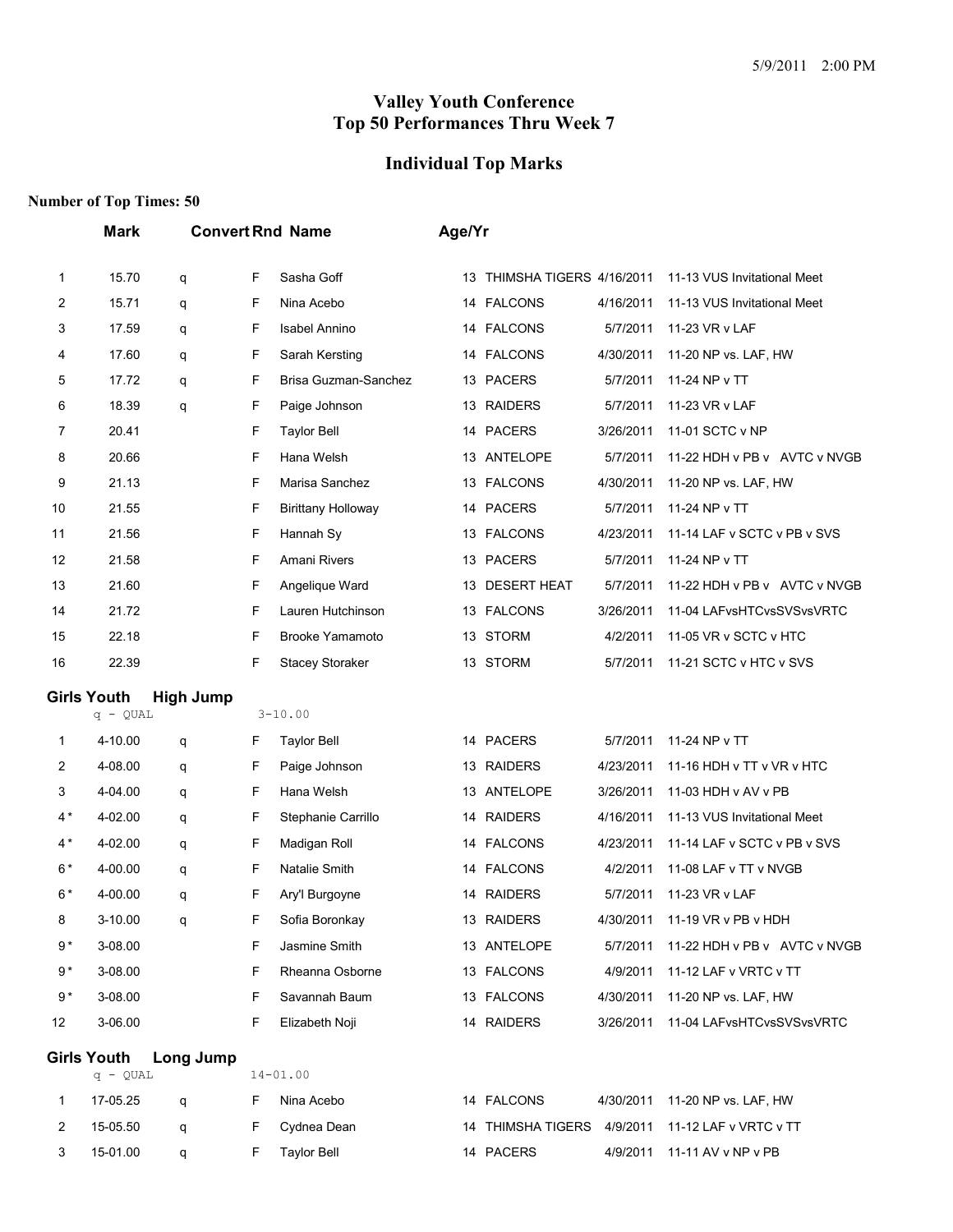5/9/2011 2:00 PM

# Valley Youth Conference
# Top 50 Performances Thru Week 7

## Individual Top Marks

**Number of Top Times: 50**

| | Mark | Convert | Rnd | Name | Age/Yr | Team | Date | Meet |
|---|---|---|---|---|---|---|---|---|
| 1 | 15.70 | q | F | Sasha Goff | 13 | THIMSHA TIGERS | 4/16/2011 | 11-13 VUS Invitational Meet |
| 2 | 15.71 | q | F | Nina Acebo | 14 | FALCONS | 4/16/2011 | 11-13 VUS Invitational Meet |
| 3 | 17.59 | q | F | Isabel Annino | 14 | FALCONS | 5/7/2011 | 11-23 VR v LAF |
| 4 | 17.60 | q | F | Sarah Kersting | 14 | FALCONS | 4/30/2011 | 11-20 NP vs. LAF, HW |
| 5 | 17.72 | q | F | Brisa Guzman-Sanchez | 13 | PACERS | 5/7/2011 | 11-24 NP v TT |
| 6 | 18.39 | q | F | Paige Johnson | 13 | RAIDERS | 5/7/2011 | 11-23 VR v LAF |
| 7 | 20.41 | | F | Taylor Bell | 14 | PACERS | 3/26/2011 | 11-01 SCTC v NP |
| 8 | 20.66 | | F | Hana Welsh | 13 | ANTELOPE | 5/7/2011 | 11-22 HDH v PB v AVTC v NVGB |
| 9 | 21.13 | | F | Marisa Sanchez | 13 | FALCONS | 4/30/2011 | 11-20 NP vs. LAF, HW |
| 10 | 21.55 | | F | Birittany Holloway | 14 | PACERS | 5/7/2011 | 11-24 NP v TT |
| 11 | 21.56 | | F | Hannah Sy | 13 | FALCONS | 4/23/2011 | 11-14 LAF v SCTC v PB v SVS |
| 12 | 21.58 | | F | Amani Rivers | 13 | PACERS | 5/7/2011 | 11-24 NP v TT |
| 13 | 21.60 | | F | Angelique Ward | 13 | DESERT HEAT | 5/7/2011 | 11-22 HDH v PB v AVTC v NVGB |
| 14 | 21.72 | | F | Lauren Hutchinson | 13 | FALCONS | 3/26/2011 | 11-04 LAFvsHTCvsSVSvsVRTC |
| 15 | 22.18 | | F | Brooke Yamamoto | 13 | STORM | 4/2/2011 | 11-05 VR v SCTC v HTC |
| 16 | 22.39 | | F | Stacey Storaker | 13 | STORM | 5/7/2011 | 11-21 SCTC v HTC v SVS |

### Girls Youth High Jump

q - QUAL 3-10.00

| | Mark | Convert | Rnd | Name | Age/Yr | Team | Date | Meet |
|---|---|---|---|---|---|---|---|---|
| 1 | 4-10.00 | q | F | Taylor Bell | 14 | PACERS | 5/7/2011 | 11-24 NP v TT |
| 2 | 4-08.00 | q | F | Paige Johnson | 13 | RAIDERS | 4/23/2011 | 11-16 HDH v TT v VR v HTC |
| 3 | 4-04.00 | q | F | Hana Welsh | 13 | ANTELOPE | 3/26/2011 | 11-03 HDH v AV v PB |
| 4* | 4-02.00 | q | F | Stephanie Carrillo | 14 | RAIDERS | 4/16/2011 | 11-13 VUS Invitational Meet |
| 4* | 4-02.00 | q | F | Madigan Roll | 14 | FALCONS | 4/23/2011 | 11-14 LAF v SCTC v PB v SVS |
| 6* | 4-00.00 | q | F | Natalie Smith | 14 | FALCONS | 4/2/2011 | 11-08 LAF v TT v NVGB |
| 6* | 4-00.00 | q | F | Ary'l Burgoyne | 14 | RAIDERS | 5/7/2011 | 11-23 VR v LAF |
| 8 | 3-10.00 | q | F | Sofia Boronkay | 13 | RAIDERS | 4/30/2011 | 11-19 VR v PB v HDH |
| 9* | 3-08.00 | | F | Jasmine Smith | 13 | ANTELOPE | 5/7/2011 | 11-22 HDH v PB v AVTC v NVGB |
| 9* | 3-08.00 | | F | Rheanna Osborne | 13 | FALCONS | 4/9/2011 | 11-12 LAF v VRTC v TT |
| 9* | 3-08.00 | | F | Savannah Baum | 13 | FALCONS | 4/30/2011 | 11-20 NP vs. LAF, HW |
| 12 | 3-06.00 | | F | Elizabeth Noji | 14 | RAIDERS | 3/26/2011 | 11-04 LAFvsHTCvsSVSvsVRTC |

### Girls Youth Long Jump

q - QUAL 14-01.00

| | Mark | Convert | Rnd | Name | Age/Yr | Team | Date | Meet |
|---|---|---|---|---|---|---|---|---|
| 1 | 17-05.25 | q | F | Nina Acebo | 14 | FALCONS | 4/30/2011 | 11-20 NP vs. LAF, HW |
| 2 | 15-05.50 | q | F | Cydnea Dean | 14 | THIMSHA TIGERS | 4/9/2011 | 11-12 LAF v VRTC v TT |
| 3 | 15-01.00 | q | F | Taylor Bell | 14 | PACERS | 4/9/2011 | 11-11 AV v NP v PB |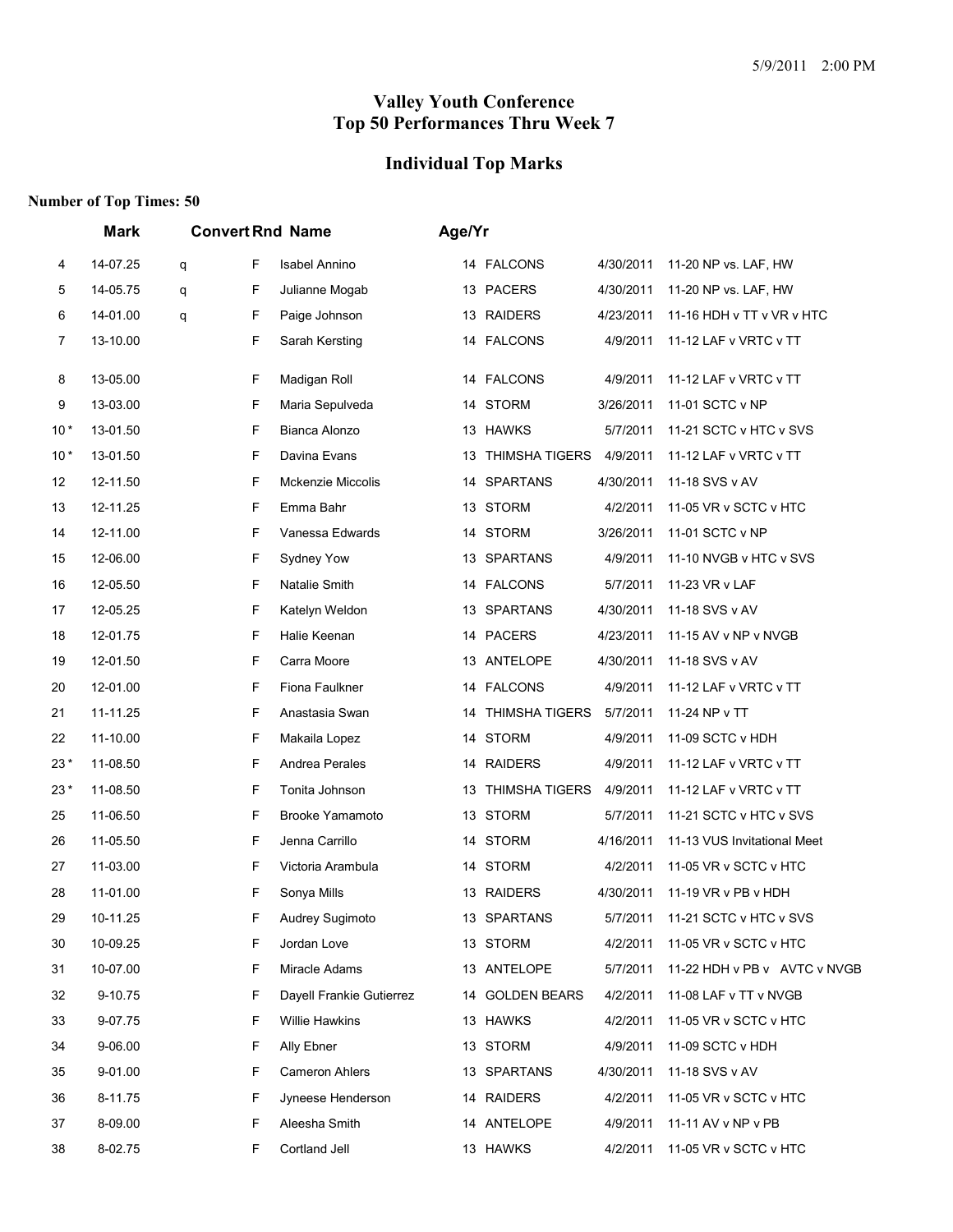5/9/2011 2:00 PM

# Valley Youth Conference
# Top 50 Performances Thru Week 7

## Individual Top Marks

**Number of Top Times: 50**

| | Mark | Convert | Rnd | Name | Age/Yr | | | |
|---|---|---|---|---|---|---|---|---|
| 4 | 14-07.25 | q | F | Isabel Annino | 14 | FALCONS | 4/30/2011 | 11-20 NP vs. LAF, HW |
| 5 | 14-05.75 | q | F | Julianne Mogab | 13 | PACERS | 4/30/2011 | 11-20 NP vs. LAF, HW |
| 6 | 14-01.00 | q | F | Paige Johnson | 13 | RAIDERS | 4/23/2011 | 11-16 HDH v TT v VR v HTC |
| 7 | 13-10.00 | | F | Sarah Kersting | 14 | FALCONS | 4/9/2011 | 11-12 LAF v VRTC v TT |
| 8 | 13-05.00 | | F | Madigan Roll | 14 | FALCONS | 4/9/2011 | 11-12 LAF v VRTC v TT |
| 9 | 13-03.00 | | F | Maria Sepulveda | 14 | STORM | 3/26/2011 | 11-01 SCTC v NP |
| 10 * | 13-01.50 | | F | Bianca Alonzo | 13 | HAWKS | 5/7/2011 | 11-21 SCTC v HTC v SVS |
| 10 * | 13-01.50 | | F | Davina Evans | 13 | THIMSHA TIGERS | 4/9/2011 | 11-12 LAF v VRTC v TT |
| 12 | 12-11.50 | | F | Mckenzie Miccolis | 14 | SPARTANS | 4/30/2011 | 11-18 SVS v AV |
| 13 | 12-11.25 | | F | Emma Bahr | 13 | STORM | 4/2/2011 | 11-05 VR v SCTC v HTC |
| 14 | 12-11.00 | | F | Vanessa Edwards | 14 | STORM | 3/26/2011 | 11-01 SCTC v NP |
| 15 | 12-06.00 | | F | Sydney Yow | 13 | SPARTANS | 4/9/2011 | 11-10 NVGB v HTC v SVS |
| 16 | 12-05.50 | | F | Natalie Smith | 14 | FALCONS | 5/7/2011 | 11-23 VR v LAF |
| 17 | 12-05.25 | | F | Katelyn Weldon | 13 | SPARTANS | 4/30/2011 | 11-18 SVS v AV |
| 18 | 12-01.75 | | F | Halie Keenan | 14 | PACERS | 4/23/2011 | 11-15 AV v NP v NVGB |
| 19 | 12-01.50 | | F | Carra Moore | 13 | ANTELOPE | 4/30/2011 | 11-18 SVS v AV |
| 20 | 12-01.00 | | F | Fiona Faulkner | 14 | FALCONS | 4/9/2011 | 11-12 LAF v VRTC v TT |
| 21 | 11-11.25 | | F | Anastasia Swan | 14 | THIMSHA TIGERS | 5/7/2011 | 11-24 NP v TT |
| 22 | 11-10.00 | | F | Makaila Lopez | 14 | STORM | 4/9/2011 | 11-09 SCTC v HDH |
| 23 * | 11-08.50 | | F | Andrea Perales | 14 | RAIDERS | 4/9/2011 | 11-12 LAF v VRTC v TT |
| 23 * | 11-08.50 | | F | Tonita Johnson | 13 | THIMSHA TIGERS | 4/9/2011 | 11-12 LAF v VRTC v TT |
| 25 | 11-06.50 | | F | Brooke Yamamoto | 13 | STORM | 5/7/2011 | 11-21 SCTC v HTC v SVS |
| 26 | 11-05.50 | | F | Jenna Carrillo | 14 | STORM | 4/16/2011 | 11-13 VUS Invitational Meet |
| 27 | 11-03.00 | | F | Victoria Arambula | 14 | STORM | 4/2/2011 | 11-05 VR v SCTC v HTC |
| 28 | 11-01.00 | | F | Sonya Mills | 13 | RAIDERS | 4/30/2011 | 11-19 VR v PB v HDH |
| 29 | 10-11.25 | | F | Audrey Sugimoto | 13 | SPARTANS | 5/7/2011 | 11-21 SCTC v HTC v SVS |
| 30 | 10-09.25 | | F | Jordan Love | 13 | STORM | 4/2/2011 | 11-05 VR v SCTC v HTC |
| 31 | 10-07.00 | | F | Miracle Adams | 13 | ANTELOPE | 5/7/2011 | 11-22 HDH v PB v AVTC v NVGB |
| 32 | 9-10.75 | | F | Dayell Frankie Gutierrez | 14 | GOLDEN BEARS | 4/2/2011 | 11-08 LAF v TT v NVGB |
| 33 | 9-07.75 | | F | Willie Hawkins | 13 | HAWKS | 4/2/2011 | 11-05 VR v SCTC v HTC |
| 34 | 9-06.00 | | F | Ally Ebner | 13 | STORM | 4/9/2011 | 11-09 SCTC v HDH |
| 35 | 9-01.00 | | F | Cameron Ahlers | 13 | SPARTANS | 4/30/2011 | 11-18 SVS v AV |
| 36 | 8-11.75 | | F | Jyneese Henderson | 14 | RAIDERS | 4/2/2011 | 11-05 VR v SCTC v HTC |
| 37 | 8-09.00 | | F | Aleesha Smith | 14 | ANTELOPE | 4/9/2011 | 11-11 AV v NP v PB |
| 38 | 8-02.75 | | F | Cortland Jell | 13 | HAWKS | 4/2/2011 | 11-05 VR v SCTC v HTC |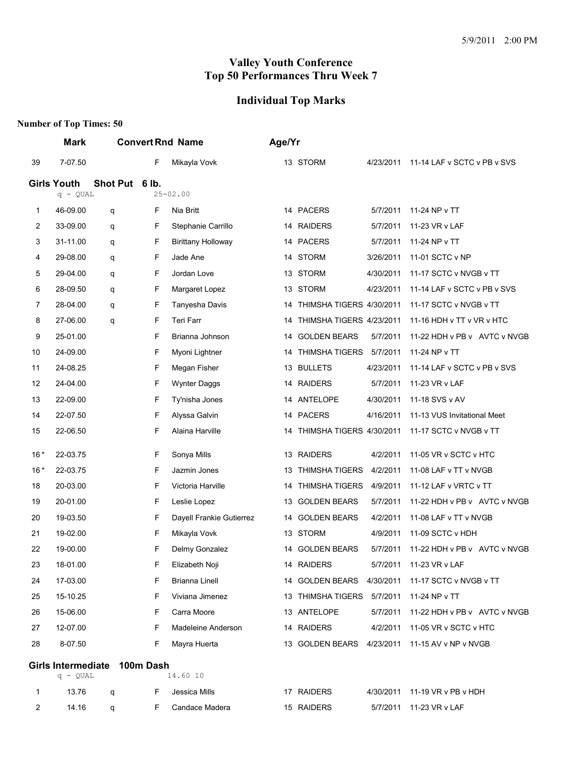5/9/2011 2:00 PM

# Valley Youth Conference
# Top 50 Performances Thru Week 7

## Individual Top Marks

**Number of Top Times: 50**

| | Mark | Convert | Rnd | Name | Age/Yr | Team | Date | Meet |
|---|---|---|---|---|---|---|---|---|
| 39 | 7-07.50 | | F | Mikayla Vovk | 13 | STORM | 4/23/2011 | 11-14 LAF v SCTC v PB v SVS |

### Girls Youth Shot Put 6 lb.

q - QUAL 25-02.00

| | Mark | Convert | Rnd | Name | Age/Yr | Team | Date | Meet |
|---|---|---|---|---|---|---|---|---|
| 1 | 46-09.00 | q | F | Nia Britt | 14 | PACERS | 5/7/2011 | 11-24 NP v TT |
| 2 | 33-09.00 | q | F | Stephanie Carrillo | 14 | RAIDERS | 5/7/2011 | 11-23 VR v LAF |
| 3 | 31-11.00 | q | F | Birittany Holloway | 14 | PACERS | 5/7/2011 | 11-24 NP v TT |
| 4 | 29-08.00 | q | F | Jade Ane | 14 | STORM | 3/26/2011 | 11-01 SCTC v NP |
| 5 | 29-04.00 | q | F | Jordan Love | 13 | STORM | 4/30/2011 | 11-17 SCTC v NVGB v TT |
| 6 | 28-09.50 | q | F | Margaret Lopez | 13 | STORM | 4/23/2011 | 11-14 LAF v SCTC v PB v SVS |
| 7 | 28-04.00 | q | F | Tanyesha Davis | 14 | THIMSHA TIGERS | 4/30/2011 | 11-17 SCTC v NVGB v TT |
| 8 | 27-06.00 | q | F | Teri Farr | 14 | THIMSHA TIGERS | 4/23/2011 | 11-16 HDH v TT v VR v HTC |
| 9 | 25-01.00 | | F | Brianna Johnson | 14 | GOLDEN BEARS | 5/7/2011 | 11-22 HDH v PB v AVTC v NVGB |
| 10 | 24-09.00 | | F | Myoni Lightner | 14 | THIMSHA TIGERS | 5/7/2011 | 11-24 NP v TT |
| 11 | 24-08.25 | | F | Megan Fisher | 13 | BULLETS | 4/23/2011 | 11-14 LAF v SCTC v PB v SVS |
| 12 | 24-04.00 | | F | Wynter Daggs | 14 | RAIDERS | 5/7/2011 | 11-23 VR v LAF |
| 13 | 22-09.00 | | F | Ty'nisha Jones | 14 | ANTELOPE | 4/30/2011 | 11-18 SVS v AV |
| 14 | 22-07.50 | | F | Alyssa Galvin | 14 | PACERS | 4/16/2011 | 11-13 VUS Invitational Meet |
| 15 | 22-06.50 | | F | Alaina Harville | 14 | THIMSHA TIGERS | 4/30/2011 | 11-17 SCTC v NVGB v TT |
| 16 * | 22-03.75 | | F | Sonya Mills | 13 | RAIDERS | 4/2/2011 | 11-05 VR v SCTC v HTC |
| 16 * | 22-03.75 | | F | Jazmin Jones | 13 | THIMSHA TIGERS | 4/2/2011 | 11-08 LAF v TT v NVGB |
| 18 | 20-03.00 | | F | Victoria Harville | 14 | THIMSHA TIGERS | 4/9/2011 | 11-12 LAF v VRTC v TT |
| 19 | 20-01.00 | | F | Leslie Lopez | 13 | GOLDEN BEARS | 5/7/2011 | 11-22 HDH v PB v AVTC v NVGB |
| 20 | 19-03.50 | | F | Dayell Frankie Gutierrez | 14 | GOLDEN BEARS | 4/2/2011 | 11-08 LAF v TT v NVGB |
| 21 | 19-02.00 | | F | Mikayla Vovk | 13 | STORM | 4/9/2011 | 11-09 SCTC v HDH |
| 22 | 19-00.00 | | F | Delmy Gonzalez | 14 | GOLDEN BEARS | 5/7/2011 | 11-22 HDH v PB v AVTC v NVGB |
| 23 | 18-01.00 | | F | Elizabeth Noji | 14 | RAIDERS | 5/7/2011 | 11-23 VR v LAF |
| 24 | 17-03.00 | | F | Brianna Linell | 14 | GOLDEN BEARS | 4/30/2011 | 11-17 SCTC v NVGB v TT |
| 25 | 15-10.25 | | F | Viviana Jimenez | 13 | THIMSHA TIGERS | 5/7/2011 | 11-24 NP v TT |
| 26 | 15-06.00 | | F | Carra Moore | 13 | ANTELOPE | 5/7/2011 | 11-22 HDH v PB v AVTC v NVGB |
| 27 | 12-07.00 | | F | Madeleine Anderson | 14 | RAIDERS | 4/2/2011 | 11-05 VR v SCTC v HTC |
| 28 | 8-07.50 | | F | Mayra Huerta | 13 | GOLDEN BEARS | 4/23/2011 | 11-15 AV v NP v NVGB |

### Girls Intermediate 100m Dash

q - QUAL 14.60 10

| | Mark | Convert | Rnd | Name | Age/Yr | Team | Date | Meet |
|---|---|---|---|---|---|---|---|---|
| 1 | 13.76 | q | F | Jessica Mills | 17 | RAIDERS | 4/30/2011 | 11-19 VR v PB v HDH |
| 2 | 14.16 | q | F | Candace Madera | 15 | RAIDERS | 5/7/2011 | 11-23 VR v LAF |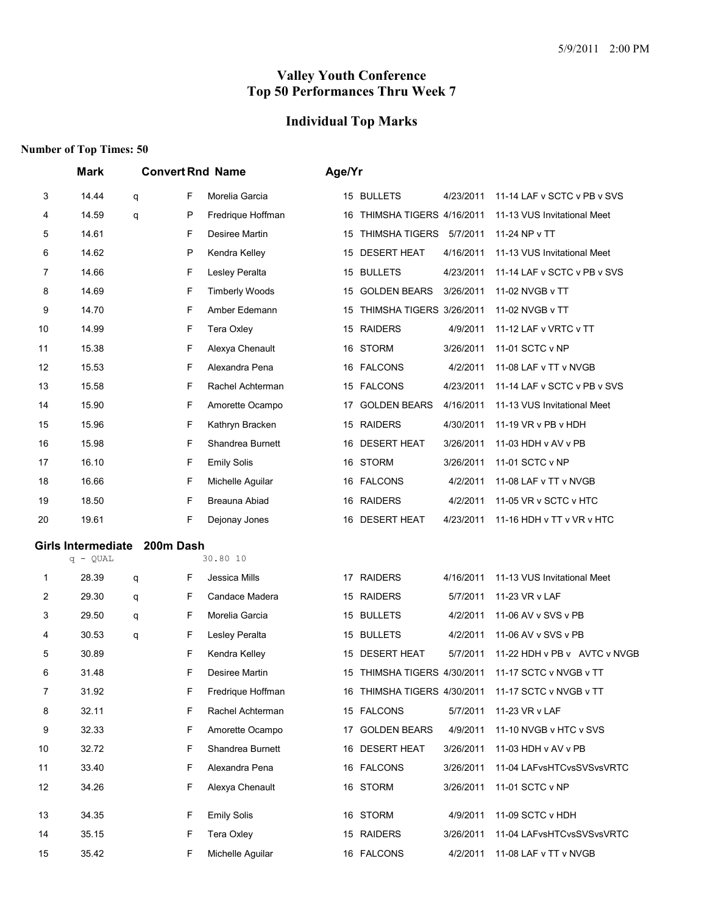# Valley Youth Conference
# Top 50 Performances Thru Week 7

## Individual Top Marks

**Number of Top Times: 50**

| | Mark | Convert | Rnd | Name | Age/Yr | Team | Date | Meet |
|---|---|---|---|---|---|---|---|---|
| 3 | 14.44 | q | F | Morelia Garcia | 15 | BULLETS | 4/23/2011 | 11-14 LAF v SCTC v PB v SVS |
| 4 | 14.59 | q | P | Fredrique Hoffman | 16 | THIMSHA TIGERS | 4/16/2011 | 11-13 VUS Invitational Meet |
| 5 | 14.61 | | F | Desiree Martin | 15 | THIMSHA TIGERS | 5/7/2011 | 11-24 NP v TT |
| 6 | 14.62 | | P | Kendra Kelley | 15 | DESERT HEAT | 4/16/2011 | 11-13 VUS Invitational Meet |
| 7 | 14.66 | | F | Lesley Peralta | 15 | BULLETS | 4/23/2011 | 11-14 LAF v SCTC v PB v SVS |
| 8 | 14.69 | | F | Timberly Woods | 15 | GOLDEN BEARS | 3/26/2011 | 11-02 NVGB v TT |
| 9 | 14.70 | | F | Amber Edemann | 15 | THIMSHA TIGERS | 3/26/2011 | 11-02 NVGB v TT |
| 10 | 14.99 | | F | Tera Oxley | 15 | RAIDERS | 4/9/2011 | 11-12 LAF v VRTC v TT |
| 11 | 15.38 | | F | Alexya Chenault | 16 | STORM | 3/26/2011 | 11-01 SCTC v NP |
| 12 | 15.53 | | F | Alexandra Pena | 16 | FALCONS | 4/2/2011 | 11-08 LAF v TT v NVGB |
| 13 | 15.58 | | F | Rachel Achterman | 15 | FALCONS | 4/23/2011 | 11-14 LAF v SCTC v PB v SVS |
| 14 | 15.90 | | F | Amorette Ocampo | 17 | GOLDEN BEARS | 4/16/2011 | 11-13 VUS Invitational Meet |
| 15 | 15.96 | | F | Kathryn Bracken | 15 | RAIDERS | 4/30/2011 | 11-19 VR v PB v HDH |
| 16 | 15.98 | | F | Shandrea Burnett | 16 | DESERT HEAT | 3/26/2011 | 11-03 HDH v AV v PB |
| 17 | 16.10 | | F | Emily Solis | 16 | STORM | 3/26/2011 | 11-01 SCTC v NP |
| 18 | 16.66 | | F | Michelle Aguilar | 16 | FALCONS | 4/2/2011 | 11-08 LAF v TT v NVGB |
| 19 | 18.50 | | F | Breauna Abiad | 16 | RAIDERS | 4/2/2011 | 11-05 VR v SCTC v HTC |
| 20 | 19.61 | | F | Dejonay Jones | 16 | DESERT HEAT | 4/23/2011 | 11-16 HDH v TT v VR v HTC |

### Girls Intermediate 200m Dash

q - QUAL 30.80 10

| | Mark | Convert | Rnd | Name | Age/Yr | Team | Date | Meet |
|---|---|---|---|---|---|---|---|---|
| 1 | 28.39 | q | F | Jessica Mills | 17 | RAIDERS | 4/16/2011 | 11-13 VUS Invitational Meet |
| 2 | 29.30 | q | F | Candace Madera | 15 | RAIDERS | 5/7/2011 | 11-23 VR v LAF |
| 3 | 29.50 | q | F | Morelia Garcia | 15 | BULLETS | 4/2/2011 | 11-06 AV v SVS v PB |
| 4 | 30.53 | q | F | Lesley Peralta | 15 | BULLETS | 4/2/2011 | 11-06 AV v SVS v PB |
| 5 | 30.89 | | F | Kendra Kelley | 15 | DESERT HEAT | 5/7/2011 | 11-22 HDH v PB v AVTC v NVGB |
| 6 | 31.48 | | F | Desiree Martin | 15 | THIMSHA TIGERS | 4/30/2011 | 11-17 SCTC v NVGB v TT |
| 7 | 31.92 | | F | Fredrique Hoffman | 16 | THIMSHA TIGERS | 4/30/2011 | 11-17 SCTC v NVGB v TT |
| 8 | 32.11 | | F | Rachel Achterman | 15 | FALCONS | 5/7/2011 | 11-23 VR v LAF |
| 9 | 32.33 | | F | Amorette Ocampo | 17 | GOLDEN BEARS | 4/9/2011 | 11-10 NVGB v HTC v SVS |
| 10 | 32.72 | | F | Shandrea Burnett | 16 | DESERT HEAT | 3/26/2011 | 11-03 HDH v AV v PB |
| 11 | 33.40 | | F | Alexandra Pena | 16 | FALCONS | 3/26/2011 | 11-04 LAFvsHTCvsSVSvsVRTC |
| 12 | 34.26 | | F | Alexya Chenault | 16 | STORM | 3/26/2011 | 11-01 SCTC v NP |
| 13 | 34.35 | | F | Emily Solis | 16 | STORM | 4/9/2011 | 11-09 SCTC v HDH |
| 14 | 35.15 | | F | Tera Oxley | 15 | RAIDERS | 3/26/2011 | 11-04 LAFvsHTCvsSVSvsVRTC |
| 15 | 35.42 | | F | Michelle Aguilar | 16 | FALCONS | 4/2/2011 | 11-08 LAF v TT v NVGB |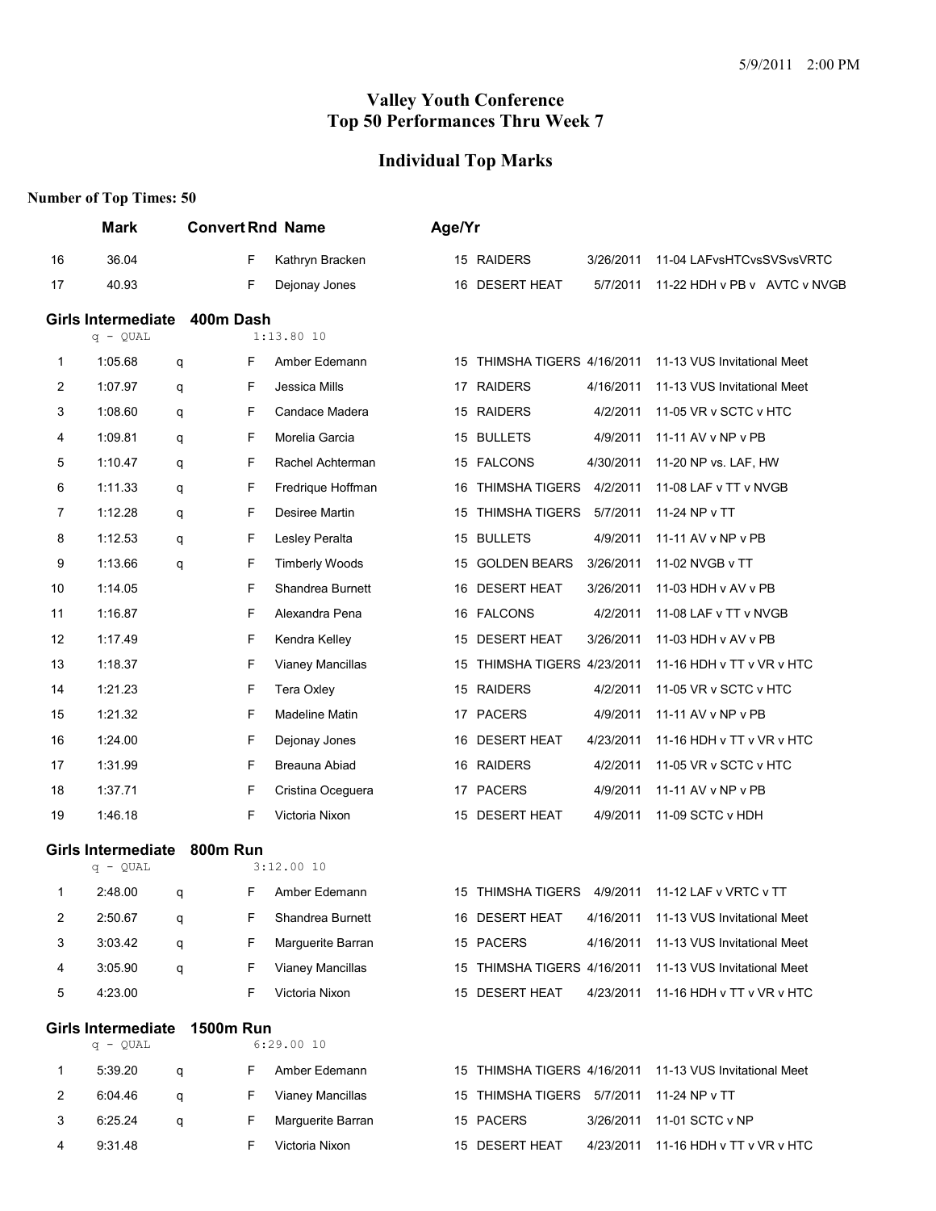# Valley Youth Conference
# Top 50 Performances Thru Week 7

## Individual Top Marks

**Number of Top Times: 50**

| | Mark | | Convert | Rnd | Name | Age/Yr | Team | Date | Meet |
|---|---|---|---|---|---|---|---|---|---|
| 16 | 36.04 | | | F | Kathryn Bracken | 15 | RAIDERS | 3/26/2011 | 11-04 LAFvsHTCvsSVSvsVRTC |
| 17 | 40.93 | | | F | Dejonay Jones | 16 | DESERT HEAT | 5/7/2011 | 11-22 HDH v PB v AVTC v NVGB |

### Girls Intermediate 400m Dash

q - QUAL 1:13.80 10

| | Mark | | Convert | Rnd | Name | Age/Yr | Team | Date | Meet |
|---|---|---|---|---|---|---|---|---|---|
| 1 | 1:05.68 | q | | F | Amber Edemann | 15 | THIMSHA TIGERS | 4/16/2011 | 11-13 VUS Invitational Meet |
| 2 | 1:07.97 | q | | F | Jessica Mills | 17 | RAIDERS | 4/16/2011 | 11-13 VUS Invitational Meet |
| 3 | 1:08.60 | q | | F | Candace Madera | 15 | RAIDERS | 4/2/2011 | 11-05 VR v SCTC v HTC |
| 4 | 1:09.81 | q | | F | Morelia Garcia | 15 | BULLETS | 4/9/2011 | 11-11 AV v NP v PB |
| 5 | 1:10.47 | q | | F | Rachel Achterman | 15 | FALCONS | 4/30/2011 | 11-20 NP vs. LAF, HW |
| 6 | 1:11.33 | q | | F | Fredrique Hoffman | 16 | THIMSHA TIGERS | 4/2/2011 | 11-08 LAF v TT v NVGB |
| 7 | 1:12.28 | q | | F | Desiree Martin | 15 | THIMSHA TIGERS | 5/7/2011 | 11-24 NP v TT |
| 8 | 1:12.53 | q | | F | Lesley Peralta | 15 | BULLETS | 4/9/2011 | 11-11 AV v NP v PB |
| 9 | 1:13.66 | q | | F | Timberly Woods | 15 | GOLDEN BEARS | 3/26/2011 | 11-02 NVGB v TT |
| 10 | 1:14.05 | | | F | Shandrea Burnett | 16 | DESERT HEAT | 3/26/2011 | 11-03 HDH v AV v PB |
| 11 | 1:16.87 | | | F | Alexandra Pena | 16 | FALCONS | 4/2/2011 | 11-08 LAF v TT v NVGB |
| 12 | 1:17.49 | | | F | Kendra Kelley | 15 | DESERT HEAT | 3/26/2011 | 11-03 HDH v AV v PB |
| 13 | 1:18.37 | | | F | Vianey Mancillas | 15 | THIMSHA TIGERS | 4/23/2011 | 11-16 HDH v TT v VR v HTC |
| 14 | 1:21.23 | | | F | Tera Oxley | 15 | RAIDERS | 4/2/2011 | 11-05 VR v SCTC v HTC |
| 15 | 1:21.32 | | | F | Madeline Matin | 17 | PACERS | 4/9/2011 | 11-11 AV v NP v PB |
| 16 | 1:24.00 | | | F | Dejonay Jones | 16 | DESERT HEAT | 4/23/2011 | 11-16 HDH v TT v VR v HTC |
| 17 | 1:31.99 | | | F | Breauna Abiad | 16 | RAIDERS | 4/2/2011 | 11-05 VR v SCTC v HTC |
| 18 | 1:37.71 | | | F | Cristina Oceguera | 17 | PACERS | 4/9/2011 | 11-11 AV v NP v PB |
| 19 | 1:46.18 | | | F | Victoria Nixon | 15 | DESERT HEAT | 4/9/2011 | 11-09 SCTC v HDH |

### Girls Intermediate 800m Run

q - QUAL 3:12.00 10

| | Mark | | Convert | Rnd | Name | Age/Yr | Team | Date | Meet |
|---|---|---|---|---|---|---|---|---|---|
| 1 | 2:48.00 | q | | F | Amber Edemann | 15 | THIMSHA TIGERS | 4/9/2011 | 11-12 LAF v VRTC v TT |
| 2 | 2:50.67 | q | | F | Shandrea Burnett | 16 | DESERT HEAT | 4/16/2011 | 11-13 VUS Invitational Meet |
| 3 | 3:03.42 | q | | F | Marguerite Barran | 15 | PACERS | 4/16/2011 | 11-13 VUS Invitational Meet |
| 4 | 3:05.90 | q | | F | Vianey Mancillas | 15 | THIMSHA TIGERS | 4/16/2011 | 11-13 VUS Invitational Meet |
| 5 | 4:23.00 | | | F | Victoria Nixon | 15 | DESERT HEAT | 4/23/2011 | 11-16 HDH v TT v VR v HTC |

### Girls Intermediate 1500m Run

q - QUAL 6:29.00 10

| | Mark | | Convert | Rnd | Name | Age/Yr | Team | Date | Meet |
|---|---|---|---|---|---|---|---|---|---|
| 1 | 5:39.20 | q | | F | Amber Edemann | 15 | THIMSHA TIGERS | 4/16/2011 | 11-13 VUS Invitational Meet |
| 2 | 6:04.46 | q | | F | Vianey Mancillas | 15 | THIMSHA TIGERS | 5/7/2011 | 11-24 NP v TT |
| 3 | 6:25.24 | q | | F | Marguerite Barran | 15 | PACERS | 3/26/2011 | 11-01 SCTC v NP |
| 4 | 9:31.48 | | | F | Victoria Nixon | 15 | DESERT HEAT | 4/23/2011 | 11-16 HDH v TT v VR v HTC |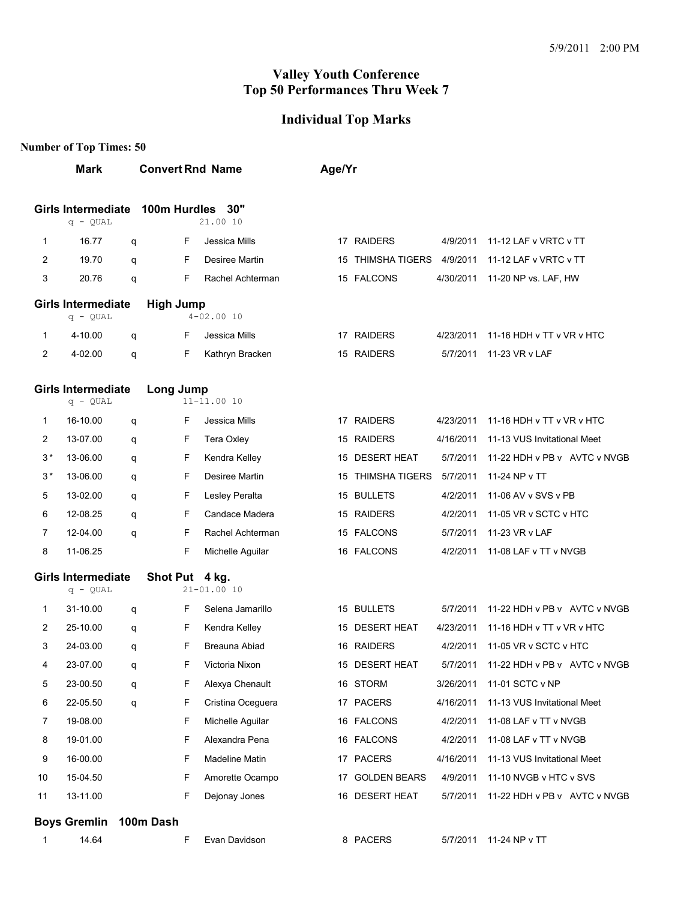5/9/2011 2:00 PM

# Valley Youth Conference
# Top 50 Performances Thru Week 7

## Individual Top Marks

**Number of Top Times: 50**

### Girls Intermediate 100m Hurdles 30"

q - QUAL 21.00 10

| | Mark | Convert | Rnd | Name | Age/Yr | Team | Date | Meet |
|---|---|---|---|---|---|---|---|---|
| 1 | 16.77 | q | F | Jessica Mills | 17 | RAIDERS | 4/9/2011 | 11-12 LAF v VRTC v TT |
| 2 | 19.70 | q | F | Desiree Martin | 15 | THIMSHA TIGERS | 4/9/2011 | 11-12 LAF v VRTC v TT |
| 3 | 20.76 | q | F | Rachel Achterman | 15 | FALCONS | 4/30/2011 | 11-20 NP vs. LAF, HW |

### Girls Intermediate High Jump

q - QUAL 4-02.00 10

| | Mark | Convert | Rnd | Name | Age/Yr | Team | Date | Meet |
|---|---|---|---|---|---|---|---|---|
| 1 | 4-10.00 | q | F | Jessica Mills | 17 | RAIDERS | 4/23/2011 | 11-16 HDH v TT v VR v HTC |
| 2 | 4-02.00 | q | F | Kathryn Bracken | 15 | RAIDERS | 5/7/2011 | 11-23 VR v LAF |

### Girls Intermediate Long Jump

q - QUAL 11-11.00 10

| | Mark | Convert | Rnd | Name | Age/Yr | Team | Date | Meet |
|---|---|---|---|---|---|---|---|---|
| 1 | 16-10.00 | q | F | Jessica Mills | 17 | RAIDERS | 4/23/2011 | 11-16 HDH v TT v VR v HTC |
| 2 | 13-07.00 | q | F | Tera Oxley | 15 | RAIDERS | 4/16/2011 | 11-13 VUS Invitational Meet |
| 3* | 13-06.00 | q | F | Kendra Kelley | 15 | DESERT HEAT | 5/7/2011 | 11-22 HDH v PB v AVTC v NVGB |
| 3* | 13-06.00 | q | F | Desiree Martin | 15 | THIMSHA TIGERS | 5/7/2011 | 11-24 NP v TT |
| 5 | 13-02.00 | q | F | Lesley Peralta | 15 | BULLETS | 4/2/2011 | 11-06 AV v SVS v PB |
| 6 | 12-08.25 | q | F | Candace Madera | 15 | RAIDERS | 4/2/2011 | 11-05 VR v SCTC v HTC |
| 7 | 12-04.00 | q | F | Rachel Achterman | 15 | FALCONS | 5/7/2011 | 11-23 VR v LAF |
| 8 | 11-06.25 | | F | Michelle Aguilar | 16 | FALCONS | 4/2/2011 | 11-08 LAF v TT v NVGB |

### Girls Intermediate Shot Put 4 kg.

q - QUAL 21-01.00 10

| | Mark | Convert | Rnd | Name | Age/Yr | Team | Date | Meet |
|---|---|---|---|---|---|---|---|---|
| 1 | 31-10.00 | q | F | Selena Jamarillo | 15 | BULLETS | 5/7/2011 | 11-22 HDH v PB v AVTC v NVGB |
| 2 | 25-10.00 | q | F | Kendra Kelley | 15 | DESERT HEAT | 4/23/2011 | 11-16 HDH v TT v VR v HTC |
| 3 | 24-03.00 | q | F | Breauna Abiad | 16 | RAIDERS | 4/2/2011 | 11-05 VR v SCTC v HTC |
| 4 | 23-07.00 | q | F | Victoria Nixon | 15 | DESERT HEAT | 5/7/2011 | 11-22 HDH v PB v AVTC v NVGB |
| 5 | 23-00.50 | q | F | Alexya Chenault | 16 | STORM | 3/26/2011 | 11-01 SCTC v NP |
| 6 | 22-05.50 | q | F | Cristina Oceguera | 17 | PACERS | 4/16/2011 | 11-13 VUS Invitational Meet |
| 7 | 19-08.00 | | F | Michelle Aguilar | 16 | FALCONS | 4/2/2011 | 11-08 LAF v TT v NVGB |
| 8 | 19-01.00 | | F | Alexandra Pena | 16 | FALCONS | 4/2/2011 | 11-08 LAF v TT v NVGB |
| 9 | 16-00.00 | | F | Madeline Matin | 17 | PACERS | 4/16/2011 | 11-13 VUS Invitational Meet |
| 10 | 15-04.50 | | F | Amorette Ocampo | 17 | GOLDEN BEARS | 4/9/2011 | 11-10 NVGB v HTC v SVS |
| 11 | 13-11.00 | | F | Dejonay Jones | 16 | DESERT HEAT | 5/7/2011 | 11-22 HDH v PB v AVTC v NVGB |

### Boys Gremlin 100m Dash

| | Mark | Convert | Rnd | Name | Age/Yr | Team | Date | Meet |
|---|---|---|---|---|---|---|---|---|
| 1 | 14.64 | | F | Evan Davidson | 8 | PACERS | 5/7/2011 | 11-24 NP v TT |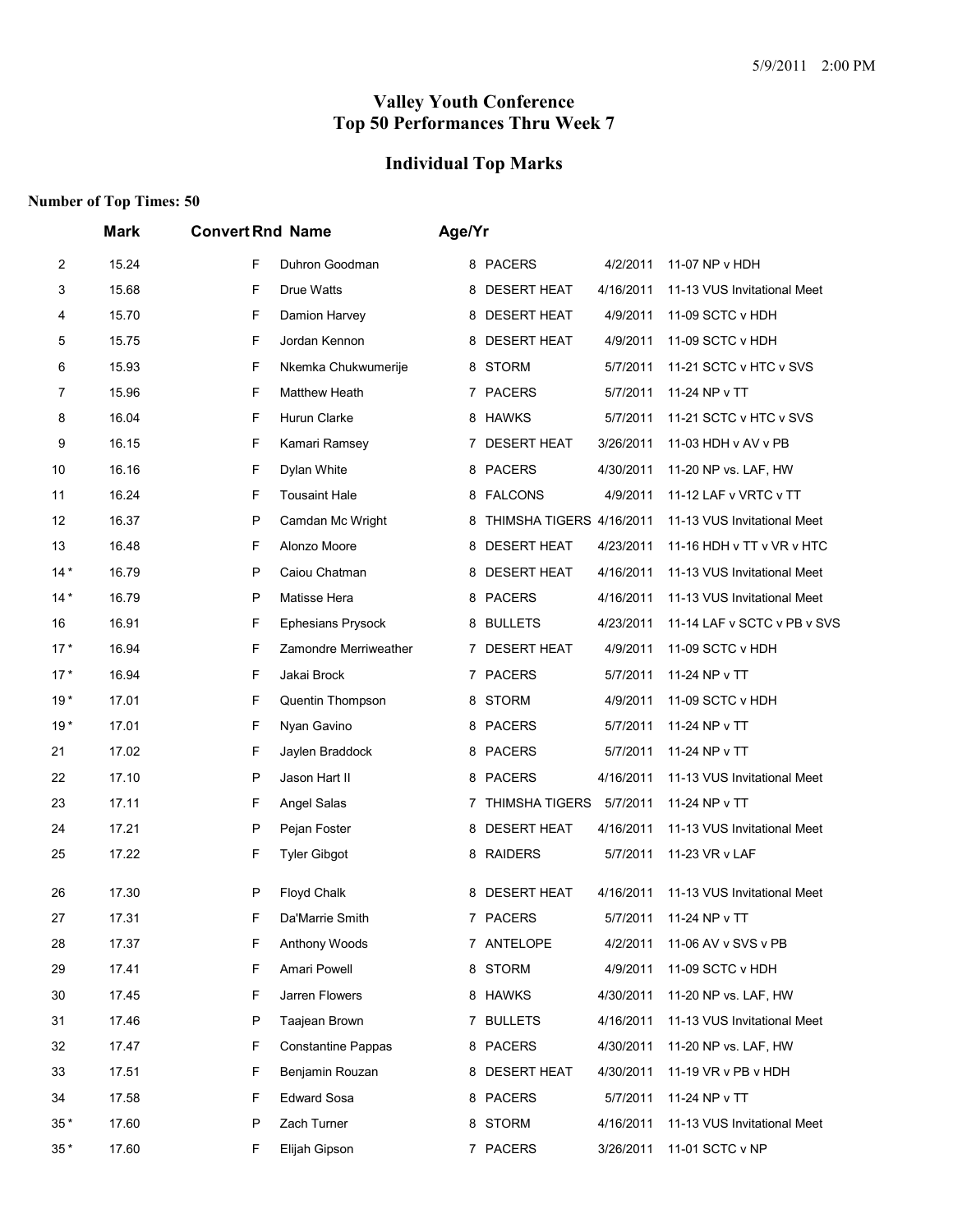## Valley Youth Conference
## Top 50 Performances Thru Week 7

### Individual Top Marks

**Number of Top Times: 50**

| | Mark | Convert | Rnd | Name | Age/Yr | Team | Date | Meet |
|---|---|---|---|---|---|---|---|---|
| 2 | 15.24 | | F | Duhron Goodman | 8 | PACERS | 4/2/2011 | 11-07 NP v HDH |
| 3 | 15.68 | | F | Drue Watts | 8 | DESERT HEAT | 4/16/2011 | 11-13 VUS Invitational Meet |
| 4 | 15.70 | | F | Damion Harvey | 8 | DESERT HEAT | 4/9/2011 | 11-09 SCTC v HDH |
| 5 | 15.75 | | F | Jordan Kennon | 8 | DESERT HEAT | 4/9/2011 | 11-09 SCTC v HDH |
| 6 | 15.93 | | F | Nkemka Chukwumerije | 8 | STORM | 5/7/2011 | 11-21 SCTC v HTC v SVS |
| 7 | 15.96 | | F | Matthew Heath | 7 | PACERS | 5/7/2011 | 11-24 NP v TT |
| 8 | 16.04 | | F | Hurun Clarke | 8 | HAWKS | 5/7/2011 | 11-21 SCTC v HTC v SVS |
| 9 | 16.15 | | F | Kamari Ramsey | 7 | DESERT HEAT | 3/26/2011 | 11-03 HDH v AV v PB |
| 10 | 16.16 | | F | Dylan White | 8 | PACERS | 4/30/2011 | 11-20 NP vs. LAF, HW |
| 11 | 16.24 | | F | Tousaint Hale | 8 | FALCONS | 4/9/2011 | 11-12 LAF v VRTC v TT |
| 12 | 16.37 | | P | Camdan Mc Wright | 8 | THIMSHA TIGERS | 4/16/2011 | 11-13 VUS Invitational Meet |
| 13 | 16.48 | | F | Alonzo Moore | 8 | DESERT HEAT | 4/23/2011 | 11-16 HDH v TT v VR v HTC |
| 14 * | 16.79 | | P | Caiou Chatman | 8 | DESERT HEAT | 4/16/2011 | 11-13 VUS Invitational Meet |
| 14 * | 16.79 | | P | Matisse Hera | 8 | PACERS | 4/16/2011 | 11-13 VUS Invitational Meet |
| 16 | 16.91 | | F | Ephesians Prysock | 8 | BULLETS | 4/23/2011 | 11-14 LAF v SCTC v PB v SVS |
| 17 * | 16.94 | | F | Zamondre Merriweather | 7 | DESERT HEAT | 4/9/2011 | 11-09 SCTC v HDH |
| 17 * | 16.94 | | F | Jakai Brock | 7 | PACERS | 5/7/2011 | 11-24 NP v TT |
| 19 * | 17.01 | | F | Quentin Thompson | 8 | STORM | 4/9/2011 | 11-09 SCTC v HDH |
| 19 * | 17.01 | | F | Nyan Gavino | 8 | PACERS | 5/7/2011 | 11-24 NP v TT |
| 21 | 17.02 | | F | Jaylen Braddock | 8 | PACERS | 5/7/2011 | 11-24 NP v TT |
| 22 | 17.10 | | P | Jason Hart II | 8 | PACERS | 4/16/2011 | 11-13 VUS Invitational Meet |
| 23 | 17.11 | | F | Angel Salas | 7 | THIMSHA TIGERS | 5/7/2011 | 11-24 NP v TT |
| 24 | 17.21 | | P | Pejan Foster | 8 | DESERT HEAT | 4/16/2011 | 11-13 VUS Invitational Meet |
| 25 | 17.22 | | F | Tyler Gibgot | 8 | RAIDERS | 5/7/2011 | 11-23 VR v LAF |
| 26 | 17.30 | | P | Floyd Chalk | 8 | DESERT HEAT | 4/16/2011 | 11-13 VUS Invitational Meet |
| 27 | 17.31 | | F | Da'Marrie Smith | 7 | PACERS | 5/7/2011 | 11-24 NP v TT |
| 28 | 17.37 | | F | Anthony Woods | 7 | ANTELOPE | 4/2/2011 | 11-06 AV v SVS v PB |
| 29 | 17.41 | | F | Amari Powell | 8 | STORM | 4/9/2011 | 11-09 SCTC v HDH |
| 30 | 17.45 | | F | Jarren Flowers | 8 | HAWKS | 4/30/2011 | 11-20 NP vs. LAF, HW |
| 31 | 17.46 | | P | Taajean Brown | 7 | BULLETS | 4/16/2011 | 11-13 VUS Invitational Meet |
| 32 | 17.47 | | F | Constantine Pappas | 8 | PACERS | 4/30/2011 | 11-20 NP vs. LAF, HW |
| 33 | 17.51 | | F | Benjamin Rouzan | 8 | DESERT HEAT | 4/30/2011 | 11-19 VR v PB v HDH |
| 34 | 17.58 | | F | Edward Sosa | 8 | PACERS | 5/7/2011 | 11-24 NP v TT |
| 35 * | 17.60 | | P | Zach Turner | 8 | STORM | 4/16/2011 | 11-13 VUS Invitational Meet |
| 35 * | 17.60 | | F | Elijah Gipson | 7 | PACERS | 3/26/2011 | 11-01 SCTC v NP |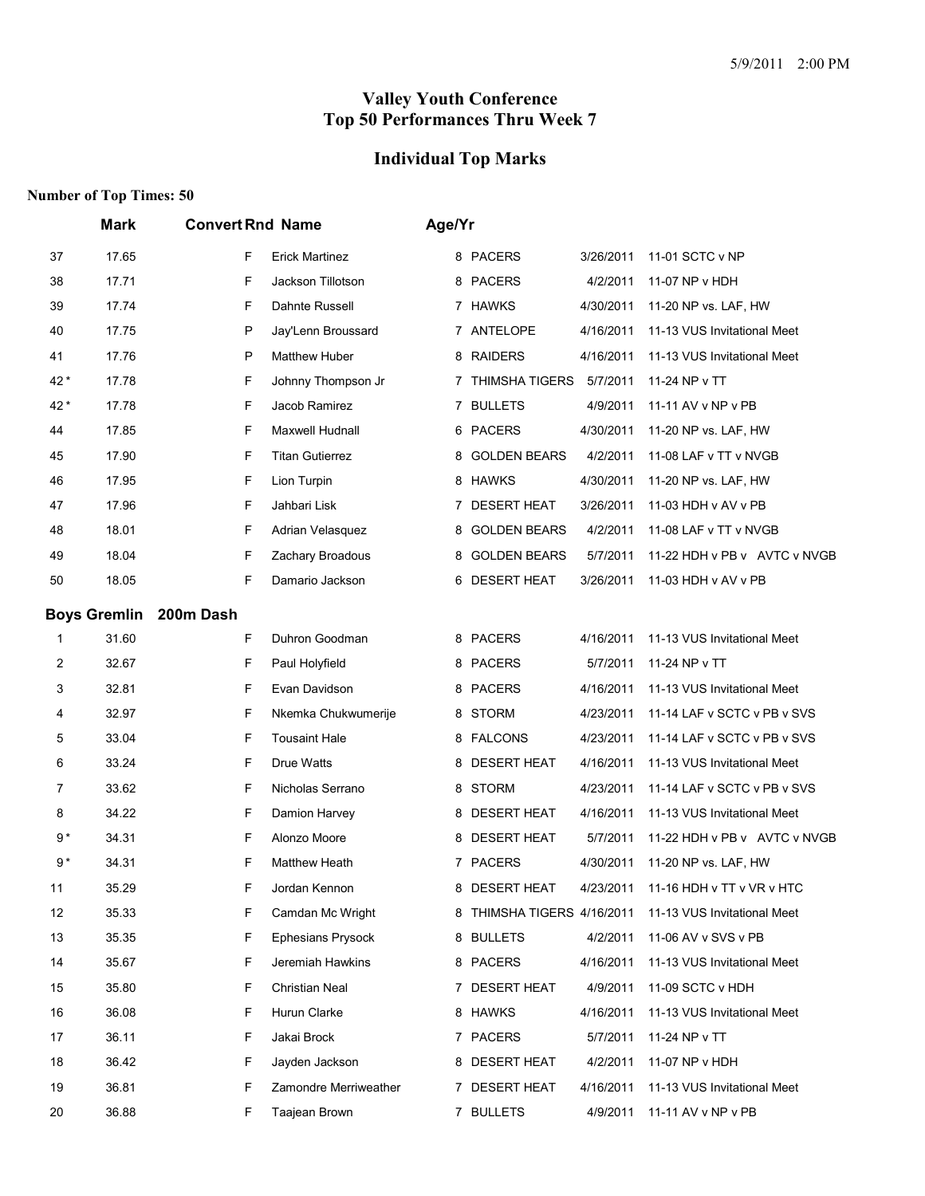# Valley Youth Conference
# Top 50 Performances Thru Week 7

## Individual Top Marks

**Number of Top Times: 50**

| | Mark | Convert | Rnd | Name | Age/Yr | Team | Date | Meet |
|---|---|---|---|---|---|---|---|---|
| 37 | 17.65 | | F | Erick Martinez | 8 | PACERS | 3/26/2011 | 11-01 SCTC v NP |
| 38 | 17.71 | | F | Jackson Tillotson | 8 | PACERS | 4/2/2011 | 11-07 NP v HDH |
| 39 | 17.74 | | F | Dahnte Russell | 7 | HAWKS | 4/30/2011 | 11-20 NP vs. LAF, HW |
| 40 | 17.75 | | P | Jay'Lenn Broussard | 7 | ANTELOPE | 4/16/2011 | 11-13 VUS Invitational Meet |
| 41 | 17.76 | | P | Matthew Huber | 8 | RAIDERS | 4/16/2011 | 11-13 VUS Invitational Meet |
| 42 * | 17.78 | | F | Johnny Thompson Jr | 7 | THIMSHA TIGERS | 5/7/2011 | 11-24 NP v TT |
| 42 * | 17.78 | | F | Jacob Ramirez | 7 | BULLETS | 4/9/2011 | 11-11 AV v NP v PB |
| 44 | 17.85 | | F | Maxwell Hudnall | 6 | PACERS | 4/30/2011 | 11-20 NP vs. LAF, HW |
| 45 | 17.90 | | F | Titan Gutierrez | 8 | GOLDEN BEARS | 4/2/2011 | 11-08 LAF v TT v NVGB |
| 46 | 17.95 | | F | Lion Turpin | 8 | HAWKS | 4/30/2011 | 11-20 NP vs. LAF, HW |
| 47 | 17.96 | | F | Jahbari Lisk | 7 | DESERT HEAT | 3/26/2011 | 11-03 HDH v AV v PB |
| 48 | 18.01 | | F | Adrian Velasquez | 8 | GOLDEN BEARS | 4/2/2011 | 11-08 LAF v TT v NVGB |
| 49 | 18.04 | | F | Zachary Broadous | 8 | GOLDEN BEARS | 5/7/2011 | 11-22 HDH v PB v AVTC v NVGB |
| 50 | 18.05 | | F | Damario Jackson | 6 | DESERT HEAT | 3/26/2011 | 11-03 HDH v AV v PB |

### Boys Gremlin 200m Dash

| | Mark | Convert | Rnd | Name | Age/Yr | Team | Date | Meet |
|---|---|---|---|---|---|---|---|---|
| 1 | 31.60 | | F | Duhron Goodman | 8 | PACERS | 4/16/2011 | 11-13 VUS Invitational Meet |
| 2 | 32.67 | | F | Paul Holyfield | 8 | PACERS | 5/7/2011 | 11-24 NP v TT |
| 3 | 32.81 | | F | Evan Davidson | 8 | PACERS | 4/16/2011 | 11-13 VUS Invitational Meet |
| 4 | 32.97 | | F | Nkemka Chukwumerije | 8 | STORM | 4/23/2011 | 11-14 LAF v SCTC v PB v SVS |
| 5 | 33.04 | | F | Tousaint Hale | 8 | FALCONS | 4/23/2011 | 11-14 LAF v SCTC v PB v SVS |
| 6 | 33.24 | | F | Drue Watts | 8 | DESERT HEAT | 4/16/2011 | 11-13 VUS Invitational Meet |
| 7 | 33.62 | | F | Nicholas Serrano | 8 | STORM | 4/23/2011 | 11-14 LAF v SCTC v PB v SVS |
| 8 | 34.22 | | F | Damion Harvey | 8 | DESERT HEAT | 4/16/2011 | 11-13 VUS Invitational Meet |
| 9 * | 34.31 | | F | Alonzo Moore | 8 | DESERT HEAT | 5/7/2011 | 11-22 HDH v PB v AVTC v NVGB |
| 9 * | 34.31 | | F | Matthew Heath | 7 | PACERS | 4/30/2011 | 11-20 NP vs. LAF, HW |
| 11 | 35.29 | | F | Jordan Kennon | 8 | DESERT HEAT | 4/23/2011 | 11-16 HDH v TT v VR v HTC |
| 12 | 35.33 | | F | Camdan Mc Wright | 8 | THIMSHA TIGERS | 4/16/2011 | 11-13 VUS Invitational Meet |
| 13 | 35.35 | | F | Ephesians Prysock | 8 | BULLETS | 4/2/2011 | 11-06 AV v SVS v PB |
| 14 | 35.67 | | F | Jeremiah Hawkins | 8 | PACERS | 4/16/2011 | 11-13 VUS Invitational Meet |
| 15 | 35.80 | | F | Christian Neal | 7 | DESERT HEAT | 4/9/2011 | 11-09 SCTC v HDH |
| 16 | 36.08 | | F | Hurun Clarke | 8 | HAWKS | 4/16/2011 | 11-13 VUS Invitational Meet |
| 17 | 36.11 | | F | Jakai Brock | 7 | PACERS | 5/7/2011 | 11-24 NP v TT |
| 18 | 36.42 | | F | Jayden Jackson | 8 | DESERT HEAT | 4/2/2011 | 11-07 NP v HDH |
| 19 | 36.81 | | F | Zamondre Merriweather | 7 | DESERT HEAT | 4/16/2011 | 11-13 VUS Invitational Meet |
| 20 | 36.88 | | F | Taajean Brown | 7 | BULLETS | 4/9/2011 | 11-11 AV v NP v PB |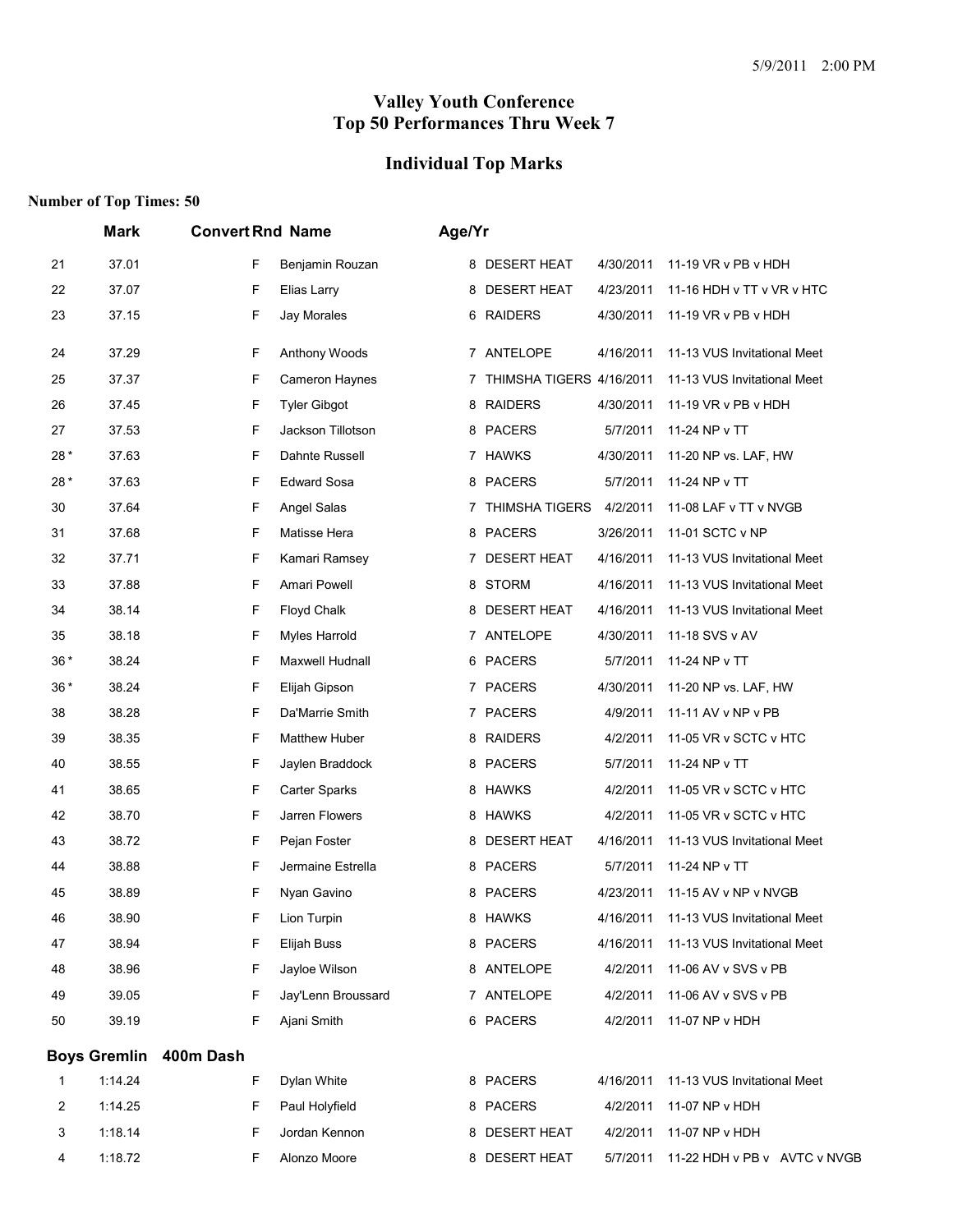5/9/2011 2:00 PM

# Valley Youth Conference
# Top 50 Performances Thru Week 7

## Individual Top Marks

**Number of Top Times: 50**

| | Mark | Convert | Rnd | Name | Age/Yr | Team | Date | Meet |
|---|---|---|---|---|---|---|---|---|
| 21 | 37.01 | | F | Benjamin Rouzan | 8 | DESERT HEAT | 4/30/2011 | 11-19 VR v PB v HDH |
| 22 | 37.07 | | F | Elias Larry | 8 | DESERT HEAT | 4/23/2011 | 11-16 HDH v TT v VR v HTC |
| 23 | 37.15 | | F | Jay Morales | 6 | RAIDERS | 4/30/2011 | 11-19 VR v PB v HDH |
| 24 | 37.29 | | F | Anthony Woods | 7 | ANTELOPE | 4/16/2011 | 11-13 VUS Invitational Meet |
| 25 | 37.37 | | F | Cameron Haynes | 7 | THIMSHA TIGERS | 4/16/2011 | 11-13 VUS Invitational Meet |
| 26 | 37.45 | | F | Tyler Gibgot | 8 | RAIDERS | 4/30/2011 | 11-19 VR v PB v HDH |
| 27 | 37.53 | | F | Jackson Tillotson | 8 | PACERS | 5/7/2011 | 11-24 NP v TT |
| 28 * | 37.63 | | F | Dahnte Russell | 7 | HAWKS | 4/30/2011 | 11-20 NP vs. LAF, HW |
| 28 * | 37.63 | | F | Edward Sosa | 8 | PACERS | 5/7/2011 | 11-24 NP v TT |
| 30 | 37.64 | | F | Angel Salas | 7 | THIMSHA TIGERS | 4/2/2011 | 11-08 LAF v TT v NVGB |
| 31 | 37.68 | | F | Matisse Hera | 8 | PACERS | 3/26/2011 | 11-01 SCTC v NP |
| 32 | 37.71 | | F | Kamari Ramsey | 7 | DESERT HEAT | 4/16/2011 | 11-13 VUS Invitational Meet |
| 33 | 37.88 | | F | Amari Powell | 8 | STORM | 4/16/2011 | 11-13 VUS Invitational Meet |
| 34 | 38.14 | | F | Floyd Chalk | 8 | DESERT HEAT | 4/16/2011 | 11-13 VUS Invitational Meet |
| 35 | 38.18 | | F | Myles Harrold | 7 | ANTELOPE | 4/30/2011 | 11-18 SVS v AV |
| 36 * | 38.24 | | F | Maxwell Hudnall | 6 | PACERS | 5/7/2011 | 11-24 NP v TT |
| 36 * | 38.24 | | F | Elijah Gipson | 7 | PACERS | 4/30/2011 | 11-20 NP vs. LAF, HW |
| 38 | 38.28 | | F | Da'Marrie Smith | 7 | PACERS | 4/9/2011 | 11-11 AV v NP v PB |
| 39 | 38.35 | | F | Matthew Huber | 8 | RAIDERS | 4/2/2011 | 11-05 VR v SCTC v HTC |
| 40 | 38.55 | | F | Jaylen Braddock | 8 | PACERS | 5/7/2011 | 11-24 NP v TT |
| 41 | 38.65 | | F | Carter Sparks | 8 | HAWKS | 4/2/2011 | 11-05 VR v SCTC v HTC |
| 42 | 38.70 | | F | Jarren Flowers | 8 | HAWKS | 4/2/2011 | 11-05 VR v SCTC v HTC |
| 43 | 38.72 | | F | Pejan Foster | 8 | DESERT HEAT | 4/16/2011 | 11-13 VUS Invitational Meet |
| 44 | 38.88 | | F | Jermaine Estrella | 8 | PACERS | 5/7/2011 | 11-24 NP v TT |
| 45 | 38.89 | | F | Nyan Gavino | 8 | PACERS | 4/23/2011 | 11-15 AV v NP v NVGB |
| 46 | 38.90 | | F | Lion Turpin | 8 | HAWKS | 4/16/2011 | 11-13 VUS Invitational Meet |
| 47 | 38.94 | | F | Elijah Buss | 8 | PACERS | 4/16/2011 | 11-13 VUS Invitational Meet |
| 48 | 38.96 | | F | Jayloe Wilson | 8 | ANTELOPE | 4/2/2011 | 11-06 AV v SVS v PB |
| 49 | 39.05 | | F | Jay'Lenn Broussard | 7 | ANTELOPE | 4/2/2011 | 11-06 AV v SVS v PB |
| 50 | 39.19 | | F | Ajani Smith | 6 | PACERS | 4/2/2011 | 11-07 NP v HDH |

### Boys Gremlin 400m Dash

| | Mark | Convert | Rnd | Name | Age/Yr | Team | Date | Meet |
|---|---|---|---|---|---|---|---|---|
| 1 | 1:14.24 | | F | Dylan White | 8 | PACERS | 4/16/2011 | 11-13 VUS Invitational Meet |
| 2 | 1:14.25 | | F | Paul Holyfield | 8 | PACERS | 4/2/2011 | 11-07 NP v HDH |
| 3 | 1:18.14 | | F | Jordan Kennon | 8 | DESERT HEAT | 4/2/2011 | 11-07 NP v HDH |
| 4 | 1:18.72 | | F | Alonzo Moore | 8 | DESERT HEAT | 5/7/2011 | 11-22 HDH v PB v AVTC v NVGB |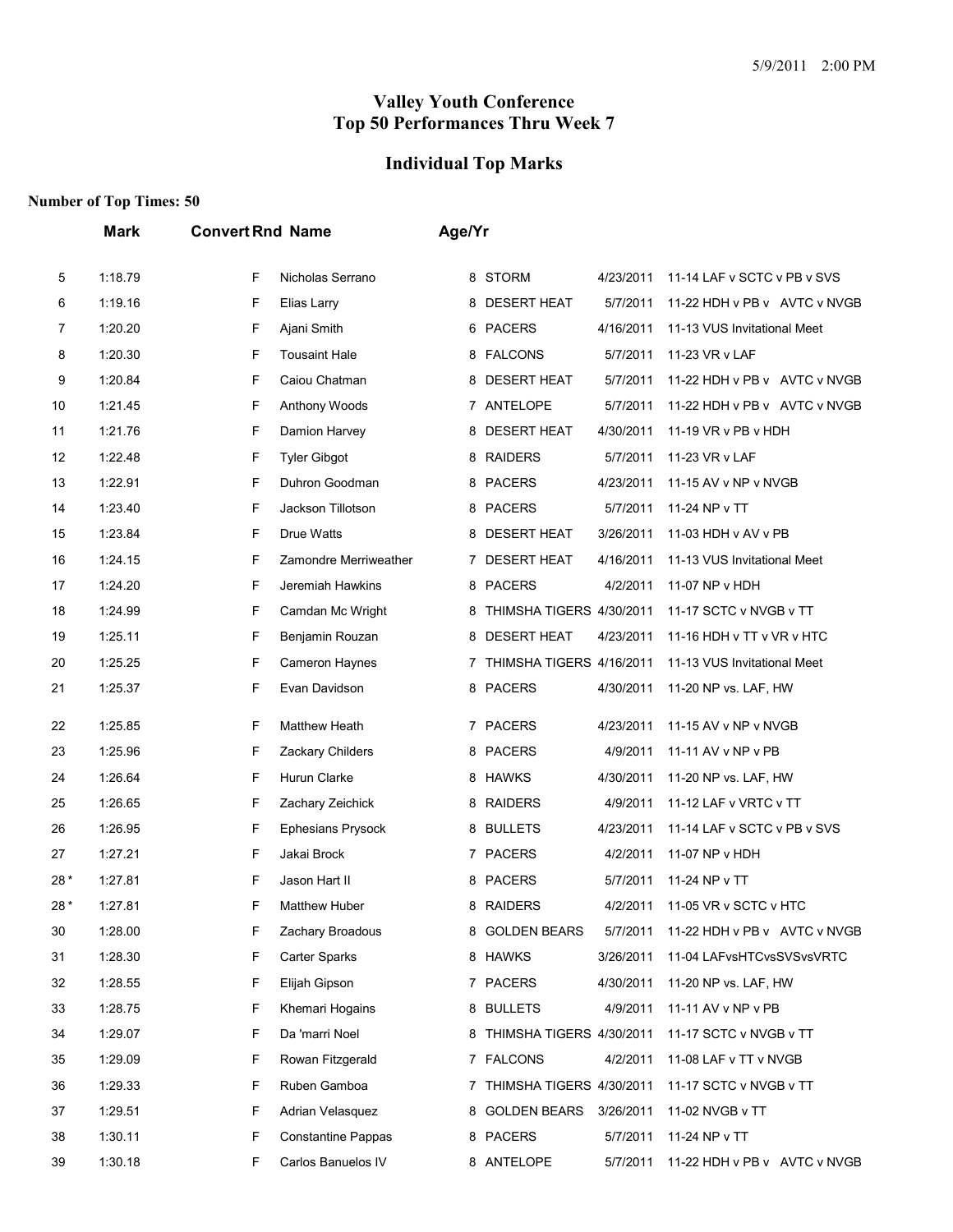# Valley Youth Conference
# Top 50 Performances Thru Week 7

## Individual Top Marks

**Number of Top Times: 50**

| | Mark | Convert | Rnd | Name | Age/Yr | Team | Date | Meet |
|---|---|---|---|---|---|---|---|---|
| 5 | 1:18.79 | | F | Nicholas Serrano | 8 | STORM | 4/23/2011 | 11-14 LAF v SCTC v PB v SVS |
| 6 | 1:19.16 | | F | Elias Larry | 8 | DESERT HEAT | 5/7/2011 | 11-22 HDH v PB v AVTC v NVGB |
| 7 | 1:20.20 | | F | Ajani Smith | 6 | PACERS | 4/16/2011 | 11-13 VUS Invitational Meet |
| 8 | 1:20.30 | | F | Tousaint Hale | 8 | FALCONS | 5/7/2011 | 11-23 VR v LAF |
| 9 | 1:20.84 | | F | Caiou Chatman | 8 | DESERT HEAT | 5/7/2011 | 11-22 HDH v PB v AVTC v NVGB |
| 10 | 1:21.45 | | F | Anthony Woods | 7 | ANTELOPE | 5/7/2011 | 11-22 HDH v PB v AVTC v NVGB |
| 11 | 1:21.76 | | F | Damion Harvey | 8 | DESERT HEAT | 4/30/2011 | 11-19 VR v PB v HDH |
| 12 | 1:22.48 | | F | Tyler Gibgot | 8 | RAIDERS | 5/7/2011 | 11-23 VR v LAF |
| 13 | 1:22.91 | | F | Duhron Goodman | 8 | PACERS | 4/23/2011 | 11-15 AV v NP v NVGB |
| 14 | 1:23.40 | | F | Jackson Tillotson | 8 | PACERS | 5/7/2011 | 11-24 NP v TT |
| 15 | 1:23.84 | | F | Drue Watts | 8 | DESERT HEAT | 3/26/2011 | 11-03 HDH v AV v PB |
| 16 | 1:24.15 | | F | Zamondre Merriweather | 7 | DESERT HEAT | 4/16/2011 | 11-13 VUS Invitational Meet |
| 17 | 1:24.20 | | F | Jeremiah Hawkins | 8 | PACERS | 4/2/2011 | 11-07 NP v HDH |
| 18 | 1:24.99 | | F | Camdan Mc Wright | 8 | THIMSHA TIGERS | 4/30/2011 | 11-17 SCTC v NVGB v TT |
| 19 | 1:25.11 | | F | Benjamin Rouzan | 8 | DESERT HEAT | 4/23/2011 | 11-16 HDH v TT v VR v HTC |
| 20 | 1:25.25 | | F | Cameron Haynes | 7 | THIMSHA TIGERS | 4/16/2011 | 11-13 VUS Invitational Meet |
| 21 | 1:25.37 | | F | Evan Davidson | 8 | PACERS | 4/30/2011 | 11-20 NP vs. LAF, HW |
| 22 | 1:25.85 | | F | Matthew Heath | 7 | PACERS | 4/23/2011 | 11-15 AV v NP v NVGB |
| 23 | 1:25.96 | | F | Zackary Childers | 8 | PACERS | 4/9/2011 | 11-11 AV v NP v PB |
| 24 | 1:26.64 | | F | Hurun Clarke | 8 | HAWKS | 4/30/2011 | 11-20 NP vs. LAF, HW |
| 25 | 1:26.65 | | F | Zachary Zeichick | 8 | RAIDERS | 4/9/2011 | 11-12 LAF v VRTC v TT |
| 26 | 1:26.95 | | F | Ephesians Prysock | 8 | BULLETS | 4/23/2011 | 11-14 LAF v SCTC v PB v SVS |
| 27 | 1:27.21 | | F | Jakai Brock | 7 | PACERS | 4/2/2011 | 11-07 NP v HDH |
| 28 * | 1:27.81 | | F | Jason Hart II | 8 | PACERS | 5/7/2011 | 11-24 NP v TT |
| 28 * | 1:27.81 | | F | Matthew Huber | 8 | RAIDERS | 4/2/2011 | 11-05 VR v SCTC v HTC |
| 30 | 1:28.00 | | F | Zachary Broadous | 8 | GOLDEN BEARS | 5/7/2011 | 11-22 HDH v PB v AVTC v NVGB |
| 31 | 1:28.30 | | F | Carter Sparks | 8 | HAWKS | 3/26/2011 | 11-04 LAFvsHTCvsSVSvsVRTC |
| 32 | 1:28.55 | | F | Elijah Gipson | 7 | PACERS | 4/30/2011 | 11-20 NP vs. LAF, HW |
| 33 | 1:28.75 | | F | Khemari Hogains | 8 | BULLETS | 4/9/2011 | 11-11 AV v NP v PB |
| 34 | 1:29.07 | | F | Da 'marri Noel | 8 | THIMSHA TIGERS | 4/30/2011 | 11-17 SCTC v NVGB v TT |
| 35 | 1:29.09 | | F | Rowan Fitzgerald | 7 | FALCONS | 4/2/2011 | 11-08 LAF v TT v NVGB |
| 36 | 1:29.33 | | F | Ruben Gamboa | 7 | THIMSHA TIGERS | 4/30/2011 | 11-17 SCTC v NVGB v TT |
| 37 | 1:29.51 | | F | Adrian Velasquez | 8 | GOLDEN BEARS | 3/26/2011 | 11-02 NVGB v TT |
| 38 | 1:30.11 | | F | Constantine Pappas | 8 | PACERS | 5/7/2011 | 11-24 NP v TT |
| 39 | 1:30.18 | | F | Carlos Banuelos IV | 8 | ANTELOPE | 5/7/2011 | 11-22 HDH v PB v AVTC v NVGB |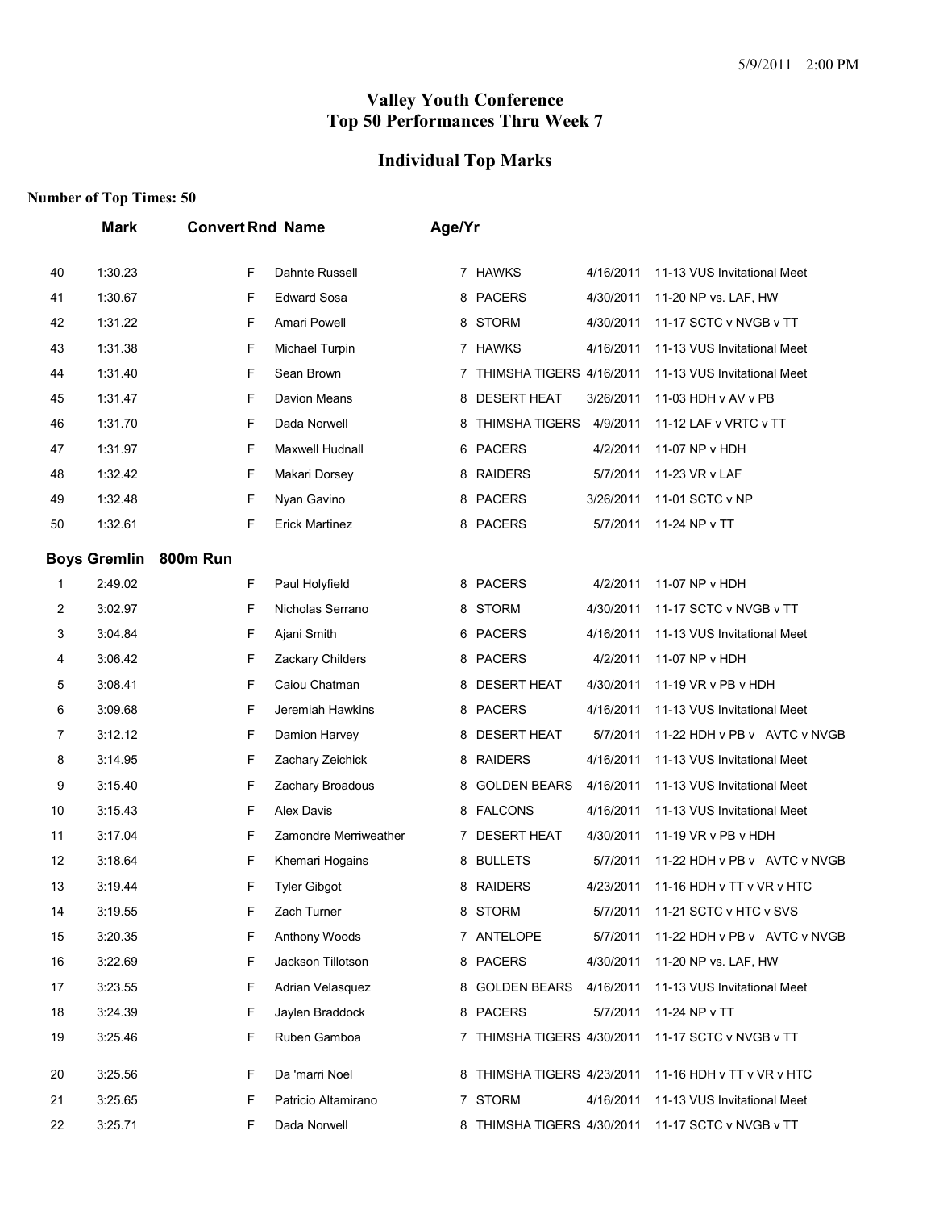5/9/2011 2:00 PM

# Valley Youth Conference
# Top 50 Performances Thru Week 7

## Individual Top Marks

**Number of Top Times: 50**

| | Mark | Convert | Rnd | Name | Age/Yr | Team | Date | Meet |
|---|---|---|---|---|---|---|---|---|
| 40 | 1:30.23 | | F | Dahnte Russell | 7 | HAWKS | 4/16/2011 | 11-13 VUS Invitational Meet |
| 41 | 1:30.67 | | F | Edward Sosa | 8 | PACERS | 4/30/2011 | 11-20 NP vs. LAF, HW |
| 42 | 1:31.22 | | F | Amari Powell | 8 | STORM | 4/30/2011 | 11-17 SCTC v NVGB v TT |
| 43 | 1:31.38 | | F | Michael Turpin | 7 | HAWKS | 4/16/2011 | 11-13 VUS Invitational Meet |
| 44 | 1:31.40 | | F | Sean Brown | 7 | THIMSHA TIGERS | 4/16/2011 | 11-13 VUS Invitational Meet |
| 45 | 1:31.47 | | F | Davion Means | 8 | DESERT HEAT | 3/26/2011 | 11-03 HDH v AV v PB |
| 46 | 1:31.70 | | F | Dada Norwell | 8 | THIMSHA TIGERS | 4/9/2011 | 11-12 LAF v VRTC v TT |
| 47 | 1:31.97 | | F | Maxwell Hudnall | 6 | PACERS | 4/2/2011 | 11-07 NP v HDH |
| 48 | 1:32.42 | | F | Makari Dorsey | 8 | RAIDERS | 5/7/2011 | 11-23 VR v LAF |
| 49 | 1:32.48 | | F | Nyan Gavino | 8 | PACERS | 3/26/2011 | 11-01 SCTC v NP |
| 50 | 1:32.61 | | F | Erick Martinez | 8 | PACERS | 5/7/2011 | 11-24 NP v TT |
| **Boys Gremlin** | **800m Run** | | | | | | | |
| 1 | 2:49.02 | | F | Paul Holyfield | 8 | PACERS | 4/2/2011 | 11-07 NP v HDH |
| 2 | 3:02.97 | | F | Nicholas Serrano | 8 | STORM | 4/30/2011 | 11-17 SCTC v NVGB v TT |
| 3 | 3:04.84 | | F | Ajani Smith | 6 | PACERS | 4/16/2011 | 11-13 VUS Invitational Meet |
| 4 | 3:06.42 | | F | Zackary Childers | 8 | PACERS | 4/2/2011 | 11-07 NP v HDH |
| 5 | 3:08.41 | | F | Caiou Chatman | 8 | DESERT HEAT | 4/30/2011 | 11-19 VR v PB v HDH |
| 6 | 3:09.68 | | F | Jeremiah Hawkins | 8 | PACERS | 4/16/2011 | 11-13 VUS Invitational Meet |
| 7 | 3:12.12 | | F | Damion Harvey | 8 | DESERT HEAT | 5/7/2011 | 11-22 HDH v PB v AVTC v NVGB |
| 8 | 3:14.95 | | F | Zachary Zeichick | 8 | RAIDERS | 4/16/2011 | 11-13 VUS Invitational Meet |
| 9 | 3:15.40 | | F | Zachary Broadous | 8 | GOLDEN BEARS | 4/16/2011 | 11-13 VUS Invitational Meet |
| 10 | 3:15.43 | | F | Alex Davis | 8 | FALCONS | 4/16/2011 | 11-13 VUS Invitational Meet |
| 11 | 3:17.04 | | F | Zamondre Merriweather | 7 | DESERT HEAT | 4/30/2011 | 11-19 VR v PB v HDH |
| 12 | 3:18.64 | | F | Khemari Hogains | 8 | BULLETS | 5/7/2011 | 11-22 HDH v PB v AVTC v NVGB |
| 13 | 3:19.44 | | F | Tyler Gibgot | 8 | RAIDERS | 4/23/2011 | 11-16 HDH v TT v VR v HTC |
| 14 | 3:19.55 | | F | Zach Turner | 8 | STORM | 5/7/2011 | 11-21 SCTC v HTC v SVS |
| 15 | 3:20.35 | | F | Anthony Woods | 7 | ANTELOPE | 5/7/2011 | 11-22 HDH v PB v AVTC v NVGB |
| 16 | 3:22.69 | | F | Jackson Tillotson | 8 | PACERS | 4/30/2011 | 11-20 NP vs. LAF, HW |
| 17 | 3:23.55 | | F | Adrian Velasquez | 8 | GOLDEN BEARS | 4/16/2011 | 11-13 VUS Invitational Meet |
| 18 | 3:24.39 | | F | Jaylen Braddock | 8 | PACERS | 5/7/2011 | 11-24 NP v TT |
| 19 | 3:25.46 | | F | Ruben Gamboa | 7 | THIMSHA TIGERS | 4/30/2011 | 11-17 SCTC v NVGB v TT |
| 20 | 3:25.56 | | F | Da 'marri Noel | 8 | THIMSHA TIGERS | 4/23/2011 | 11-16 HDH v TT v VR v HTC |
| 21 | 3:25.65 | | F | Patricio Altamirano | 7 | STORM | 4/16/2011 | 11-13 VUS Invitational Meet |
| 22 | 3:25.71 | | F | Dada Norwell | 8 | THIMSHA TIGERS | 4/30/2011 | 11-17 SCTC v NVGB v TT |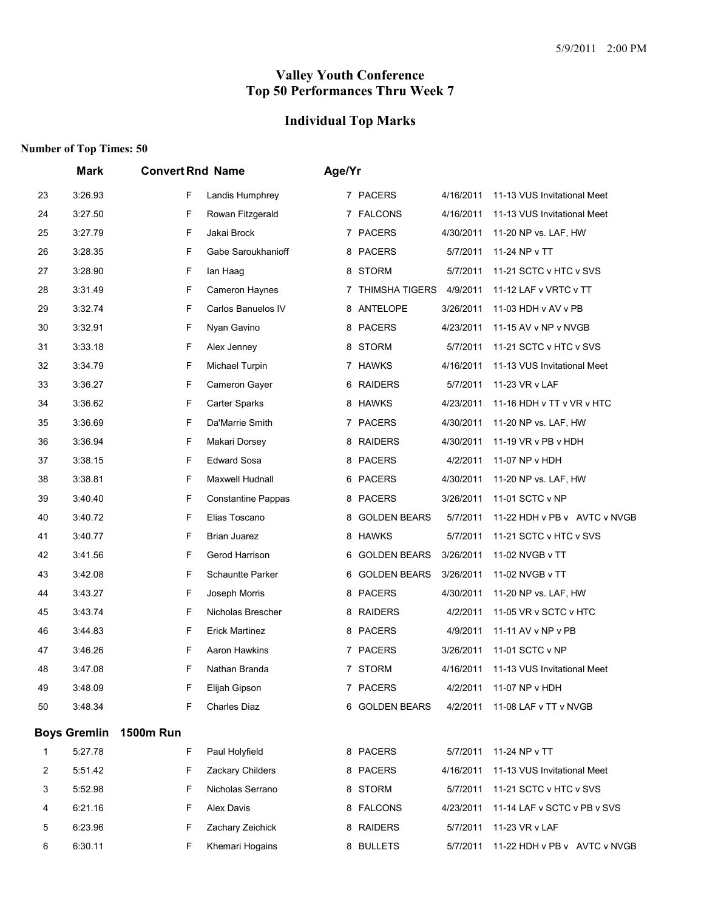# Valley Youth Conference
# Top 50 Performances Thru Week 7

## Individual Top Marks

**Number of Top Times: 50**

| | Mark | Convert | Rnd | Name | Age/Yr | Team | Date | Meet |
|---|---|---|---|---|---|---|---|---|
| 23 | 3:26.93 | | F | Landis Humphrey | 7 | PACERS | 4/16/2011 | 11-13 VUS Invitational Meet |
| 24 | 3:27.50 | | F | Rowan Fitzgerald | 7 | FALCONS | 4/16/2011 | 11-13 VUS Invitational Meet |
| 25 | 3:27.79 | | F | Jakai Brock | 7 | PACERS | 4/30/2011 | 11-20 NP vs. LAF, HW |
| 26 | 3:28.35 | | F | Gabe Saroukhanioff | 8 | PACERS | 5/7/2011 | 11-24 NP v TT |
| 27 | 3:28.90 | | F | Ian Haag | 8 | STORM | 5/7/2011 | 11-21 SCTC v HTC v SVS |
| 28 | 3:31.49 | | F | Cameron Haynes | 7 | THIMSHA TIGERS | 4/9/2011 | 11-12 LAF v VRTC v TT |
| 29 | 3:32.74 | | F | Carlos Banuelos IV | 8 | ANTELOPE | 3/26/2011 | 11-03 HDH v AV v PB |
| 30 | 3:32.91 | | F | Nyan Gavino | 8 | PACERS | 4/23/2011 | 11-15 AV v NP v NVGB |
| 31 | 3:33.18 | | F | Alex Jenney | 8 | STORM | 5/7/2011 | 11-21 SCTC v HTC v SVS |
| 32 | 3:34.79 | | F | Michael Turpin | 7 | HAWKS | 4/16/2011 | 11-13 VUS Invitational Meet |
| 33 | 3:36.27 | | F | Cameron Gayer | 6 | RAIDERS | 5/7/2011 | 11-23 VR v LAF |
| 34 | 3:36.62 | | F | Carter Sparks | 8 | HAWKS | 4/23/2011 | 11-16 HDH v TT v VR v HTC |
| 35 | 3:36.69 | | F | Da'Marrie Smith | 7 | PACERS | 4/30/2011 | 11-20 NP vs. LAF, HW |
| 36 | 3:36.94 | | F | Makari Dorsey | 8 | RAIDERS | 4/30/2011 | 11-19 VR v PB v HDH |
| 37 | 3:38.15 | | F | Edward Sosa | 8 | PACERS | 4/2/2011 | 11-07 NP v HDH |
| 38 | 3:38.81 | | F | Maxwell Hudnall | 6 | PACERS | 4/30/2011 | 11-20 NP vs. LAF, HW |
| 39 | 3:40.40 | | F | Constantine Pappas | 8 | PACERS | 3/26/2011 | 11-01 SCTC v NP |
| 40 | 3:40.72 | | F | Elias Toscano | 8 | GOLDEN BEARS | 5/7/2011 | 11-22 HDH v PB v AVTC v NVGB |
| 41 | 3:40.77 | | F | Brian Juarez | 8 | HAWKS | 5/7/2011 | 11-21 SCTC v HTC v SVS |
| 42 | 3:41.56 | | F | Gerod Harrison | 6 | GOLDEN BEARS | 3/26/2011 | 11-02 NVGB v TT |
| 43 | 3:42.08 | | F | Schauntte Parker | 6 | GOLDEN BEARS | 3/26/2011 | 11-02 NVGB v TT |
| 44 | 3:43.27 | | F | Joseph Morris | 8 | PACERS | 4/30/2011 | 11-20 NP vs. LAF, HW |
| 45 | 3:43.74 | | F | Nicholas Brescher | 8 | RAIDERS | 4/2/2011 | 11-05 VR v SCTC v HTC |
| 46 | 3:44.83 | | F | Erick Martinez | 8 | PACERS | 4/9/2011 | 11-11 AV v NP v PB |
| 47 | 3:46.26 | | F | Aaron Hawkins | 7 | PACERS | 3/26/2011 | 11-01 SCTC v NP |
| 48 | 3:47.08 | | F | Nathan Branda | 7 | STORM | 4/16/2011 | 11-13 VUS Invitational Meet |
| 49 | 3:48.09 | | F | Elijah Gipson | 7 | PACERS | 4/2/2011 | 11-07 NP v HDH |
| 50 | 3:48.34 | | F | Charles Diaz | 6 | GOLDEN BEARS | 4/2/2011 | 11-08 LAF v TT v NVGB |

### Boys Gremlin 1500m Run

| | Mark | Convert | Rnd | Name | Age/Yr | Team | Date | Meet |
|---|---|---|---|---|---|---|---|---|
| 1 | 5:27.78 | | F | Paul Holyfield | 8 | PACERS | 5/7/2011 | 11-24 NP v TT |
| 2 | 5:51.42 | | F | Zackary Childers | 8 | PACERS | 4/16/2011 | 11-13 VUS Invitational Meet |
| 3 | 5:52.98 | | F | Nicholas Serrano | 8 | STORM | 5/7/2011 | 11-21 SCTC v HTC v SVS |
| 4 | 6:21.16 | | F | Alex Davis | 8 | FALCONS | 4/23/2011 | 11-14 LAF v SCTC v PB v SVS |
| 5 | 6:23.96 | | F | Zachary Zeichick | 8 | RAIDERS | 5/7/2011 | 11-23 VR v LAF |
| 6 | 6:30.11 | | F | Khemari Hogains | 8 | BULLETS | 5/7/2011 | 11-22 HDH v PB v AVTC v NVGB |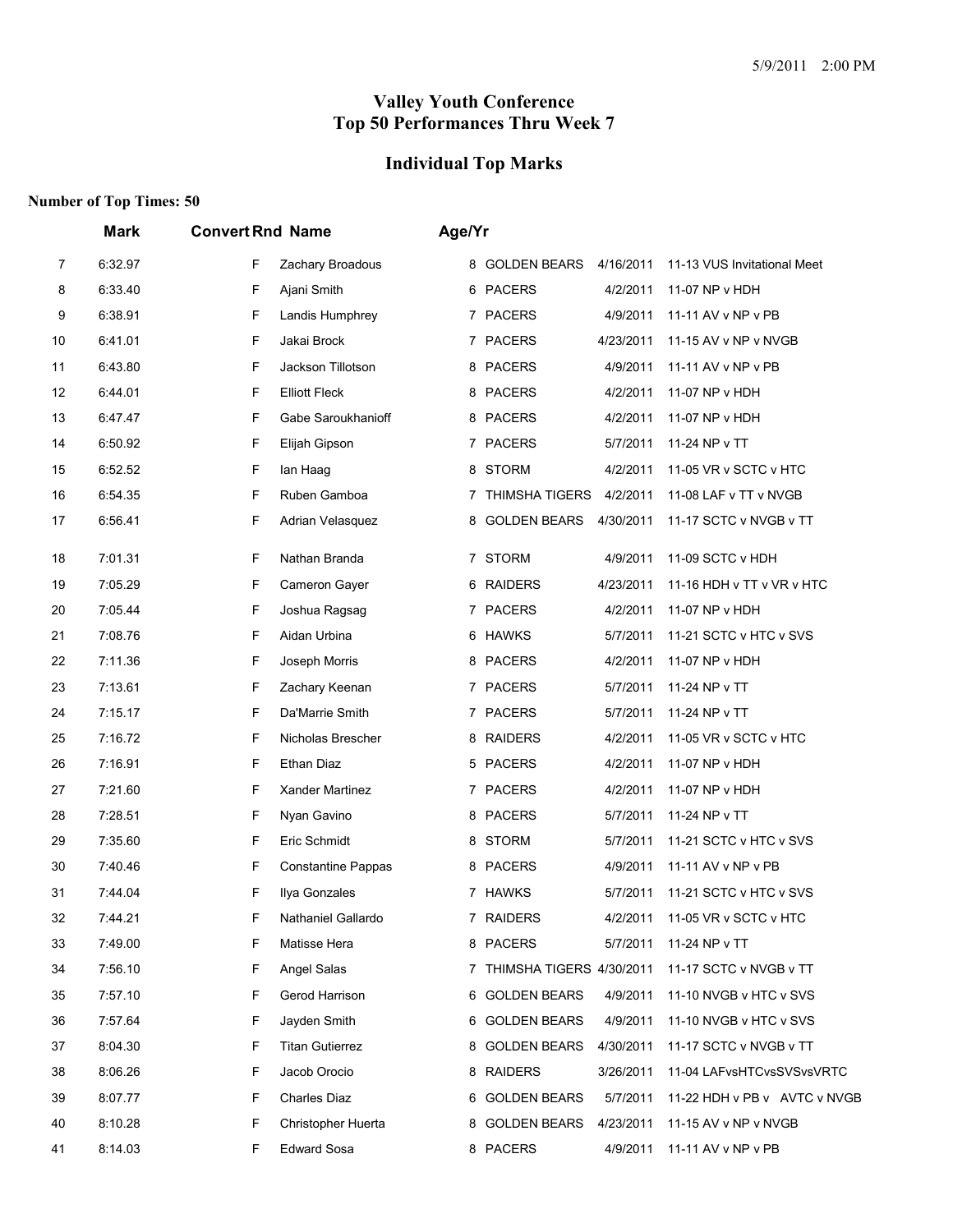# Valley Youth Conference
# Top 50 Performances Thru Week 7

## Individual Top Marks

**Number of Top Times: 50**

| | Mark | Convert | Rnd | Name | Age/Yr | Team | Date | Meet |
|---|---|---|---|---|---|---|---|---|
| 7 | 6:32.97 | | F | Zachary Broadous | 8 | GOLDEN BEARS | 4/16/2011 | 11-13 VUS Invitational Meet |
| 8 | 6:33.40 | | F | Ajani Smith | 6 | PACERS | 4/2/2011 | 11-07 NP v HDH |
| 9 | 6:38.91 | | F | Landis Humphrey | 7 | PACERS | 4/9/2011 | 11-11 AV v NP v PB |
| 10 | 6:41.01 | | F | Jakai Brock | 7 | PACERS | 4/23/2011 | 11-15 AV v NP v NVGB |
| 11 | 6:43.80 | | F | Jackson Tillotson | 8 | PACERS | 4/9/2011 | 11-11 AV v NP v PB |
| 12 | 6:44.01 | | F | Elliott Fleck | 8 | PACERS | 4/2/2011 | 11-07 NP v HDH |
| 13 | 6:47.47 | | F | Gabe Saroukhanioff | 8 | PACERS | 4/2/2011 | 11-07 NP v HDH |
| 14 | 6:50.92 | | F | Elijah Gipson | 7 | PACERS | 5/7/2011 | 11-24 NP v TT |
| 15 | 6:52.52 | | F | Ian Haag | 8 | STORM | 4/2/2011 | 11-05 VR v SCTC v HTC |
| 16 | 6:54.35 | | F | Ruben Gamboa | 7 | THIMSHA TIGERS | 4/2/2011 | 11-08 LAF v TT v NVGB |
| 17 | 6:56.41 | | F | Adrian Velasquez | 8 | GOLDEN BEARS | 4/30/2011 | 11-17 SCTC v NVGB v TT |
| 18 | 7:01.31 | | F | Nathan Branda | 7 | STORM | 4/9/2011 | 11-09 SCTC v HDH |
| 19 | 7:05.29 | | F | Cameron Gayer | 6 | RAIDERS | 4/23/2011 | 11-16 HDH v TT v VR v HTC |
| 20 | 7:05.44 | | F | Joshua Ragsag | 7 | PACERS | 4/2/2011 | 11-07 NP v HDH |
| 21 | 7:08.76 | | F | Aidan Urbina | 6 | HAWKS | 5/7/2011 | 11-21 SCTC v HTC v SVS |
| 22 | 7:11.36 | | F | Joseph Morris | 8 | PACERS | 4/2/2011 | 11-07 NP v HDH |
| 23 | 7:13.61 | | F | Zachary Keenan | 7 | PACERS | 5/7/2011 | 11-24 NP v TT |
| 24 | 7:15.17 | | F | Da'Marrie Smith | 7 | PACERS | 5/7/2011 | 11-24 NP v TT |
| 25 | 7:16.72 | | F | Nicholas Brescher | 8 | RAIDERS | 4/2/2011 | 11-05 VR v SCTC v HTC |
| 26 | 7:16.91 | | F | Ethan Diaz | 5 | PACERS | 4/2/2011 | 11-07 NP v HDH |
| 27 | 7:21.60 | | F | Xander Martinez | 7 | PACERS | 4/2/2011 | 11-07 NP v HDH |
| 28 | 7:28.51 | | F | Nyan Gavino | 8 | PACERS | 5/7/2011 | 11-24 NP v TT |
| 29 | 7:35.60 | | F | Eric Schmidt | 8 | STORM | 5/7/2011 | 11-21 SCTC v HTC v SVS |
| 30 | 7:40.46 | | F | Constantine Pappas | 8 | PACERS | 4/9/2011 | 11-11 AV v NP v PB |
| 31 | 7:44.04 | | F | Ilya Gonzales | 7 | HAWKS | 5/7/2011 | 11-21 SCTC v HTC v SVS |
| 32 | 7:44.21 | | F | Nathaniel Gallardo | 7 | RAIDERS | 4/2/2011 | 11-05 VR v SCTC v HTC |
| 33 | 7:49.00 | | F | Matisse Hera | 8 | PACERS | 5/7/2011 | 11-24 NP v TT |
| 34 | 7:56.10 | | F | Angel Salas | 7 | THIMSHA TIGERS | 4/30/2011 | 11-17 SCTC v NVGB v TT |
| 35 | 7:57.10 | | F | Gerod Harrison | 6 | GOLDEN BEARS | 4/9/2011 | 11-10 NVGB v HTC v SVS |
| 36 | 7:57.64 | | F | Jayden Smith | 6 | GOLDEN BEARS | 4/9/2011 | 11-10 NVGB v HTC v SVS |
| 37 | 8:04.30 | | F | Titan Gutierrez | 8 | GOLDEN BEARS | 4/30/2011 | 11-17 SCTC v NVGB v TT |
| 38 | 8:06.26 | | F | Jacob Orocio | 8 | RAIDERS | 3/26/2011 | 11-04 LAFvsHTCvsSVSvsVRTC |
| 39 | 8:07.77 | | F | Charles Diaz | 6 | GOLDEN BEARS | 5/7/2011 | 11-22 HDH v PB v AVTC v NVGB |
| 40 | 8:10.28 | | F | Christopher Huerta | 8 | GOLDEN BEARS | 4/23/2011 | 11-15 AV v NP v NVGB |
| 41 | 8:14.03 | | F | Edward Sosa | 8 | PACERS | 4/9/2011 | 11-11 AV v NP v PB |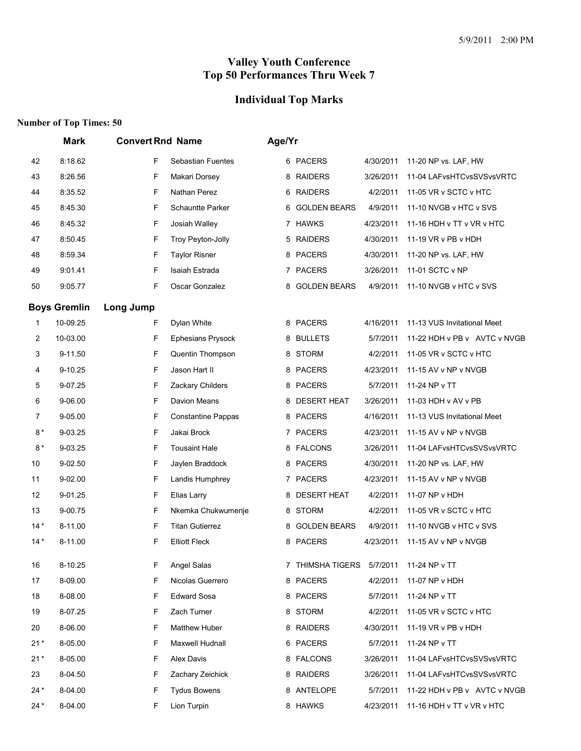# Valley Youth Conference
# Top 50 Performances Thru Week 7

## Individual Top Marks

**Number of Top Times: 50**

| | Mark | Convert | Rnd | Name | Age/Yr | Team | Date | Meet |
|---|---|---|---|---|---|---|---|---|
| 42 | 8:18.62 | | F | Sebastian Fuentes | 6 | PACERS | 4/30/2011 | 11-20 NP vs. LAF, HW |
| 43 | 8:26.56 | | F | Makari Dorsey | 8 | RAIDERS | 3/26/2011 | 11-04 LAFvsHTCvsSVSvsVRTC |
| 44 | 8:35.52 | | F | Nathan Perez | 6 | RAIDERS | 4/2/2011 | 11-05 VR v SCTC v HTC |
| 45 | 8:45.30 | | F | Schauntte Parker | 6 | GOLDEN BEARS | 4/9/2011 | 11-10 NVGB v HTC v SVS |
| 46 | 8:45.32 | | F | Josiah Walley | 7 | HAWKS | 4/23/2011 | 11-16 HDH v TT v VR v HTC |
| 47 | 8:50.45 | | F | Troy Peyton-Jolly | 5 | RAIDERS | 4/30/2011 | 11-19 VR v PB v HDH |
| 48 | 8:59.34 | | F | Taylor Risner | 8 | PACERS | 4/30/2011 | 11-20 NP vs. LAF, HW |
| 49 | 9:01.41 | | F | Isaiah Estrada | 7 | PACERS | 3/26/2011 | 11-01 SCTC v NP |
| 50 | 9:05.77 | | F | Oscar Gonzalez | 8 | GOLDEN BEARS | 4/9/2011 | 11-10 NVGB v HTC v SVS |

**Boys Gremlin Long Jump**

| | Mark | Convert | Rnd | Name | Age/Yr | Team | Date | Meet |
|---|---|---|---|---|---|---|---|---|
| 1 | 10-09.25 | | F | Dylan White | 8 | PACERS | 4/16/2011 | 11-13 VUS Invitational Meet |
| 2 | 10-03.00 | | F | Ephesians Prysock | 8 | BULLETS | 5/7/2011 | 11-22 HDH v PB v AVTC v NVGB |
| 3 | 9-11.50 | | F | Quentin Thompson | 8 | STORM | 4/2/2011 | 11-05 VR v SCTC v HTC |
| 4 | 9-10.25 | | F | Jason Hart II | 8 | PACERS | 4/23/2011 | 11-15 AV v NP v NVGB |
| 5 | 9-07.25 | | F | Zackary Childers | 8 | PACERS | 5/7/2011 | 11-24 NP v TT |
| 6 | 9-06.00 | | F | Davion Means | 8 | DESERT HEAT | 3/26/2011 | 11-03 HDH v AV v PB |
| 7 | 9-05.00 | | F | Constantine Pappas | 8 | PACERS | 4/16/2011 | 11-13 VUS Invitational Meet |
| 8 * | 9-03.25 | | F | Jakai Brock | 7 | PACERS | 4/23/2011 | 11-15 AV v NP v NVGB |
| 8 * | 9-03.25 | | F | Tousaint Hale | 8 | FALCONS | 3/26/2011 | 11-04 LAFvsHTCvsSVSvsVRTC |
| 10 | 9-02.50 | | F | Jaylen Braddock | 8 | PACERS | 4/30/2011 | 11-20 NP vs. LAF, HW |
| 11 | 9-02.00 | | F | Landis Humphrey | 7 | PACERS | 4/23/2011 | 11-15 AV v NP v NVGB |
| 12 | 9-01.25 | | F | Elias Larry | 8 | DESERT HEAT | 4/2/2011 | 11-07 NP v HDH |
| 13 | 9-00.75 | | F | Nkemka Chukwumerije | 8 | STORM | 4/2/2011 | 11-05 VR v SCTC v HTC |
| 14 * | 8-11.00 | | F | Titan Gutierrez | 8 | GOLDEN BEARS | 4/9/2011 | 11-10 NVGB v HTC v SVS |
| 14 * | 8-11.00 | | F | Elliott Fleck | 8 | PACERS | 4/23/2011 | 11-15 AV v NP v NVGB |
| 16 | 8-10.25 | | F | Angel Salas | 7 | THIMSHA TIGERS | 5/7/2011 | 11-24 NP v TT |
| 17 | 8-09.00 | | F | Nicolas Guerrero | 8 | PACERS | 4/2/2011 | 11-07 NP v HDH |
| 18 | 8-08.00 | | F | Edward Sosa | 8 | PACERS | 5/7/2011 | 11-24 NP v TT |
| 19 | 8-07.25 | | F | Zach Turner | 8 | STORM | 4/2/2011 | 11-05 VR v SCTC v HTC |
| 20 | 8-06.00 | | F | Matthew Huber | 8 | RAIDERS | 4/30/2011 | 11-19 VR v PB v HDH |
| 21 * | 8-05.00 | | F | Maxwell Hudnall | 6 | PACERS | 5/7/2011 | 11-24 NP v TT |
| 21 * | 8-05.00 | | F | Alex Davis | 8 | FALCONS | 3/26/2011 | 11-04 LAFvsHTCvsSVSvsVRTC |
| 23 | 8-04.50 | | F | Zachary Zeichick | 8 | RAIDERS | 3/26/2011 | 11-04 LAFvsHTCvsSVSvsVRTC |
| 24 * | 8-04.00 | | F | Tydus Bowens | 8 | ANTELOPE | 5/7/2011 | 11-22 HDH v PB v AVTC v NVGB |
| 24 * | 8-04.00 | | F | Lion Turpin | 8 | HAWKS | 4/23/2011 | 11-16 HDH v TT v VR v HTC |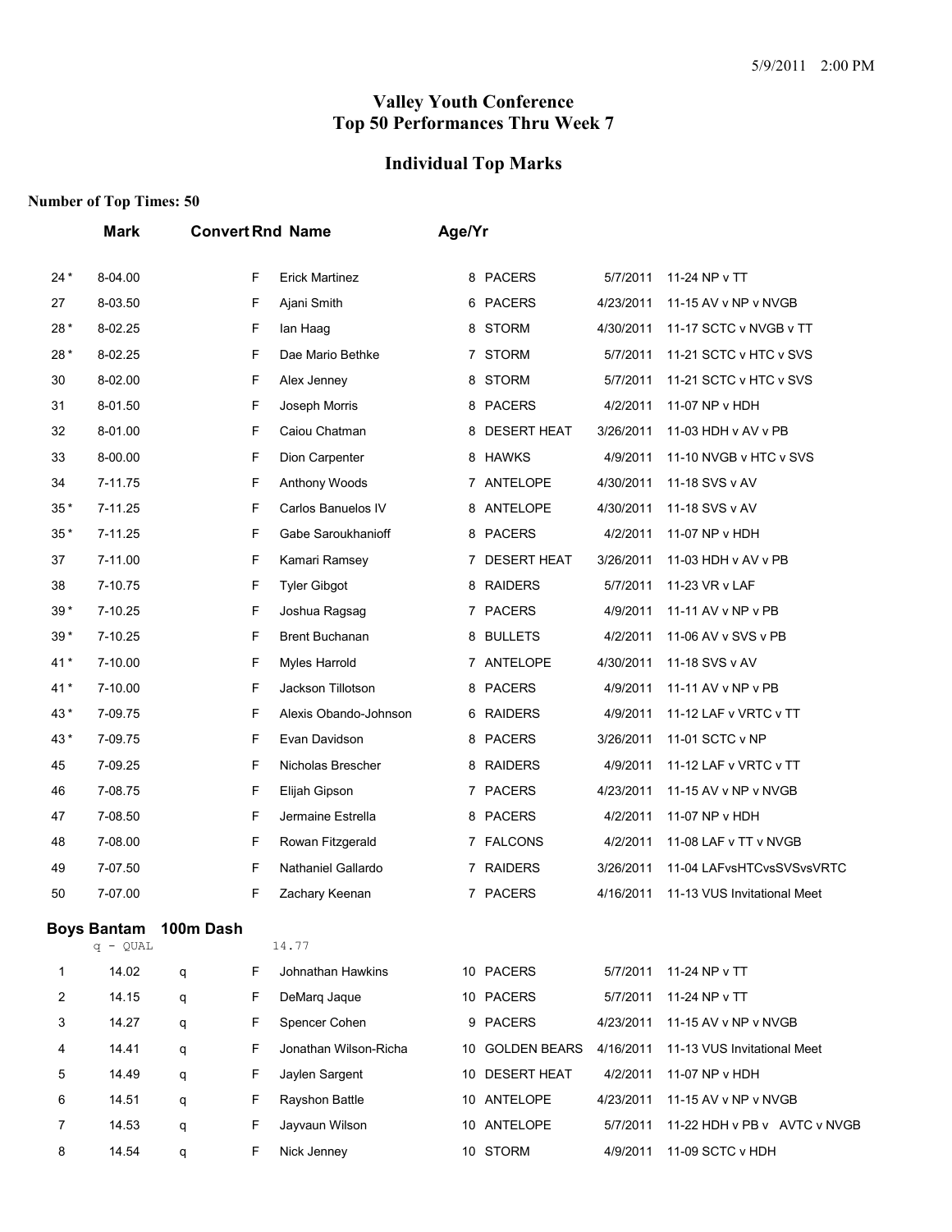# Valley Youth Conference
# Top 50 Performances Thru Week 7

## Individual Top Marks

**Number of Top Times: 50**

| | Mark | Convert | Rnd | Name | Age/Yr | Team | Date | Meet |
|---|---|---|---|---|---|---|---|---|
| 24 * | 8-04.00 | | F | Erick Martinez | 8 | PACERS | 5/7/2011 | 11-24 NP v TT |
| 27 | 8-03.50 | | F | Ajani Smith | 6 | PACERS | 4/23/2011 | 11-15 AV v NP v NVGB |
| 28 * | 8-02.25 | | F | Ian Haag | 8 | STORM | 4/30/2011 | 11-17 SCTC v NVGB v TT |
| 28 * | 8-02.25 | | F | Dae Mario Bethke | 7 | STORM | 5/7/2011 | 11-21 SCTC v HTC v SVS |
| 30 | 8-02.00 | | F | Alex Jenney | 8 | STORM | 5/7/2011 | 11-21 SCTC v HTC v SVS |
| 31 | 8-01.50 | | F | Joseph Morris | 8 | PACERS | 4/2/2011 | 11-07 NP v HDH |
| 32 | 8-01.00 | | F | Caiou Chatman | 8 | DESERT HEAT | 3/26/2011 | 11-03 HDH v AV v PB |
| 33 | 8-00.00 | | F | Dion Carpenter | 8 | HAWKS | 4/9/2011 | 11-10 NVGB v HTC v SVS |
| 34 | 7-11.75 | | F | Anthony Woods | 7 | ANTELOPE | 4/30/2011 | 11-18 SVS v AV |
| 35 * | 7-11.25 | | F | Carlos Banuelos IV | 8 | ANTELOPE | 4/30/2011 | 11-18 SVS v AV |
| 35 * | 7-11.25 | | F | Gabe Saroukhanioff | 8 | PACERS | 4/2/2011 | 11-07 NP v HDH |
| 37 | 7-11.00 | | F | Kamari Ramsey | 7 | DESERT HEAT | 3/26/2011 | 11-03 HDH v AV v PB |
| 38 | 7-10.75 | | F | Tyler Gibgot | 8 | RAIDERS | 5/7/2011 | 11-23 VR v LAF |
| 39 * | 7-10.25 | | F | Joshua Ragsag | 7 | PACERS | 4/9/2011 | 11-11 AV v NP v PB |
| 39 * | 7-10.25 | | F | Brent Buchanan | 8 | BULLETS | 4/2/2011 | 11-06 AV v SVS v PB |
| 41 * | 7-10.00 | | F | Myles Harrold | 7 | ANTELOPE | 4/30/2011 | 11-18 SVS v AV |
| 41 * | 7-10.00 | | F | Jackson Tillotson | 8 | PACERS | 4/9/2011 | 11-11 AV v NP v PB |
| 43 * | 7-09.75 | | F | Alexis Obando-Johnson | 6 | RAIDERS | 4/9/2011 | 11-12 LAF v VRTC v TT |
| 43 * | 7-09.75 | | F | Evan Davidson | 8 | PACERS | 3/26/2011 | 11-01 SCTC v NP |
| 45 | 7-09.25 | | F | Nicholas Brescher | 8 | RAIDERS | 4/9/2011 | 11-12 LAF v VRTC v TT |
| 46 | 7-08.75 | | F | Elijah Gipson | 7 | PACERS | 4/23/2011 | 11-15 AV v NP v NVGB |
| 47 | 7-08.50 | | F | Jermaine Estrella | 8 | PACERS | 4/2/2011 | 11-07 NP v HDH |
| 48 | 7-08.00 | | F | Rowan Fitzgerald | 7 | FALCONS | 4/2/2011 | 11-08 LAF v TT v NVGB |
| 49 | 7-07.50 | | F | Nathaniel Gallardo | 7 | RAIDERS | 3/26/2011 | 11-04 LAFvsHTCvsSVSvsVRTC |
| 50 | 7-07.00 | | F | Zachary Keenan | 7 | PACERS | 4/16/2011 | 11-13 VUS Invitational Meet |

### Boys Bantam 100m Dash

q - QUAL 14.77

| | Mark | Convert | Rnd | Name | Age/Yr | Team | Date | Meet |
|---|---|---|---|---|---|---|---|---|
| 1 | 14.02 | q | F | Johnathan Hawkins | 10 | PACERS | 5/7/2011 | 11-24 NP v TT |
| 2 | 14.15 | q | F | DeMarq Jaque | 10 | PACERS | 5/7/2011 | 11-24 NP v TT |
| 3 | 14.27 | q | F | Spencer Cohen | 9 | PACERS | 4/23/2011 | 11-15 AV v NP v NVGB |
| 4 | 14.41 | q | F | Jonathan Wilson-Richa | 10 | GOLDEN BEARS | 4/16/2011 | 11-13 VUS Invitational Meet |
| 5 | 14.49 | q | F | Jaylen Sargent | 10 | DESERT HEAT | 4/2/2011 | 11-07 NP v HDH |
| 6 | 14.51 | q | F | Rayshon Battle | 10 | ANTELOPE | 4/23/2011 | 11-15 AV v NP v NVGB |
| 7 | 14.53 | q | F | Jayvaun Wilson | 10 | ANTELOPE | 5/7/2011 | 11-22 HDH v PB v AVTC v NVGB |
| 8 | 14.54 | q | F | Nick Jenney | 10 | STORM | 4/9/2011 | 11-09 SCTC v HDH |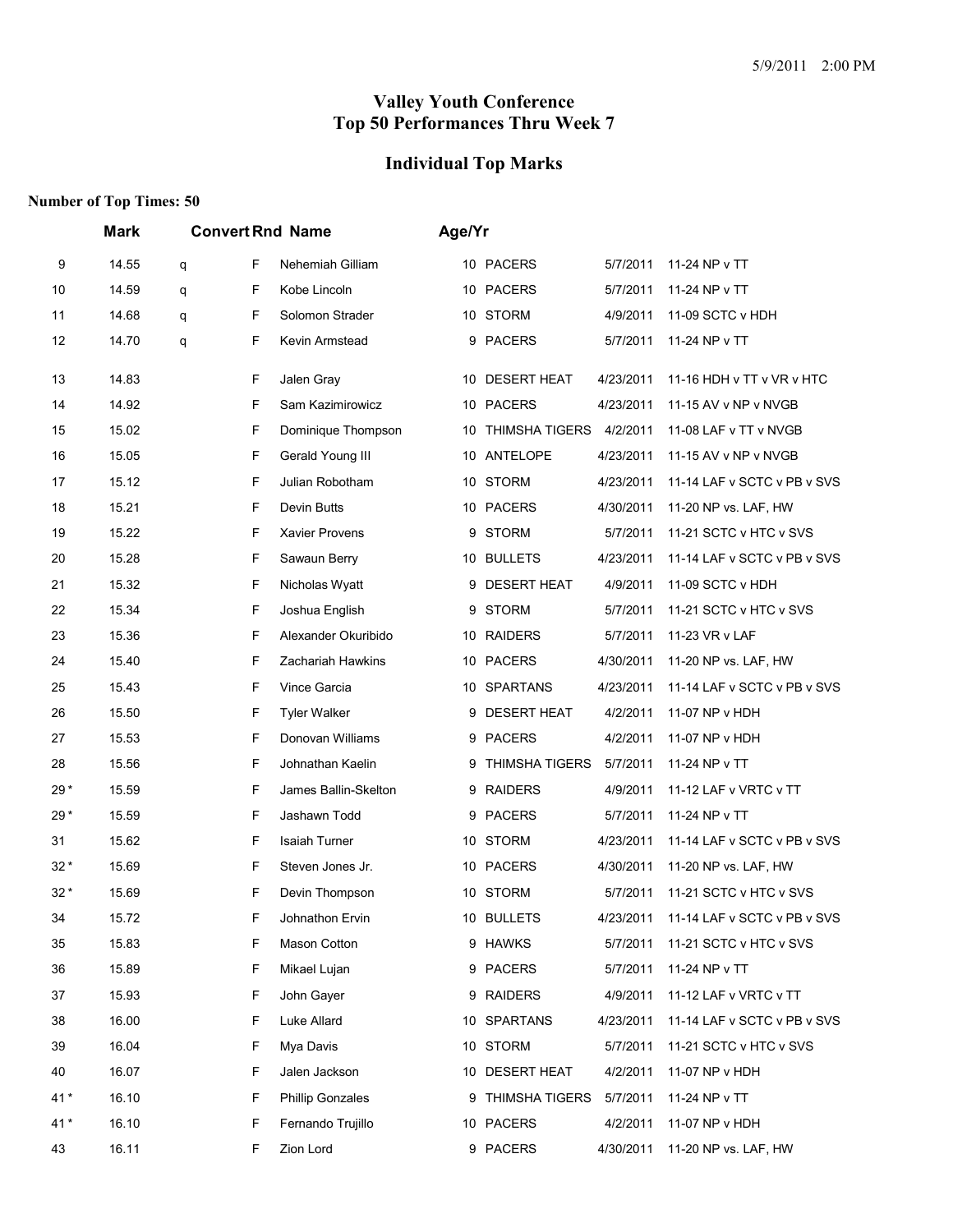# Valley Youth Conference
# Top 50 Performances Thru Week 7

## Individual Top Marks

**Number of Top Times: 50**

| | Mark | Convert | Rnd | Name | Age/Yr | Team | Date | Meet |
|---|---|---|---|---|---|---|---|---|
| 9 | 14.55 | q | F | Nehemiah Gilliam | 10 | PACERS | 5/7/2011 | 11-24 NP v TT |
| 10 | 14.59 | q | F | Kobe Lincoln | 10 | PACERS | 5/7/2011 | 11-24 NP v TT |
| 11 | 14.68 | q | F | Solomon Strader | 10 | STORM | 4/9/2011 | 11-09 SCTC v HDH |
| 12 | 14.70 | q | F | Kevin Armstead | 9 | PACERS | 5/7/2011 | 11-24 NP v TT |
| 13 | 14.83 | | F | Jalen Gray | 10 | DESERT HEAT | 4/23/2011 | 11-16 HDH v TT v VR v HTC |
| 14 | 14.92 | | F | Sam Kazimirowicz | 10 | PACERS | 4/23/2011 | 11-15 AV v NP v NVGB |
| 15 | 15.02 | | F | Dominique Thompson | 10 | THIMSHA TIGERS | 4/2/2011 | 11-08 LAF v TT v NVGB |
| 16 | 15.05 | | F | Gerald Young III | 10 | ANTELOPE | 4/23/2011 | 11-15 AV v NP v NVGB |
| 17 | 15.12 | | F | Julian Robotham | 10 | STORM | 4/23/2011 | 11-14 LAF v SCTC v PB v SVS |
| 18 | 15.21 | | F | Devin Butts | 10 | PACERS | 4/30/2011 | 11-20 NP vs. LAF, HW |
| 19 | 15.22 | | F | Xavier Provens | 9 | STORM | 5/7/2011 | 11-21 SCTC v HTC v SVS |
| 20 | 15.28 | | F | Sawaun Berry | 10 | BULLETS | 4/23/2011 | 11-14 LAF v SCTC v PB v SVS |
| 21 | 15.32 | | F | Nicholas Wyatt | 9 | DESERT HEAT | 4/9/2011 | 11-09 SCTC v HDH |
| 22 | 15.34 | | F | Joshua English | 9 | STORM | 5/7/2011 | 11-21 SCTC v HTC v SVS |
| 23 | 15.36 | | F | Alexander Okuribido | 10 | RAIDERS | 5/7/2011 | 11-23 VR v LAF |
| 24 | 15.40 | | F | Zachariah Hawkins | 10 | PACERS | 4/30/2011 | 11-20 NP vs. LAF, HW |
| 25 | 15.43 | | F | Vince Garcia | 10 | SPARTANS | 4/23/2011 | 11-14 LAF v SCTC v PB v SVS |
| 26 | 15.50 | | F | Tyler Walker | 9 | DESERT HEAT | 4/2/2011 | 11-07 NP v HDH |
| 27 | 15.53 | | F | Donovan Williams | 9 | PACERS | 4/2/2011 | 11-07 NP v HDH |
| 28 | 15.56 | | F | Johnathan Kaelin | 9 | THIMSHA TIGERS | 5/7/2011 | 11-24 NP v TT |
| 29 * | 15.59 | | F | James Ballin-Skelton | 9 | RAIDERS | 4/9/2011 | 11-12 LAF v VRTC v TT |
| 29 * | 15.59 | | F | Jashawn Todd | 9 | PACERS | 5/7/2011 | 11-24 NP v TT |
| 31 | 15.62 | | F | Isaiah Turner | 10 | STORM | 4/23/2011 | 11-14 LAF v SCTC v PB v SVS |
| 32 * | 15.69 | | F | Steven Jones Jr. | 10 | PACERS | 4/30/2011 | 11-20 NP vs. LAF, HW |
| 32 * | 15.69 | | F | Devin Thompson | 10 | STORM | 5/7/2011 | 11-21 SCTC v HTC v SVS |
| 34 | 15.72 | | F | Johnathon Ervin | 10 | BULLETS | 4/23/2011 | 11-14 LAF v SCTC v PB v SVS |
| 35 | 15.83 | | F | Mason Cotton | 9 | HAWKS | 5/7/2011 | 11-21 SCTC v HTC v SVS |
| 36 | 15.89 | | F | Mikael Lujan | 9 | PACERS | 5/7/2011 | 11-24 NP v TT |
| 37 | 15.93 | | F | John Gayer | 9 | RAIDERS | 4/9/2011 | 11-12 LAF v VRTC v TT |
| 38 | 16.00 | | F | Luke Allard | 10 | SPARTANS | 4/23/2011 | 11-14 LAF v SCTC v PB v SVS |
| 39 | 16.04 | | F | Mya Davis | 10 | STORM | 5/7/2011 | 11-21 SCTC v HTC v SVS |
| 40 | 16.07 | | F | Jalen Jackson | 10 | DESERT HEAT | 4/2/2011 | 11-07 NP v HDH |
| 41 * | 16.10 | | F | Phillip Gonzales | 9 | THIMSHA TIGERS | 5/7/2011 | 11-24 NP v TT |
| 41 * | 16.10 | | F | Fernando Trujillo | 10 | PACERS | 4/2/2011 | 11-07 NP v HDH |
| 43 | 16.11 | | F | Zion Lord | 9 | PACERS | 4/30/2011 | 11-20 NP vs. LAF, HW |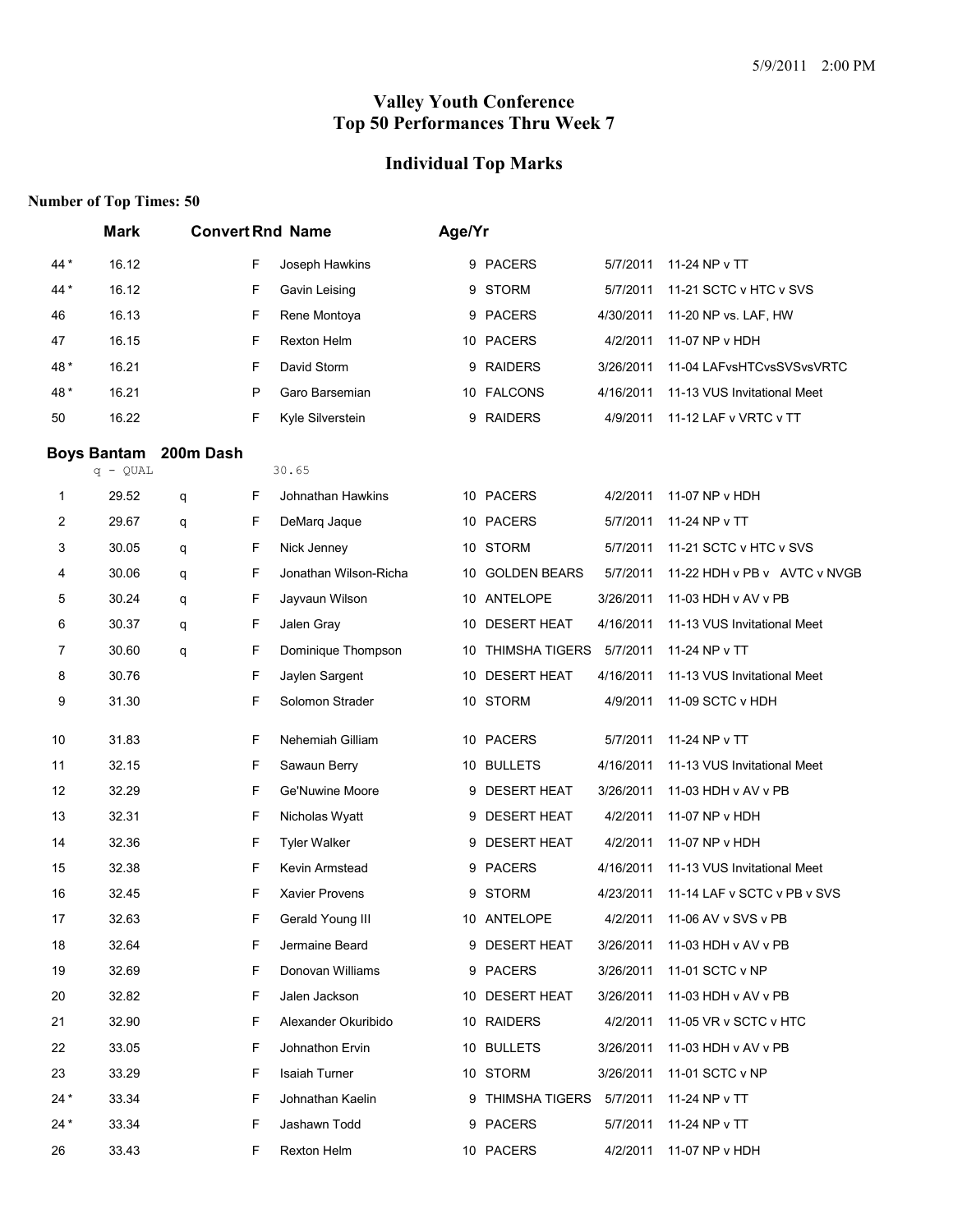5/9/2011 2:00 PM

# Valley Youth Conference
# Top 50 Performances Thru Week 7

## Individual Top Marks

**Number of Top Times: 50**

| | Mark | Convert | Rnd | Name | Age/Yr | Team | Date | Meet |
|---|---|---|---|---|---|---|---|---|
| 44 * | 16.12 | | F | Joseph Hawkins | 9 | PACERS | 5/7/2011 | 11-24 NP v TT |
| 44 * | 16.12 | | F | Gavin Leising | 9 | STORM | 5/7/2011 | 11-21 SCTC v HTC v SVS |
| 46 | 16.13 | | F | Rene Montoya | 9 | PACERS | 4/30/2011 | 11-20 NP vs. LAF, HW |
| 47 | 16.15 | | F | Rexton Helm | 10 | PACERS | 4/2/2011 | 11-07 NP v HDH |
| 48 * | 16.21 | | F | David Storm | 9 | RAIDERS | 3/26/2011 | 11-04 LAFvsHTCvsSVSvsVRTC |
| 48 * | 16.21 | | P | Garo Barsemian | 10 | FALCONS | 4/16/2011 | 11-13 VUS Invitational Meet |
| 50 | 16.22 | | F | Kyle Silverstein | 9 | RAIDERS | 4/9/2011 | 11-12 LAF v VRTC v TT |

### Boys Bantam 200m Dash

q - QUAL 30.65

| | Mark | Convert | Rnd | Name | Age/Yr | Team | Date | Meet |
|---|---|---|---|---|---|---|---|---|
| 1 | 29.52 | q | F | Johnathan Hawkins | 10 | PACERS | 4/2/2011 | 11-07 NP v HDH |
| 2 | 29.67 | q | F | DeMarq Jaque | 10 | PACERS | 5/7/2011 | 11-24 NP v TT |
| 3 | 30.05 | q | F | Nick Jenney | 10 | STORM | 5/7/2011 | 11-21 SCTC v HTC v SVS |
| 4 | 30.06 | q | F | Jonathan Wilson-Richa | 10 | GOLDEN BEARS | 5/7/2011 | 11-22 HDH v PB v AVTC v NVGB |
| 5 | 30.24 | q | F | Jayvaun Wilson | 10 | ANTELOPE | 3/26/2011 | 11-03 HDH v AV v PB |
| 6 | 30.37 | q | F | Jalen Gray | 10 | DESERT HEAT | 4/16/2011 | 11-13 VUS Invitational Meet |
| 7 | 30.60 | q | F | Dominique Thompson | 10 | THIMSHA TIGERS | 5/7/2011 | 11-24 NP v TT |
| 8 | 30.76 | | F | Jaylen Sargent | 10 | DESERT HEAT | 4/16/2011 | 11-13 VUS Invitational Meet |
| 9 | 31.30 | | F | Solomon Strader | 10 | STORM | 4/9/2011 | 11-09 SCTC v HDH |
| 10 | 31.83 | | F | Nehemiah Gilliam | 10 | PACERS | 5/7/2011 | 11-24 NP v TT |
| 11 | 32.15 | | F | Sawaun Berry | 10 | BULLETS | 4/16/2011 | 11-13 VUS Invitational Meet |
| 12 | 32.29 | | F | Ge'Nuwine Moore | 9 | DESERT HEAT | 3/26/2011 | 11-03 HDH v AV v PB |
| 13 | 32.31 | | F | Nicholas Wyatt | 9 | DESERT HEAT | 4/2/2011 | 11-07 NP v HDH |
| 14 | 32.36 | | F | Tyler Walker | 9 | DESERT HEAT | 4/2/2011 | 11-07 NP v HDH |
| 15 | 32.38 | | F | Kevin Armstead | 9 | PACERS | 4/16/2011 | 11-13 VUS Invitational Meet |
| 16 | 32.45 | | F | Xavier Provens | 9 | STORM | 4/23/2011 | 11-14 LAF v SCTC v PB v SVS |
| 17 | 32.63 | | F | Gerald Young III | 10 | ANTELOPE | 4/2/2011 | 11-06 AV v SVS v PB |
| 18 | 32.64 | | F | Jermaine Beard | 9 | DESERT HEAT | 3/26/2011 | 11-03 HDH v AV v PB |
| 19 | 32.69 | | F | Donovan Williams | 9 | PACERS | 3/26/2011 | 11-01 SCTC v NP |
| 20 | 32.82 | | F | Jalen Jackson | 10 | DESERT HEAT | 3/26/2011 | 11-03 HDH v AV v PB |
| 21 | 32.90 | | F | Alexander Okuribido | 10 | RAIDERS | 4/2/2011 | 11-05 VR v SCTC v HTC |
| 22 | 33.05 | | F | Johnathon Ervin | 10 | BULLETS | 3/26/2011 | 11-03 HDH v AV v PB |
| 23 | 33.29 | | F | Isaiah Turner | 10 | STORM | 3/26/2011 | 11-01 SCTC v NP |
| 24 * | 33.34 | | F | Johnathan Kaelin | 9 | THIMSHA TIGERS | 5/7/2011 | 11-24 NP v TT |
| 24 * | 33.34 | | F | Jashawn Todd | 9 | PACERS | 5/7/2011 | 11-24 NP v TT |
| 26 | 33.43 | | F | Rexton Helm | 10 | PACERS | 4/2/2011 | 11-07 NP v HDH |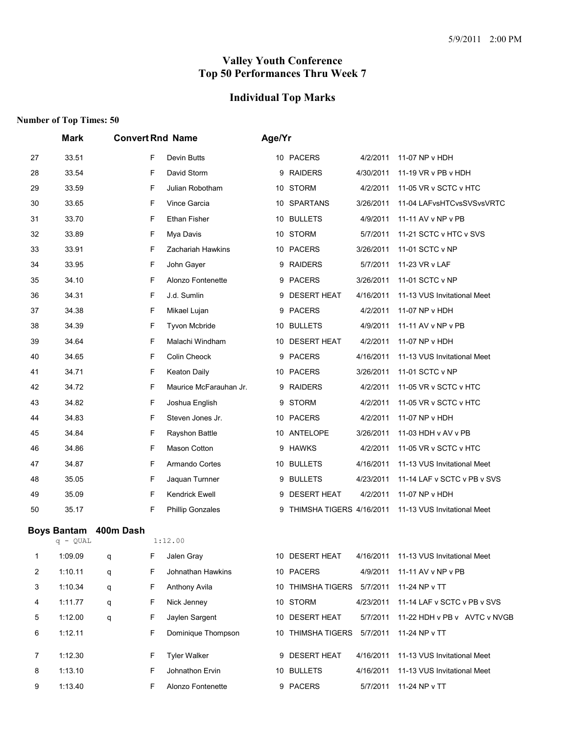# Valley Youth Conference
# Top 50 Performances Thru Week 7

## Individual Top Marks

**Number of Top Times: 50**

| | Mark | Convert | Rnd | Name | Age/Yr | Team | Date | Meet |
|---|---|---|---|---|---|---|---|---|
| 27 | 33.51 | | F | Devin Butts | 10 | PACERS | 4/2/2011 | 11-07 NP v HDH |
| 28 | 33.54 | | F | David Storm | 9 | RAIDERS | 4/30/2011 | 11-19 VR v PB v HDH |
| 29 | 33.59 | | F | Julian Robotham | 10 | STORM | 4/2/2011 | 11-05 VR v SCTC v HTC |
| 30 | 33.65 | | F | Vince Garcia | 10 | SPARTANS | 3/26/2011 | 11-04 LAFvsHTCvsSVSvsVRTC |
| 31 | 33.70 | | F | Ethan Fisher | 10 | BULLETS | 4/9/2011 | 11-11 AV v NP v PB |
| 32 | 33.89 | | F | Mya Davis | 10 | STORM | 5/7/2011 | 11-21 SCTC v HTC v SVS |
| 33 | 33.91 | | F | Zachariah Hawkins | 10 | PACERS | 3/26/2011 | 11-01 SCTC v NP |
| 34 | 33.95 | | F | John Gayer | 9 | RAIDERS | 5/7/2011 | 11-23 VR v LAF |
| 35 | 34.10 | | F | Alonzo Fontenette | 9 | PACERS | 3/26/2011 | 11-01 SCTC v NP |
| 36 | 34.31 | | F | J.d. Sumlin | 9 | DESERT HEAT | 4/16/2011 | 11-13 VUS Invitational Meet |
| 37 | 34.38 | | F | Mikael Lujan | 9 | PACERS | 4/2/2011 | 11-07 NP v HDH |
| 38 | 34.39 | | F | Tyvon Mcbride | 10 | BULLETS | 4/9/2011 | 11-11 AV v NP v PB |
| 39 | 34.64 | | F | Malachi Windham | 10 | DESERT HEAT | 4/2/2011 | 11-07 NP v HDH |
| 40 | 34.65 | | F | Colin Cheock | 9 | PACERS | 4/16/2011 | 11-13 VUS Invitational Meet |
| 41 | 34.71 | | F | Keaton Daily | 10 | PACERS | 3/26/2011 | 11-01 SCTC v NP |
| 42 | 34.72 | | F | Maurice McFarauhan Jr. | 9 | RAIDERS | 4/2/2011 | 11-05 VR v SCTC v HTC |
| 43 | 34.82 | | F | Joshua English | 9 | STORM | 4/2/2011 | 11-05 VR v SCTC v HTC |
| 44 | 34.83 | | F | Steven Jones Jr. | 10 | PACERS | 4/2/2011 | 11-07 NP v HDH |
| 45 | 34.84 | | F | Rayshon Battle | 10 | ANTELOPE | 3/26/2011 | 11-03 HDH v AV v PB |
| 46 | 34.86 | | F | Mason Cotton | 9 | HAWKS | 4/2/2011 | 11-05 VR v SCTC v HTC |
| 47 | 34.87 | | F | Armando Cortes | 10 | BULLETS | 4/16/2011 | 11-13 VUS Invitational Meet |
| 48 | 35.05 | | F | Jaquan Turnner | 9 | BULLETS | 4/23/2011 | 11-14 LAF v SCTC v PB v SVS |
| 49 | 35.09 | | F | Kendrick Ewell | 9 | DESERT HEAT | 4/2/2011 | 11-07 NP v HDH |
| 50 | 35.17 | | F | Phillip Gonzales | 9 | THIMSHA TIGERS | 4/16/2011 | 11-13 VUS Invitational Meet |

### Boys Bantam 400m Dash

q - QUAL 1:12.00

| | Mark | Convert | Rnd | Name | Age/Yr | Team | Date | Meet |
|---|---|---|---|---|---|---|---|---|
| 1 | 1:09.09 | q | F | Jalen Gray | 10 | DESERT HEAT | 4/16/2011 | 11-13 VUS Invitational Meet |
| 2 | 1:10.11 | q | F | Johnathan Hawkins | 10 | PACERS | 4/9/2011 | 11-11 AV v NP v PB |
| 3 | 1:10.34 | q | F | Anthony Avila | 10 | THIMSHA TIGERS | 5/7/2011 | 11-24 NP v TT |
| 4 | 1:11.77 | q | F | Nick Jenney | 10 | STORM | 4/23/2011 | 11-14 LAF v SCTC v PB v SVS |
| 5 | 1:12.00 | q | F | Jaylen Sargent | 10 | DESERT HEAT | 5/7/2011 | 11-22 HDH v PB v AVTC v NVGB |
| 6 | 1:12.11 | | F | Dominique Thompson | 10 | THIMSHA TIGERS | 5/7/2011 | 11-24 NP v TT |
| 7 | 1:12.30 | | F | Tyler Walker | 9 | DESERT HEAT | 4/16/2011 | 11-13 VUS Invitational Meet |
| 8 | 1:13.10 | | F | Johnathon Ervin | 10 | BULLETS | 4/16/2011 | 11-13 VUS Invitational Meet |
| 9 | 1:13.40 | | F | Alonzo Fontenette | 9 | PACERS | 5/7/2011 | 11-24 NP v TT |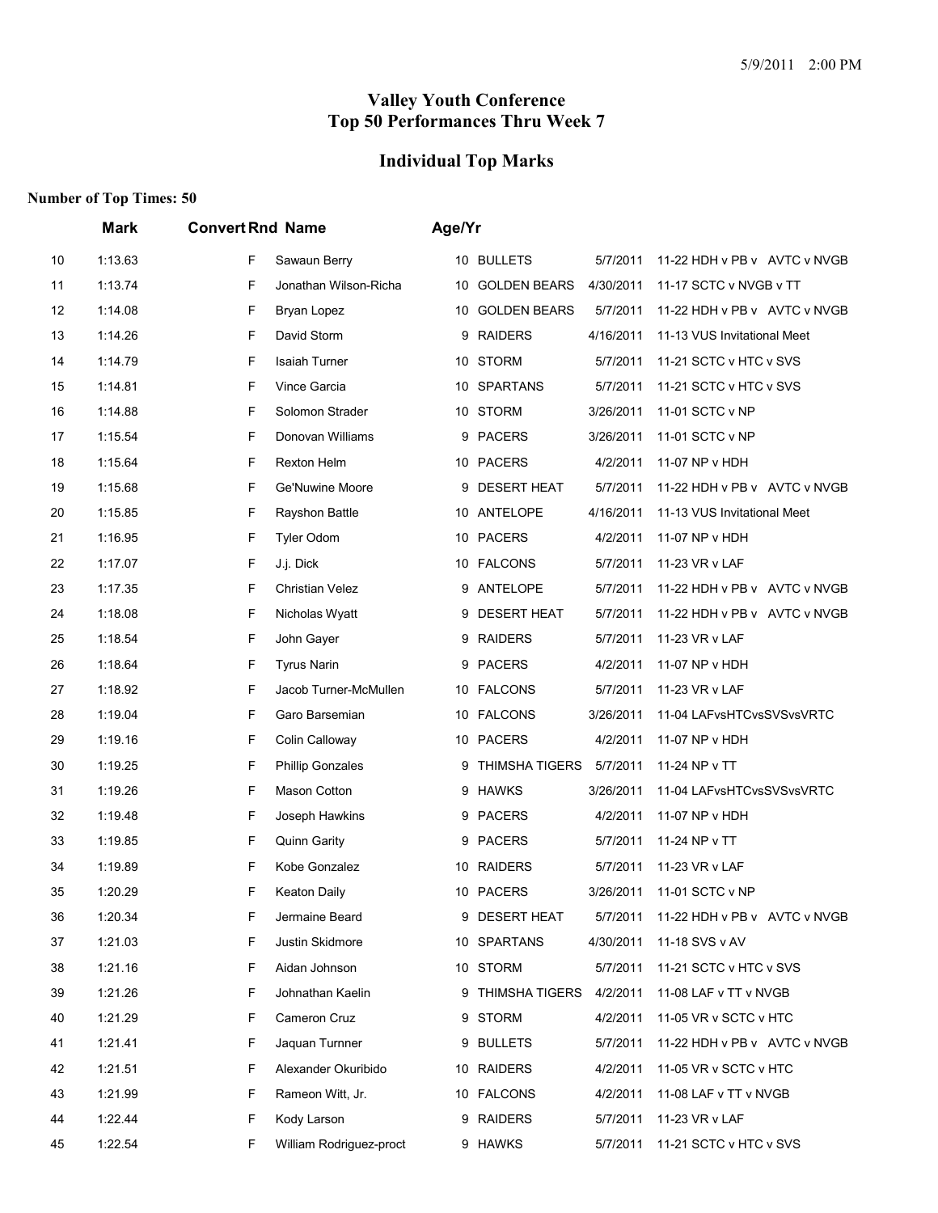# Valley Youth Conference
# Top 50 Performances Thru Week 7

## Individual Top Marks

**Number of Top Times: 50**

| | Mark | Convert | Rnd | Name | Age/Yr | Team | Date | Meet |
|---|---|---|---|---|---|---|---|---|
| 10 | 1:13.63 | | F | Sawaun Berry | 10 | BULLETS | 5/7/2011 | 11-22 HDH v PB v AVTC v NVGB |
| 11 | 1:13.74 | | F | Jonathan Wilson-Richa | 10 | GOLDEN BEARS | 4/30/2011 | 11-17 SCTC v NVGB v TT |
| 12 | 1:14.08 | | F | Bryan Lopez | 10 | GOLDEN BEARS | 5/7/2011 | 11-22 HDH v PB v AVTC v NVGB |
| 13 | 1:14.26 | | F | David Storm | 9 | RAIDERS | 4/16/2011 | 11-13 VUS Invitational Meet |
| 14 | 1:14.79 | | F | Isaiah Turner | 10 | STORM | 5/7/2011 | 11-21 SCTC v HTC v SVS |
| 15 | 1:14.81 | | F | Vince Garcia | 10 | SPARTANS | 5/7/2011 | 11-21 SCTC v HTC v SVS |
| 16 | 1:14.88 | | F | Solomon Strader | 10 | STORM | 3/26/2011 | 11-01 SCTC v NP |
| 17 | 1:15.54 | | F | Donovan Williams | 9 | PACERS | 3/26/2011 | 11-01 SCTC v NP |
| 18 | 1:15.64 | | F | Rexton Helm | 10 | PACERS | 4/2/2011 | 11-07 NP v HDH |
| 19 | 1:15.68 | | F | Ge'Nuwine Moore | 9 | DESERT HEAT | 5/7/2011 | 11-22 HDH v PB v AVTC v NVGB |
| 20 | 1:15.85 | | F | Rayshon Battle | 10 | ANTELOPE | 4/16/2011 | 11-13 VUS Invitational Meet |
| 21 | 1:16.95 | | F | Tyler Odom | 10 | PACERS | 4/2/2011 | 11-07 NP v HDH |
| 22 | 1:17.07 | | F | J.j. Dick | 10 | FALCONS | 5/7/2011 | 11-23 VR v LAF |
| 23 | 1:17.35 | | F | Christian Velez | 9 | ANTELOPE | 5/7/2011 | 11-22 HDH v PB v AVTC v NVGB |
| 24 | 1:18.08 | | F | Nicholas Wyatt | 9 | DESERT HEAT | 5/7/2011 | 11-22 HDH v PB v AVTC v NVGB |
| 25 | 1:18.54 | | F | John Gayer | 9 | RAIDERS | 5/7/2011 | 11-23 VR v LAF |
| 26 | 1:18.64 | | F | Tyrus Narin | 9 | PACERS | 4/2/2011 | 11-07 NP v HDH |
| 27 | 1:18.92 | | F | Jacob Turner-McMullen | 10 | FALCONS | 5/7/2011 | 11-23 VR v LAF |
| 28 | 1:19.04 | | F | Garo Barsemian | 10 | FALCONS | 3/26/2011 | 11-04 LAFvsHTCvsSVSvsVRTC |
| 29 | 1:19.16 | | F | Colin Calloway | 10 | PACERS | 4/2/2011 | 11-07 NP v HDH |
| 30 | 1:19.25 | | F | Phillip Gonzales | 9 | THIMSHA TIGERS | 5/7/2011 | 11-24 NP v TT |
| 31 | 1:19.26 | | F | Mason Cotton | 9 | HAWKS | 3/26/2011 | 11-04 LAFvsHTCvsSVSvsVRTC |
| 32 | 1:19.48 | | F | Joseph Hawkins | 9 | PACERS | 4/2/2011 | 11-07 NP v HDH |
| 33 | 1:19.85 | | F | Quinn Garity | 9 | PACERS | 5/7/2011 | 11-24 NP v TT |
| 34 | 1:19.89 | | F | Kobe Gonzalez | 10 | RAIDERS | 5/7/2011 | 11-23 VR v LAF |
| 35 | 1:20.29 | | F | Keaton Daily | 10 | PACERS | 3/26/2011 | 11-01 SCTC v NP |
| 36 | 1:20.34 | | F | Jermaine Beard | 9 | DESERT HEAT | 5/7/2011 | 11-22 HDH v PB v AVTC v NVGB |
| 37 | 1:21.03 | | F | Justin Skidmore | 10 | SPARTANS | 4/30/2011 | 11-18 SVS v AV |
| 38 | 1:21.16 | | F | Aidan Johnson | 10 | STORM | 5/7/2011 | 11-21 SCTC v HTC v SVS |
| 39 | 1:21.26 | | F | Johnathan Kaelin | 9 | THIMSHA TIGERS | 4/2/2011 | 11-08 LAF v TT v NVGB |
| 40 | 1:21.29 | | F | Cameron Cruz | 9 | STORM | 4/2/2011 | 11-05 VR v SCTC v HTC |
| 41 | 1:21.41 | | F | Jaquan Turnner | 9 | BULLETS | 5/7/2011 | 11-22 HDH v PB v AVTC v NVGB |
| 42 | 1:21.51 | | F | Alexander Okuribido | 10 | RAIDERS | 4/2/2011 | 11-05 VR v SCTC v HTC |
| 43 | 1:21.99 | | F | Rameon Witt, Jr. | 10 | FALCONS | 4/2/2011 | 11-08 LAF v TT v NVGB |
| 44 | 1:22.44 | | F | Kody Larson | 9 | RAIDERS | 5/7/2011 | 11-23 VR v LAF |
| 45 | 1:22.54 | | F | William Rodriguez-proct | 9 | HAWKS | 5/7/2011 | 11-21 SCTC v HTC v SVS |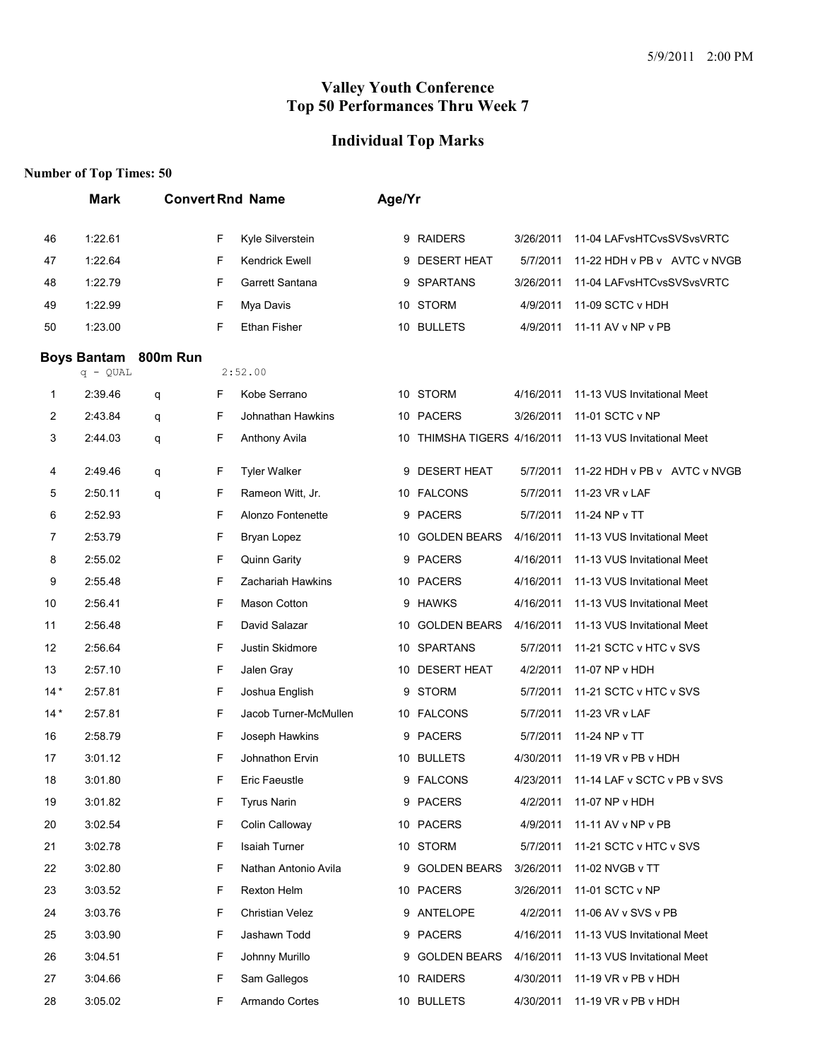# Valley Youth Conference
# Top 50 Performances Thru Week 7

## Individual Top Marks

**Number of Top Times: 50**

| | Mark | Convert | Rnd | Name | Age/Yr | Team | Date | Meet |
|---|---|---|---|---|---|---|---|---|
| 46 | 1:22.61 | | F | Kyle Silverstein | 9 | RAIDERS | 3/26/2011 | 11-04 LAFvsHTCvsSVSvsVRTC |
| 47 | 1:22.64 | | F | Kendrick Ewell | 9 | DESERT HEAT | 5/7/2011 | 11-22 HDH v PB v AVTC v NVGB |
| 48 | 1:22.79 | | F | Garrett Santana | 9 | SPARTANS | 3/26/2011 | 11-04 LAFvsHTCvsSVSvsVRTC |
| 49 | 1:22.99 | | F | Mya Davis | 10 | STORM | 4/9/2011 | 11-09 SCTC v HDH |
| 50 | 1:23.00 | | F | Ethan Fisher | 10 | BULLETS | 4/9/2011 | 11-11 AV v NP v PB |

### Boys Bantam 800m Run

q - QUAL 2:52.00

| | Mark | Convert | Rnd | Name | Age/Yr | Team | Date | Meet |
|---|---|---|---|---|---|---|---|---|
| 1 | 2:39.46 | q | F | Kobe Serrano | 10 | STORM | 4/16/2011 | 11-13 VUS Invitational Meet |
| 2 | 2:43.84 | q | F | Johnathan Hawkins | 10 | PACERS | 3/26/2011 | 11-01 SCTC v NP |
| 3 | 2:44.03 | q | F | Anthony Avila | 10 | THIMSHA TIGERS | 4/16/2011 | 11-13 VUS Invitational Meet |
| 4 | 2:49.46 | q | F | Tyler Walker | 9 | DESERT HEAT | 5/7/2011 | 11-22 HDH v PB v AVTC v NVGB |
| 5 | 2:50.11 | q | F | Rameon Witt, Jr. | 10 | FALCONS | 5/7/2011 | 11-23 VR v LAF |
| 6 | 2:52.93 | | F | Alonzo Fontenette | 9 | PACERS | 5/7/2011 | 11-24 NP v TT |
| 7 | 2:53.79 | | F | Bryan Lopez | 10 | GOLDEN BEARS | 4/16/2011 | 11-13 VUS Invitational Meet |
| 8 | 2:55.02 | | F | Quinn Garity | 9 | PACERS | 4/16/2011 | 11-13 VUS Invitational Meet |
| 9 | 2:55.48 | | F | Zachariah Hawkins | 10 | PACERS | 4/16/2011 | 11-13 VUS Invitational Meet |
| 10 | 2:56.41 | | F | Mason Cotton | 9 | HAWKS | 4/16/2011 | 11-13 VUS Invitational Meet |
| 11 | 2:56.48 | | F | David Salazar | 10 | GOLDEN BEARS | 4/16/2011 | 11-13 VUS Invitational Meet |
| 12 | 2:56.64 | | F | Justin Skidmore | 10 | SPARTANS | 5/7/2011 | 11-21 SCTC v HTC v SVS |
| 13 | 2:57.10 | | F | Jalen Gray | 10 | DESERT HEAT | 4/2/2011 | 11-07 NP v HDH |
| 14 * | 2:57.81 | | F | Joshua English | 9 | STORM | 5/7/2011 | 11-21 SCTC v HTC v SVS |
| 14 * | 2:57.81 | | F | Jacob Turner-McMullen | 10 | FALCONS | 5/7/2011 | 11-23 VR v LAF |
| 16 | 2:58.79 | | F | Joseph Hawkins | 9 | PACERS | 5/7/2011 | 11-24 NP v TT |
| 17 | 3:01.12 | | F | Johnathon Ervin | 10 | BULLETS | 4/30/2011 | 11-19 VR v PB v HDH |
| 18 | 3:01.80 | | F | Eric Faeustle | 9 | FALCONS | 4/23/2011 | 11-14 LAF v SCTC v PB v SVS |
| 19 | 3:01.82 | | F | Tyrus Narin | 9 | PACERS | 4/2/2011 | 11-07 NP v HDH |
| 20 | 3:02.54 | | F | Colin Calloway | 10 | PACERS | 4/9/2011 | 11-11 AV v NP v PB |
| 21 | 3:02.78 | | F | Isaiah Turner | 10 | STORM | 5/7/2011 | 11-21 SCTC v HTC v SVS |
| 22 | 3:02.80 | | F | Nathan Antonio Avila | 9 | GOLDEN BEARS | 3/26/2011 | 11-02 NVGB v TT |
| 23 | 3:03.52 | | F | Rexton Helm | 10 | PACERS | 3/26/2011 | 11-01 SCTC v NP |
| 24 | 3:03.76 | | F | Christian Velez | 9 | ANTELOPE | 4/2/2011 | 11-06 AV v SVS v PB |
| 25 | 3:03.90 | | F | Jashawn Todd | 9 | PACERS | 4/16/2011 | 11-13 VUS Invitational Meet |
| 26 | 3:04.51 | | F | Johnny Murillo | 9 | GOLDEN BEARS | 4/16/2011 | 11-13 VUS Invitational Meet |
| 27 | 3:04.66 | | F | Sam Gallegos | 10 | RAIDERS | 4/30/2011 | 11-19 VR v PB v HDH |
| 28 | 3:05.02 | | F | Armando Cortes | 10 | BULLETS | 4/30/2011 | 11-19 VR v PB v HDH |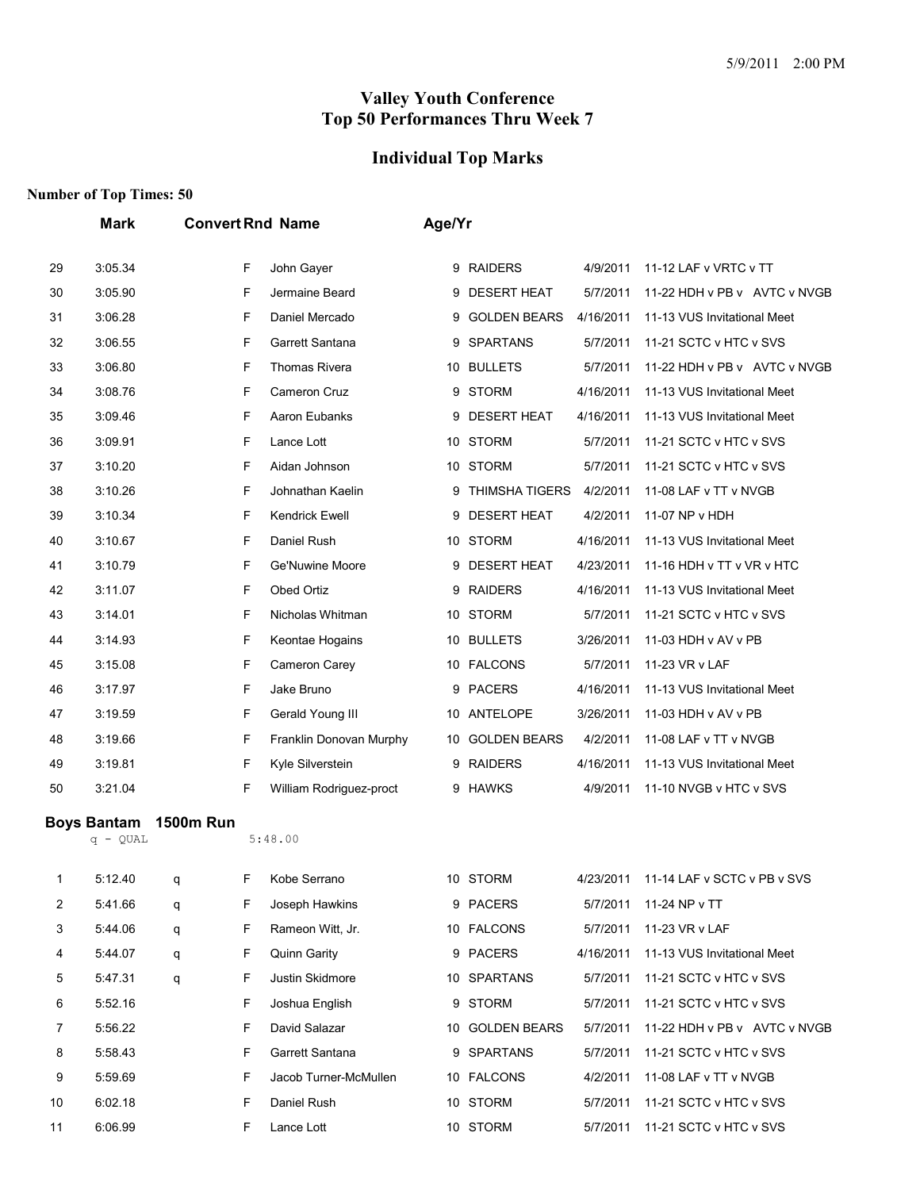# Valley Youth Conference
# Top 50 Performances Thru Week 7

## Individual Top Marks

**Number of Top Times: 50**

| | Mark | Convert | Rnd | Name | Age/Yr | Team | Date | Meet |
|---|---|---|---|---|---|---|---|---|
| 29 | 3:05.34 | | F | John Gayer | 9 | RAIDERS | 4/9/2011 | 11-12 LAF v VRTC v TT |
| 30 | 3:05.90 | | F | Jermaine Beard | 9 | DESERT HEAT | 5/7/2011 | 11-22 HDH v PB v AVTC v NVGB |
| 31 | 3:06.28 | | F | Daniel Mercado | 9 | GOLDEN BEARS | 4/16/2011 | 11-13 VUS Invitational Meet |
| 32 | 3:06.55 | | F | Garrett Santana | 9 | SPARTANS | 5/7/2011 | 11-21 SCTC v HTC v SVS |
| 33 | 3:06.80 | | F | Thomas Rivera | 10 | BULLETS | 5/7/2011 | 11-22 HDH v PB v AVTC v NVGB |
| 34 | 3:08.76 | | F | Cameron Cruz | 9 | STORM | 4/16/2011 | 11-13 VUS Invitational Meet |
| 35 | 3:09.46 | | F | Aaron Eubanks | 9 | DESERT HEAT | 4/16/2011 | 11-13 VUS Invitational Meet |
| 36 | 3:09.91 | | F | Lance Lott | 10 | STORM | 5/7/2011 | 11-21 SCTC v HTC v SVS |
| 37 | 3:10.20 | | F | Aidan Johnson | 10 | STORM | 5/7/2011 | 11-21 SCTC v HTC v SVS |
| 38 | 3:10.26 | | F | Johnathan Kaelin | 9 | THIMSHA TIGERS | 4/2/2011 | 11-08 LAF v TT v NVGB |
| 39 | 3:10.34 | | F | Kendrick Ewell | 9 | DESERT HEAT | 4/2/2011 | 11-07 NP v HDH |
| 40 | 3:10.67 | | F | Daniel Rush | 10 | STORM | 4/16/2011 | 11-13 VUS Invitational Meet |
| 41 | 3:10.79 | | F | Ge'Nuwine Moore | 9 | DESERT HEAT | 4/23/2011 | 11-16 HDH v TT v VR v HTC |
| 42 | 3:11.07 | | F | Obed Ortiz | 9 | RAIDERS | 4/16/2011 | 11-13 VUS Invitational Meet |
| 43 | 3:14.01 | | F | Nicholas Whitman | 10 | STORM | 5/7/2011 | 11-21 SCTC v HTC v SVS |
| 44 | 3:14.93 | | F | Keontae Hogains | 10 | BULLETS | 3/26/2011 | 11-03 HDH v AV v PB |
| 45 | 3:15.08 | | F | Cameron Carey | 10 | FALCONS | 5/7/2011 | 11-23 VR v LAF |
| 46 | 3:17.97 | | F | Jake Bruno | 9 | PACERS | 4/16/2011 | 11-13 VUS Invitational Meet |
| 47 | 3:19.59 | | F | Gerald Young III | 10 | ANTELOPE | 3/26/2011 | 11-03 HDH v AV v PB |
| 48 | 3:19.66 | | F | Franklin Donovan Murphy | 10 | GOLDEN BEARS | 4/2/2011 | 11-08 LAF v TT v NVGB |
| 49 | 3:19.81 | | F | Kyle Silverstein | 9 | RAIDERS | 4/16/2011 | 11-13 VUS Invitational Meet |
| 50 | 3:21.04 | | F | William Rodriguez-proct | 9 | HAWKS | 4/9/2011 | 11-10 NVGB v HTC v SVS |

### Boys Bantam 1500m Run

q - QUAL 5:48.00

| | Mark | Convert | Rnd | Name | Age/Yr | Team | Date | Meet |
|---|---|---|---|---|---|---|---|---|
| 1 | 5:12.40 | q | F | Kobe Serrano | 10 | STORM | 4/23/2011 | 11-14 LAF v SCTC v PB v SVS |
| 2 | 5:41.66 | q | F | Joseph Hawkins | 9 | PACERS | 5/7/2011 | 11-24 NP v TT |
| 3 | 5:44.06 | q | F | Rameon Witt, Jr. | 10 | FALCONS | 5/7/2011 | 11-23 VR v LAF |
| 4 | 5:44.07 | q | F | Quinn Garity | 9 | PACERS | 4/16/2011 | 11-13 VUS Invitational Meet |
| 5 | 5:47.31 | q | F | Justin Skidmore | 10 | SPARTANS | 5/7/2011 | 11-21 SCTC v HTC v SVS |
| 6 | 5:52.16 | | F | Joshua English | 9 | STORM | 5/7/2011 | 11-21 SCTC v HTC v SVS |
| 7 | 5:56.22 | | F | David Salazar | 10 | GOLDEN BEARS | 5/7/2011 | 11-22 HDH v PB v AVTC v NVGB |
| 8 | 5:58.43 | | F | Garrett Santana | 9 | SPARTANS | 5/7/2011 | 11-21 SCTC v HTC v SVS |
| 9 | 5:59.69 | | F | Jacob Turner-McMullen | 10 | FALCONS | 4/2/2011 | 11-08 LAF v TT v NVGB |
| 10 | 6:02.18 | | F | Daniel Rush | 10 | STORM | 5/7/2011 | 11-21 SCTC v HTC v SVS |
| 11 | 6:06.99 | | F | Lance Lott | 10 | STORM | 5/7/2011 | 11-21 SCTC v HTC v SVS |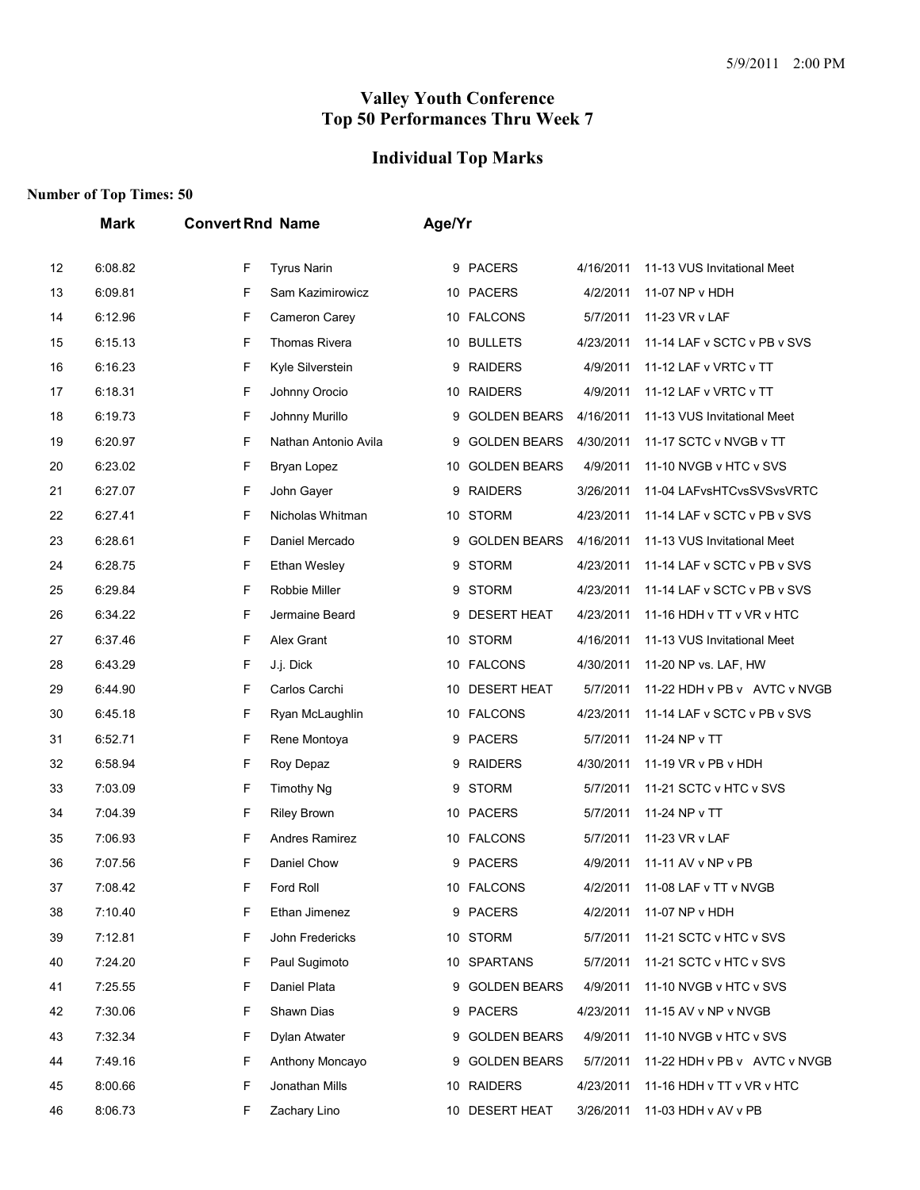5/9/2011 2:00 PM

# Valley Youth Conference
# Top 50 Performances Thru Week 7

## Individual Top Marks

**Number of Top Times: 50**

| | Mark | Convert | Rnd | Name | Age/Yr | Team | Date | Meet |
|---|---|---|---|---|---|---|---|---|
| 12 | 6:08.82 | | F | Tyrus Narin | 9 | PACERS | 4/16/2011 | 11-13 VUS Invitational Meet |
| 13 | 6:09.81 | | F | Sam Kazimirowicz | 10 | PACERS | 4/2/2011 | 11-07 NP v HDH |
| 14 | 6:12.96 | | F | Cameron Carey | 10 | FALCONS | 5/7/2011 | 11-23 VR v LAF |
| 15 | 6:15.13 | | F | Thomas Rivera | 10 | BULLETS | 4/23/2011 | 11-14 LAF v SCTC v PB v SVS |
| 16 | 6:16.23 | | F | Kyle Silverstein | 9 | RAIDERS | 4/9/2011 | 11-12 LAF v VRTC v TT |
| 17 | 6:18.31 | | F | Johnny Orocio | 10 | RAIDERS | 4/9/2011 | 11-12 LAF v VRTC v TT |
| 18 | 6:19.73 | | F | Johnny Murillo | 9 | GOLDEN BEARS | 4/16/2011 | 11-13 VUS Invitational Meet |
| 19 | 6:20.97 | | F | Nathan Antonio Avila | 9 | GOLDEN BEARS | 4/30/2011 | 11-17 SCTC v NVGB v TT |
| 20 | 6:23.02 | | F | Bryan Lopez | 10 | GOLDEN BEARS | 4/9/2011 | 11-10 NVGB v HTC v SVS |
| 21 | 6:27.07 | | F | John Gayer | 9 | RAIDERS | 3/26/2011 | 11-04 LAFvsHTCvsSVSvsVRTC |
| 22 | 6:27.41 | | F | Nicholas Whitman | 10 | STORM | 4/23/2011 | 11-14 LAF v SCTC v PB v SVS |
| 23 | 6:28.61 | | F | Daniel Mercado | 9 | GOLDEN BEARS | 4/16/2011 | 11-13 VUS Invitational Meet |
| 24 | 6:28.75 | | F | Ethan Wesley | 9 | STORM | 4/23/2011 | 11-14 LAF v SCTC v PB v SVS |
| 25 | 6:29.84 | | F | Robbie Miller | 9 | STORM | 4/23/2011 | 11-14 LAF v SCTC v PB v SVS |
| 26 | 6:34.22 | | F | Jermaine Beard | 9 | DESERT HEAT | 4/23/2011 | 11-16 HDH v TT v VR v HTC |
| 27 | 6:37.46 | | F | Alex Grant | 10 | STORM | 4/16/2011 | 11-13 VUS Invitational Meet |
| 28 | 6:43.29 | | F | J.j. Dick | 10 | FALCONS | 4/30/2011 | 11-20 NP vs. LAF, HW |
| 29 | 6:44.90 | | F | Carlos Carchi | 10 | DESERT HEAT | 5/7/2011 | 11-22 HDH v PB v AVTC v NVGB |
| 30 | 6:45.18 | | F | Ryan McLaughlin | 10 | FALCONS | 4/23/2011 | 11-14 LAF v SCTC v PB v SVS |
| 31 | 6:52.71 | | F | Rene Montoya | 9 | PACERS | 5/7/2011 | 11-24 NP v TT |
| 32 | 6:58.94 | | F | Roy Depaz | 9 | RAIDERS | 4/30/2011 | 11-19 VR v PB v HDH |
| 33 | 7:03.09 | | F | Timothy Ng | 9 | STORM | 5/7/2011 | 11-21 SCTC v HTC v SVS |
| 34 | 7:04.39 | | F | Riley Brown | 10 | PACERS | 5/7/2011 | 11-24 NP v TT |
| 35 | 7:06.93 | | F | Andres Ramirez | 10 | FALCONS | 5/7/2011 | 11-23 VR v LAF |
| 36 | 7:07.56 | | F | Daniel Chow | 9 | PACERS | 4/9/2011 | 11-11 AV v NP v PB |
| 37 | 7:08.42 | | F | Ford Roll | 10 | FALCONS | 4/2/2011 | 11-08 LAF v TT v NVGB |
| 38 | 7:10.40 | | F | Ethan Jimenez | 9 | PACERS | 4/2/2011 | 11-07 NP v HDH |
| 39 | 7:12.81 | | F | John Fredericks | 10 | STORM | 5/7/2011 | 11-21 SCTC v HTC v SVS |
| 40 | 7:24.20 | | F | Paul Sugimoto | 10 | SPARTANS | 5/7/2011 | 11-21 SCTC v HTC v SVS |
| 41 | 7:25.55 | | F | Daniel Plata | 9 | GOLDEN BEARS | 4/9/2011 | 11-10 NVGB v HTC v SVS |
| 42 | 7:30.06 | | F | Shawn Dias | 9 | PACERS | 4/23/2011 | 11-15 AV v NP v NVGB |
| 43 | 7:32.34 | | F | Dylan Atwater | 9 | GOLDEN BEARS | 4/9/2011 | 11-10 NVGB v HTC v SVS |
| 44 | 7:49.16 | | F | Anthony Moncayo | 9 | GOLDEN BEARS | 5/7/2011 | 11-22 HDH v PB v AVTC v NVGB |
| 45 | 8:00.66 | | F | Jonathan Mills | 10 | RAIDERS | 4/23/2011 | 11-16 HDH v TT v VR v HTC |
| 46 | 8:06.73 | | F | Zachary Lino | 10 | DESERT HEAT | 3/26/2011 | 11-03 HDH v AV v PB |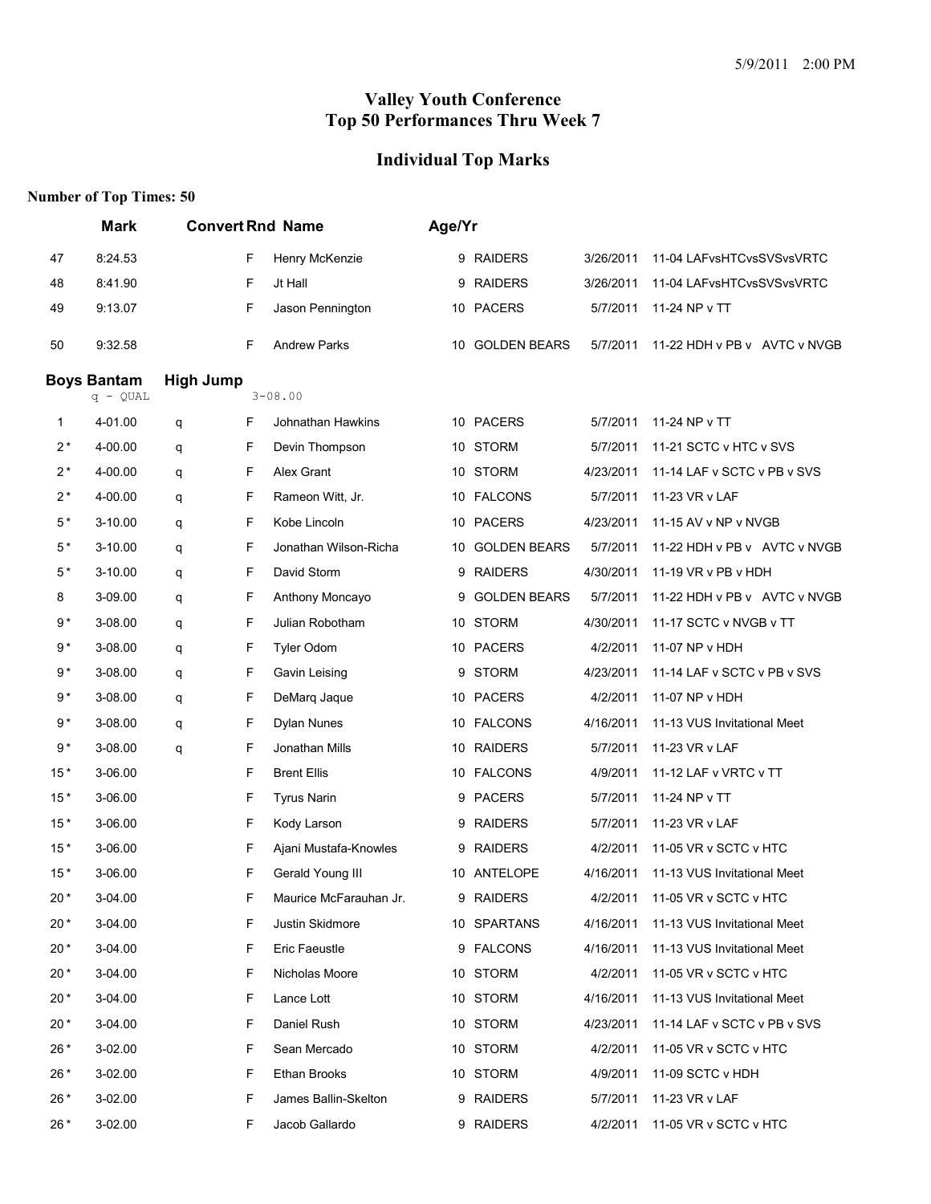# Valley Youth Conference
# Top 50 Performances Thru Week 7

## Individual Top Marks

**Number of Top Times: 50**

| | Mark | Convert | Rnd | Name | Age/Yr | Team | Date | Meet |
|---|---|---|---|---|---|---|---|---|
| 47 | 8:24.53 | | F | Henry McKenzie | 9 | RAIDERS | 3/26/2011 | 11-04 LAFvsHTCvsSVSvsVRTC |
| 48 | 8:41.90 | | F | Jt Hall | 9 | RAIDERS | 3/26/2011 | 11-04 LAFvsHTCvsSVSvsVRTC |
| 49 | 9:13.07 | | F | Jason Pennington | 10 | PACERS | 5/7/2011 | 11-24 NP v TT |
| 50 | 9:32.58 | | F | Andrew Parks | 10 | GOLDEN BEARS | 5/7/2011 | 11-22 HDH v PB v AVTC v NVGB |

### Boys Bantam High Jump

q - QUAL 3-08.00

| | Mark | Convert | Rnd | Name | Age/Yr | Team | Date | Meet |
|---|---|---|---|---|---|---|---|---|
| 1 | 4-01.00 | q | F | Johnathan Hawkins | 10 | PACERS | 5/7/2011 | 11-24 NP v TT |
| 2 * | 4-00.00 | q | F | Devin Thompson | 10 | STORM | 5/7/2011 | 11-21 SCTC v HTC v SVS |
| 2 * | 4-00.00 | q | F | Alex Grant | 10 | STORM | 4/23/2011 | 11-14 LAF v SCTC v PB v SVS |
| 2 * | 4-00.00 | q | F | Rameon Witt, Jr. | 10 | FALCONS | 5/7/2011 | 11-23 VR v LAF |
| 5 * | 3-10.00 | q | F | Kobe Lincoln | 10 | PACERS | 4/23/2011 | 11-15 AV v NP v NVGB |
| 5 * | 3-10.00 | q | F | Jonathan Wilson-Richa | 10 | GOLDEN BEARS | 5/7/2011 | 11-22 HDH v PB v AVTC v NVGB |
| 5 * | 3-10.00 | q | F | David Storm | 9 | RAIDERS | 4/30/2011 | 11-19 VR v PB v HDH |
| 8 | 3-09.00 | q | F | Anthony Moncayo | 9 | GOLDEN BEARS | 5/7/2011 | 11-22 HDH v PB v AVTC v NVGB |
| 9 * | 3-08.00 | q | F | Julian Robotham | 10 | STORM | 4/30/2011 | 11-17 SCTC v NVGB v TT |
| 9 * | 3-08.00 | q | F | Tyler Odom | 10 | PACERS | 4/2/2011 | 11-07 NP v HDH |
| 9 * | 3-08.00 | q | F | Gavin Leising | 9 | STORM | 4/23/2011 | 11-14 LAF v SCTC v PB v SVS |
| 9 * | 3-08.00 | q | F | DeMarq Jaque | 10 | PACERS | 4/2/2011 | 11-07 NP v HDH |
| 9 * | 3-08.00 | q | F | Dylan Nunes | 10 | FALCONS | 4/16/2011 | 11-13 VUS Invitational Meet |
| 9 * | 3-08.00 | q | F | Jonathan Mills | 10 | RAIDERS | 5/7/2011 | 11-23 VR v LAF |
| 15 * | 3-06.00 | | F | Brent Ellis | 10 | FALCONS | 4/9/2011 | 11-12 LAF v VRTC v TT |
| 15 * | 3-06.00 | | F | Tyrus Narin | 9 | PACERS | 5/7/2011 | 11-24 NP v TT |
| 15 * | 3-06.00 | | F | Kody Larson | 9 | RAIDERS | 5/7/2011 | 11-23 VR v LAF |
| 15 * | 3-06.00 | | F | Ajani Mustafa-Knowles | 9 | RAIDERS | 4/2/2011 | 11-05 VR v SCTC v HTC |
| 15 * | 3-06.00 | | F | Gerald Young III | 10 | ANTELOPE | 4/16/2011 | 11-13 VUS Invitational Meet |
| 20 * | 3-04.00 | | F | Maurice McFarauhan Jr. | 9 | RAIDERS | 4/2/2011 | 11-05 VR v SCTC v HTC |
| 20 * | 3-04.00 | | F | Justin Skidmore | 10 | SPARTANS | 4/16/2011 | 11-13 VUS Invitational Meet |
| 20 * | 3-04.00 | | F | Eric Faeustle | 9 | FALCONS | 4/16/2011 | 11-13 VUS Invitational Meet |
| 20 * | 3-04.00 | | F | Nicholas Moore | 10 | STORM | 4/2/2011 | 11-05 VR v SCTC v HTC |
| 20 * | 3-04.00 | | F | Lance Lott | 10 | STORM | 4/16/2011 | 11-13 VUS Invitational Meet |
| 20 * | 3-04.00 | | F | Daniel Rush | 10 | STORM | 4/23/2011 | 11-14 LAF v SCTC v PB v SVS |
| 26 * | 3-02.00 | | F | Sean Mercado | 10 | STORM | 4/2/2011 | 11-05 VR v SCTC v HTC |
| 26 * | 3-02.00 | | F | Ethan Brooks | 10 | STORM | 4/9/2011 | 11-09 SCTC v HDH |
| 26 * | 3-02.00 | | F | James Ballin-Skelton | 9 | RAIDERS | 5/7/2011 | 11-23 VR v LAF |
| 26 * | 3-02.00 | | F | Jacob Gallardo | 9 | RAIDERS | 4/2/2011 | 11-05 VR v SCTC v HTC |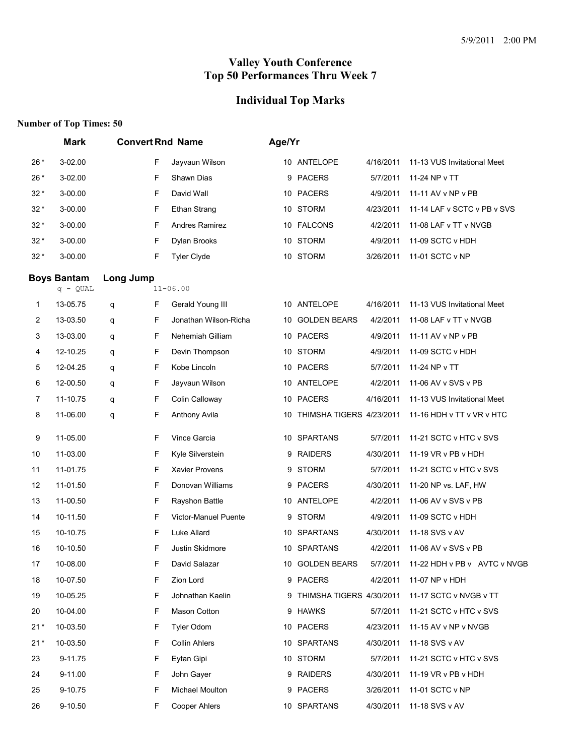5/9/2011 2:00 PM

# Valley Youth Conference
# Top 50 Performances Thru Week 7

## Individual Top Marks

**Number of Top Times: 50**

| | Mark | Convert | Rnd | Name | Age/Yr | Team | Date | Meet |
|---|---|---|---|---|---|---|---|---|
| 26 * | 3-02.00 | | F | Jayvaun Wilson | 10 | ANTELOPE | 4/16/2011 | 11-13 VUS Invitational Meet |
| 26 * | 3-02.00 | | F | Shawn Dias | 9 | PACERS | 5/7/2011 | 11-24 NP v TT |
| 32 * | 3-00.00 | | F | David Wall | 10 | PACERS | 4/9/2011 | 11-11 AV v NP v PB |
| 32 * | 3-00.00 | | F | Ethan Strang | 10 | STORM | 4/23/2011 | 11-14 LAF v SCTC v PB v SVS |
| 32 * | 3-00.00 | | F | Andres Ramirez | 10 | FALCONS | 4/2/2011 | 11-08 LAF v TT v NVGB |
| 32 * | 3-00.00 | | F | Dylan Brooks | 10 | STORM | 4/9/2011 | 11-09 SCTC v HDH |
| 32 * | 3-00.00 | | F | Tyler Clyde | 10 | STORM | 3/26/2011 | 11-01 SCTC v NP |

### Boys Bantam Long Jump

q - QUAL 11-06.00

| | Mark | Convert | Rnd | Name | Age/Yr | Team | Date | Meet |
|---|---|---|---|---|---|---|---|---|
| 1 | 13-05.75 | q | F | Gerald Young III | 10 | ANTELOPE | 4/16/2011 | 11-13 VUS Invitational Meet |
| 2 | 13-03.50 | q | F | Jonathan Wilson-Richa | 10 | GOLDEN BEARS | 4/2/2011 | 11-08 LAF v TT v NVGB |
| 3 | 13-03.00 | q | F | Nehemiah Gilliam | 10 | PACERS | 4/9/2011 | 11-11 AV v NP v PB |
| 4 | 12-10.25 | q | F | Devin Thompson | 10 | STORM | 4/9/2011 | 11-09 SCTC v HDH |
| 5 | 12-04.25 | q | F | Kobe Lincoln | 10 | PACERS | 5/7/2011 | 11-24 NP v TT |
| 6 | 12-00.50 | q | F | Jayvaun Wilson | 10 | ANTELOPE | 4/2/2011 | 11-06 AV v SVS v PB |
| 7 | 11-10.75 | q | F | Colin Calloway | 10 | PACERS | 4/16/2011 | 11-13 VUS Invitational Meet |
| 8 | 11-06.00 | q | F | Anthony Avila | 10 | THIMSHA TIGERS | 4/23/2011 | 11-16 HDH v TT v VR v HTC |
| 9 | 11-05.00 | | F | Vince Garcia | 10 | SPARTANS | 5/7/2011 | 11-21 SCTC v HTC v SVS |
| 10 | 11-03.00 | | F | Kyle Silverstein | 9 | RAIDERS | 4/30/2011 | 11-19 VR v PB v HDH |
| 11 | 11-01.75 | | F | Xavier Provens | 9 | STORM | 5/7/2011 | 11-21 SCTC v HTC v SVS |
| 12 | 11-01.50 | | F | Donovan Williams | 9 | PACERS | 4/30/2011 | 11-20 NP vs. LAF, HW |
| 13 | 11-00.50 | | F | Rayshon Battle | 10 | ANTELOPE | 4/2/2011 | 11-06 AV v SVS v PB |
| 14 | 10-11.50 | | F | Victor-Manuel Puente | 9 | STORM | 4/9/2011 | 11-09 SCTC v HDH |
| 15 | 10-10.75 | | F | Luke Allard | 10 | SPARTANS | 4/30/2011 | 11-18 SVS v AV |
| 16 | 10-10.50 | | F | Justin Skidmore | 10 | SPARTANS | 4/2/2011 | 11-06 AV v SVS v PB |
| 17 | 10-08.00 | | F | David Salazar | 10 | GOLDEN BEARS | 5/7/2011 | 11-22 HDH v PB v AVTC v NVGB |
| 18 | 10-07.50 | | F | Zion Lord | 9 | PACERS | 4/2/2011 | 11-07 NP v HDH |
| 19 | 10-05.25 | | F | Johnathan Kaelin | 9 | THIMSHA TIGERS | 4/30/2011 | 11-17 SCTC v NVGB v TT |
| 20 | 10-04.00 | | F | Mason Cotton | 9 | HAWKS | 5/7/2011 | 11-21 SCTC v HTC v SVS |
| 21 * | 10-03.50 | | F | Tyler Odom | 10 | PACERS | 4/23/2011 | 11-15 AV v NP v NVGB |
| 21 * | 10-03.50 | | F | Collin Ahlers | 10 | SPARTANS | 4/30/2011 | 11-18 SVS v AV |
| 23 | 9-11.75 | | F | Eytan Gipi | 10 | STORM | 5/7/2011 | 11-21 SCTC v HTC v SVS |
| 24 | 9-11.00 | | F | John Gayer | 9 | RAIDERS | 4/30/2011 | 11-19 VR v PB v HDH |
| 25 | 9-10.75 | | F | Michael Moulton | 9 | PACERS | 3/26/2011 | 11-01 SCTC v NP |
| 26 | 9-10.50 | | F | Cooper Ahlers | 10 | SPARTANS | 4/30/2011 | 11-18 SVS v AV |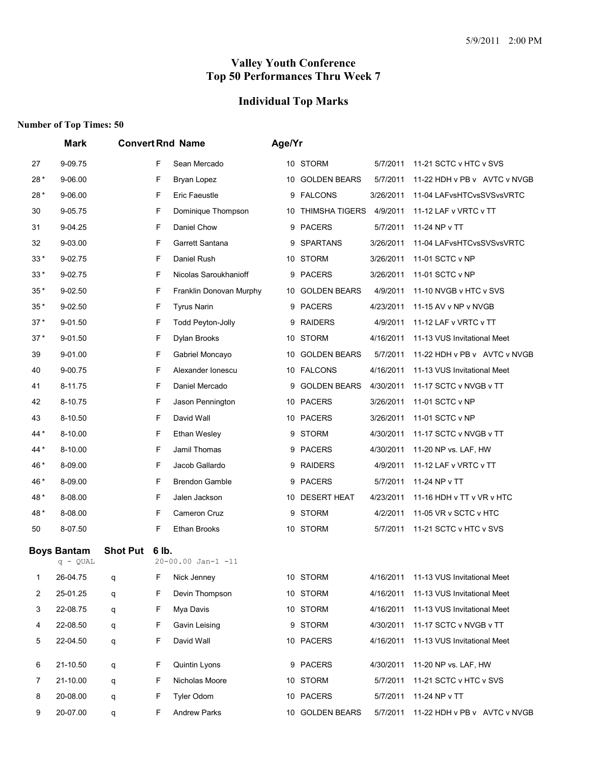5/9/2011 2:00 PM

# Valley Youth Conference
# Top 50 Performances Thru Week 7

## Individual Top Marks

**Number of Top Times: 50**

| | Mark | Convert | Rnd | Name | Age/Yr | Team | Date | Meet |
|---|---|---|---|---|---|---|---|---|
| 27 | 9-09.75 | | F | Sean Mercado | 10 | STORM | 5/7/2011 | 11-21 SCTC v HTC v SVS |
| 28 * | 9-06.00 | | F | Bryan Lopez | 10 | GOLDEN BEARS | 5/7/2011 | 11-22 HDH v PB v AVTC v NVGB |
| 28 * | 9-06.00 | | F | Eric Faeustle | 9 | FALCONS | 3/26/2011 | 11-04 LAFvsHTCvsSVSvsVRTC |
| 30 | 9-05.75 | | F | Dominique Thompson | 10 | THIMSHA TIGERS | 4/9/2011 | 11-12 LAF v VRTC v TT |
| 31 | 9-04.25 | | F | Daniel Chow | 9 | PACERS | 5/7/2011 | 11-24 NP v TT |
| 32 | 9-03.00 | | F | Garrett Santana | 9 | SPARTANS | 3/26/2011 | 11-04 LAFvsHTCvsSVSvsVRTC |
| 33 * | 9-02.75 | | F | Daniel Rush | 10 | STORM | 3/26/2011 | 11-01 SCTC v NP |
| 33 * | 9-02.75 | | F | Nicolas Saroukhanioff | 9 | PACERS | 3/26/2011 | 11-01 SCTC v NP |
| 35 * | 9-02.50 | | F | Franklin Donovan Murphy | 10 | GOLDEN BEARS | 4/9/2011 | 11-10 NVGB v HTC v SVS |
| 35 * | 9-02.50 | | F | Tyrus Narin | 9 | PACERS | 4/23/2011 | 11-15 AV v NP v NVGB |
| 37 * | 9-01.50 | | F | Todd Peyton-Jolly | 9 | RAIDERS | 4/9/2011 | 11-12 LAF v VRTC v TT |
| 37 * | 9-01.50 | | F | Dylan Brooks | 10 | STORM | 4/16/2011 | 11-13 VUS Invitational Meet |
| 39 | 9-01.00 | | F | Gabriel Moncayo | 10 | GOLDEN BEARS | 5/7/2011 | 11-22 HDH v PB v AVTC v NVGB |
| 40 | 9-00.75 | | F | Alexander Ionescu | 10 | FALCONS | 4/16/2011 | 11-13 VUS Invitational Meet |
| 41 | 8-11.75 | | F | Daniel Mercado | 9 | GOLDEN BEARS | 4/30/2011 | 11-17 SCTC v NVGB v TT |
| 42 | 8-10.75 | | F | Jason Pennington | 10 | PACERS | 3/26/2011 | 11-01 SCTC v NP |
| 43 | 8-10.50 | | F | David Wall | 10 | PACERS | 3/26/2011 | 11-01 SCTC v NP |
| 44 * | 8-10.00 | | F | Ethan Wesley | 9 | STORM | 4/30/2011 | 11-17 SCTC v NVGB v TT |
| 44 * | 8-10.00 | | F | Jamil Thomas | 9 | PACERS | 4/30/2011 | 11-20 NP vs. LAF, HW |
| 46 * | 8-09.00 | | F | Jacob Gallardo | 9 | RAIDERS | 4/9/2011 | 11-12 LAF v VRTC v TT |
| 46 * | 8-09.00 | | F | Brendon Gamble | 9 | PACERS | 5/7/2011 | 11-24 NP v TT |
| 48 * | 8-08.00 | | F | Jalen Jackson | 10 | DESERT HEAT | 4/23/2011 | 11-16 HDH v TT v VR v HTC |
| 48 * | 8-08.00 | | F | Cameron Cruz | 9 | STORM | 4/2/2011 | 11-05 VR v SCTC v HTC |
| 50 | 8-07.50 | | F | Ethan Brooks | 10 | STORM | 5/7/2011 | 11-21 SCTC v HTC v SVS |

### Boys Bantam Shot Put 6 lb.

q - QUAL 20-00.00 Jan-1 -11

| | Mark | Convert | Rnd | Name | Age/Yr | Team | Date | Meet |
|---|---|---|---|---|---|---|---|---|
| 1 | 26-04.75 | q | F | Nick Jenney | 10 | STORM | 4/16/2011 | 11-13 VUS Invitational Meet |
| 2 | 25-01.25 | q | F | Devin Thompson | 10 | STORM | 4/16/2011 | 11-13 VUS Invitational Meet |
| 3 | 22-08.75 | q | F | Mya Davis | 10 | STORM | 4/16/2011 | 11-13 VUS Invitational Meet |
| 4 | 22-08.50 | q | F | Gavin Leising | 9 | STORM | 4/30/2011 | 11-17 SCTC v NVGB v TT |
| 5 | 22-04.50 | q | F | David Wall | 10 | PACERS | 4/16/2011 | 11-13 VUS Invitational Meet |
| 6 | 21-10.50 | q | F | Quintin Lyons | 9 | PACERS | 4/30/2011 | 11-20 NP vs. LAF, HW |
| 7 | 21-10.00 | q | F | Nicholas Moore | 10 | STORM | 5/7/2011 | 11-21 SCTC v HTC v SVS |
| 8 | 20-08.00 | q | F | Tyler Odom | 10 | PACERS | 5/7/2011 | 11-24 NP v TT |
| 9 | 20-07.00 | q | F | Andrew Parks | 10 | GOLDEN BEARS | 5/7/2011 | 11-22 HDH v PB v AVTC v NVGB |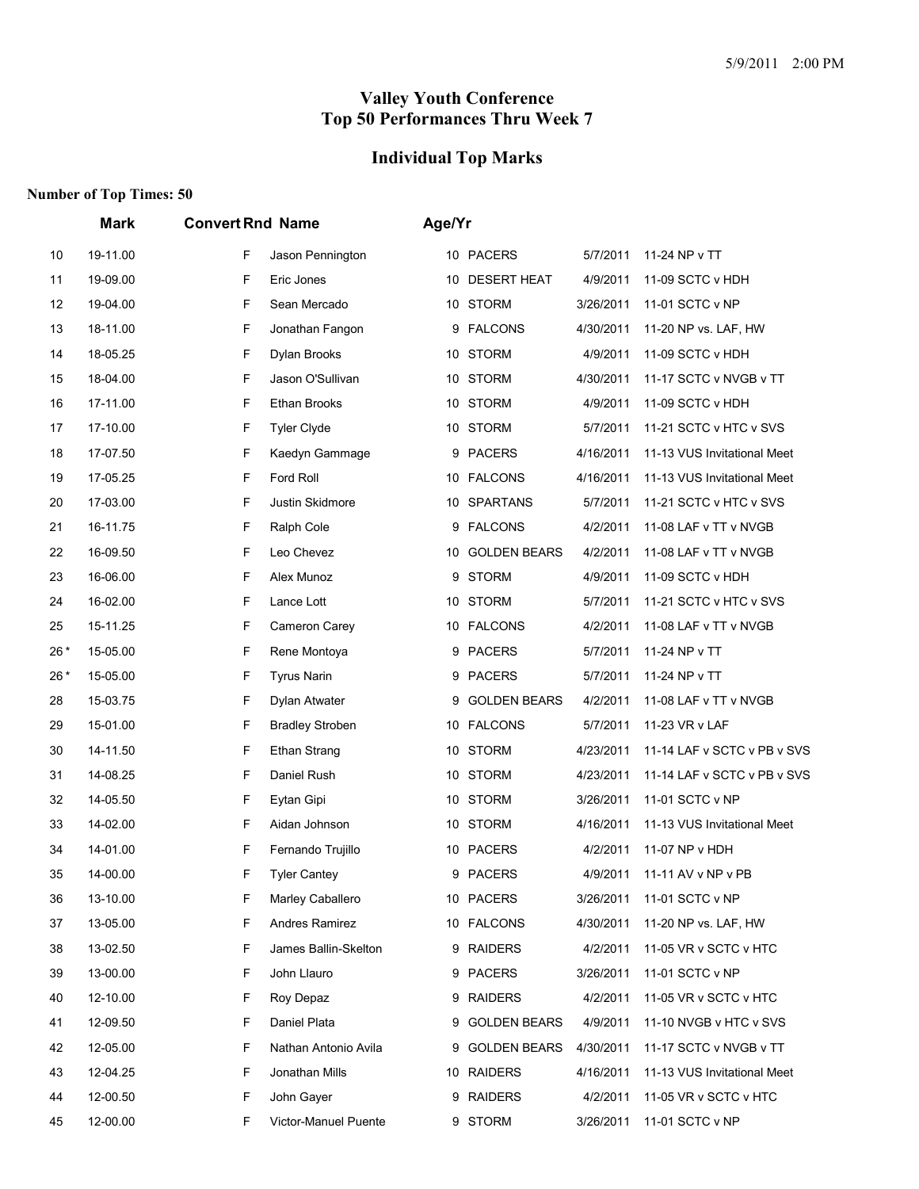5/9/2011 2:00 PM

# Valley Youth Conference
# Top 50 Performances Thru Week 7

## Individual Top Marks

**Number of Top Times: 50**

| | Mark | Convert | Rnd | Name | Age/Yr | Team | Date | Meet |
|---|---|---|---|---|---|---|---|---|
| 10 | 19-11.00 | | F | Jason Pennington | 10 | PACERS | 5/7/2011 | 11-24 NP v TT |
| 11 | 19-09.00 | | F | Eric Jones | 10 | DESERT HEAT | 4/9/2011 | 11-09 SCTC v HDH |
| 12 | 19-04.00 | | F | Sean Mercado | 10 | STORM | 3/26/2011 | 11-01 SCTC v NP |
| 13 | 18-11.00 | | F | Jonathan Fangon | 9 | FALCONS | 4/30/2011 | 11-20 NP vs. LAF, HW |
| 14 | 18-05.25 | | F | Dylan Brooks | 10 | STORM | 4/9/2011 | 11-09 SCTC v HDH |
| 15 | 18-04.00 | | F | Jason O'Sullivan | 10 | STORM | 4/30/2011 | 11-17 SCTC v NVGB v TT |
| 16 | 17-11.00 | | F | Ethan Brooks | 10 | STORM | 4/9/2011 | 11-09 SCTC v HDH |
| 17 | 17-10.00 | | F | Tyler Clyde | 10 | STORM | 5/7/2011 | 11-21 SCTC v HTC v SVS |
| 18 | 17-07.50 | | F | Kaedyn Gammage | 9 | PACERS | 4/16/2011 | 11-13 VUS Invitational Meet |
| 19 | 17-05.25 | | F | Ford Roll | 10 | FALCONS | 4/16/2011 | 11-13 VUS Invitational Meet |
| 20 | 17-03.00 | | F | Justin Skidmore | 10 | SPARTANS | 5/7/2011 | 11-21 SCTC v HTC v SVS |
| 21 | 16-11.75 | | F | Ralph Cole | 9 | FALCONS | 4/2/2011 | 11-08 LAF v TT v NVGB |
| 22 | 16-09.50 | | F | Leo Chevez | 10 | GOLDEN BEARS | 4/2/2011 | 11-08 LAF v TT v NVGB |
| 23 | 16-06.00 | | F | Alex Munoz | 9 | STORM | 4/9/2011 | 11-09 SCTC v HDH |
| 24 | 16-02.00 | | F | Lance Lott | 10 | STORM | 5/7/2011 | 11-21 SCTC v HTC v SVS |
| 25 | 15-11.25 | | F | Cameron Carey | 10 | FALCONS | 4/2/2011 | 11-08 LAF v TT v NVGB |
| 26 * | 15-05.00 | | F | Rene Montoya | 9 | PACERS | 5/7/2011 | 11-24 NP v TT |
| 26 * | 15-05.00 | | F | Tyrus Narin | 9 | PACERS | 5/7/2011 | 11-24 NP v TT |
| 28 | 15-03.75 | | F | Dylan Atwater | 9 | GOLDEN BEARS | 4/2/2011 | 11-08 LAF v TT v NVGB |
| 29 | 15-01.00 | | F | Bradley Stroben | 10 | FALCONS | 5/7/2011 | 11-23 VR v LAF |
| 30 | 14-11.50 | | F | Ethan Strang | 10 | STORM | 4/23/2011 | 11-14 LAF v SCTC v PB v SVS |
| 31 | 14-08.25 | | F | Daniel Rush | 10 | STORM | 4/23/2011 | 11-14 LAF v SCTC v PB v SVS |
| 32 | 14-05.50 | | F | Eytan Gipi | 10 | STORM | 3/26/2011 | 11-01 SCTC v NP |
| 33 | 14-02.00 | | F | Aidan Johnson | 10 | STORM | 4/16/2011 | 11-13 VUS Invitational Meet |
| 34 | 14-01.00 | | F | Fernando Trujillo | 10 | PACERS | 4/2/2011 | 11-07 NP v HDH |
| 35 | 14-00.00 | | F | Tyler Cantey | 9 | PACERS | 4/9/2011 | 11-11 AV v NP v PB |
| 36 | 13-10.00 | | F | Marley Caballero | 10 | PACERS | 3/26/2011 | 11-01 SCTC v NP |
| 37 | 13-05.00 | | F | Andres Ramirez | 10 | FALCONS | 4/30/2011 | 11-20 NP vs. LAF, HW |
| 38 | 13-02.50 | | F | James Ballin-Skelton | 9 | RAIDERS | 4/2/2011 | 11-05 VR v SCTC v HTC |
| 39 | 13-00.00 | | F | John Llauro | 9 | PACERS | 3/26/2011 | 11-01 SCTC v NP |
| 40 | 12-10.00 | | F | Roy Depaz | 9 | RAIDERS | 4/2/2011 | 11-05 VR v SCTC v HTC |
| 41 | 12-09.50 | | F | Daniel Plata | 9 | GOLDEN BEARS | 4/9/2011 | 11-10 NVGB v HTC v SVS |
| 42 | 12-05.00 | | F | Nathan Antonio Avila | 9 | GOLDEN BEARS | 4/30/2011 | 11-17 SCTC v NVGB v TT |
| 43 | 12-04.25 | | F | Jonathan Mills | 10 | RAIDERS | 4/16/2011 | 11-13 VUS Invitational Meet |
| 44 | 12-00.50 | | F | John Gayer | 9 | RAIDERS | 4/2/2011 | 11-05 VR v SCTC v HTC |
| 45 | 12-00.00 | | F | Victor-Manuel Puente | 9 | STORM | 3/26/2011 | 11-01 SCTC v NP |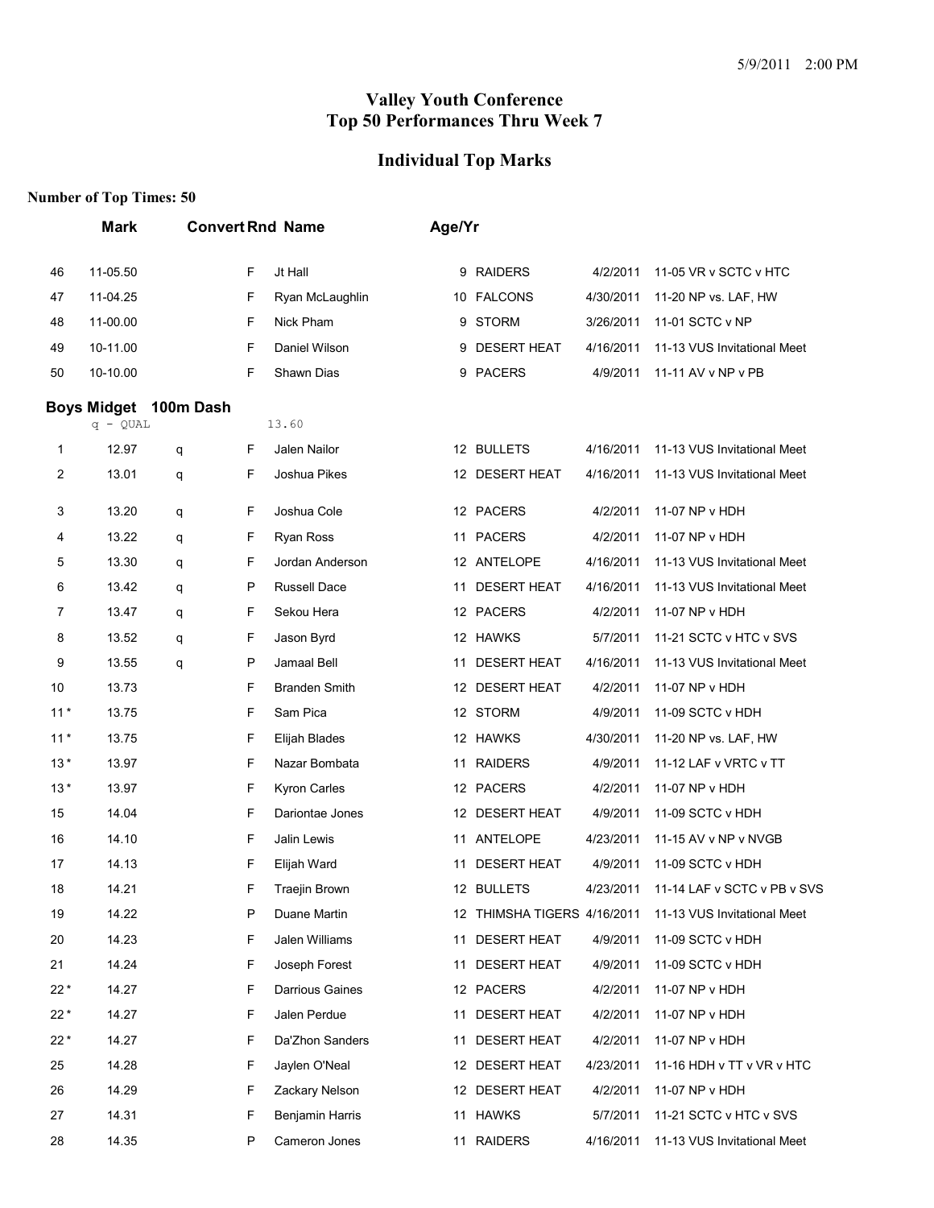# Valley Youth Conference
# Top 50 Performances Thru Week 7

## Individual Top Marks

**Number of Top Times: 50**

| | Mark | Convert | Rnd | Name | Age/Yr | Team | Date | Meet |
|---|---|---|---|---|---|---|---|---|
| 46 | 11-05.50 | | F | Jt Hall | 9 | RAIDERS | 4/2/2011 | 11-05 VR v SCTC v HTC |
| 47 | 11-04.25 | | F | Ryan McLaughlin | 10 | FALCONS | 4/30/2011 | 11-20 NP vs. LAF, HW |
| 48 | 11-00.00 | | F | Nick Pham | 9 | STORM | 3/26/2011 | 11-01 SCTC v NP |
| 49 | 10-11.00 | | F | Daniel Wilson | 9 | DESERT HEAT | 4/16/2011 | 11-13 VUS Invitational Meet |
| 50 | 10-10.00 | | F | Shawn Dias | 9 | PACERS | 4/9/2011 | 11-11 AV v NP v PB |

### Boys Midget 100m Dash

q - QUAL 13.60

| | Mark | Convert | Rnd | Name | Age/Yr | Team | Date | Meet |
|---|---|---|---|---|---|---|---|---|
| 1 | 12.97 | q | F | Jalen Nailor | 12 | BULLETS | 4/16/2011 | 11-13 VUS Invitational Meet |
| 2 | 13.01 | q | F | Joshua Pikes | 12 | DESERT HEAT | 4/16/2011 | 11-13 VUS Invitational Meet |
| 3 | 13.20 | q | F | Joshua Cole | 12 | PACERS | 4/2/2011 | 11-07 NP v HDH |
| 4 | 13.22 | q | F | Ryan Ross | 11 | PACERS | 4/2/2011 | 11-07 NP v HDH |
| 5 | 13.30 | q | F | Jordan Anderson | 12 | ANTELOPE | 4/16/2011 | 11-13 VUS Invitational Meet |
| 6 | 13.42 | q | P | Russell Dace | 11 | DESERT HEAT | 4/16/2011 | 11-13 VUS Invitational Meet |
| 7 | 13.47 | q | F | Sekou Hera | 12 | PACERS | 4/2/2011 | 11-07 NP v HDH |
| 8 | 13.52 | q | F | Jason Byrd | 12 | HAWKS | 5/7/2011 | 11-21 SCTC v HTC v SVS |
| 9 | 13.55 | q | P | Jamaal Bell | 11 | DESERT HEAT | 4/16/2011 | 11-13 VUS Invitational Meet |
| 10 | 13.73 | | F | Branden Smith | 12 | DESERT HEAT | 4/2/2011 | 11-07 NP v HDH |
| 11 * | 13.75 | | F | Sam Pica | 12 | STORM | 4/9/2011 | 11-09 SCTC v HDH |
| 11 * | 13.75 | | F | Elijah Blades | 12 | HAWKS | 4/30/2011 | 11-20 NP vs. LAF, HW |
| 13 * | 13.97 | | F | Nazar Bombata | 11 | RAIDERS | 4/9/2011 | 11-12 LAF v VRTC v TT |
| 13 * | 13.97 | | F | Kyron Carles | 12 | PACERS | 4/2/2011 | 11-07 NP v HDH |
| 15 | 14.04 | | F | Dariontae Jones | 12 | DESERT HEAT | 4/9/2011 | 11-09 SCTC v HDH |
| 16 | 14.10 | | F | Jalin Lewis | 11 | ANTELOPE | 4/23/2011 | 11-15 AV v NP v NVGB |
| 17 | 14.13 | | F | Elijah Ward | 11 | DESERT HEAT | 4/9/2011 | 11-09 SCTC v HDH |
| 18 | 14.21 | | F | Traejin Brown | 12 | BULLETS | 4/23/2011 | 11-14 LAF v SCTC v PB v SVS |
| 19 | 14.22 | | P | Duane Martin | 12 | THIMSHA TIGERS | 4/16/2011 | 11-13 VUS Invitational Meet |
| 20 | 14.23 | | F | Jalen Williams | 11 | DESERT HEAT | 4/9/2011 | 11-09 SCTC v HDH |
| 21 | 14.24 | | F | Joseph Forest | 11 | DESERT HEAT | 4/9/2011 | 11-09 SCTC v HDH |
| 22 * | 14.27 | | F | Darrious Gaines | 12 | PACERS | 4/2/2011 | 11-07 NP v HDH |
| 22 * | 14.27 | | F | Jalen Perdue | 11 | DESERT HEAT | 4/2/2011 | 11-07 NP v HDH |
| 22 * | 14.27 | | F | Da'Zhon Sanders | 11 | DESERT HEAT | 4/2/2011 | 11-07 NP v HDH |
| 25 | 14.28 | | F | Jaylen O'Neal | 12 | DESERT HEAT | 4/23/2011 | 11-16 HDH v TT v VR v HTC |
| 26 | 14.29 | | F | Zackary Nelson | 12 | DESERT HEAT | 4/2/2011 | 11-07 NP v HDH |
| 27 | 14.31 | | F | Benjamin Harris | 11 | HAWKS | 5/7/2011 | 11-21 SCTC v HTC v SVS |
| 28 | 14.35 | | P | Cameron Jones | 11 | RAIDERS | 4/16/2011 | 11-13 VUS Invitational Meet |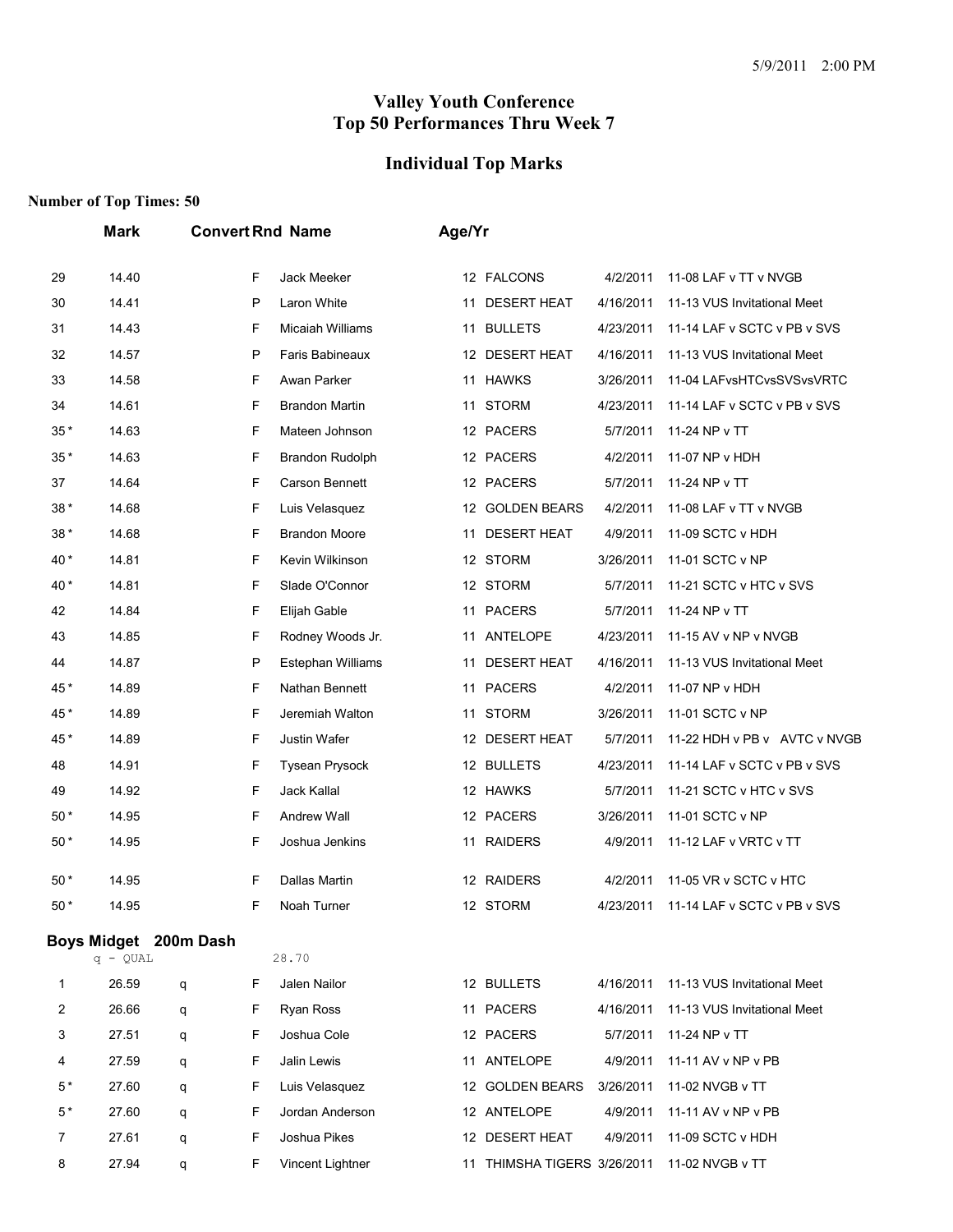# Valley Youth Conference
# Top 50 Performances Thru Week 7

## Individual Top Marks

**Number of Top Times: 50**

| | Mark | Convert | Rnd | Name | Age/Yr | Team | Date | Meet |
|---|---|---|---|---|---|---|---|---|
| 29 | 14.40 | | F | Jack Meeker | 12 | FALCONS | 4/2/2011 | 11-08 LAF v TT v NVGB |
| 30 | 14.41 | | P | Laron White | 11 | DESERT HEAT | 4/16/2011 | 11-13 VUS Invitational Meet |
| 31 | 14.43 | | F | Micaiah Williams | 11 | BULLETS | 4/23/2011 | 11-14 LAF v SCTC v PB v SVS |
| 32 | 14.57 | | P | Faris Babineaux | 12 | DESERT HEAT | 4/16/2011 | 11-13 VUS Invitational Meet |
| 33 | 14.58 | | F | Awan Parker | 11 | HAWKS | 3/26/2011 | 11-04 LAFvsHTCvsSVSvsVRTC |
| 34 | 14.61 | | F | Brandon Martin | 11 | STORM | 4/23/2011 | 11-14 LAF v SCTC v PB v SVS |
| 35 * | 14.63 | | F | Mateen Johnson | 12 | PACERS | 5/7/2011 | 11-24 NP v TT |
| 35 * | 14.63 | | F | Brandon Rudolph | 12 | PACERS | 4/2/2011 | 11-07 NP v HDH |
| 37 | 14.64 | | F | Carson Bennett | 12 | PACERS | 5/7/2011 | 11-24 NP v TT |
| 38 * | 14.68 | | F | Luis Velasquez | 12 | GOLDEN BEARS | 4/2/2011 | 11-08 LAF v TT v NVGB |
| 38 * | 14.68 | | F | Brandon Moore | 11 | DESERT HEAT | 4/9/2011 | 11-09 SCTC v HDH |
| 40 * | 14.81 | | F | Kevin Wilkinson | 12 | STORM | 3/26/2011 | 11-01 SCTC v NP |
| 40 * | 14.81 | | F | Slade O'Connor | 12 | STORM | 5/7/2011 | 11-21 SCTC v HTC v SVS |
| 42 | 14.84 | | F | Elijah Gable | 11 | PACERS | 5/7/2011 | 11-24 NP v TT |
| 43 | 14.85 | | F | Rodney Woods Jr. | 11 | ANTELOPE | 4/23/2011 | 11-15 AV v NP v NVGB |
| 44 | 14.87 | | P | Estephan Williams | 11 | DESERT HEAT | 4/16/2011 | 11-13 VUS Invitational Meet |
| 45 * | 14.89 | | F | Nathan Bennett | 11 | PACERS | 4/2/2011 | 11-07 NP v HDH |
| 45 * | 14.89 | | F | Jeremiah Walton | 11 | STORM | 3/26/2011 | 11-01 SCTC v NP |
| 45 * | 14.89 | | F | Justin Wafer | 12 | DESERT HEAT | 5/7/2011 | 11-22 HDH v PB v AVTC v NVGB |
| 48 | 14.91 | | F | Tysean Prysock | 12 | BULLETS | 4/23/2011 | 11-14 LAF v SCTC v PB v SVS |
| 49 | 14.92 | | F | Jack Kallal | 12 | HAWKS | 5/7/2011 | 11-21 SCTC v HTC v SVS |
| 50 * | 14.95 | | F | Andrew Wall | 12 | PACERS | 3/26/2011 | 11-01 SCTC v NP |
| 50 * | 14.95 | | F | Joshua Jenkins | 11 | RAIDERS | 4/9/2011 | 11-12 LAF v VRTC v TT |
| 50 * | 14.95 | | F | Dallas Martin | 12 | RAIDERS | 4/2/2011 | 11-05 VR v SCTC v HTC |
| 50 * | 14.95 | | F | Noah Turner | 12 | STORM | 4/23/2011 | 11-14 LAF v SCTC v PB v SVS |

### Boys Midget 200m Dash

q - QUAL 28.70

| | Mark | Convert | Rnd | Name | Age/Yr | Team | Date | Meet |
|---|---|---|---|---|---|---|---|---|
| 1 | 26.59 | q | F | Jalen Nailor | 12 | BULLETS | 4/16/2011 | 11-13 VUS Invitational Meet |
| 2 | 26.66 | q | F | Ryan Ross | 11 | PACERS | 4/16/2011 | 11-13 VUS Invitational Meet |
| 3 | 27.51 | q | F | Joshua Cole | 12 | PACERS | 5/7/2011 | 11-24 NP v TT |
| 4 | 27.59 | q | F | Jalin Lewis | 11 | ANTELOPE | 4/9/2011 | 11-11 AV v NP v PB |
| 5 * | 27.60 | q | F | Luis Velasquez | 12 | GOLDEN BEARS | 3/26/2011 | 11-02 NVGB v TT |
| 5 * | 27.60 | q | F | Jordan Anderson | 12 | ANTELOPE | 4/9/2011 | 11-11 AV v NP v PB |
| 7 | 27.61 | q | F | Joshua Pikes | 12 | DESERT HEAT | 4/9/2011 | 11-09 SCTC v HDH |
| 8 | 27.94 | q | F | Vincent Lightner | 11 | THIMSHA TIGERS | 3/26/2011 | 11-02 NVGB v TT |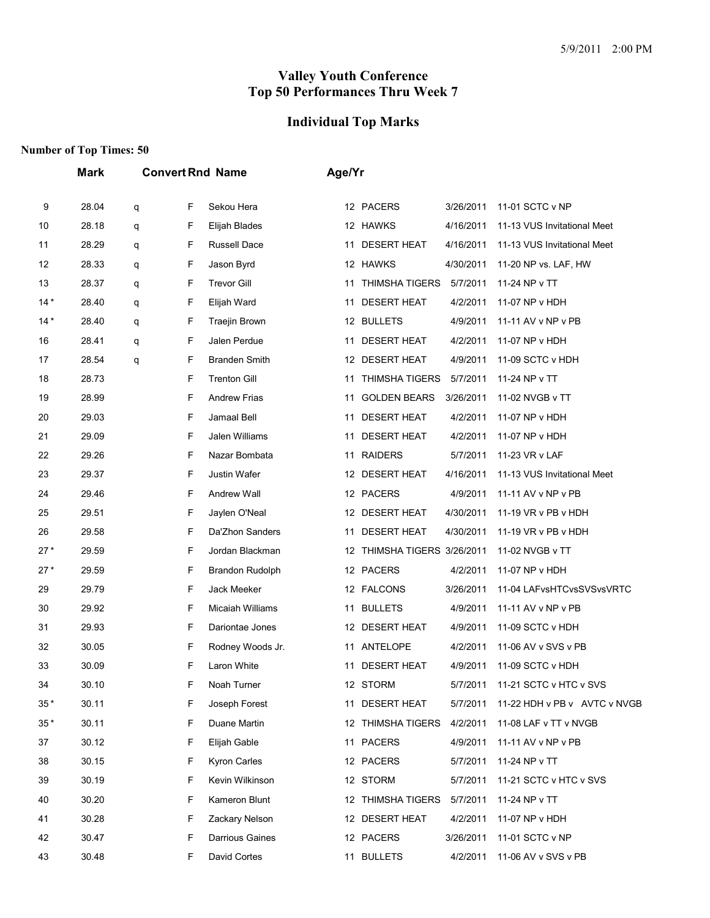# Valley Youth Conference
# Top 50 Performances Thru Week 7

## Individual Top Marks

**Number of Top Times: 50**

| | Mark | Convert | Rnd | Name | Age/Yr | Team | Date | Meet |
|---|---|---|---|---|---|---|---|---|
| 9 | 28.04 | q | F | Sekou Hera | 12 | PACERS | 3/26/2011 | 11-01 SCTC v NP |
| 10 | 28.18 | q | F | Elijah Blades | 12 | HAWKS | 4/16/2011 | 11-13 VUS Invitational Meet |
| 11 | 28.29 | q | F | Russell Dace | 11 | DESERT HEAT | 4/16/2011 | 11-13 VUS Invitational Meet |
| 12 | 28.33 | q | F | Jason Byrd | 12 | HAWKS | 4/30/2011 | 11-20 NP vs. LAF, HW |
| 13 | 28.37 | q | F | Trevor Gill | 11 | THIMSHA TIGERS | 5/7/2011 | 11-24 NP v TT |
| 14 * | 28.40 | q | F | Elijah Ward | 11 | DESERT HEAT | 4/2/2011 | 11-07 NP v HDH |
| 14 * | 28.40 | q | F | Traejin Brown | 12 | BULLETS | 4/9/2011 | 11-11 AV v NP v PB |
| 16 | 28.41 | q | F | Jalen Perdue | 11 | DESERT HEAT | 4/2/2011 | 11-07 NP v HDH |
| 17 | 28.54 | q | F | Branden Smith | 12 | DESERT HEAT | 4/9/2011 | 11-09 SCTC v HDH |
| 18 | 28.73 | | F | Trenton Gill | 11 | THIMSHA TIGERS | 5/7/2011 | 11-24 NP v TT |
| 19 | 28.99 | | F | Andrew Frias | 11 | GOLDEN BEARS | 3/26/2011 | 11-02 NVGB v TT |
| 20 | 29.03 | | F | Jamaal Bell | 11 | DESERT HEAT | 4/2/2011 | 11-07 NP v HDH |
| 21 | 29.09 | | F | Jalen Williams | 11 | DESERT HEAT | 4/2/2011 | 11-07 NP v HDH |
| 22 | 29.26 | | F | Nazar Bombata | 11 | RAIDERS | 5/7/2011 | 11-23 VR v LAF |
| 23 | 29.37 | | F | Justin Wafer | 12 | DESERT HEAT | 4/16/2011 | 11-13 VUS Invitational Meet |
| 24 | 29.46 | | F | Andrew Wall | 12 | PACERS | 4/9/2011 | 11-11 AV v NP v PB |
| 25 | 29.51 | | F | Jaylen O'Neal | 12 | DESERT HEAT | 4/30/2011 | 11-19 VR v PB v HDH |
| 26 | 29.58 | | F | Da'Zhon Sanders | 11 | DESERT HEAT | 4/30/2011 | 11-19 VR v PB v HDH |
| 27 * | 29.59 | | F | Jordan Blackman | 12 | THIMSHA TIGERS | 3/26/2011 | 11-02 NVGB v TT |
| 27 * | 29.59 | | F | Brandon Rudolph | 12 | PACERS | 4/2/2011 | 11-07 NP v HDH |
| 29 | 29.79 | | F | Jack Meeker | 12 | FALCONS | 3/26/2011 | 11-04 LAFvsHTCvsSVSvsVRTC |
| 30 | 29.92 | | F | Micaiah Williams | 11 | BULLETS | 4/9/2011 | 11-11 AV v NP v PB |
| 31 | 29.93 | | F | Dariontae Jones | 12 | DESERT HEAT | 4/9/2011 | 11-09 SCTC v HDH |
| 32 | 30.05 | | F | Rodney Woods Jr. | 11 | ANTELOPE | 4/2/2011 | 11-06 AV v SVS v PB |
| 33 | 30.09 | | F | Laron White | 11 | DESERT HEAT | 4/9/2011 | 11-09 SCTC v HDH |
| 34 | 30.10 | | F | Noah Turner | 12 | STORM | 5/7/2011 | 11-21 SCTC v HTC v SVS |
| 35 * | 30.11 | | F | Joseph Forest | 11 | DESERT HEAT | 5/7/2011 | 11-22 HDH v PB v AVTC v NVGB |
| 35 * | 30.11 | | F | Duane Martin | 12 | THIMSHA TIGERS | 4/2/2011 | 11-08 LAF v TT v NVGB |
| 37 | 30.12 | | F | Elijah Gable | 11 | PACERS | 4/9/2011 | 11-11 AV v NP v PB |
| 38 | 30.15 | | F | Kyron Carles | 12 | PACERS | 5/7/2011 | 11-24 NP v TT |
| 39 | 30.19 | | F | Kevin Wilkinson | 12 | STORM | 5/7/2011 | 11-21 SCTC v HTC v SVS |
| 40 | 30.20 | | F | Kameron Blunt | 12 | THIMSHA TIGERS | 5/7/2011 | 11-24 NP v TT |
| 41 | 30.28 | | F | Zackary Nelson | 12 | DESERT HEAT | 4/2/2011 | 11-07 NP v HDH |
| 42 | 30.47 | | F | Darrious Gaines | 12 | PACERS | 3/26/2011 | 11-01 SCTC v NP |
| 43 | 30.48 | | F | David Cortes | 11 | BULLETS | 4/2/2011 | 11-06 AV v SVS v PB |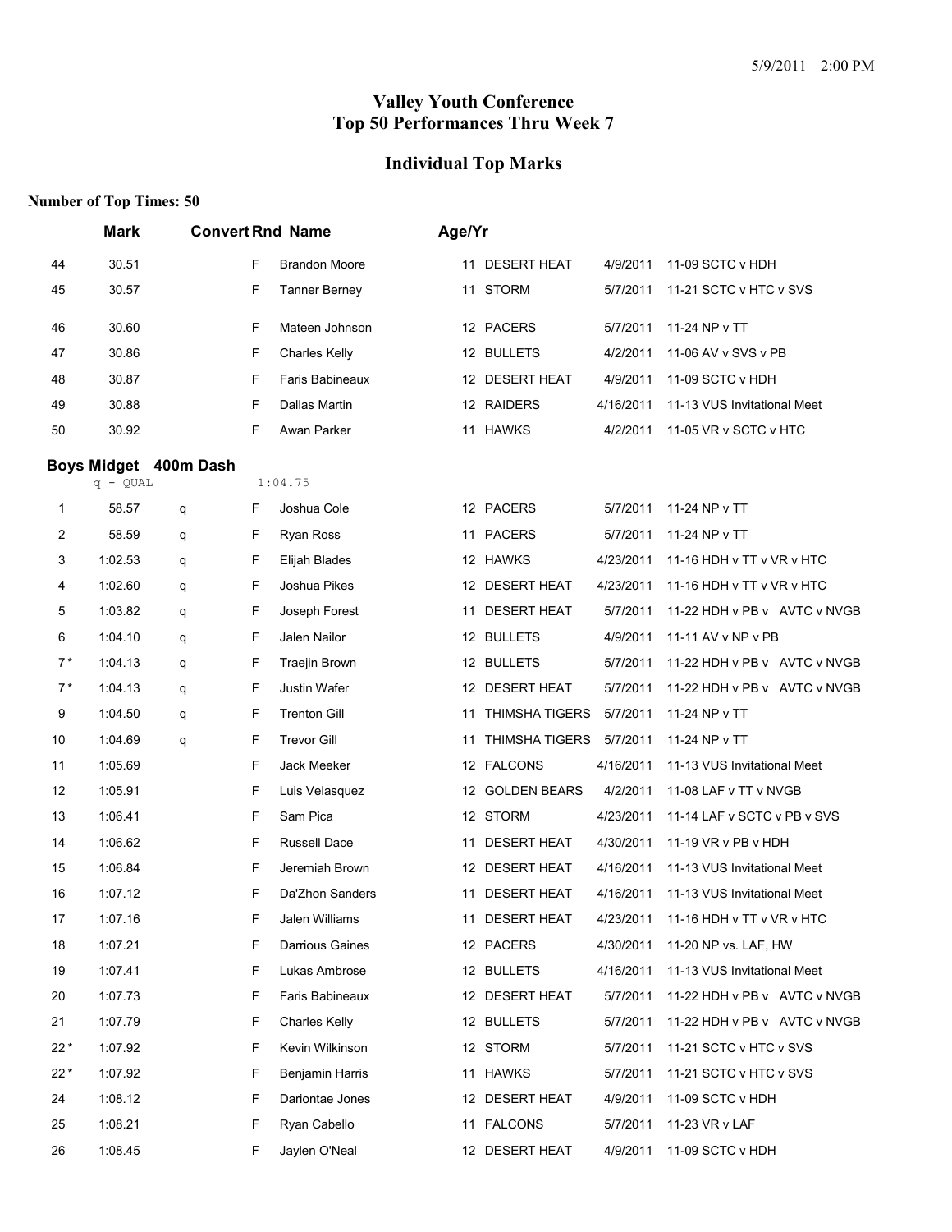5/9/2011 2:00 PM

# Valley Youth Conference
# Top 50 Performances Thru Week 7

## Individual Top Marks

**Number of Top Times: 50**

| | Mark | Convert | Rnd | Name | Age/Yr | Team | Date | Meet |
|---|---|---|---|---|---|---|---|---|
| 44 | 30.51 | | F | Brandon Moore | 11 | DESERT HEAT | 4/9/2011 | 11-09 SCTC v HDH |
| 45 | 30.57 | | F | Tanner Berney | 11 | STORM | 5/7/2011 | 11-21 SCTC v HTC v SVS |
| 46 | 30.60 | | F | Mateen Johnson | 12 | PACERS | 5/7/2011 | 11-24 NP v TT |
| 47 | 30.86 | | F | Charles Kelly | 12 | BULLETS | 4/2/2011 | 11-06 AV v SVS v PB |
| 48 | 30.87 | | F | Faris Babineaux | 12 | DESERT HEAT | 4/9/2011 | 11-09 SCTC v HDH |
| 49 | 30.88 | | F | Dallas Martin | 12 | RAIDERS | 4/16/2011 | 11-13 VUS Invitational Meet |
| 50 | 30.92 | | F | Awan Parker | 11 | HAWKS | 4/2/2011 | 11-05 VR v SCTC v HTC |

### Boys Midget 400m Dash

q - QUAL 1:04.75

| | Mark | Convert | Rnd | Name | Age/Yr | Team | Date | Meet |
|---|---|---|---|---|---|---|---|---|
| 1 | 58.57 | q | F | Joshua Cole | 12 | PACERS | 5/7/2011 | 11-24 NP v TT |
| 2 | 58.59 | q | F | Ryan Ross | 11 | PACERS | 5/7/2011 | 11-24 NP v TT |
| 3 | 1:02.53 | q | F | Elijah Blades | 12 | HAWKS | 4/23/2011 | 11-16 HDH v TT v VR v HTC |
| 4 | 1:02.60 | q | F | Joshua Pikes | 12 | DESERT HEAT | 4/23/2011 | 11-16 HDH v TT v VR v HTC |
| 5 | 1:03.82 | q | F | Joseph Forest | 11 | DESERT HEAT | 5/7/2011 | 11-22 HDH v PB v AVTC v NVGB |
| 6 | 1:04.10 | q | F | Jalen Nailor | 12 | BULLETS | 4/9/2011 | 11-11 AV v NP v PB |
| 7* | 1:04.13 | q | F | Traejin Brown | 12 | BULLETS | 5/7/2011 | 11-22 HDH v PB v AVTC v NVGB |
| 7* | 1:04.13 | q | F | Justin Wafer | 12 | DESERT HEAT | 5/7/2011 | 11-22 HDH v PB v AVTC v NVGB |
| 9 | 1:04.50 | q | F | Trenton Gill | 11 | THIMSHA TIGERS | 5/7/2011 | 11-24 NP v TT |
| 10 | 1:04.69 | q | F | Trevor Gill | 11 | THIMSHA TIGERS | 5/7/2011 | 11-24 NP v TT |
| 11 | 1:05.69 | | F | Jack Meeker | 12 | FALCONS | 4/16/2011 | 11-13 VUS Invitational Meet |
| 12 | 1:05.91 | | F | Luis Velasquez | 12 | GOLDEN BEARS | 4/2/2011 | 11-08 LAF v TT v NVGB |
| 13 | 1:06.41 | | F | Sam Pica | 12 | STORM | 4/23/2011 | 11-14 LAF v SCTC v PB v SVS |
| 14 | 1:06.62 | | F | Russell Dace | 11 | DESERT HEAT | 4/30/2011 | 11-19 VR v PB v HDH |
| 15 | 1:06.84 | | F | Jeremiah Brown | 12 | DESERT HEAT | 4/16/2011 | 11-13 VUS Invitational Meet |
| 16 | 1:07.12 | | F | Da'Zhon Sanders | 11 | DESERT HEAT | 4/16/2011 | 11-13 VUS Invitational Meet |
| 17 | 1:07.16 | | F | Jalen Williams | 11 | DESERT HEAT | 4/23/2011 | 11-16 HDH v TT v VR v HTC |
| 18 | 1:07.21 | | F | Darrious Gaines | 12 | PACERS | 4/30/2011 | 11-20 NP vs. LAF, HW |
| 19 | 1:07.41 | | F | Lukas Ambrose | 12 | BULLETS | 4/16/2011 | 11-13 VUS Invitational Meet |
| 20 | 1:07.73 | | F | Faris Babineaux | 12 | DESERT HEAT | 5/7/2011 | 11-22 HDH v PB v AVTC v NVGB |
| 21 | 1:07.79 | | F | Charles Kelly | 12 | BULLETS | 5/7/2011 | 11-22 HDH v PB v AVTC v NVGB |
| 22* | 1:07.92 | | F | Kevin Wilkinson | 12 | STORM | 5/7/2011 | 11-21 SCTC v HTC v SVS |
| 22* | 1:07.92 | | F | Benjamin Harris | 11 | HAWKS | 5/7/2011 | 11-21 SCTC v HTC v SVS |
| 24 | 1:08.12 | | F | Dariontae Jones | 12 | DESERT HEAT | 4/9/2011 | 11-09 SCTC v HDH |
| 25 | 1:08.21 | | F | Ryan Cabello | 11 | FALCONS | 5/7/2011 | 11-23 VR v LAF |
| 26 | 1:08.45 | | F | Jaylen O'Neal | 12 | DESERT HEAT | 4/9/2011 | 11-09 SCTC v HDH |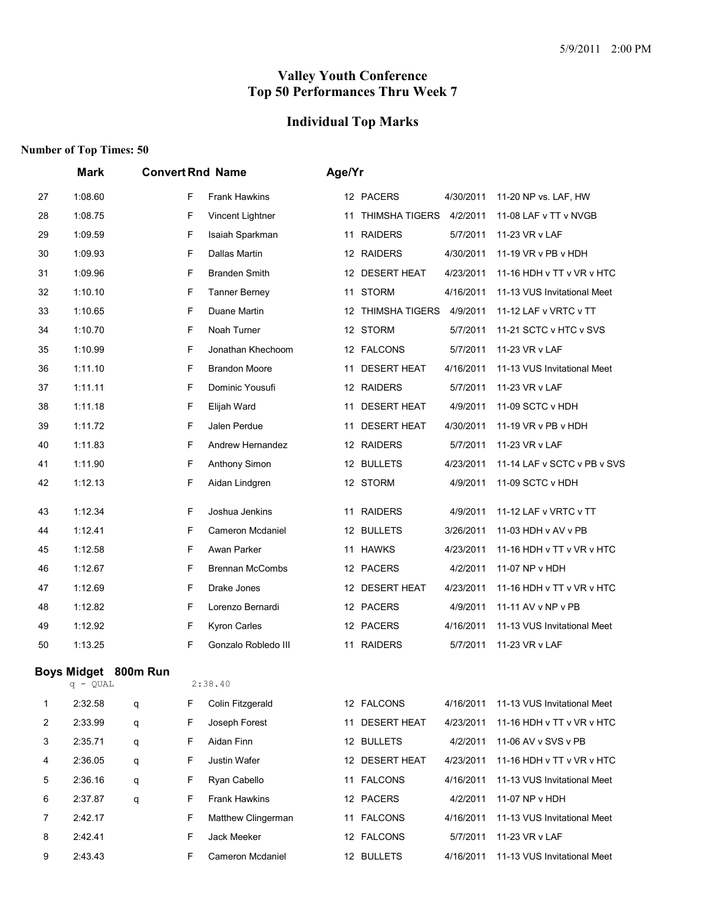# Valley Youth Conference
# Top 50 Performances Thru Week 7

## Individual Top Marks

**Number of Top Times: 50**

| | Mark | Convert | Rnd | Name | Age/Yr | Team | Date | Meet |
|---|---|---|---|---|---|---|---|---|
| 27 | 1:08.60 | | F | Frank Hawkins | 12 | PACERS | 4/30/2011 | 11-20 NP vs. LAF, HW |
| 28 | 1:08.75 | | F | Vincent Lightner | 11 | THIMSHA TIGERS | 4/2/2011 | 11-08 LAF v TT v NVGB |
| 29 | 1:09.59 | | F | Isaiah Sparkman | 11 | RAIDERS | 5/7/2011 | 11-23 VR v LAF |
| 30 | 1:09.93 | | F | Dallas Martin | 12 | RAIDERS | 4/30/2011 | 11-19 VR v PB v HDH |
| 31 | 1:09.96 | | F | Branden Smith | 12 | DESERT HEAT | 4/23/2011 | 11-16 HDH v TT v VR v HTC |
| 32 | 1:10.10 | | F | Tanner Berney | 11 | STORM | 4/16/2011 | 11-13 VUS Invitational Meet |
| 33 | 1:10.65 | | F | Duane Martin | 12 | THIMSHA TIGERS | 4/9/2011 | 11-12 LAF v VRTC v TT |
| 34 | 1:10.70 | | F | Noah Turner | 12 | STORM | 5/7/2011 | 11-21 SCTC v HTC v SVS |
| 35 | 1:10.99 | | F | Jonathan Khechoom | 12 | FALCONS | 5/7/2011 | 11-23 VR v LAF |
| 36 | 1:11.10 | | F | Brandon Moore | 11 | DESERT HEAT | 4/16/2011 | 11-13 VUS Invitational Meet |
| 37 | 1:11.11 | | F | Dominic Yousufi | 12 | RAIDERS | 5/7/2011 | 11-23 VR v LAF |
| 38 | 1:11.18 | | F | Elijah Ward | 11 | DESERT HEAT | 4/9/2011 | 11-09 SCTC v HDH |
| 39 | 1:11.72 | | F | Jalen Perdue | 11 | DESERT HEAT | 4/30/2011 | 11-19 VR v PB v HDH |
| 40 | 1:11.83 | | F | Andrew Hernandez | 12 | RAIDERS | 5/7/2011 | 11-23 VR v LAF |
| 41 | 1:11.90 | | F | Anthony Simon | 12 | BULLETS | 4/23/2011 | 11-14 LAF v SCTC v PB v SVS |
| 42 | 1:12.13 | | F | Aidan Lindgren | 12 | STORM | 4/9/2011 | 11-09 SCTC v HDH |
| 43 | 1:12.34 | | F | Joshua Jenkins | 11 | RAIDERS | 4/9/2011 | 11-12 LAF v VRTC v TT |
| 44 | 1:12.41 | | F | Cameron Mcdaniel | 12 | BULLETS | 3/26/2011 | 11-03 HDH v AV v PB |
| 45 | 1:12.58 | | F | Awan Parker | 11 | HAWKS | 4/23/2011 | 11-16 HDH v TT v VR v HTC |
| 46 | 1:12.67 | | F | Brennan McCombs | 12 | PACERS | 4/2/2011 | 11-07 NP v HDH |
| 47 | 1:12.69 | | F | Drake Jones | 12 | DESERT HEAT | 4/23/2011 | 11-16 HDH v TT v VR v HTC |
| 48 | 1:12.82 | | F | Lorenzo Bernardi | 12 | PACERS | 4/9/2011 | 11-11 AV v NP v PB |
| 49 | 1:12.92 | | F | Kyron Carles | 12 | PACERS | 4/16/2011 | 11-13 VUS Invitational Meet |
| 50 | 1:13.25 | | F | Gonzalo Robledo III | 11 | RAIDERS | 5/7/2011 | 11-23 VR v LAF |

### Boys Midget 800m Run

q - QUAL 2:38.40

| | Mark | Convert | Rnd | Name | Age/Yr | Team | Date | Meet |
|---|---|---|---|---|---|---|---|---|
| 1 | 2:32.58 | q | F | Colin Fitzgerald | 12 | FALCONS | 4/16/2011 | 11-13 VUS Invitational Meet |
| 2 | 2:33.99 | q | F | Joseph Forest | 11 | DESERT HEAT | 4/23/2011 | 11-16 HDH v TT v VR v HTC |
| 3 | 2:35.71 | q | F | Aidan Finn | 12 | BULLETS | 4/2/2011 | 11-06 AV v SVS v PB |
| 4 | 2:36.05 | q | F | Justin Wafer | 12 | DESERT HEAT | 4/23/2011 | 11-16 HDH v TT v VR v HTC |
| 5 | 2:36.16 | q | F | Ryan Cabello | 11 | FALCONS | 4/16/2011 | 11-13 VUS Invitational Meet |
| 6 | 2:37.87 | q | F | Frank Hawkins | 12 | PACERS | 4/2/2011 | 11-07 NP v HDH |
| 7 | 2:42.17 | | F | Matthew Clingerman | 11 | FALCONS | 4/16/2011 | 11-13 VUS Invitational Meet |
| 8 | 2:42.41 | | F | Jack Meeker | 12 | FALCONS | 5/7/2011 | 11-23 VR v LAF |
| 9 | 2:43.43 | | F | Cameron Mcdaniel | 12 | BULLETS | 4/16/2011 | 11-13 VUS Invitational Meet |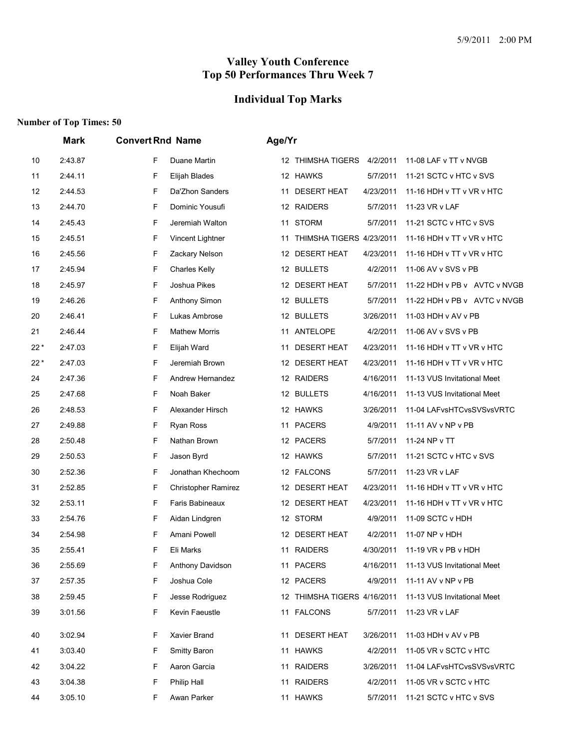# Valley Youth Conference
# Top 50 Performances Thru Week 7

## Individual Top Marks

**Number of Top Times: 50**

| | Mark | Convert | Rnd | Name | Age/Yr | Team | Date | Meet |
|---|---|---|---|---|---|---|---|---|
| 10 | 2:43.87 | | F | Duane Martin | 12 | THIMSHA TIGERS | 4/2/2011 | 11-08 LAF v TT v NVGB |
| 11 | 2:44.11 | | F | Elijah Blades | 12 | HAWKS | 5/7/2011 | 11-21 SCTC v HTC v SVS |
| 12 | 2:44.53 | | F | Da'Zhon Sanders | 11 | DESERT HEAT | 4/23/2011 | 11-16 HDH v TT v VR v HTC |
| 13 | 2:44.70 | | F | Dominic Yousufi | 12 | RAIDERS | 5/7/2011 | 11-23 VR v LAF |
| 14 | 2:45.43 | | F | Jeremiah Walton | 11 | STORM | 5/7/2011 | 11-21 SCTC v HTC v SVS |
| 15 | 2:45.51 | | F | Vincent Lightner | 11 | THIMSHA TIGERS | 4/23/2011 | 11-16 HDH v TT v VR v HTC |
| 16 | 2:45.56 | | F | Zackary Nelson | 12 | DESERT HEAT | 4/23/2011 | 11-16 HDH v TT v VR v HTC |
| 17 | 2:45.94 | | F | Charles Kelly | 12 | BULLETS | 4/2/2011 | 11-06 AV v SVS v PB |
| 18 | 2:45.97 | | F | Joshua Pikes | 12 | DESERT HEAT | 5/7/2011 | 11-22 HDH v PB v AVTC v NVGB |
| 19 | 2:46.26 | | F | Anthony Simon | 12 | BULLETS | 5/7/2011 | 11-22 HDH v PB v AVTC v NVGB |
| 20 | 2:46.41 | | F | Lukas Ambrose | 12 | BULLETS | 3/26/2011 | 11-03 HDH v AV v PB |
| 21 | 2:46.44 | | F | Mathew Morris | 11 | ANTELOPE | 4/2/2011 | 11-06 AV v SVS v PB |
| 22 * | 2:47.03 | | F | Elijah Ward | 11 | DESERT HEAT | 4/23/2011 | 11-16 HDH v TT v VR v HTC |
| 22 * | 2:47.03 | | F | Jeremiah Brown | 12 | DESERT HEAT | 4/23/2011 | 11-16 HDH v TT v VR v HTC |
| 24 | 2:47.36 | | F | Andrew Hernandez | 12 | RAIDERS | 4/16/2011 | 11-13 VUS Invitational Meet |
| 25 | 2:47.68 | | F | Noah Baker | 12 | BULLETS | 4/16/2011 | 11-13 VUS Invitational Meet |
| 26 | 2:48.53 | | F | Alexander Hirsch | 12 | HAWKS | 3/26/2011 | 11-04 LAFvsHTCvsSVSvsVRTC |
| 27 | 2:49.88 | | F | Ryan Ross | 11 | PACERS | 4/9/2011 | 11-11 AV v NP v PB |
| 28 | 2:50.48 | | F | Nathan Brown | 12 | PACERS | 5/7/2011 | 11-24 NP v TT |
| 29 | 2:50.53 | | F | Jason Byrd | 12 | HAWKS | 5/7/2011 | 11-21 SCTC v HTC v SVS |
| 30 | 2:52.36 | | F | Jonathan Khechoom | 12 | FALCONS | 5/7/2011 | 11-23 VR v LAF |
| 31 | 2:52.85 | | F | Christopher Ramirez | 12 | DESERT HEAT | 4/23/2011 | 11-16 HDH v TT v VR v HTC |
| 32 | 2:53.11 | | F | Faris Babineaux | 12 | DESERT HEAT | 4/23/2011 | 11-16 HDH v TT v VR v HTC |
| 33 | 2:54.76 | | F | Aidan Lindgren | 12 | STORM | 4/9/2011 | 11-09 SCTC v HDH |
| 34 | 2:54.98 | | F | Amani Powell | 12 | DESERT HEAT | 4/2/2011 | 11-07 NP v HDH |
| 35 | 2:55.41 | | F | Eli Marks | 11 | RAIDERS | 4/30/2011 | 11-19 VR v PB v HDH |
| 36 | 2:55.69 | | F | Anthony Davidson | 11 | PACERS | 4/16/2011 | 11-13 VUS Invitational Meet |
| 37 | 2:57.35 | | F | Joshua Cole | 12 | PACERS | 4/9/2011 | 11-11 AV v NP v PB |
| 38 | 2:59.45 | | F | Jesse Rodriguez | 12 | THIMSHA TIGERS | 4/16/2011 | 11-13 VUS Invitational Meet |
| 39 | 3:01.56 | | F | Kevin Faeustle | 11 | FALCONS | 5/7/2011 | 11-23 VR v LAF |
| 40 | 3:02.94 | | F | Xavier Brand | 11 | DESERT HEAT | 3/26/2011 | 11-03 HDH v AV v PB |
| 41 | 3:03.40 | | F | Smitty Baron | 11 | HAWKS | 4/2/2011 | 11-05 VR v SCTC v HTC |
| 42 | 3:04.22 | | F | Aaron Garcia | 11 | RAIDERS | 3/26/2011 | 11-04 LAFvsHTCvsSVSvsVRTC |
| 43 | 3:04.38 | | F | Philip Hall | 11 | RAIDERS | 4/2/2011 | 11-05 VR v SCTC v HTC |
| 44 | 3:05.10 | | F | Awan Parker | 11 | HAWKS | 5/7/2011 | 11-21 SCTC v HTC v SVS |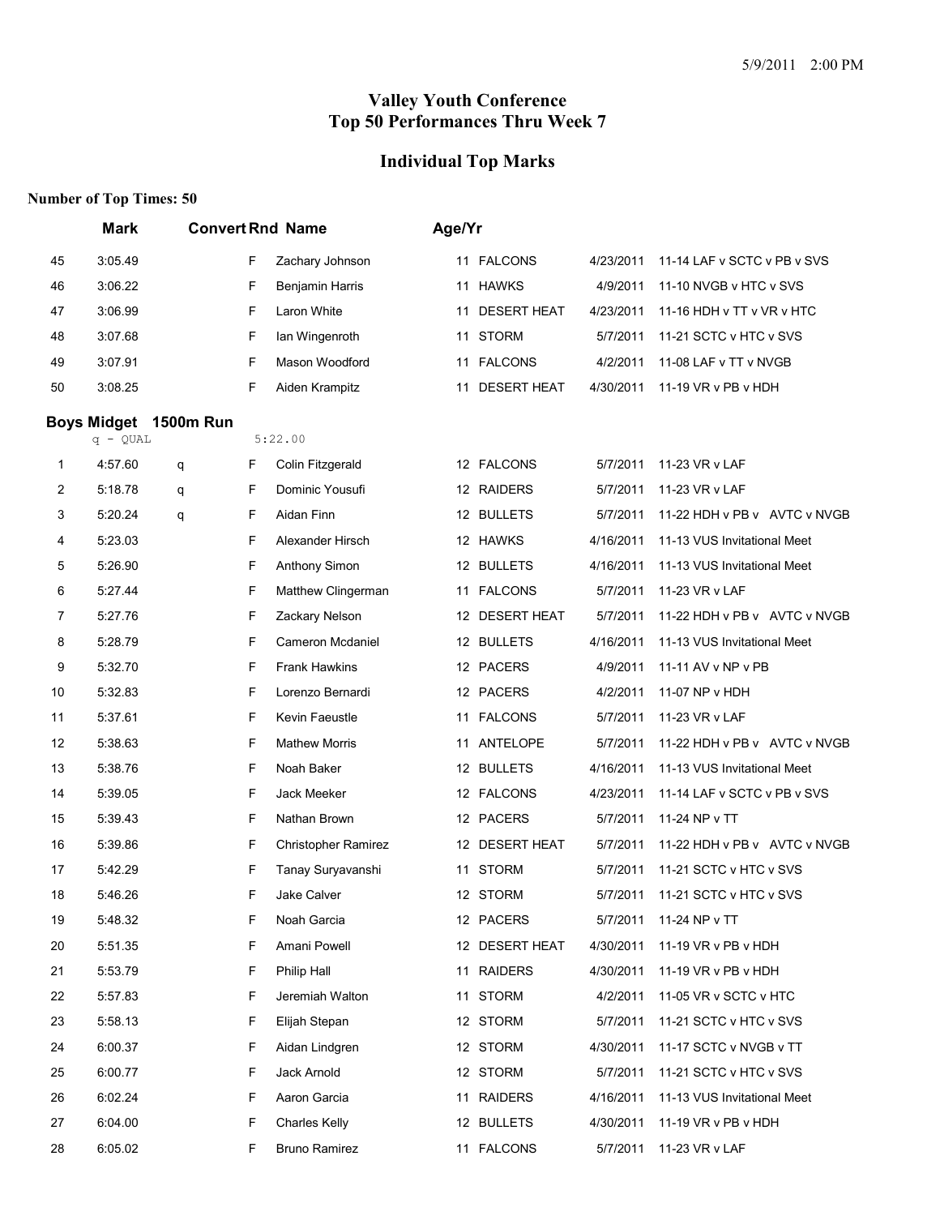# Valley Youth Conference
# Top 50 Performances Thru Week 7

## Individual Top Marks

**Number of Top Times: 50**

| | Mark | Convert | Rnd | Name | Age/Yr | Team | Date | Meet |
|---|---|---|---|---|---|---|---|---|
| 45 | 3:05.49 | | F | Zachary Johnson | 11 | FALCONS | 4/23/2011 | 11-14 LAF v SCTC v PB v SVS |
| 46 | 3:06.22 | | F | Benjamin Harris | 11 | HAWKS | 4/9/2011 | 11-10 NVGB v HTC v SVS |
| 47 | 3:06.99 | | F | Laron White | 11 | DESERT HEAT | 4/23/2011 | 11-16 HDH v TT v VR v HTC |
| 48 | 3:07.68 | | F | Ian Wingenroth | 11 | STORM | 5/7/2011 | 11-21 SCTC v HTC v SVS |
| 49 | 3:07.91 | | F | Mason Woodford | 11 | FALCONS | 4/2/2011 | 11-08 LAF v TT v NVGB |
| 50 | 3:08.25 | | F | Aiden Krampitz | 11 | DESERT HEAT | 4/30/2011 | 11-19 VR v PB v HDH |

### Boys Midget 1500m Run

q - QUAL 5:22.00

| | Mark | Convert | Rnd | Name | Age/Yr | Team | Date | Meet |
|---|---|---|---|---|---|---|---|---|
| 1 | 4:57.60 | q | F | Colin Fitzgerald | 12 | FALCONS | 5/7/2011 | 11-23 VR v LAF |
| 2 | 5:18.78 | q | F | Dominic Yousufi | 12 | RAIDERS | 5/7/2011 | 11-23 VR v LAF |
| 3 | 5:20.24 | q | F | Aidan Finn | 12 | BULLETS | 5/7/2011 | 11-22 HDH v PB v AVTC v NVGB |
| 4 | 5:23.03 | | F | Alexander Hirsch | 12 | HAWKS | 4/16/2011 | 11-13 VUS Invitational Meet |
| 5 | 5:26.90 | | F | Anthony Simon | 12 | BULLETS | 4/16/2011 | 11-13 VUS Invitational Meet |
| 6 | 5:27.44 | | F | Matthew Clingerman | 11 | FALCONS | 5/7/2011 | 11-23 VR v LAF |
| 7 | 5:27.76 | | F | Zackary Nelson | 12 | DESERT HEAT | 5/7/2011 | 11-22 HDH v PB v AVTC v NVGB |
| 8 | 5:28.79 | | F | Cameron Mcdaniel | 12 | BULLETS | 4/16/2011 | 11-13 VUS Invitational Meet |
| 9 | 5:32.70 | | F | Frank Hawkins | 12 | PACERS | 4/9/2011 | 11-11 AV v NP v PB |
| 10 | 5:32.83 | | F | Lorenzo Bernardi | 12 | PACERS | 4/2/2011 | 11-07 NP v HDH |
| 11 | 5:37.61 | | F | Kevin Faeustle | 11 | FALCONS | 5/7/2011 | 11-23 VR v LAF |
| 12 | 5:38.63 | | F | Mathew Morris | 11 | ANTELOPE | 5/7/2011 | 11-22 HDH v PB v AVTC v NVGB |
| 13 | 5:38.76 | | F | Noah Baker | 12 | BULLETS | 4/16/2011 | 11-13 VUS Invitational Meet |
| 14 | 5:39.05 | | F | Jack Meeker | 12 | FALCONS | 4/23/2011 | 11-14 LAF v SCTC v PB v SVS |
| 15 | 5:39.43 | | F | Nathan Brown | 12 | PACERS | 5/7/2011 | 11-24 NP v TT |
| 16 | 5:39.86 | | F | Christopher Ramirez | 12 | DESERT HEAT | 5/7/2011 | 11-22 HDH v PB v AVTC v NVGB |
| 17 | 5:42.29 | | F | Tanay Suryavanshi | 11 | STORM | 5/7/2011 | 11-21 SCTC v HTC v SVS |
| 18 | 5:46.26 | | F | Jake Calver | 12 | STORM | 5/7/2011 | 11-21 SCTC v HTC v SVS |
| 19 | 5:48.32 | | F | Noah Garcia | 12 | PACERS | 5/7/2011 | 11-24 NP v TT |
| 20 | 5:51.35 | | F | Amani Powell | 12 | DESERT HEAT | 4/30/2011 | 11-19 VR v PB v HDH |
| 21 | 5:53.79 | | F | Philip Hall | 11 | RAIDERS | 4/30/2011 | 11-19 VR v PB v HDH |
| 22 | 5:57.83 | | F | Jeremiah Walton | 11 | STORM | 4/2/2011 | 11-05 VR v SCTC v HTC |
| 23 | 5:58.13 | | F | Elijah Stepan | 12 | STORM | 5/7/2011 | 11-21 SCTC v HTC v SVS |
| 24 | 6:00.37 | | F | Aidan Lindgren | 12 | STORM | 4/30/2011 | 11-17 SCTC v NVGB v TT |
| 25 | 6:00.77 | | F | Jack Arnold | 12 | STORM | 5/7/2011 | 11-21 SCTC v HTC v SVS |
| 26 | 6:02.24 | | F | Aaron Garcia | 11 | RAIDERS | 4/16/2011 | 11-13 VUS Invitational Meet |
| 27 | 6:04.00 | | F | Charles Kelly | 12 | BULLETS | 4/30/2011 | 11-19 VR v PB v HDH |
| 28 | 6:05.02 | | F | Bruno Ramirez | 11 | FALCONS | 5/7/2011 | 11-23 VR v LAF |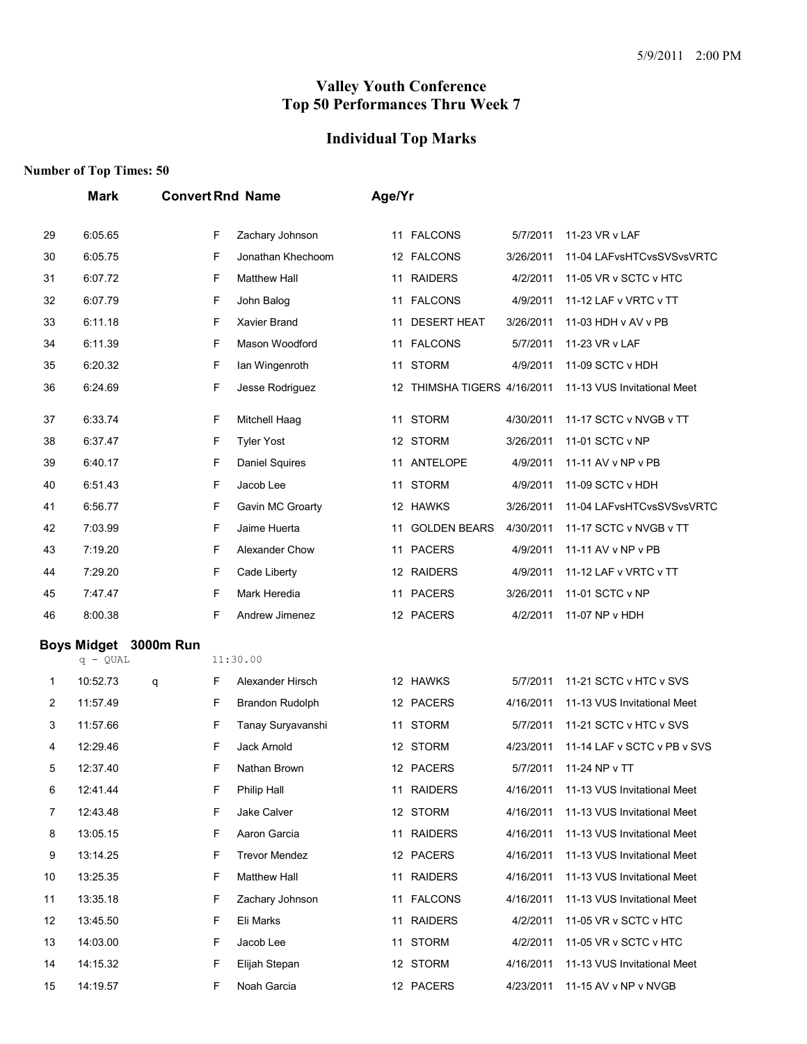# Valley Youth Conference
# Top 50 Performances Thru Week 7

## Individual Top Marks

**Number of Top Times: 50**

| | Mark | Convert | Rnd | Name | Age/Yr | Team | Date | Meet |
|---|---|---|---|---|---|---|---|---|
| 29 | 6:05.65 | | F | Zachary Johnson | 11 | FALCONS | 5/7/2011 | 11-23 VR v LAF |
| 30 | 6:05.75 | | F | Jonathan Khechoom | 12 | FALCONS | 3/26/2011 | 11-04 LAFvsHTCvsSVSvsVRTC |
| 31 | 6:07.72 | | F | Matthew Hall | 11 | RAIDERS | 4/2/2011 | 11-05 VR v SCTC v HTC |
| 32 | 6:07.79 | | F | John Balog | 11 | FALCONS | 4/9/2011 | 11-12 LAF v VRTC v TT |
| 33 | 6:11.18 | | F | Xavier Brand | 11 | DESERT HEAT | 3/26/2011 | 11-03 HDH v AV v PB |
| 34 | 6:11.39 | | F | Mason Woodford | 11 | FALCONS | 5/7/2011 | 11-23 VR v LAF |
| 35 | 6:20.32 | | F | Ian Wingenroth | 11 | STORM | 4/9/2011 | 11-09 SCTC v HDH |
| 36 | 6:24.69 | | F | Jesse Rodriguez | 12 | THIMSHA TIGERS | 4/16/2011 | 11-13 VUS Invitational Meet |
| 37 | 6:33.74 | | F | Mitchell Haag | 11 | STORM | 4/30/2011 | 11-17 SCTC v NVGB v TT |
| 38 | 6:37.47 | | F | Tyler Yost | 12 | STORM | 3/26/2011 | 11-01 SCTC v NP |
| 39 | 6:40.17 | | F | Daniel Squires | 11 | ANTELOPE | 4/9/2011 | 11-11 AV v NP v PB |
| 40 | 6:51.43 | | F | Jacob Lee | 11 | STORM | 4/9/2011 | 11-09 SCTC v HDH |
| 41 | 6:56.77 | | F | Gavin MC Groarty | 12 | HAWKS | 3/26/2011 | 11-04 LAFvsHTCvsSVSvsVRTC |
| 42 | 7:03.99 | | F | Jaime Huerta | 11 | GOLDEN BEARS | 4/30/2011 | 11-17 SCTC v NVGB v TT |
| 43 | 7:19.20 | | F | Alexander Chow | 11 | PACERS | 4/9/2011 | 11-11 AV v NP v PB |
| 44 | 7:29.20 | | F | Cade Liberty | 12 | RAIDERS | 4/9/2011 | 11-12 LAF v VRTC v TT |
| 45 | 7:47.47 | | F | Mark Heredia | 11 | PACERS | 3/26/2011 | 11-01 SCTC v NP |
| 46 | 8:00.38 | | F | Andrew Jimenez | 12 | PACERS | 4/2/2011 | 11-07 NP v HDH |

### Boys Midget 3000m Run

q - QUAL 11:30.00

| | Mark | Convert | Rnd | Name | Age/Yr | Team | Date | Meet |
|---|---|---|---|---|---|---|---|---|
| 1 | 10:52.73 | q | F | Alexander Hirsch | 12 | HAWKS | 5/7/2011 | 11-21 SCTC v HTC v SVS |
| 2 | 11:57.49 | | F | Brandon Rudolph | 12 | PACERS | 4/16/2011 | 11-13 VUS Invitational Meet |
| 3 | 11:57.66 | | F | Tanay Suryavanshi | 11 | STORM | 5/7/2011 | 11-21 SCTC v HTC v SVS |
| 4 | 12:29.46 | | F | Jack Arnold | 12 | STORM | 4/23/2011 | 11-14 LAF v SCTC v PB v SVS |
| 5 | 12:37.40 | | F | Nathan Brown | 12 | PACERS | 5/7/2011 | 11-24 NP v TT |
| 6 | 12:41.44 | | F | Philip Hall | 11 | RAIDERS | 4/16/2011 | 11-13 VUS Invitational Meet |
| 7 | 12:43.48 | | F | Jake Calver | 12 | STORM | 4/16/2011 | 11-13 VUS Invitational Meet |
| 8 | 13:05.15 | | F | Aaron Garcia | 11 | RAIDERS | 4/16/2011 | 11-13 VUS Invitational Meet |
| 9 | 13:14.25 | | F | Trevor Mendez | 12 | PACERS | 4/16/2011 | 11-13 VUS Invitational Meet |
| 10 | 13:25.35 | | F | Matthew Hall | 11 | RAIDERS | 4/16/2011 | 11-13 VUS Invitational Meet |
| 11 | 13:35.18 | | F | Zachary Johnson | 11 | FALCONS | 4/16/2011 | 11-13 VUS Invitational Meet |
| 12 | 13:45.50 | | F | Eli Marks | 11 | RAIDERS | 4/2/2011 | 11-05 VR v SCTC v HTC |
| 13 | 14:03.00 | | F | Jacob Lee | 11 | STORM | 4/2/2011 | 11-05 VR v SCTC v HTC |
| 14 | 14:15.32 | | F | Elijah Stepan | 12 | STORM | 4/16/2011 | 11-13 VUS Invitational Meet |
| 15 | 14:19.57 | | F | Noah Garcia | 12 | PACERS | 4/23/2011 | 11-15 AV v NP v NVGB |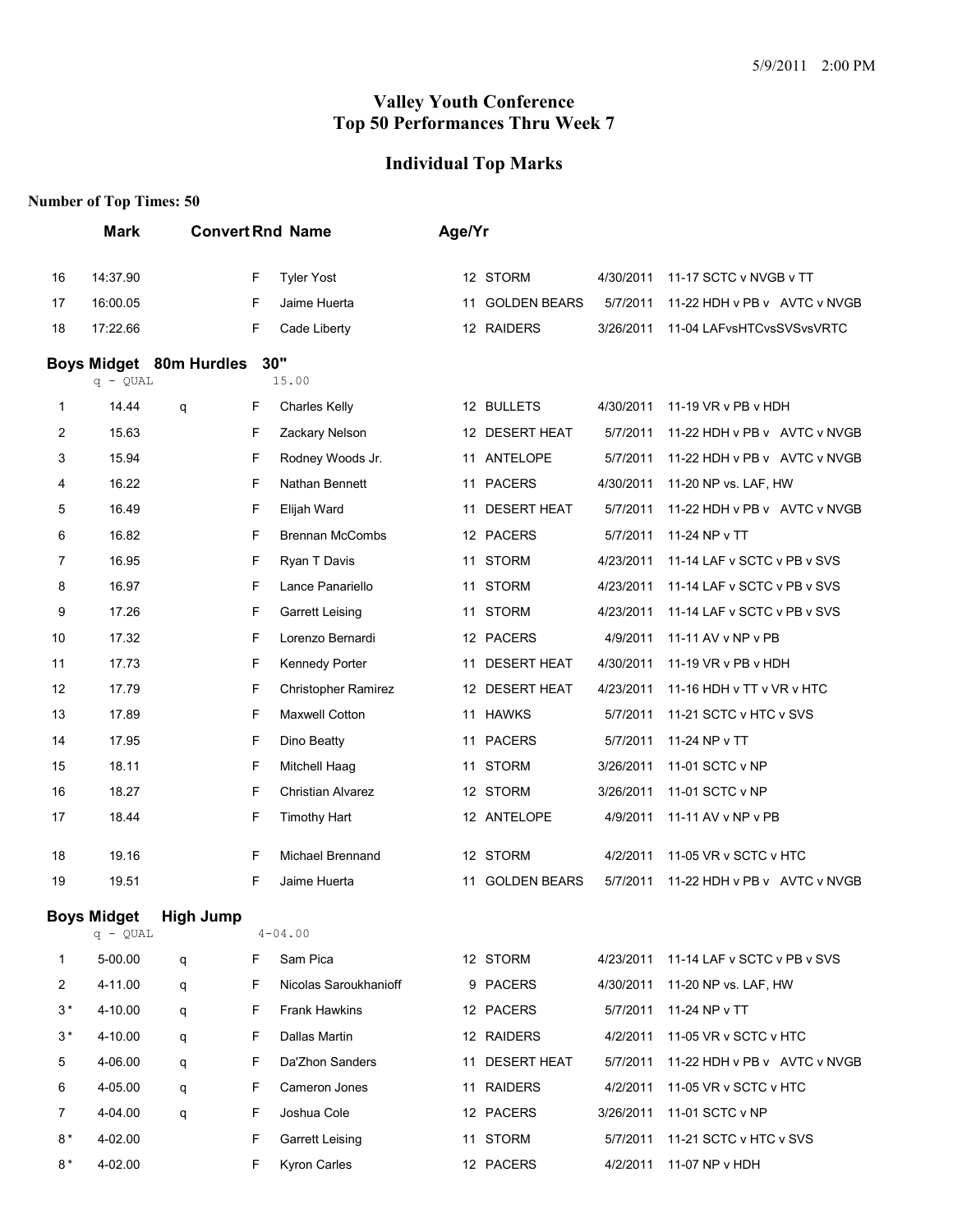# Valley Youth Conference
## Top 50 Performances Thru Week 7

## Individual Top Marks

**Number of Top Times: 50**

| | Mark | Convert | Rnd | Name | Age/Yr | Team | Date | Meet |
|---|---|---|---|---|---|---|---|---|
| 16 | 14:37.90 | | F | Tyler Yost | 12 | STORM | 4/30/2011 | 11-17 SCTC v NVGB v TT |
| 17 | 16:00.05 | | F | Jaime Huerta | 11 | GOLDEN BEARS | 5/7/2011 | 11-22 HDH v PB v AVTC v NVGB |
| 18 | 17:22.66 | | F | Cade Liberty | 12 | RAIDERS | 3/26/2011 | 11-04 LAFvsHTCvsSVSvsVRTC |

### Boys Midget 80m Hurdles 30"

q - QUAL 15.00

| | Mark | Convert | Rnd | Name | Age/Yr | Team | Date | Meet |
|---|---|---|---|---|---|---|---|---|
| 1 | 14.44 | q | F | Charles Kelly | 12 | BULLETS | 4/30/2011 | 11-19 VR v PB v HDH |
| 2 | 15.63 | | F | Zackary Nelson | 12 | DESERT HEAT | 5/7/2011 | 11-22 HDH v PB v AVTC v NVGB |
| 3 | 15.94 | | F | Rodney Woods Jr. | 11 | ANTELOPE | 5/7/2011 | 11-22 HDH v PB v AVTC v NVGB |
| 4 | 16.22 | | F | Nathan Bennett | 11 | PACERS | 4/30/2011 | 11-20 NP vs. LAF, HW |
| 5 | 16.49 | | F | Elijah Ward | 11 | DESERT HEAT | 5/7/2011 | 11-22 HDH v PB v AVTC v NVGB |
| 6 | 16.82 | | F | Brennan McCombs | 12 | PACERS | 5/7/2011 | 11-24 NP v TT |
| 7 | 16.95 | | F | Ryan T Davis | 11 | STORM | 4/23/2011 | 11-14 LAF v SCTC v PB v SVS |
| 8 | 16.97 | | F | Lance Panariello | 11 | STORM | 4/23/2011 | 11-14 LAF v SCTC v PB v SVS |
| 9 | 17.26 | | F | Garrett Leising | 11 | STORM | 4/23/2011 | 11-14 LAF v SCTC v PB v SVS |
| 10 | 17.32 | | F | Lorenzo Bernardi | 12 | PACERS | 4/9/2011 | 11-11 AV v NP v PB |
| 11 | 17.73 | | F | Kennedy Porter | 11 | DESERT HEAT | 4/30/2011 | 11-19 VR v PB v HDH |
| 12 | 17.79 | | F | Christopher Ramirez | 12 | DESERT HEAT | 4/23/2011 | 11-16 HDH v TT v VR v HTC |
| 13 | 17.89 | | F | Maxwell Cotton | 11 | HAWKS | 5/7/2011 | 11-21 SCTC v HTC v SVS |
| 14 | 17.95 | | F | Dino Beatty | 11 | PACERS | 5/7/2011 | 11-24 NP v TT |
| 15 | 18.11 | | F | Mitchell Haag | 11 | STORM | 3/26/2011 | 11-01 SCTC v NP |
| 16 | 18.27 | | F | Christian Alvarez | 12 | STORM | 3/26/2011 | 11-01 SCTC v NP |
| 17 | 18.44 | | F | Timothy Hart | 12 | ANTELOPE | 4/9/2011 | 11-11 AV v NP v PB |
| 18 | 19.16 | | F | Michael Brennand | 12 | STORM | 4/2/2011 | 11-05 VR v SCTC v HTC |
| 19 | 19.51 | | F | Jaime Huerta | 11 | GOLDEN BEARS | 5/7/2011 | 11-22 HDH v PB v AVTC v NVGB |

### Boys Midget High Jump

q - QUAL 4-04.00

| | Mark | Convert | Rnd | Name | Age/Yr | Team | Date | Meet |
|---|---|---|---|---|---|---|---|---|
| 1 | 5-00.00 | q | F | Sam Pica | 12 | STORM | 4/23/2011 | 11-14 LAF v SCTC v PB v SVS |
| 2 | 4-11.00 | q | F | Nicolas Saroukhanioff | 9 | PACERS | 4/30/2011 | 11-20 NP vs. LAF, HW |
| 3* | 4-10.00 | q | F | Frank Hawkins | 12 | PACERS | 5/7/2011 | 11-24 NP v TT |
| 3* | 4-10.00 | q | F | Dallas Martin | 12 | RAIDERS | 4/2/2011 | 11-05 VR v SCTC v HTC |
| 5 | 4-06.00 | q | F | Da'Zhon Sanders | 11 | DESERT HEAT | 5/7/2011 | 11-22 HDH v PB v AVTC v NVGB |
| 6 | 4-05.00 | q | F | Cameron Jones | 11 | RAIDERS | 4/2/2011 | 11-05 VR v SCTC v HTC |
| 7 | 4-04.00 | q | F | Joshua Cole | 12 | PACERS | 3/26/2011 | 11-01 SCTC v NP |
| 8* | 4-02.00 | | F | Garrett Leising | 11 | STORM | 5/7/2011 | 11-21 SCTC v HTC v SVS |
| 8* | 4-02.00 | | F | Kyron Carles | 12 | PACERS | 4/2/2011 | 11-07 NP v HDH |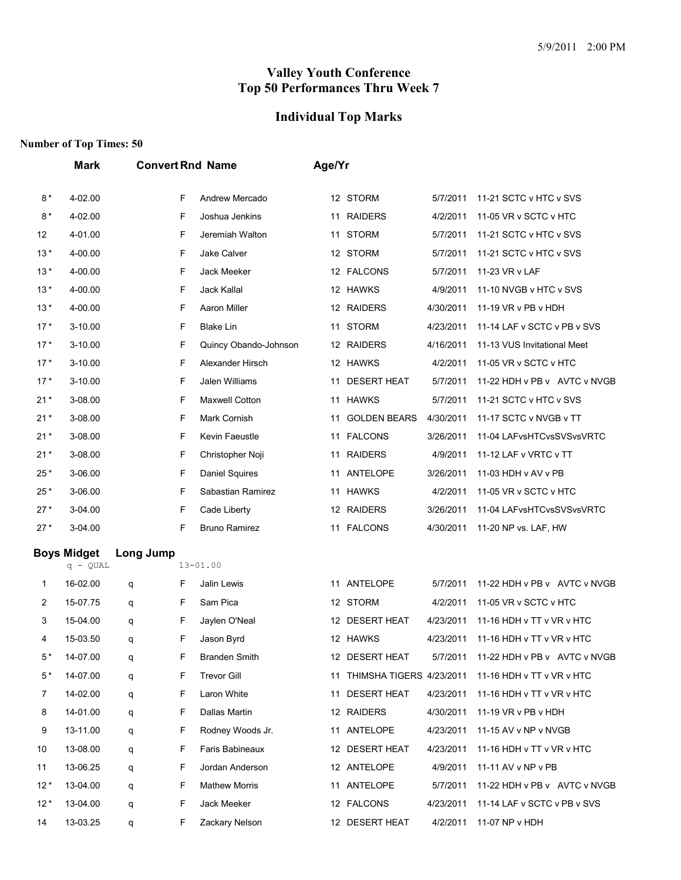# Valley Youth Conference
# Top 50 Performances Thru Week 7

## Individual Top Marks

**Number of Top Times: 50**

| | Mark | Convert | Rnd | Name | Age/Yr | Team | Date | Meet |
|---|---|---|---|---|---|---|---|---|
| 8 * | 4-02.00 | | F | Andrew Mercado | 12 | STORM | 5/7/2011 | 11-21 SCTC v HTC v SVS |
| 8 * | 4-02.00 | | F | Joshua Jenkins | 11 | RAIDERS | 4/2/2011 | 11-05 VR v SCTC v HTC |
| 12 | 4-01.00 | | F | Jeremiah Walton | 11 | STORM | 5/7/2011 | 11-21 SCTC v HTC v SVS |
| 13 * | 4-00.00 | | F | Jake Calver | 12 | STORM | 5/7/2011 | 11-21 SCTC v HTC v SVS |
| 13 * | 4-00.00 | | F | Jack Meeker | 12 | FALCONS | 5/7/2011 | 11-23 VR v LAF |
| 13 * | 4-00.00 | | F | Jack Kallal | 12 | HAWKS | 4/9/2011 | 11-10 NVGB v HTC v SVS |
| 13 * | 4-00.00 | | F | Aaron Miller | 12 | RAIDERS | 4/30/2011 | 11-19 VR v PB v HDH |
| 17 * | 3-10.00 | | F | Blake Lin | 11 | STORM | 4/23/2011 | 11-14 LAF v SCTC v PB v SVS |
| 17 * | 3-10.00 | | F | Quincy Obando-Johnson | 12 | RAIDERS | 4/16/2011 | 11-13 VUS Invitational Meet |
| 17 * | 3-10.00 | | F | Alexander Hirsch | 12 | HAWKS | 4/2/2011 | 11-05 VR v SCTC v HTC |
| 17 * | 3-10.00 | | F | Jalen Williams | 11 | DESERT HEAT | 5/7/2011 | 11-22 HDH v PB v AVTC v NVGB |
| 21 * | 3-08.00 | | F | Maxwell Cotton | 11 | HAWKS | 5/7/2011 | 11-21 SCTC v HTC v SVS |
| 21 * | 3-08.00 | | F | Mark Cornish | 11 | GOLDEN BEARS | 4/30/2011 | 11-17 SCTC v NVGB v TT |
| 21 * | 3-08.00 | | F | Kevin Faeustle | 11 | FALCONS | 3/26/2011 | 11-04 LAFvsHTCvsSVSvsVRTC |
| 21 * | 3-08.00 | | F | Christopher Noji | 11 | RAIDERS | 4/9/2011 | 11-12 LAF v VRTC v TT |
| 25 * | 3-06.00 | | F | Daniel Squires | 11 | ANTELOPE | 3/26/2011 | 11-03 HDH v AV v PB |
| 25 * | 3-06.00 | | F | Sebastian Ramirez | 11 | HAWKS | 4/2/2011 | 11-05 VR v SCTC v HTC |
| 27 * | 3-04.00 | | F | Cade Liberty | 12 | RAIDERS | 3/26/2011 | 11-04 LAFvsHTCvsSVSvsVRTC |
| 27 * | 3-04.00 | | F | Bruno Ramirez | 11 | FALCONS | 4/30/2011 | 11-20 NP vs. LAF, HW |

### Boys Midget Long Jump

q - QUAL 13-01.00

| | Mark | Convert | Rnd | Name | Age/Yr | Team | Date | Meet |
|---|---|---|---|---|---|---|---|---|
| 1 | 16-02.00 | q | F | Jalin Lewis | 11 | ANTELOPE | 5/7/2011 | 11-22 HDH v PB v AVTC v NVGB |
| 2 | 15-07.75 | q | F | Sam Pica | 12 | STORM | 4/2/2011 | 11-05 VR v SCTC v HTC |
| 3 | 15-04.00 | q | F | Jaylen O'Neal | 12 | DESERT HEAT | 4/23/2011 | 11-16 HDH v TT v VR v HTC |
| 4 | 15-03.50 | q | F | Jason Byrd | 12 | HAWKS | 4/23/2011 | 11-16 HDH v TT v VR v HTC |
| 5 * | 14-07.00 | q | F | Branden Smith | 12 | DESERT HEAT | 5/7/2011 | 11-22 HDH v PB v AVTC v NVGB |
| 5 * | 14-07.00 | q | F | Trevor Gill | 11 | THIMSHA TIGERS | 4/23/2011 | 11-16 HDH v TT v VR v HTC |
| 7 | 14-02.00 | q | F | Laron White | 11 | DESERT HEAT | 4/23/2011 | 11-16 HDH v TT v VR v HTC |
| 8 | 14-01.00 | q | F | Dallas Martin | 12 | RAIDERS | 4/30/2011 | 11-19 VR v PB v HDH |
| 9 | 13-11.00 | q | F | Rodney Woods Jr. | 11 | ANTELOPE | 4/23/2011 | 11-15 AV v NP v NVGB |
| 10 | 13-08.00 | q | F | Faris Babineaux | 12 | DESERT HEAT | 4/23/2011 | 11-16 HDH v TT v VR v HTC |
| 11 | 13-06.25 | q | F | Jordan Anderson | 12 | ANTELOPE | 4/9/2011 | 11-11 AV v NP v PB |
| 12 * | 13-04.00 | q | F | Mathew Morris | 11 | ANTELOPE | 5/7/2011 | 11-22 HDH v PB v AVTC v NVGB |
| 12 * | 13-04.00 | q | F | Jack Meeker | 12 | FALCONS | 4/23/2011 | 11-14 LAF v SCTC v PB v SVS |
| 14 | 13-03.25 | q | F | Zackary Nelson | 12 | DESERT HEAT | 4/2/2011 | 11-07 NP v HDH |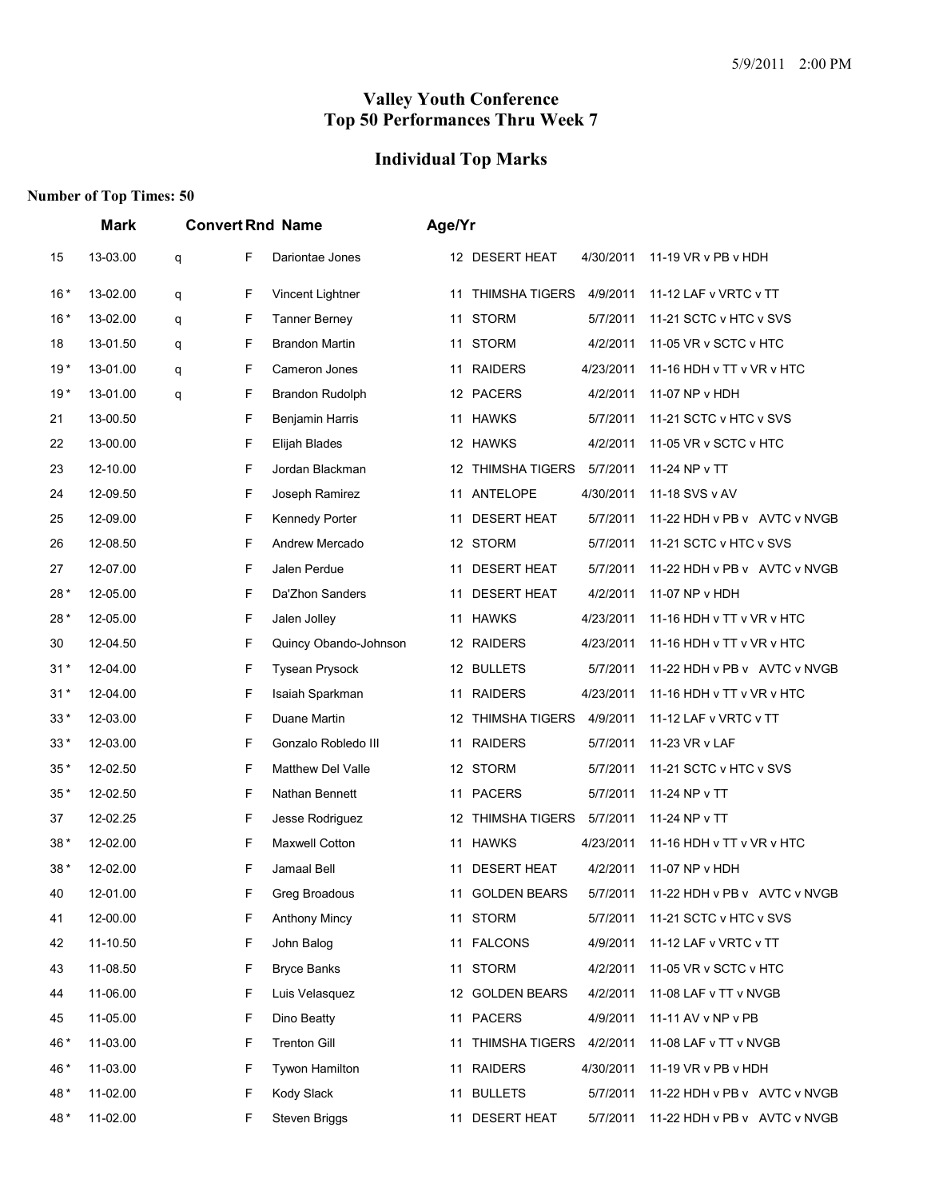# Valley Youth Conference
# Top 50 Performances Thru Week 7

## Individual Top Marks

**Number of Top Times: 50**

| | Mark | Convert | Rnd | Name | Age/Yr | Team | Date | Meet |
|---|---|---|---|---|---|---|---|---|
| 15 | 13-03.00 | q | F | Dariontae Jones | 12 | DESERT HEAT | 4/30/2011 | 11-19 VR v PB v HDH |
| 16 * | 13-02.00 | q | F | Vincent Lightner | 11 | THIMSHA TIGERS | 4/9/2011 | 11-12 LAF v VRTC v TT |
| 16 * | 13-02.00 | q | F | Tanner Berney | 11 | STORM | 5/7/2011 | 11-21 SCTC v HTC v SVS |
| 18 | 13-01.50 | q | F | Brandon Martin | 11 | STORM | 4/2/2011 | 11-05 VR v SCTC v HTC |
| 19 * | 13-01.00 | q | F | Cameron Jones | 11 | RAIDERS | 4/23/2011 | 11-16 HDH v TT v VR v HTC |
| 19 * | 13-01.00 | q | F | Brandon Rudolph | 12 | PACERS | 4/2/2011 | 11-07 NP v HDH |
| 21 | 13-00.50 | | F | Benjamin Harris | 11 | HAWKS | 5/7/2011 | 11-21 SCTC v HTC v SVS |
| 22 | 13-00.00 | | F | Elijah Blades | 12 | HAWKS | 4/2/2011 | 11-05 VR v SCTC v HTC |
| 23 | 12-10.00 | | F | Jordan Blackman | 12 | THIMSHA TIGERS | 5/7/2011 | 11-24 NP v TT |
| 24 | 12-09.50 | | F | Joseph Ramirez | 11 | ANTELOPE | 4/30/2011 | 11-18 SVS v AV |
| 25 | 12-09.00 | | F | Kennedy Porter | 11 | DESERT HEAT | 5/7/2011 | 11-22 HDH v PB v AVTC v NVGB |
| 26 | 12-08.50 | | F | Andrew Mercado | 12 | STORM | 5/7/2011 | 11-21 SCTC v HTC v SVS |
| 27 | 12-07.00 | | F | Jalen Perdue | 11 | DESERT HEAT | 5/7/2011 | 11-22 HDH v PB v AVTC v NVGB |
| 28 * | 12-05.00 | | F | Da'Zhon Sanders | 11 | DESERT HEAT | 4/2/2011 | 11-07 NP v HDH |
| 28 * | 12-05.00 | | F | Jalen Jolley | 11 | HAWKS | 4/23/2011 | 11-16 HDH v TT v VR v HTC |
| 30 | 12-04.50 | | F | Quincy Obando-Johnson | 12 | RAIDERS | 4/23/2011 | 11-16 HDH v TT v VR v HTC |
| 31 * | 12-04.00 | | F | Tysean Prysock | 12 | BULLETS | 5/7/2011 | 11-22 HDH v PB v AVTC v NVGB |
| 31 * | 12-04.00 | | F | Isaiah Sparkman | 11 | RAIDERS | 4/23/2011 | 11-16 HDH v TT v VR v HTC |
| 33 * | 12-03.00 | | F | Duane Martin | 12 | THIMSHA TIGERS | 4/9/2011 | 11-12 LAF v VRTC v TT |
| 33 * | 12-03.00 | | F | Gonzalo Robledo III | 11 | RAIDERS | 5/7/2011 | 11-23 VR v LAF |
| 35 * | 12-02.50 | | F | Matthew Del Valle | 12 | STORM | 5/7/2011 | 11-21 SCTC v HTC v SVS |
| 35 * | 12-02.50 | | F | Nathan Bennett | 11 | PACERS | 5/7/2011 | 11-24 NP v TT |
| 37 | 12-02.25 | | F | Jesse Rodriguez | 12 | THIMSHA TIGERS | 5/7/2011 | 11-24 NP v TT |
| 38 * | 12-02.00 | | F | Maxwell Cotton | 11 | HAWKS | 4/23/2011 | 11-16 HDH v TT v VR v HTC |
| 38 * | 12-02.00 | | F | Jamaal Bell | 11 | DESERT HEAT | 4/2/2011 | 11-07 NP v HDH |
| 40 | 12-01.00 | | F | Greg Broadous | 11 | GOLDEN BEARS | 5/7/2011 | 11-22 HDH v PB v AVTC v NVGB |
| 41 | 12-00.00 | | F | Anthony Mincy | 11 | STORM | 5/7/2011 | 11-21 SCTC v HTC v SVS |
| 42 | 11-10.50 | | F | John Balog | 11 | FALCONS | 4/9/2011 | 11-12 LAF v VRTC v TT |
| 43 | 11-08.50 | | F | Bryce Banks | 11 | STORM | 4/2/2011 | 11-05 VR v SCTC v HTC |
| 44 | 11-06.00 | | F | Luis Velasquez | 12 | GOLDEN BEARS | 4/2/2011 | 11-08 LAF v TT v NVGB |
| 45 | 11-05.00 | | F | Dino Beatty | 11 | PACERS | 4/9/2011 | 11-11 AV v NP v PB |
| 46 * | 11-03.00 | | F | Trenton Gill | 11 | THIMSHA TIGERS | 4/2/2011 | 11-08 LAF v TT v NVGB |
| 46 * | 11-03.00 | | F | Tywon Hamilton | 11 | RAIDERS | 4/30/2011 | 11-19 VR v PB v HDH |
| 48 * | 11-02.00 | | F | Kody Slack | 11 | BULLETS | 5/7/2011 | 11-22 HDH v PB v AVTC v NVGB |
| 48 * | 11-02.00 | | F | Steven Briggs | 11 | DESERT HEAT | 5/7/2011 | 11-22 HDH v PB v AVTC v NVGB |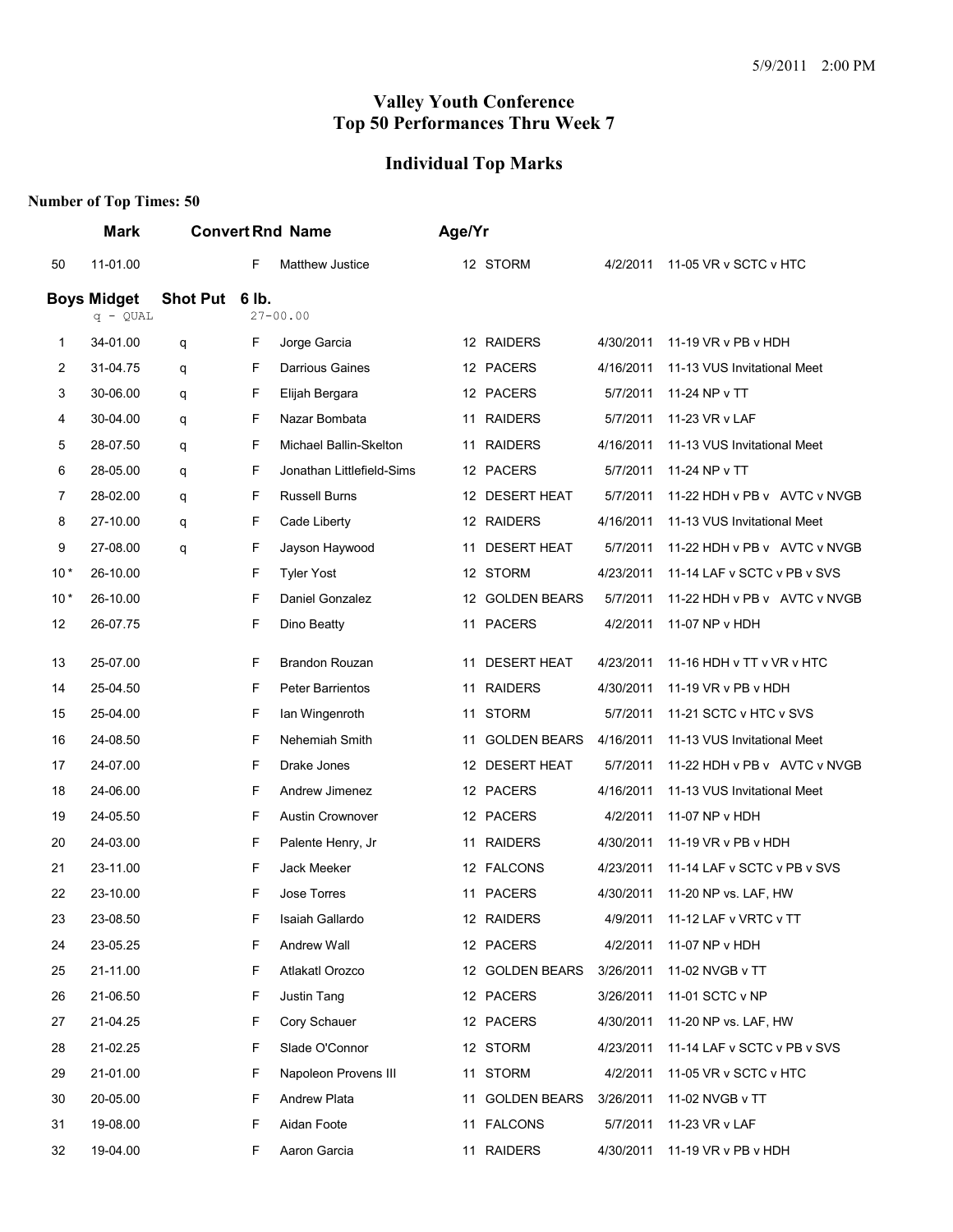## Valley Youth Conference
## Top 50 Performances Thru Week 7

### Individual Top Marks

**Number of Top Times: 50**

| | Mark | Convert | Rnd | Name | Age/Yr | Team | Date | Meet |
|---|---|---|---|---|---|---|---|---|
| 50 | 11-01.00 | | F | Matthew Justice | 12 | STORM | 4/2/2011 | 11-05 VR v SCTC v HTC |

**Boys Midget Shot Put 6 lb.**

| | Mark | Convert | Rnd | Name | Age/Yr | Team | Date | Meet |
|---|---|---|---|---|---|---|---|---|
| | q - QUAL | | 27-00.00 | | | | | |
| 1 | 34-01.00 | q | F | Jorge Garcia | 12 | RAIDERS | 4/30/2011 | 11-19 VR v PB v HDH |
| 2 | 31-04.75 | q | F | Darrious Gaines | 12 | PACERS | 4/16/2011 | 11-13 VUS Invitational Meet |
| 3 | 30-06.00 | q | F | Elijah Bergara | 12 | PACERS | 5/7/2011 | 11-24 NP v TT |
| 4 | 30-04.00 | q | F | Nazar Bombata | 11 | RAIDERS | 5/7/2011 | 11-23 VR v LAF |
| 5 | 28-07.50 | q | F | Michael Ballin-Skelton | 11 | RAIDERS | 4/16/2011 | 11-13 VUS Invitational Meet |
| 6 | 28-05.00 | q | F | Jonathan Littlefield-Sims | 12 | PACERS | 5/7/2011 | 11-24 NP v TT |
| 7 | 28-02.00 | q | F | Russell Burns | 12 | DESERT HEAT | 5/7/2011 | 11-22 HDH v PB v AVTC v NVGB |
| 8 | 27-10.00 | q | F | Cade Liberty | 12 | RAIDERS | 4/16/2011 | 11-13 VUS Invitational Meet |
| 9 | 27-08.00 | q | F | Jayson Haywood | 11 | DESERT HEAT | 5/7/2011 | 11-22 HDH v PB v AVTC v NVGB |
| 10 * | 26-10.00 | | F | Tyler Yost | 12 | STORM | 4/23/2011 | 11-14 LAF v SCTC v PB v SVS |
| 10 * | 26-10.00 | | F | Daniel Gonzalez | 12 | GOLDEN BEARS | 5/7/2011 | 11-22 HDH v PB v AVTC v NVGB |
| 12 | 26-07.75 | | F | Dino Beatty | 11 | PACERS | 4/2/2011 | 11-07 NP v HDH |
| 13 | 25-07.00 | | F | Brandon Rouzan | 11 | DESERT HEAT | 4/23/2011 | 11-16 HDH v TT v VR v HTC |
| 14 | 25-04.50 | | F | Peter Barrientos | 11 | RAIDERS | 4/30/2011 | 11-19 VR v PB v HDH |
| 15 | 25-04.00 | | F | Ian Wingenroth | 11 | STORM | 5/7/2011 | 11-21 SCTC v HTC v SVS |
| 16 | 24-08.50 | | F | Nehemiah Smith | 11 | GOLDEN BEARS | 4/16/2011 | 11-13 VUS Invitational Meet |
| 17 | 24-07.00 | | F | Drake Jones | 12 | DESERT HEAT | 5/7/2011 | 11-22 HDH v PB v AVTC v NVGB |
| 18 | 24-06.00 | | F | Andrew Jimenez | 12 | PACERS | 4/16/2011 | 11-13 VUS Invitational Meet |
| 19 | 24-05.50 | | F | Austin Crownover | 12 | PACERS | 4/2/2011 | 11-07 NP v HDH |
| 20 | 24-03.00 | | F | Palente Henry, Jr | 11 | RAIDERS | 4/30/2011 | 11-19 VR v PB v HDH |
| 21 | 23-11.00 | | F | Jack Meeker | 12 | FALCONS | 4/23/2011 | 11-14 LAF v SCTC v PB v SVS |
| 22 | 23-10.00 | | F | Jose Torres | 11 | PACERS | 4/30/2011 | 11-20 NP vs. LAF, HW |
| 23 | 23-08.50 | | F | Isaiah Gallardo | 12 | RAIDERS | 4/9/2011 | 11-12 LAF v VRTC v TT |
| 24 | 23-05.25 | | F | Andrew Wall | 12 | PACERS | 4/2/2011 | 11-07 NP v HDH |
| 25 | 21-11.00 | | F | Atlakatl Orozco | 12 | GOLDEN BEARS | 3/26/2011 | 11-02 NVGB v TT |
| 26 | 21-06.50 | | F | Justin Tang | 12 | PACERS | 3/26/2011 | 11-01 SCTC v NP |
| 27 | 21-04.25 | | F | Cory Schauer | 12 | PACERS | 4/30/2011 | 11-20 NP vs. LAF, HW |
| 28 | 21-02.25 | | F | Slade O'Connor | 12 | STORM | 4/23/2011 | 11-14 LAF v SCTC v PB v SVS |
| 29 | 21-01.00 | | F | Napoleon Provens III | 11 | STORM | 4/2/2011 | 11-05 VR v SCTC v HTC |
| 30 | 20-05.00 | | F | Andrew Plata | 11 | GOLDEN BEARS | 3/26/2011 | 11-02 NVGB v TT |
| 31 | 19-08.00 | | F | Aidan Foote | 11 | FALCONS | 5/7/2011 | 11-23 VR v LAF |
| 32 | 19-04.00 | | F | Aaron Garcia | 11 | RAIDERS | 4/30/2011 | 11-19 VR v PB v HDH |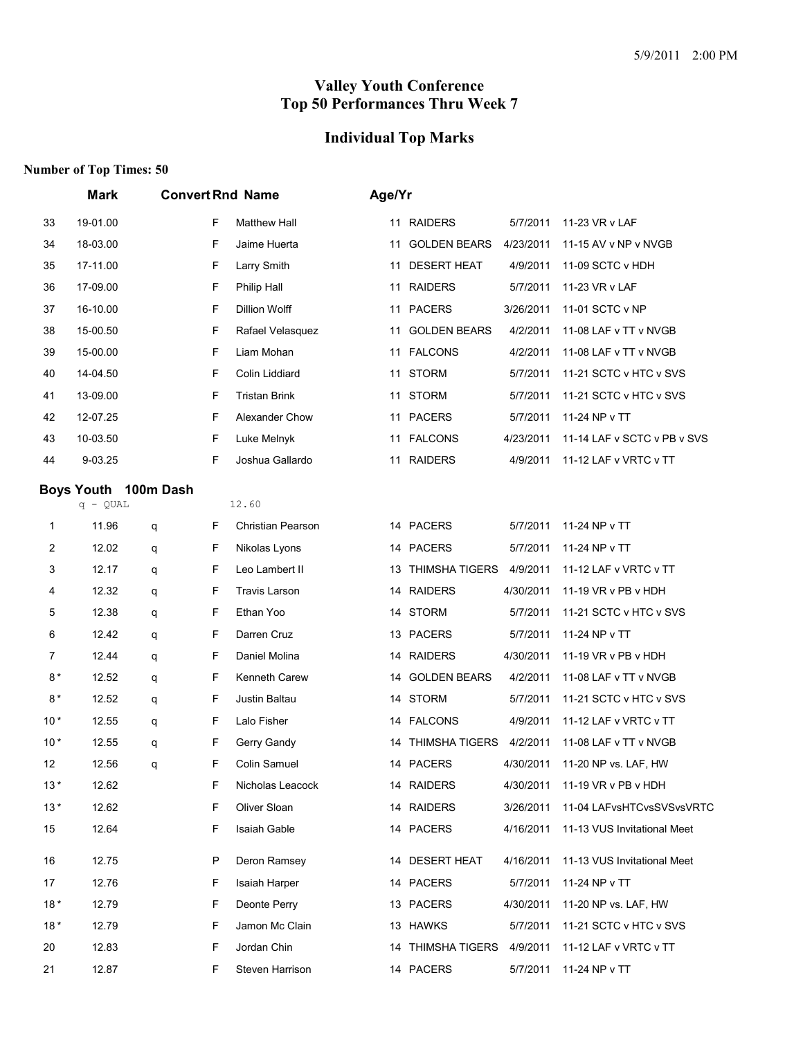# Valley Youth Conference
# Top 50 Performances Thru Week 7

## Individual Top Marks

**Number of Top Times: 50**

| | Mark | Convert | Rnd | Name | Age/Yr | Team | Date | Meet |
|---|---|---|---|---|---|---|---|---|
| 33 | 19-01.00 | | F | Matthew Hall | 11 | RAIDERS | 5/7/2011 | 11-23 VR v LAF |
| 34 | 18-03.00 | | F | Jaime Huerta | 11 | GOLDEN BEARS | 4/23/2011 | 11-15 AV v NP v NVGB |
| 35 | 17-11.00 | | F | Larry Smith | 11 | DESERT HEAT | 4/9/2011 | 11-09 SCTC v HDH |
| 36 | 17-09.00 | | F | Philip Hall | 11 | RAIDERS | 5/7/2011 | 11-23 VR v LAF |
| 37 | 16-10.00 | | F | Dillion Wolff | 11 | PACERS | 3/26/2011 | 11-01 SCTC v NP |
| 38 | 15-00.50 | | F | Rafael Velasquez | 11 | GOLDEN BEARS | 4/2/2011 | 11-08 LAF v TT v NVGB |
| 39 | 15-00.00 | | F | Liam Mohan | 11 | FALCONS | 4/2/2011 | 11-08 LAF v TT v NVGB |
| 40 | 14-04.50 | | F | Colin Liddiard | 11 | STORM | 5/7/2011 | 11-21 SCTC v HTC v SVS |
| 41 | 13-09.00 | | F | Tristan Brink | 11 | STORM | 5/7/2011 | 11-21 SCTC v HTC v SVS |
| 42 | 12-07.25 | | F | Alexander Chow | 11 | PACERS | 5/7/2011 | 11-24 NP v TT |
| 43 | 10-03.50 | | F | Luke Melnyk | 11 | FALCONS | 4/23/2011 | 11-14 LAF v SCTC v PB v SVS |
| 44 | 9-03.25 | | F | Joshua Gallardo | 11 | RAIDERS | 4/9/2011 | 11-12 LAF v VRTC v TT |

### Boys Youth 100m Dash

q - QUAL 12.60

| | Mark | Convert | Rnd | Name | Age/Yr | Team | Date | Meet |
|---|---|---|---|---|---|---|---|---|
| 1 | 11.96 | q | F | Christian Pearson | 14 | PACERS | 5/7/2011 | 11-24 NP v TT |
| 2 | 12.02 | q | F | Nikolas Lyons | 14 | PACERS | 5/7/2011 | 11-24 NP v TT |
| 3 | 12.17 | q | F | Leo Lambert II | 13 | THIMSHA TIGERS | 4/9/2011 | 11-12 LAF v VRTC v TT |
| 4 | 12.32 | q | F | Travis Larson | 14 | RAIDERS | 4/30/2011 | 11-19 VR v PB v HDH |
| 5 | 12.38 | q | F | Ethan Yoo | 14 | STORM | 5/7/2011 | 11-21 SCTC v HTC v SVS |
| 6 | 12.42 | q | F | Darren Cruz | 13 | PACERS | 5/7/2011 | 11-24 NP v TT |
| 7 | 12.44 | q | F | Daniel Molina | 14 | RAIDERS | 4/30/2011 | 11-19 VR v PB v HDH |
| 8 * | 12.52 | q | F | Kenneth Carew | 14 | GOLDEN BEARS | 4/2/2011 | 11-08 LAF v TT v NVGB |
| 8 * | 12.52 | q | F | Justin Baltau | 14 | STORM | 5/7/2011 | 11-21 SCTC v HTC v SVS |
| 10 * | 12.55 | q | F | Lalo Fisher | 14 | FALCONS | 4/9/2011 | 11-12 LAF v VRTC v TT |
| 10 * | 12.55 | q | F | Gerry Gandy | 14 | THIMSHA TIGERS | 4/2/2011 | 11-08 LAF v TT v NVGB |
| 12 | 12.56 | q | F | Colin Samuel | 14 | PACERS | 4/30/2011 | 11-20 NP vs. LAF, HW |
| 13 * | 12.62 | | F | Nicholas Leacock | 14 | RAIDERS | 4/30/2011 | 11-19 VR v PB v HDH |
| 13 * | 12.62 | | F | Oliver Sloan | 14 | RAIDERS | 3/26/2011 | 11-04 LAFvsHTCvsSVSvsVRTC |
| 15 | 12.64 | | F | Isaiah Gable | 14 | PACERS | 4/16/2011 | 11-13 VUS Invitational Meet |
| 16 | 12.75 | | P | Deron Ramsey | 14 | DESERT HEAT | 4/16/2011 | 11-13 VUS Invitational Meet |
| 17 | 12.76 | | F | Isaiah Harper | 14 | PACERS | 5/7/2011 | 11-24 NP v TT |
| 18 * | 12.79 | | F | Deonte Perry | 13 | PACERS | 4/30/2011 | 11-20 NP vs. LAF, HW |
| 18 * | 12.79 | | F | Jamon Mc Clain | 13 | HAWKS | 5/7/2011 | 11-21 SCTC v HTC v SVS |
| 20 | 12.83 | | F | Jordan Chin | 14 | THIMSHA TIGERS | 4/9/2011 | 11-12 LAF v VRTC v TT |
| 21 | 12.87 | | F | Steven Harrison | 14 | PACERS | 5/7/2011 | 11-24 NP v TT |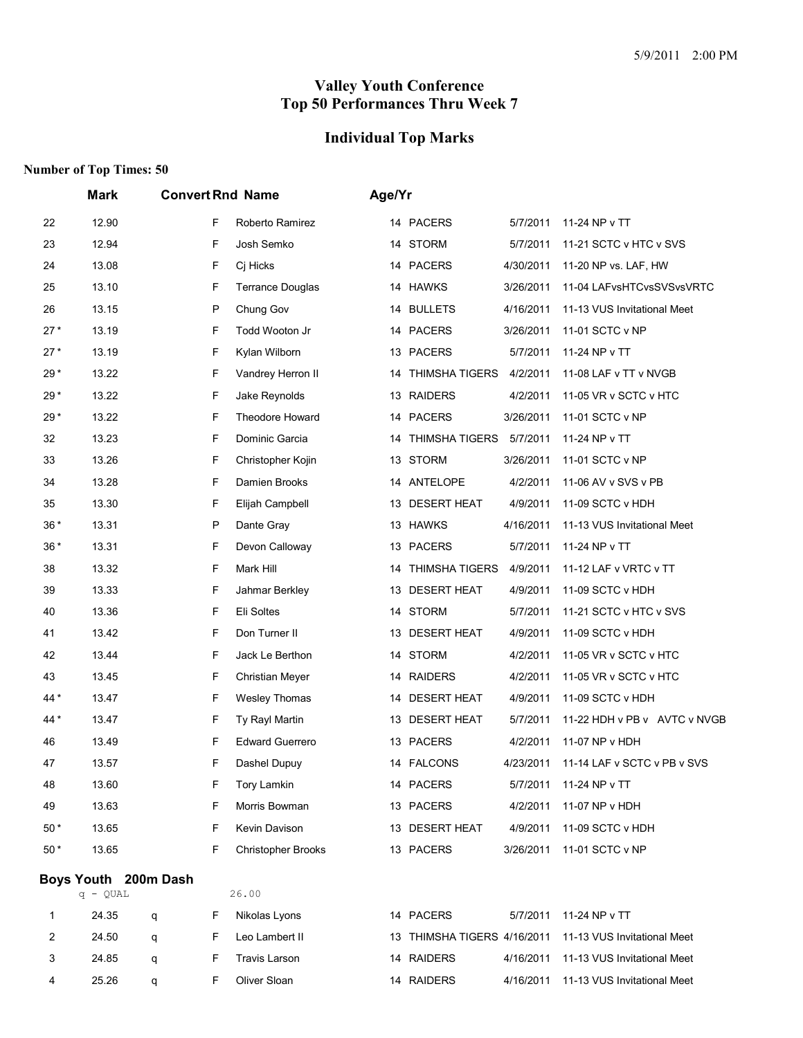# Valley Youth Conference
# Top 50 Performances Thru Week 7

## Individual Top Marks

**Number of Top Times: 50**

| | Mark | Convert | Rnd | Name | Age/Yr | Team | Date | Meet |
|---|---|---|---|---|---|---|---|---|
| 22 | 12.90 | | F | Roberto Ramirez | 14 | PACERS | 5/7/2011 | 11-24 NP v TT |
| 23 | 12.94 | | F | Josh Semko | 14 | STORM | 5/7/2011 | 11-21 SCTC v HTC v SVS |
| 24 | 13.08 | | F | Cj Hicks | 14 | PACERS | 4/30/2011 | 11-20 NP vs. LAF, HW |
| 25 | 13.10 | | F | Terrance Douglas | 14 | HAWKS | 3/26/2011 | 11-04 LAFvsHTCvsSVSvsVRTC |
| 26 | 13.15 | | P | Chung Gov | 14 | BULLETS | 4/16/2011 | 11-13 VUS Invitational Meet |
| 27 * | 13.19 | | F | Todd Wooton Jr | 14 | PACERS | 3/26/2011 | 11-01 SCTC v NP |
| 27 * | 13.19 | | F | Kylan Wilborn | 13 | PACERS | 5/7/2011 | 11-24 NP v TT |
| 29 * | 13.22 | | F | Vandrey Herron II | 14 | THIMSHA TIGERS | 4/2/2011 | 11-08 LAF v TT v NVGB |
| 29 * | 13.22 | | F | Jake Reynolds | 13 | RAIDERS | 4/2/2011 | 11-05 VR v SCTC v HTC |
| 29 * | 13.22 | | F | Theodore Howard | 14 | PACERS | 3/26/2011 | 11-01 SCTC v NP |
| 32 | 13.23 | | F | Dominic Garcia | 14 | THIMSHA TIGERS | 5/7/2011 | 11-24 NP v TT |
| 33 | 13.26 | | F | Christopher Kojin | 13 | STORM | 3/26/2011 | 11-01 SCTC v NP |
| 34 | 13.28 | | F | Damien Brooks | 14 | ANTELOPE | 4/2/2011 | 11-06 AV v SVS v PB |
| 35 | 13.30 | | F | Elijah Campbell | 13 | DESERT HEAT | 4/9/2011 | 11-09 SCTC v HDH |
| 36 * | 13.31 | | P | Dante Gray | 13 | HAWKS | 4/16/2011 | 11-13 VUS Invitational Meet |
| 36 * | 13.31 | | F | Devon Calloway | 13 | PACERS | 5/7/2011 | 11-24 NP v TT |
| 38 | 13.32 | | F | Mark Hill | 14 | THIMSHA TIGERS | 4/9/2011 | 11-12 LAF v VRTC v TT |
| 39 | 13.33 | | F | Jahmar Berkley | 13 | DESERT HEAT | 4/9/2011 | 11-09 SCTC v HDH |
| 40 | 13.36 | | F | Eli Soltes | 14 | STORM | 5/7/2011 | 11-21 SCTC v HTC v SVS |
| 41 | 13.42 | | F | Don Turner II | 13 | DESERT HEAT | 4/9/2011 | 11-09 SCTC v HDH |
| 42 | 13.44 | | F | Jack Le Berthon | 14 | STORM | 4/2/2011 | 11-05 VR v SCTC v HTC |
| 43 | 13.45 | | F | Christian Meyer | 14 | RAIDERS | 4/2/2011 | 11-05 VR v SCTC v HTC |
| 44 * | 13.47 | | F | Wesley Thomas | 14 | DESERT HEAT | 4/9/2011 | 11-09 SCTC v HDH |
| 44 * | 13.47 | | F | Ty Rayl Martin | 13 | DESERT HEAT | 5/7/2011 | 11-22 HDH v PB v AVTC v NVGB |
| 46 | 13.49 | | F | Edward Guerrero | 13 | PACERS | 4/2/2011 | 11-07 NP v HDH |
| 47 | 13.57 | | F | Dashel Dupuy | 14 | FALCONS | 4/23/2011 | 11-14 LAF v SCTC v PB v SVS |
| 48 | 13.60 | | F | Tory Lamkin | 14 | PACERS | 5/7/2011 | 11-24 NP v TT |
| 49 | 13.63 | | F | Morris Bowman | 13 | PACERS | 4/2/2011 | 11-07 NP v HDH |
| 50 * | 13.65 | | F | Kevin Davison | 13 | DESERT HEAT | 4/9/2011 | 11-09 SCTC v HDH |
| 50 * | 13.65 | | F | Christopher Brooks | 13 | PACERS | 3/26/2011 | 11-01 SCTC v NP |

### Boys Youth 200m Dash

q - QUAL 26.00

| | Mark | Convert | Rnd | Name | Age/Yr | Team | Date | Meet |
|---|---|---|---|---|---|---|---|---|
| 1 | 24.35 | q | F | Nikolas Lyons | 14 | PACERS | 5/7/2011 | 11-24 NP v TT |
| 2 | 24.50 | q | F | Leo Lambert II | 13 | THIMSHA TIGERS | 4/16/2011 | 11-13 VUS Invitational Meet |
| 3 | 24.85 | q | F | Travis Larson | 14 | RAIDERS | 4/16/2011 | 11-13 VUS Invitational Meet |
| 4 | 25.26 | q | F | Oliver Sloan | 14 | RAIDERS | 4/16/2011 | 11-13 VUS Invitational Meet |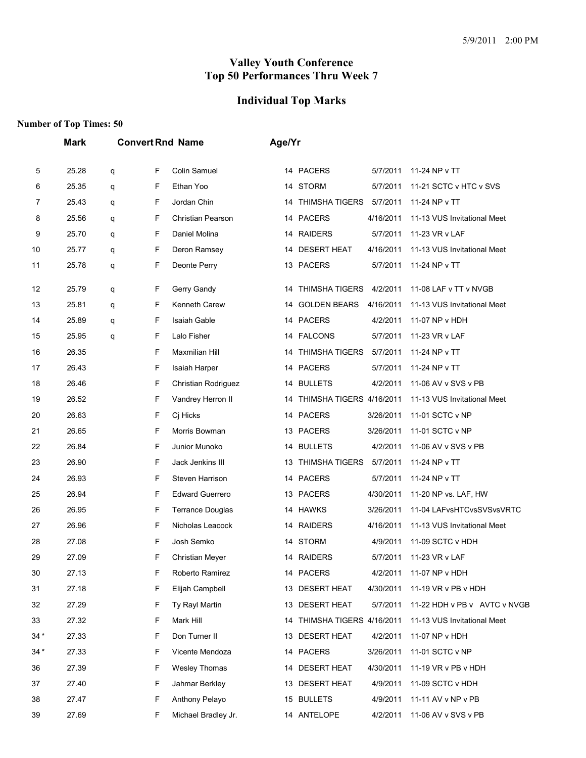## Valley Youth Conference
## Top 50 Performances Thru Week 7

## Individual Top Marks

**Number of Top Times: 50**

| | Mark | Convert | Rnd | Name | Age/Yr | Team | Date | Meet |
|---|---|---|---|---|---|---|---|---|
| 5 | 25.28 | q | F | Colin Samuel | 14 | PACERS | 5/7/2011 | 11-24 NP v TT |
| 6 | 25.35 | q | F | Ethan Yoo | 14 | STORM | 5/7/2011 | 11-21 SCTC v HTC v SVS |
| 7 | 25.43 | q | F | Jordan Chin | 14 | THIMSHA TIGERS | 5/7/2011 | 11-24 NP v TT |
| 8 | 25.56 | q | F | Christian Pearson | 14 | PACERS | 4/16/2011 | 11-13 VUS Invitational Meet |
| 9 | 25.70 | q | F | Daniel Molina | 14 | RAIDERS | 5/7/2011 | 11-23 VR v LAF |
| 10 | 25.77 | q | F | Deron Ramsey | 14 | DESERT HEAT | 4/16/2011 | 11-13 VUS Invitational Meet |
| 11 | 25.78 | q | F | Deonte Perry | 13 | PACERS | 5/7/2011 | 11-24 NP v TT |
| 12 | 25.79 | q | F | Gerry Gandy | 14 | THIMSHA TIGERS | 4/2/2011 | 11-08 LAF v TT v NVGB |
| 13 | 25.81 | q | F | Kenneth Carew | 14 | GOLDEN BEARS | 4/16/2011 | 11-13 VUS Invitational Meet |
| 14 | 25.89 | q | F | Isaiah Gable | 14 | PACERS | 4/2/2011 | 11-07 NP v HDH |
| 15 | 25.95 | q | F | Lalo Fisher | 14 | FALCONS | 5/7/2011 | 11-23 VR v LAF |
| 16 | 26.35 | | F | Maxmilian Hill | 14 | THIMSHA TIGERS | 5/7/2011 | 11-24 NP v TT |
| 17 | 26.43 | | F | Isaiah Harper | 14 | PACERS | 5/7/2011 | 11-24 NP v TT |
| 18 | 26.46 | | F | Christian Rodriguez | 14 | BULLETS | 4/2/2011 | 11-06 AV v SVS v PB |
| 19 | 26.52 | | F | Vandrey Herron II | 14 | THIMSHA TIGERS | 4/16/2011 | 11-13 VUS Invitational Meet |
| 20 | 26.63 | | F | Cj Hicks | 14 | PACERS | 3/26/2011 | 11-01 SCTC v NP |
| 21 | 26.65 | | F | Morris Bowman | 13 | PACERS | 3/26/2011 | 11-01 SCTC v NP |
| 22 | 26.84 | | F | Junior Munoko | 14 | BULLETS | 4/2/2011 | 11-06 AV v SVS v PB |
| 23 | 26.90 | | F | Jack Jenkins III | 13 | THIMSHA TIGERS | 5/7/2011 | 11-24 NP v TT |
| 24 | 26.93 | | F | Steven Harrison | 14 | PACERS | 5/7/2011 | 11-24 NP v TT |
| 25 | 26.94 | | F | Edward Guerrero | 13 | PACERS | 4/30/2011 | 11-20 NP vs. LAF, HW |
| 26 | 26.95 | | F | Terrance Douglas | 14 | HAWKS | 3/26/2011 | 11-04 LAFvsHTCvsSVSvsVRTC |
| 27 | 26.96 | | F | Nicholas Leacock | 14 | RAIDERS | 4/16/2011 | 11-13 VUS Invitational Meet |
| 28 | 27.08 | | F | Josh Semko | 14 | STORM | 4/9/2011 | 11-09 SCTC v HDH |
| 29 | 27.09 | | F | Christian Meyer | 14 | RAIDERS | 5/7/2011 | 11-23 VR v LAF |
| 30 | 27.13 | | F | Roberto Ramirez | 14 | PACERS | 4/2/2011 | 11-07 NP v HDH |
| 31 | 27.18 | | F | Elijah Campbell | 13 | DESERT HEAT | 4/30/2011 | 11-19 VR v PB v HDH |
| 32 | 27.29 | | F | Ty Rayl Martin | 13 | DESERT HEAT | 5/7/2011 | 11-22 HDH v PB v AVTC v NVGB |
| 33 | 27.32 | | F | Mark Hill | 14 | THIMSHA TIGERS | 4/16/2011 | 11-13 VUS Invitational Meet |
| 34 * | 27.33 | | F | Don Turner II | 13 | DESERT HEAT | 4/2/2011 | 11-07 NP v HDH |
| 34 * | 27.33 | | F | Vicente Mendoza | 14 | PACERS | 3/26/2011 | 11-01 SCTC v NP |
| 36 | 27.39 | | F | Wesley Thomas | 14 | DESERT HEAT | 4/30/2011 | 11-19 VR v PB v HDH |
| 37 | 27.40 | | F | Jahmar Berkley | 13 | DESERT HEAT | 4/9/2011 | 11-09 SCTC v HDH |
| 38 | 27.47 | | F | Anthony Pelayo | 15 | BULLETS | 4/9/2011 | 11-11 AV v NP v PB |
| 39 | 27.69 | | F | Michael Bradley Jr. | 14 | ANTELOPE | 4/2/2011 | 11-06 AV v SVS v PB |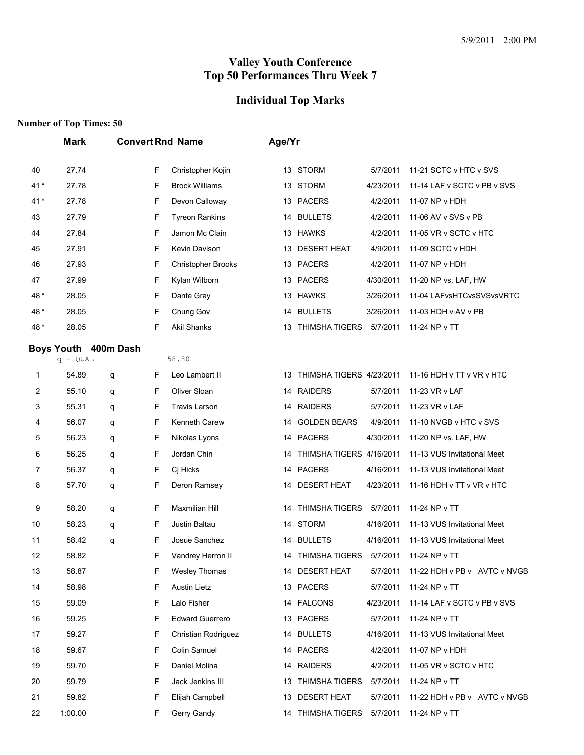# Valley Youth Conference
# Top 50 Performances Thru Week 7

## Individual Top Marks

**Number of Top Times: 50**

| | Mark | Convert | Rnd | Name | Age/Yr | Team | Date | Meet |
|---|---|---|---|---|---|---|---|---|
| 40 | 27.74 | | F | Christopher Kojin | 13 | STORM | 5/7/2011 | 11-21 SCTC v HTC v SVS |
| 41 * | 27.78 | | F | Brock Williams | 13 | STORM | 4/23/2011 | 11-14 LAF v SCTC v PB v SVS |
| 41 * | 27.78 | | F | Devon Calloway | 13 | PACERS | 4/2/2011 | 11-07 NP v HDH |
| 43 | 27.79 | | F | Tyreon Rankins | 14 | BULLETS | 4/2/2011 | 11-06 AV v SVS v PB |
| 44 | 27.84 | | F | Jamon Mc Clain | 13 | HAWKS | 4/2/2011 | 11-05 VR v SCTC v HTC |
| 45 | 27.91 | | F | Kevin Davison | 13 | DESERT HEAT | 4/9/2011 | 11-09 SCTC v HDH |
| 46 | 27.93 | | F | Christopher Brooks | 13 | PACERS | 4/2/2011 | 11-07 NP v HDH |
| 47 | 27.99 | | F | Kylan Wilborn | 13 | PACERS | 4/30/2011 | 11-20 NP vs. LAF, HW |
| 48 * | 28.05 | | F | Dante Gray | 13 | HAWKS | 3/26/2011 | 11-04 LAFvsHTCvsSVSvsVRTC |
| 48 * | 28.05 | | F | Chung Gov | 14 | BULLETS | 3/26/2011 | 11-03 HDH v AV v PB |
| 48 * | 28.05 | | F | Akil Shanks | 13 | THIMSHA TIGERS | 5/7/2011 | 11-24 NP v TT |

### Boys Youth 400m Dash

q - QUAL 58.80

| | Mark | Convert | Rnd | Name | Age/Yr | Team | Date | Meet |
|---|---|---|---|---|---|---|---|---|
| 1 | 54.89 | q | F | Leo Lambert II | 13 | THIMSHA TIGERS | 4/23/2011 | 11-16 HDH v TT v VR v HTC |
| 2 | 55.10 | q | F | Oliver Sloan | 14 | RAIDERS | 5/7/2011 | 11-23 VR v LAF |
| 3 | 55.31 | q | F | Travis Larson | 14 | RAIDERS | 5/7/2011 | 11-23 VR v LAF |
| 4 | 56.07 | q | F | Kenneth Carew | 14 | GOLDEN BEARS | 4/9/2011 | 11-10 NVGB v HTC v SVS |
| 5 | 56.23 | q | F | Nikolas Lyons | 14 | PACERS | 4/30/2011 | 11-20 NP vs. LAF, HW |
| 6 | 56.25 | q | F | Jordan Chin | 14 | THIMSHA TIGERS | 4/16/2011 | 11-13 VUS Invitational Meet |
| 7 | 56.37 | q | F | Cj Hicks | 14 | PACERS | 4/16/2011 | 11-13 VUS Invitational Meet |
| 8 | 57.70 | q | F | Deron Ramsey | 14 | DESERT HEAT | 4/23/2011 | 11-16 HDH v TT v VR v HTC |
| 9 | 58.20 | q | F | Maxmilian Hill | 14 | THIMSHA TIGERS | 5/7/2011 | 11-24 NP v TT |
| 10 | 58.23 | q | F | Justin Baltau | 14 | STORM | 4/16/2011 | 11-13 VUS Invitational Meet |
| 11 | 58.42 | q | F | Josue Sanchez | 14 | BULLETS | 4/16/2011 | 11-13 VUS Invitational Meet |
| 12 | 58.82 | | F | Vandrey Herron II | 14 | THIMSHA TIGERS | 5/7/2011 | 11-24 NP v TT |
| 13 | 58.87 | | F | Wesley Thomas | 14 | DESERT HEAT | 5/7/2011 | 11-22 HDH v PB v AVTC v NVGB |
| 14 | 58.98 | | F | Austin Lietz | 13 | PACERS | 5/7/2011 | 11-24 NP v TT |
| 15 | 59.09 | | F | Lalo Fisher | 14 | FALCONS | 4/23/2011 | 11-14 LAF v SCTC v PB v SVS |
| 16 | 59.25 | | F | Edward Guerrero | 13 | PACERS | 5/7/2011 | 11-24 NP v TT |
| 17 | 59.27 | | F | Christian Rodriguez | 14 | BULLETS | 4/16/2011 | 11-13 VUS Invitational Meet |
| 18 | 59.67 | | F | Colin Samuel | 14 | PACERS | 4/2/2011 | 11-07 NP v HDH |
| 19 | 59.70 | | F | Daniel Molina | 14 | RAIDERS | 4/2/2011 | 11-05 VR v SCTC v HTC |
| 20 | 59.79 | | F | Jack Jenkins III | 13 | THIMSHA TIGERS | 5/7/2011 | 11-24 NP v TT |
| 21 | 59.82 | | F | Elijah Campbell | 13 | DESERT HEAT | 5/7/2011 | 11-22 HDH v PB v AVTC v NVGB |
| 22 | 1:00.00 | | F | Gerry Gandy | 14 | THIMSHA TIGERS | 5/7/2011 | 11-24 NP v TT |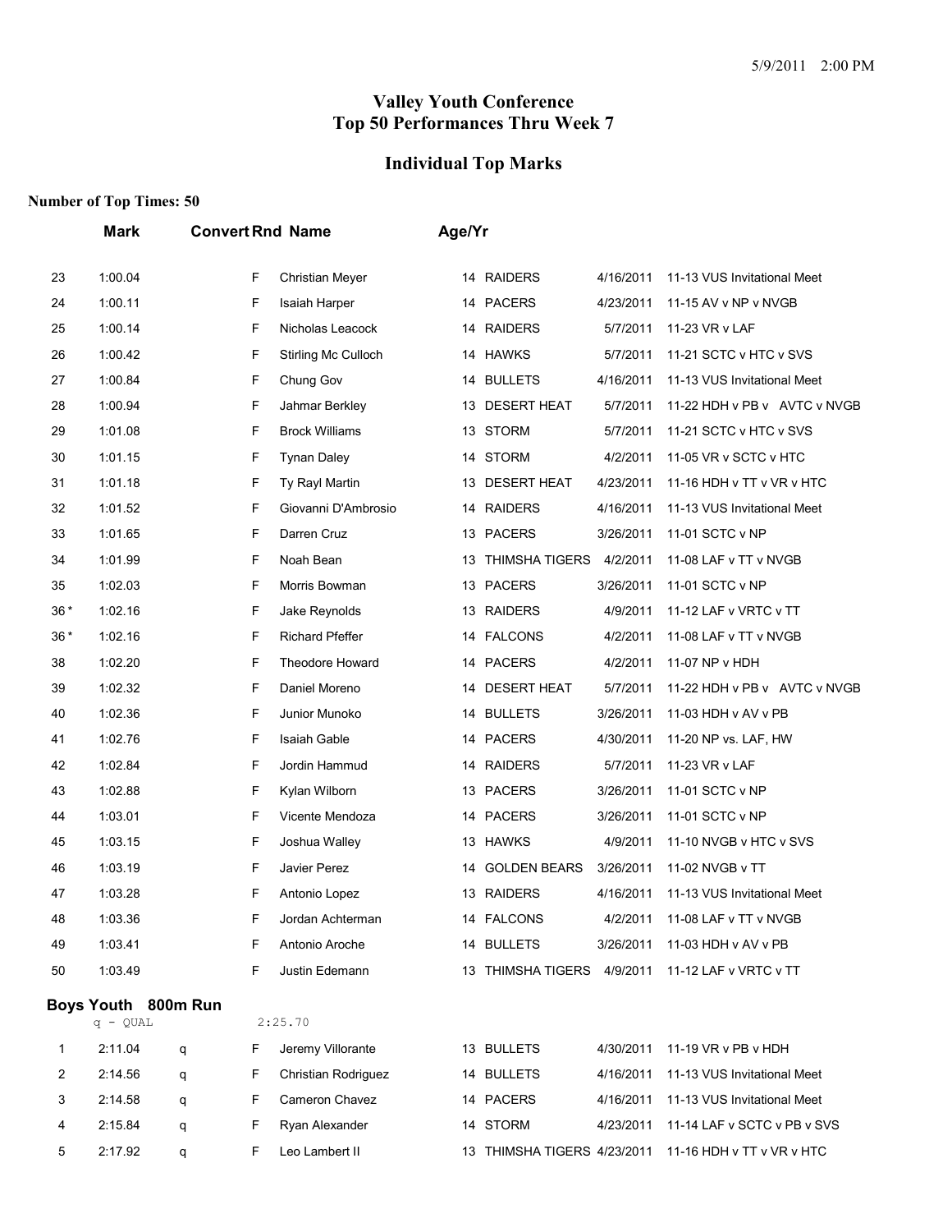# Valley Youth Conference
# Top 50 Performances Thru Week 7

## Individual Top Marks

**Number of Top Times: 50**

| | Mark | Convert | Rnd | Name | Age/Yr | Team | Date | Meet |
|---|---|---|---|---|---|---|---|---|
| 23 | 1:00.04 | | F | Christian Meyer | 14 | RAIDERS | 4/16/2011 | 11-13 VUS Invitational Meet |
| 24 | 1:00.11 | | F | Isaiah Harper | 14 | PACERS | 4/23/2011 | 11-15 AV v NP v NVGB |
| 25 | 1:00.14 | | F | Nicholas Leacock | 14 | RAIDERS | 5/7/2011 | 11-23 VR v LAF |
| 26 | 1:00.42 | | F | Stirling Mc Culloch | 14 | HAWKS | 5/7/2011 | 11-21 SCTC v HTC v SVS |
| 27 | 1:00.84 | | F | Chung Gov | 14 | BULLETS | 4/16/2011 | 11-13 VUS Invitational Meet |
| 28 | 1:00.94 | | F | Jahmar Berkley | 13 | DESERT HEAT | 5/7/2011 | 11-22 HDH v PB v AVTC v NVGB |
| 29 | 1:01.08 | | F | Brock Williams | 13 | STORM | 5/7/2011 | 11-21 SCTC v HTC v SVS |
| 30 | 1:01.15 | | F | Tynan Daley | 14 | STORM | 4/2/2011 | 11-05 VR v SCTC v HTC |
| 31 | 1:01.18 | | F | Ty Rayl Martin | 13 | DESERT HEAT | 4/23/2011 | 11-16 HDH v TT v VR v HTC |
| 32 | 1:01.52 | | F | Giovanni D'Ambrosio | 14 | RAIDERS | 4/16/2011 | 11-13 VUS Invitational Meet |
| 33 | 1:01.65 | | F | Darren Cruz | 13 | PACERS | 3/26/2011 | 11-01 SCTC v NP |
| 34 | 1:01.99 | | F | Noah Bean | 13 | THIMSHA TIGERS | 4/2/2011 | 11-08 LAF v TT v NVGB |
| 35 | 1:02.03 | | F | Morris Bowman | 13 | PACERS | 3/26/2011 | 11-01 SCTC v NP |
| 36 * | 1:02.16 | | F | Jake Reynolds | 13 | RAIDERS | 4/9/2011 | 11-12 LAF v VRTC v TT |
| 36 * | 1:02.16 | | F | Richard Pfeffer | 14 | FALCONS | 4/2/2011 | 11-08 LAF v TT v NVGB |
| 38 | 1:02.20 | | F | Theodore Howard | 14 | PACERS | 4/2/2011 | 11-07 NP v HDH |
| 39 | 1:02.32 | | F | Daniel Moreno | 14 | DESERT HEAT | 5/7/2011 | 11-22 HDH v PB v AVTC v NVGB |
| 40 | 1:02.36 | | F | Junior Munoko | 14 | BULLETS | 3/26/2011 | 11-03 HDH v AV v PB |
| 41 | 1:02.76 | | F | Isaiah Gable | 14 | PACERS | 4/30/2011 | 11-20 NP vs. LAF, HW |
| 42 | 1:02.84 | | F | Jordin Hammud | 14 | RAIDERS | 5/7/2011 | 11-23 VR v LAF |
| 43 | 1:02.88 | | F | Kylan Wilborn | 13 | PACERS | 3/26/2011 | 11-01 SCTC v NP |
| 44 | 1:03.01 | | F | Vicente Mendoza | 14 | PACERS | 3/26/2011 | 11-01 SCTC v NP |
| 45 | 1:03.15 | | F | Joshua Walley | 13 | HAWKS | 4/9/2011 | 11-10 NVGB v HTC v SVS |
| 46 | 1:03.19 | | F | Javier Perez | 14 | GOLDEN BEARS | 3/26/2011 | 11-02 NVGB v TT |
| 47 | 1:03.28 | | F | Antonio Lopez | 13 | RAIDERS | 4/16/2011 | 11-13 VUS Invitational Meet |
| 48 | 1:03.36 | | F | Jordan Achterman | 14 | FALCONS | 4/2/2011 | 11-08 LAF v TT v NVGB |
| 49 | 1:03.41 | | F | Antonio Aroche | 14 | BULLETS | 3/26/2011 | 11-03 HDH v AV v PB |
| 50 | 1:03.49 | | F | Justin Edemann | 13 | THIMSHA TIGERS | 4/9/2011 | 11-12 LAF v VRTC v TT |

### Boys Youth 800m Run

q - QUAL 2:25.70

| | Mark | Convert | Rnd | Name | Age/Yr | Team | Date | Meet |
|---|---|---|---|---|---|---|---|---|
| 1 | 2:11.04 | q | F | Jeremy Villorante | 13 | BULLETS | 4/30/2011 | 11-19 VR v PB v HDH |
| 2 | 2:14.56 | q | F | Christian Rodriguez | 14 | BULLETS | 4/16/2011 | 11-13 VUS Invitational Meet |
| 3 | 2:14.58 | q | F | Cameron Chavez | 14 | PACERS | 4/16/2011 | 11-13 VUS Invitational Meet |
| 4 | 2:15.84 | q | F | Ryan Alexander | 14 | STORM | 4/23/2011 | 11-14 LAF v SCTC v PB v SVS |
| 5 | 2:17.92 | q | F | Leo Lambert II | 13 | THIMSHA TIGERS | 4/23/2011 | 11-16 HDH v TT v VR v HTC |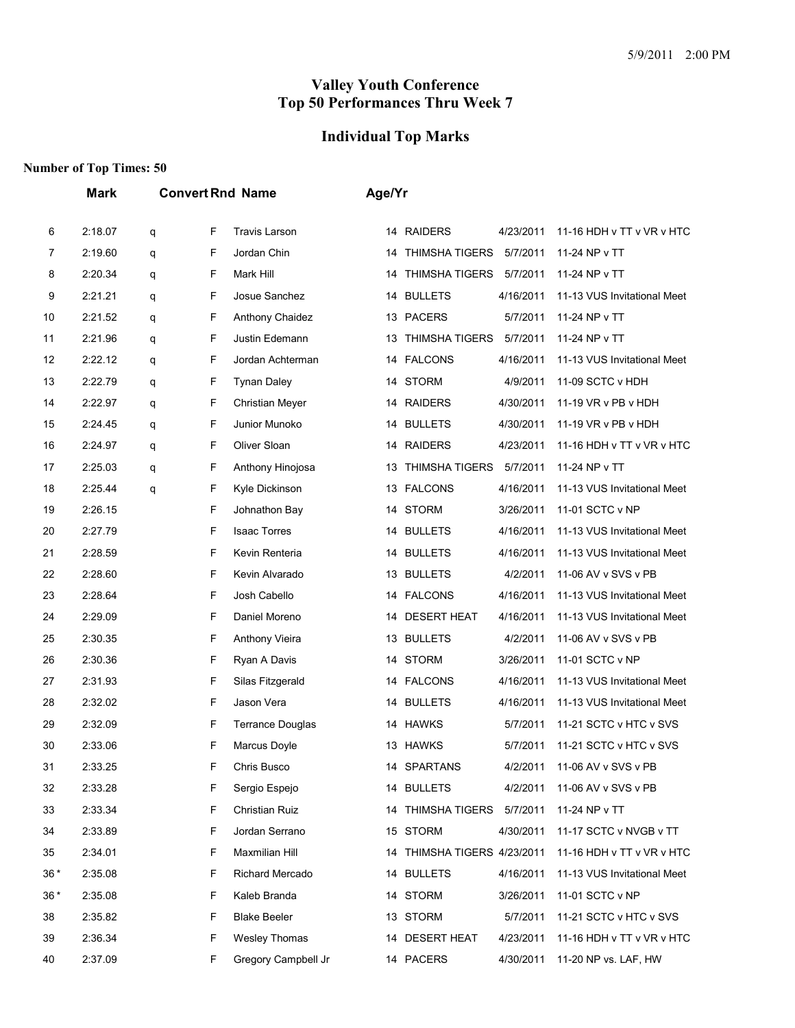# Valley Youth Conference
# Top 50 Performances Thru Week 7

## Individual Top Marks

**Number of Top Times: 50**

| | Mark | Convert | Rnd | Name | Age/Yr | Team | Date | Meet |
|---|---|---|---|---|---|---|---|---|
| 6 | 2:18.07 | q | F | Travis Larson | 14 | RAIDERS | 4/23/2011 | 11-16 HDH v TT v VR v HTC |
| 7 | 2:19.60 | q | F | Jordan Chin | 14 | THIMSHA TIGERS | 5/7/2011 | 11-24 NP v TT |
| 8 | 2:20.34 | q | F | Mark Hill | 14 | THIMSHA TIGERS | 5/7/2011 | 11-24 NP v TT |
| 9 | 2:21.21 | q | F | Josue Sanchez | 14 | BULLETS | 4/16/2011 | 11-13 VUS Invitational Meet |
| 10 | 2:21.52 | q | F | Anthony Chaidez | 13 | PACERS | 5/7/2011 | 11-24 NP v TT |
| 11 | 2:21.96 | q | F | Justin Edemann | 13 | THIMSHA TIGERS | 5/7/2011 | 11-24 NP v TT |
| 12 | 2:22.12 | q | F | Jordan Achterman | 14 | FALCONS | 4/16/2011 | 11-13 VUS Invitational Meet |
| 13 | 2:22.79 | q | F | Tynan Daley | 14 | STORM | 4/9/2011 | 11-09 SCTC v HDH |
| 14 | 2:22.97 | q | F | Christian Meyer | 14 | RAIDERS | 4/30/2011 | 11-19 VR v PB v HDH |
| 15 | 2:24.45 | q | F | Junior Munoko | 14 | BULLETS | 4/30/2011 | 11-19 VR v PB v HDH |
| 16 | 2:24.97 | q | F | Oliver Sloan | 14 | RAIDERS | 4/23/2011 | 11-16 HDH v TT v VR v HTC |
| 17 | 2:25.03 | q | F | Anthony Hinojosa | 13 | THIMSHA TIGERS | 5/7/2011 | 11-24 NP v TT |
| 18 | 2:25.44 | q | F | Kyle Dickinson | 13 | FALCONS | 4/16/2011 | 11-13 VUS Invitational Meet |
| 19 | 2:26.15 | | F | Johnathon Bay | 14 | STORM | 3/26/2011 | 11-01 SCTC v NP |
| 20 | 2:27.79 | | F | Isaac Torres | 14 | BULLETS | 4/16/2011 | 11-13 VUS Invitational Meet |
| 21 | 2:28.59 | | F | Kevin Renteria | 14 | BULLETS | 4/16/2011 | 11-13 VUS Invitational Meet |
| 22 | 2:28.60 | | F | Kevin Alvarado | 13 | BULLETS | 4/2/2011 | 11-06 AV v SVS v PB |
| 23 | 2:28.64 | | F | Josh Cabello | 14 | FALCONS | 4/16/2011 | 11-13 VUS Invitational Meet |
| 24 | 2:29.09 | | F | Daniel Moreno | 14 | DESERT HEAT | 4/16/2011 | 11-13 VUS Invitational Meet |
| 25 | 2:30.35 | | F | Anthony Vieira | 13 | BULLETS | 4/2/2011 | 11-06 AV v SVS v PB |
| 26 | 2:30.36 | | F | Ryan A Davis | 14 | STORM | 3/26/2011 | 11-01 SCTC v NP |
| 27 | 2:31.93 | | F | Silas Fitzgerald | 14 | FALCONS | 4/16/2011 | 11-13 VUS Invitational Meet |
| 28 | 2:32.02 | | F | Jason Vera | 14 | BULLETS | 4/16/2011 | 11-13 VUS Invitational Meet |
| 29 | 2:32.09 | | F | Terrance Douglas | 14 | HAWKS | 5/7/2011 | 11-21 SCTC v HTC v SVS |
| 30 | 2:33.06 | | F | Marcus Doyle | 13 | HAWKS | 5/7/2011 | 11-21 SCTC v HTC v SVS |
| 31 | 2:33.25 | | F | Chris Busco | 14 | SPARTANS | 4/2/2011 | 11-06 AV v SVS v PB |
| 32 | 2:33.28 | | F | Sergio Espejo | 14 | BULLETS | 4/2/2011 | 11-06 AV v SVS v PB |
| 33 | 2:33.34 | | F | Christian Ruiz | 14 | THIMSHA TIGERS | 5/7/2011 | 11-24 NP v TT |
| 34 | 2:33.89 | | F | Jordan Serrano | 15 | STORM | 4/30/2011 | 11-17 SCTC v NVGB v TT |
| 35 | 2:34.01 | | F | Maxmilian Hill | 14 | THIMSHA TIGERS | 4/23/2011 | 11-16 HDH v TT v VR v HTC |
| 36 * | 2:35.08 | | F | Richard Mercado | 14 | BULLETS | 4/16/2011 | 11-13 VUS Invitational Meet |
| 36 * | 2:35.08 | | F | Kaleb Branda | 14 | STORM | 3/26/2011 | 11-01 SCTC v NP |
| 38 | 2:35.82 | | F | Blake Beeler | 13 | STORM | 5/7/2011 | 11-21 SCTC v HTC v SVS |
| 39 | 2:36.34 | | F | Wesley Thomas | 14 | DESERT HEAT | 4/23/2011 | 11-16 HDH v TT v VR v HTC |
| 40 | 2:37.09 | | F | Gregory Campbell Jr | 14 | PACERS | 4/30/2011 | 11-20 NP vs. LAF, HW |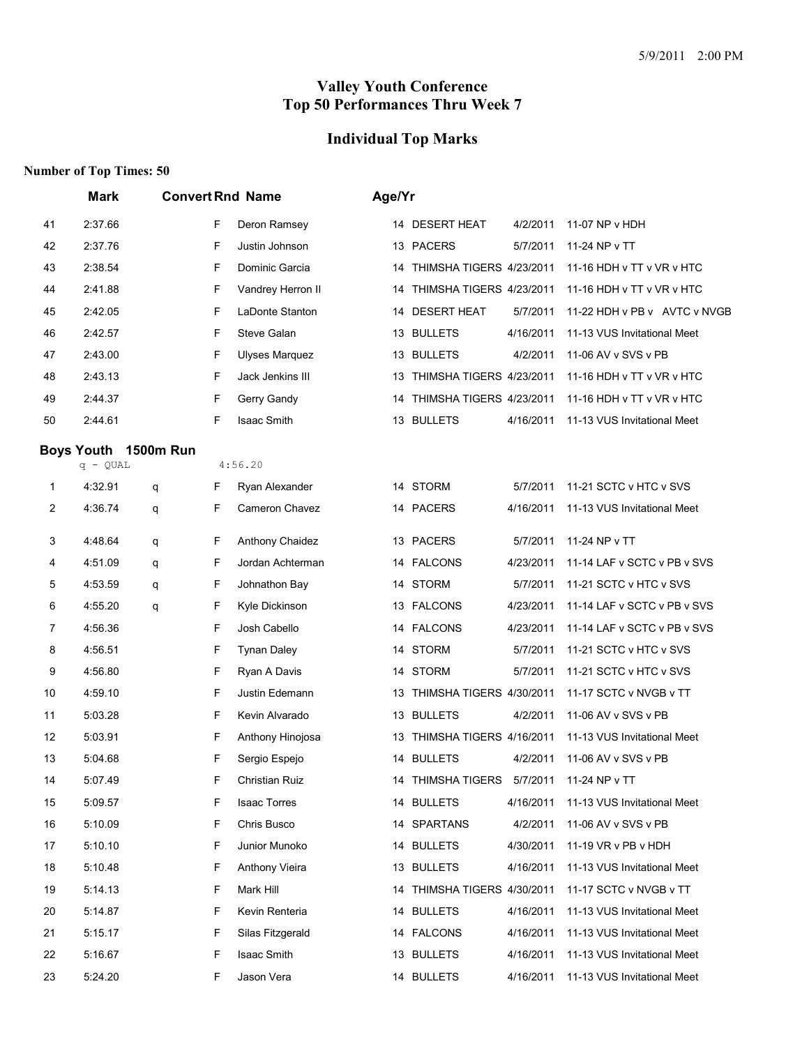5/9/2011 2:00 PM

# Valley Youth Conference
# Top 50 Performances Thru Week 7

## Individual Top Marks

**Number of Top Times: 50**

| | Mark | Convert | Rnd | Name | Age/Yr | Team | Date | Meet |
|---|---|---|---|---|---|---|---|---|
| 41 | 2:37.66 | | F | Deron Ramsey | 14 | DESERT HEAT | 4/2/2011 | 11-07 NP v HDH |
| 42 | 2:37.76 | | F | Justin Johnson | 13 | PACERS | 5/7/2011 | 11-24 NP v TT |
| 43 | 2:38.54 | | F | Dominic Garcia | 14 | THIMSHA TIGERS | 4/23/2011 | 11-16 HDH v TT v VR v HTC |
| 44 | 2:41.88 | | F | Vandrey Herron II | 14 | THIMSHA TIGERS | 4/23/2011 | 11-16 HDH v TT v VR v HTC |
| 45 | 2:42.05 | | F | LaDonte Stanton | 14 | DESERT HEAT | 5/7/2011 | 11-22 HDH v PB v AVTC v NVGB |
| 46 | 2:42.57 | | F | Steve Galan | 13 | BULLETS | 4/16/2011 | 11-13 VUS Invitational Meet |
| 47 | 2:43.00 | | F | Ulyses Marquez | 13 | BULLETS | 4/2/2011 | 11-06 AV v SVS v PB |
| 48 | 2:43.13 | | F | Jack Jenkins III | 13 | THIMSHA TIGERS | 4/23/2011 | 11-16 HDH v TT v VR v HTC |
| 49 | 2:44.37 | | F | Gerry Gandy | 14 | THIMSHA TIGERS | 4/23/2011 | 11-16 HDH v TT v VR v HTC |
| 50 | 2:44.61 | | F | Isaac Smith | 13 | BULLETS | 4/16/2011 | 11-13 VUS Invitational Meet |

### Boys Youth 1500m Run

q - QUAL 4:56.20

| | Mark | Convert | Rnd | Name | Age/Yr | Team | Date | Meet |
|---|---|---|---|---|---|---|---|---|
| 1 | 4:32.91 | q | F | Ryan Alexander | 14 | STORM | 5/7/2011 | 11-21 SCTC v HTC v SVS |
| 2 | 4:36.74 | q | F | Cameron Chavez | 14 | PACERS | 4/16/2011 | 11-13 VUS Invitational Meet |
| 3 | 4:48.64 | q | F | Anthony Chaidez | 13 | PACERS | 5/7/2011 | 11-24 NP v TT |
| 4 | 4:51.09 | q | F | Jordan Achterman | 14 | FALCONS | 4/23/2011 | 11-14 LAF v SCTC v PB v SVS |
| 5 | 4:53.59 | q | F | Johnathon Bay | 14 | STORM | 5/7/2011 | 11-21 SCTC v HTC v SVS |
| 6 | 4:55.20 | q | F | Kyle Dickinson | 13 | FALCONS | 4/23/2011 | 11-14 LAF v SCTC v PB v SVS |
| 7 | 4:56.36 | | F | Josh Cabello | 14 | FALCONS | 4/23/2011 | 11-14 LAF v SCTC v PB v SVS |
| 8 | 4:56.51 | | F | Tynan Daley | 14 | STORM | 5/7/2011 | 11-21 SCTC v HTC v SVS |
| 9 | 4:56.80 | | F | Ryan A Davis | 14 | STORM | 5/7/2011 | 11-21 SCTC v HTC v SVS |
| 10 | 4:59.10 | | F | Justin Edemann | 13 | THIMSHA TIGERS | 4/30/2011 | 11-17 SCTC v NVGB v TT |
| 11 | 5:03.28 | | F | Kevin Alvarado | 13 | BULLETS | 4/2/2011 | 11-06 AV v SVS v PB |
| 12 | 5:03.91 | | F | Anthony Hinojosa | 13 | THIMSHA TIGERS | 4/16/2011 | 11-13 VUS Invitational Meet |
| 13 | 5:04.68 | | F | Sergio Espejo | 14 | BULLETS | 4/2/2011 | 11-06 AV v SVS v PB |
| 14 | 5:07.49 | | F | Christian Ruiz | 14 | THIMSHA TIGERS | 5/7/2011 | 11-24 NP v TT |
| 15 | 5:09.57 | | F | Isaac Torres | 14 | BULLETS | 4/16/2011 | 11-13 VUS Invitational Meet |
| 16 | 5:10.09 | | F | Chris Busco | 14 | SPARTANS | 4/2/2011 | 11-06 AV v SVS v PB |
| 17 | 5:10.10 | | F | Junior Munoko | 14 | BULLETS | 4/30/2011 | 11-19 VR v PB v HDH |
| 18 | 5:10.48 | | F | Anthony Vieira | 13 | BULLETS | 4/16/2011 | 11-13 VUS Invitational Meet |
| 19 | 5:14.13 | | F | Mark Hill | 14 | THIMSHA TIGERS | 4/30/2011 | 11-17 SCTC v NVGB v TT |
| 20 | 5:14.87 | | F | Kevin Renteria | 14 | BULLETS | 4/16/2011 | 11-13 VUS Invitational Meet |
| 21 | 5:15.17 | | F | Silas Fitzgerald | 14 | FALCONS | 4/16/2011 | 11-13 VUS Invitational Meet |
| 22 | 5:16.67 | | F | Isaac Smith | 13 | BULLETS | 4/16/2011 | 11-13 VUS Invitational Meet |
| 23 | 5:24.20 | | F | Jason Vera | 14 | BULLETS | 4/16/2011 | 11-13 VUS Invitational Meet |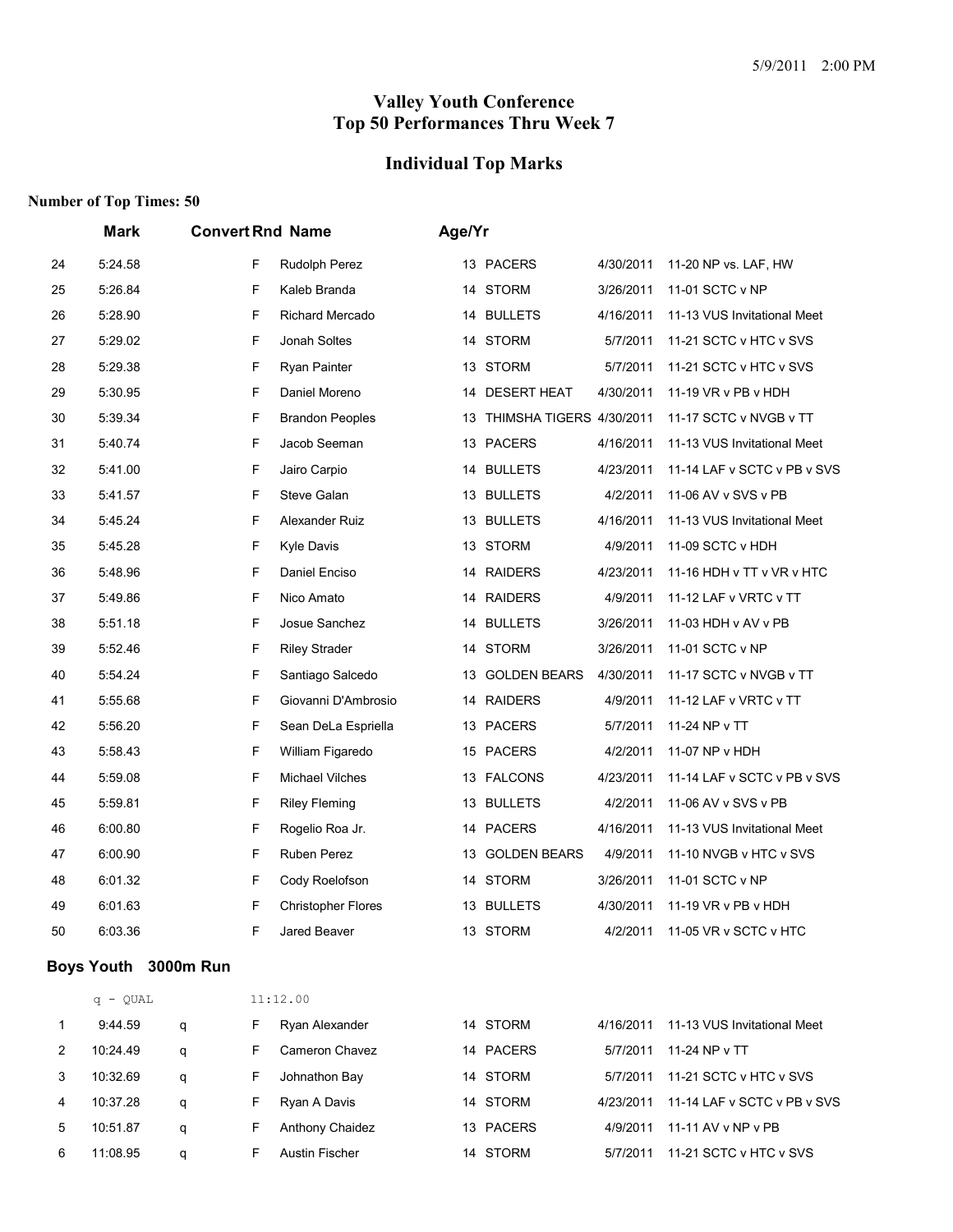# Valley Youth Conference
# Top 50 Performances Thru Week 7

## Individual Top Marks

**Number of Top Times: 50**

| | Mark | Convert | Rnd | Name | Age/Yr | | | |
|---|---|---|---|---|---|---|---|---|
| 24 | 5:24.58 | | F | Rudolph Perez | 13 | PACERS | 4/30/2011 | 11-20 NP vs. LAF, HW |
| 25 | 5:26.84 | | F | Kaleb Branda | 14 | STORM | 3/26/2011 | 11-01 SCTC v NP |
| 26 | 5:28.90 | | F | Richard Mercado | 14 | BULLETS | 4/16/2011 | 11-13 VUS Invitational Meet |
| 27 | 5:29.02 | | F | Jonah Soltes | 14 | STORM | 5/7/2011 | 11-21 SCTC v HTC v SVS |
| 28 | 5:29.38 | | F | Ryan Painter | 13 | STORM | 5/7/2011 | 11-21 SCTC v HTC v SVS |
| 29 | 5:30.95 | | F | Daniel Moreno | 14 | DESERT HEAT | 4/30/2011 | 11-19 VR v PB v HDH |
| 30 | 5:39.34 | | F | Brandon Peoples | 13 | THIMSHA TIGERS | 4/30/2011 | 11-17 SCTC v NVGB v TT |
| 31 | 5:40.74 | | F | Jacob Seeman | 13 | PACERS | 4/16/2011 | 11-13 VUS Invitational Meet |
| 32 | 5:41.00 | | F | Jairo Carpio | 14 | BULLETS | 4/23/2011 | 11-14 LAF v SCTC v PB v SVS |
| 33 | 5:41.57 | | F | Steve Galan | 13 | BULLETS | 4/2/2011 | 11-06 AV v SVS v PB |
| 34 | 5:45.24 | | F | Alexander Ruiz | 13 | BULLETS | 4/16/2011 | 11-13 VUS Invitational Meet |
| 35 | 5:45.28 | | F | Kyle Davis | 13 | STORM | 4/9/2011 | 11-09 SCTC v HDH |
| 36 | 5:48.96 | | F | Daniel Enciso | 14 | RAIDERS | 4/23/2011 | 11-16 HDH v TT v VR v HTC |
| 37 | 5:49.86 | | F | Nico Amato | 14 | RAIDERS | 4/9/2011 | 11-12 LAF v VRTC v TT |
| 38 | 5:51.18 | | F | Josue Sanchez | 14 | BULLETS | 3/26/2011 | 11-03 HDH v AV v PB |
| 39 | 5:52.46 | | F | Riley Strader | 14 | STORM | 3/26/2011 | 11-01 SCTC v NP |
| 40 | 5:54.24 | | F | Santiago Salcedo | 13 | GOLDEN BEARS | 4/30/2011 | 11-17 SCTC v NVGB v TT |
| 41 | 5:55.68 | | F | Giovanni D'Ambrosio | 14 | RAIDERS | 4/9/2011 | 11-12 LAF v VRTC v TT |
| 42 | 5:56.20 | | F | Sean DeLa Espriella | 13 | PACERS | 5/7/2011 | 11-24 NP v TT |
| 43 | 5:58.43 | | F | William Figaredo | 15 | PACERS | 4/2/2011 | 11-07 NP v HDH |
| 44 | 5:59.08 | | F | Michael Vilches | 13 | FALCONS | 4/23/2011 | 11-14 LAF v SCTC v PB v SVS |
| 45 | 5:59.81 | | F | Riley Fleming | 13 | BULLETS | 4/2/2011 | 11-06 AV v SVS v PB |
| 46 | 6:00.80 | | F | Rogelio Roa Jr. | 14 | PACERS | 4/16/2011 | 11-13 VUS Invitational Meet |
| 47 | 6:00.90 | | F | Ruben Perez | 13 | GOLDEN BEARS | 4/9/2011 | 11-10 NVGB v HTC v SVS |
| 48 | 6:01.32 | | F | Cody Roelofson | 14 | STORM | 3/26/2011 | 11-01 SCTC v NP |
| 49 | 6:01.63 | | F | Christopher Flores | 13 | BULLETS | 4/30/2011 | 11-19 VR v PB v HDH |
| 50 | 6:03.36 | | F | Jared Beaver | 13 | STORM | 4/2/2011 | 11-05 VR v SCTC v HTC |

### Boys Youth 3000m Run

q - QUAL 11:12.00

| | Mark | Convert | Rnd | Name | Age/Yr | | | |
|---|---|---|---|---|---|---|---|---|
| 1 | 9:44.59 | q | F | Ryan Alexander | 14 | STORM | 4/16/2011 | 11-13 VUS Invitational Meet |
| 2 | 10:24.49 | q | F | Cameron Chavez | 14 | PACERS | 5/7/2011 | 11-24 NP v TT |
| 3 | 10:32.69 | q | F | Johnathon Bay | 14 | STORM | 5/7/2011 | 11-21 SCTC v HTC v SVS |
| 4 | 10:37.28 | q | F | Ryan A Davis | 14 | STORM | 4/23/2011 | 11-14 LAF v SCTC v PB v SVS |
| 5 | 10:51.87 | q | F | Anthony Chaidez | 13 | PACERS | 4/9/2011 | 11-11 AV v NP v PB |
| 6 | 11:08.95 | q | F | Austin Fischer | 14 | STORM | 5/7/2011 | 11-21 SCTC v HTC v SVS |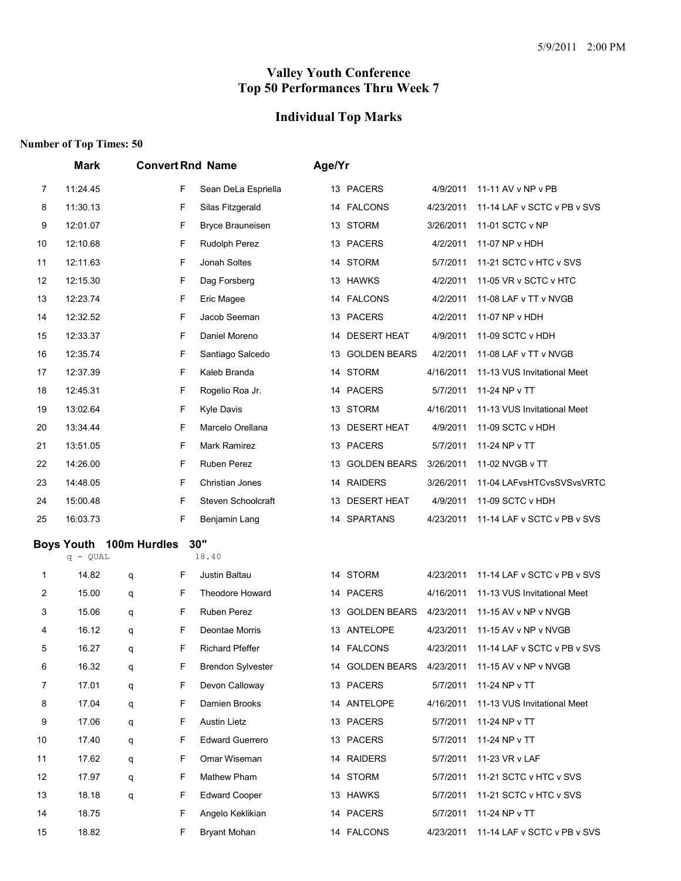5/9/2011 2:00 PM

# Valley Youth Conference
# Top 50 Performances Thru Week 7

## Individual Top Marks

**Number of Top Times: 50**

| | Mark | Convert | Rnd | Name | Age/Yr | Team | Date | Meet |
|---|---|---|---|---|---|---|---|---|
| 7 | 11:24.45 | | F | Sean DeLa Espriella | 13 | PACERS | 4/9/2011 | 11-11 AV v NP v PB |
| 8 | 11:30.13 | | F | Silas Fitzgerald | 14 | FALCONS | 4/23/2011 | 11-14 LAF v SCTC v PB v SVS |
| 9 | 12:01.07 | | F | Bryce Brauneisen | 13 | STORM | 3/26/2011 | 11-01 SCTC v NP |
| 10 | 12:10.68 | | F | Rudolph Perez | 13 | PACERS | 4/2/2011 | 11-07 NP v HDH |
| 11 | 12:11.63 | | F | Jonah Soltes | 14 | STORM | 5/7/2011 | 11-21 SCTC v HTC v SVS |
| 12 | 12:15.30 | | F | Dag Forsberg | 13 | HAWKS | 4/2/2011 | 11-05 VR v SCTC v HTC |
| 13 | 12:23.74 | | F | Eric Magee | 14 | FALCONS | 4/2/2011 | 11-08 LAF v TT v NVGB |
| 14 | 12:32.52 | | F | Jacob Seeman | 13 | PACERS | 4/2/2011 | 11-07 NP v HDH |
| 15 | 12:33.37 | | F | Daniel Moreno | 14 | DESERT HEAT | 4/9/2011 | 11-09 SCTC v HDH |
| 16 | 12:35.74 | | F | Santiago Salcedo | 13 | GOLDEN BEARS | 4/2/2011 | 11-08 LAF v TT v NVGB |
| 17 | 12:37.39 | | F | Kaleb Branda | 14 | STORM | 4/16/2011 | 11-13 VUS Invitational Meet |
| 18 | 12:45.31 | | F | Rogelio Roa Jr. | 14 | PACERS | 5/7/2011 | 11-24 NP v TT |
| 19 | 13:02.64 | | F | Kyle Davis | 13 | STORM | 4/16/2011 | 11-13 VUS Invitational Meet |
| 20 | 13:34.44 | | F | Marcelo Orellana | 13 | DESERT HEAT | 4/9/2011 | 11-09 SCTC v HDH |
| 21 | 13:51.05 | | F | Mark Ramirez | 13 | PACERS | 5/7/2011 | 11-24 NP v TT |
| 22 | 14:26.00 | | F | Ruben Perez | 13 | GOLDEN BEARS | 3/26/2011 | 11-02 NVGB v TT |
| 23 | 14:48.05 | | F | Christian Jones | 14 | RAIDERS | 3/26/2011 | 11-04 LAFvsHTCvsSVSvsVRTC |
| 24 | 15:00.48 | | F | Steven Schoolcraft | 13 | DESERT HEAT | 4/9/2011 | 11-09 SCTC v HDH |
| 25 | 16:03.73 | | F | Benjamin Lang | 14 | SPARTANS | 4/23/2011 | 11-14 LAF v SCTC v PB v SVS |

### Boys Youth 100m Hurdles 30"

q - QUAL 18.40

| | Mark | Convert | Rnd | Name | Age/Yr | Team | Date | Meet |
|---|---|---|---|---|---|---|---|---|
| 1 | 14.82 | q | F | Justin Baltau | 14 | STORM | 4/23/2011 | 11-14 LAF v SCTC v PB v SVS |
| 2 | 15.00 | q | F | Theodore Howard | 14 | PACERS | 4/16/2011 | 11-13 VUS Invitational Meet |
| 3 | 15.06 | q | F | Ruben Perez | 13 | GOLDEN BEARS | 4/23/2011 | 11-15 AV v NP v NVGB |
| 4 | 16.12 | q | F | Deontae Morris | 13 | ANTELOPE | 4/23/2011 | 11-15 AV v NP v NVGB |
| 5 | 16.27 | q | F | Richard Pfeffer | 14 | FALCONS | 4/23/2011 | 11-14 LAF v SCTC v PB v SVS |
| 6 | 16.32 | q | F | Brendon Sylvester | 14 | GOLDEN BEARS | 4/23/2011 | 11-15 AV v NP v NVGB |
| 7 | 17.01 | q | F | Devon Calloway | 13 | PACERS | 5/7/2011 | 11-24 NP v TT |
| 8 | 17.04 | q | F | Damien Brooks | 14 | ANTELOPE | 4/16/2011 | 11-13 VUS Invitational Meet |
| 9 | 17.06 | q | F | Austin Lietz | 13 | PACERS | 5/7/2011 | 11-24 NP v TT |
| 10 | 17.40 | q | F | Edward Guerrero | 13 | PACERS | 5/7/2011 | 11-24 NP v TT |
| 11 | 17.62 | q | F | Omar Wiseman | 14 | RAIDERS | 5/7/2011 | 11-23 VR v LAF |
| 12 | 17.97 | q | F | Mathew Pham | 14 | STORM | 5/7/2011 | 11-21 SCTC v HTC v SVS |
| 13 | 18.18 | q | F | Edward Cooper | 13 | HAWKS | 5/7/2011 | 11-21 SCTC v HTC v SVS |
| 14 | 18.75 | | F | Angelo Keklikian | 14 | PACERS | 5/7/2011 | 11-24 NP v TT |
| 15 | 18.82 | | F | Bryant Mohan | 14 | FALCONS | 4/23/2011 | 11-14 LAF v SCTC v PB v SVS |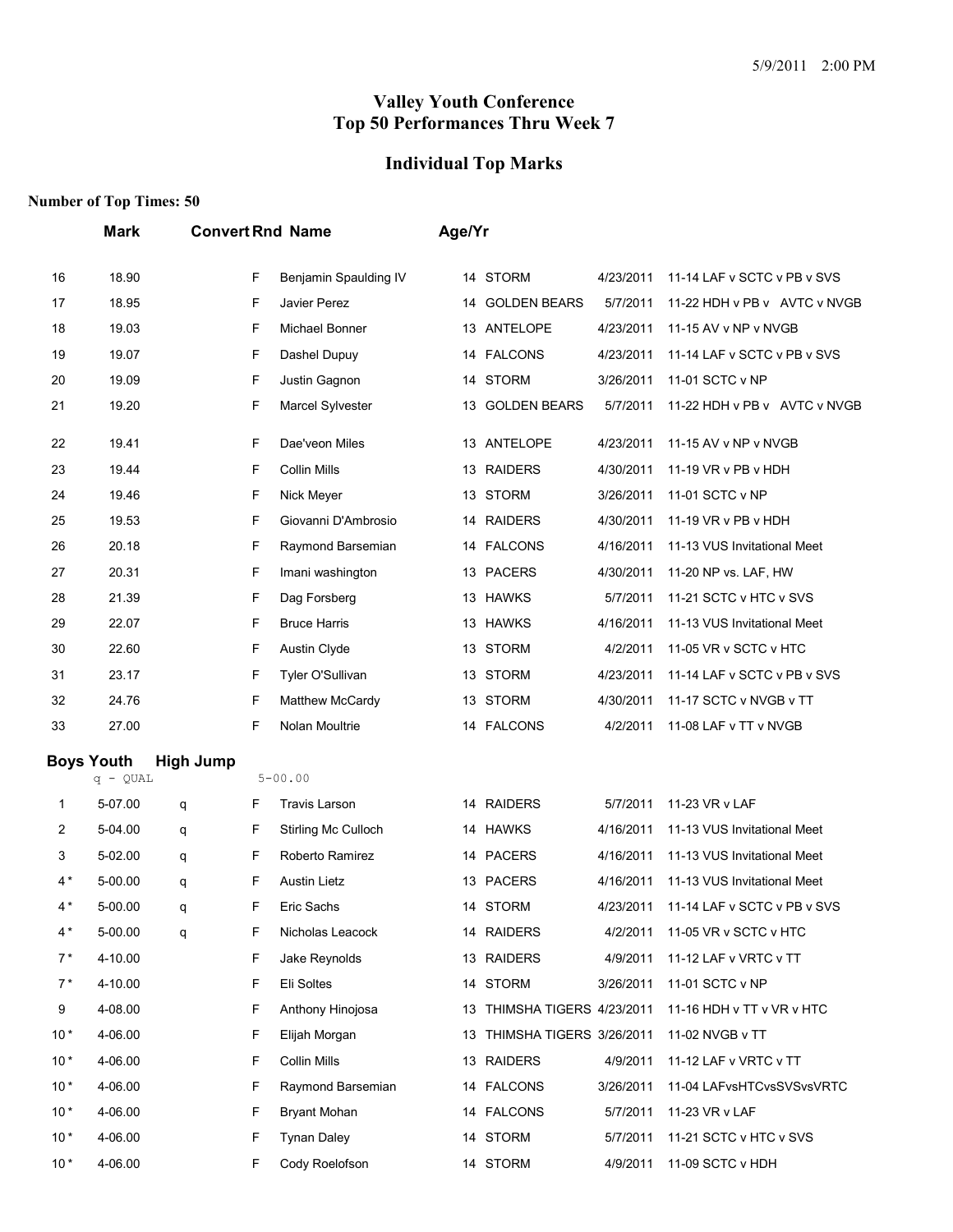## Valley Youth Conference
## Top 50 Performances Thru Week 7

## Individual Top Marks

**Number of Top Times: 50**

| | Mark | Convert | Rnd | Name | Age/Yr | Team | Date | Meet |
|---|---|---|---|---|---|---|---|---|
| 16 | 18.90 | | F | Benjamin Spaulding IV | 14 | STORM | 4/23/2011 | 11-14 LAF v SCTC v PB v SVS |
| 17 | 18.95 | | F | Javier Perez | 14 | GOLDEN BEARS | 5/7/2011 | 11-22 HDH v PB v AVTC v NVGB |
| 18 | 19.03 | | F | Michael Bonner | 13 | ANTELOPE | 4/23/2011 | 11-15 AV v NP v NVGB |
| 19 | 19.07 | | F | Dashel Dupuy | 14 | FALCONS | 4/23/2011 | 11-14 LAF v SCTC v PB v SVS |
| 20 | 19.09 | | F | Justin Gagnon | 14 | STORM | 3/26/2011 | 11-01 SCTC v NP |
| 21 | 19.20 | | F | Marcel Sylvester | 13 | GOLDEN BEARS | 5/7/2011 | 11-22 HDH v PB v AVTC v NVGB |
| 22 | 19.41 | | F | Dae'veon Miles | 13 | ANTELOPE | 4/23/2011 | 11-15 AV v NP v NVGB |
| 23 | 19.44 | | F | Collin Mills | 13 | RAIDERS | 4/30/2011 | 11-19 VR v PB v HDH |
| 24 | 19.46 | | F | Nick Meyer | 13 | STORM | 3/26/2011 | 11-01 SCTC v NP |
| 25 | 19.53 | | F | Giovanni D'Ambrosio | 14 | RAIDERS | 4/30/2011 | 11-19 VR v PB v HDH |
| 26 | 20.18 | | F | Raymond Barsemian | 14 | FALCONS | 4/16/2011 | 11-13 VUS Invitational Meet |
| 27 | 20.31 | | F | Imani washington | 13 | PACERS | 4/30/2011 | 11-20 NP vs. LAF, HW |
| 28 | 21.39 | | F | Dag Forsberg | 13 | HAWKS | 5/7/2011 | 11-21 SCTC v HTC v SVS |
| 29 | 22.07 | | F | Bruce Harris | 13 | HAWKS | 4/16/2011 | 11-13 VUS Invitational Meet |
| 30 | 22.60 | | F | Austin Clyde | 13 | STORM | 4/2/2011 | 11-05 VR v SCTC v HTC |
| 31 | 23.17 | | F | Tyler O'Sullivan | 13 | STORM | 4/23/2011 | 11-14 LAF v SCTC v PB v SVS |
| 32 | 24.76 | | F | Matthew McCardy | 13 | STORM | 4/30/2011 | 11-17 SCTC v NVGB v TT |
| 33 | 27.00 | | F | Nolan Moultrie | 14 | FALCONS | 4/2/2011 | 11-08 LAF v TT v NVGB |

### Boys Youth High Jump

q - QUAL 5-00.00

| | Mark | Convert | Rnd | Name | Age/Yr | Team | Date | Meet |
|---|---|---|---|---|---|---|---|---|
| 1 | 5-07.00 | q | F | Travis Larson | 14 | RAIDERS | 5/7/2011 | 11-23 VR v LAF |
| 2 | 5-04.00 | q | F | Stirling Mc Culloch | 14 | HAWKS | 4/16/2011 | 11-13 VUS Invitational Meet |
| 3 | 5-02.00 | q | F | Roberto Ramirez | 14 | PACERS | 4/16/2011 | 11-13 VUS Invitational Meet |
| 4 * | 5-00.00 | q | F | Austin Lietz | 13 | PACERS | 4/16/2011 | 11-13 VUS Invitational Meet |
| 4 * | 5-00.00 | q | F | Eric Sachs | 14 | STORM | 4/23/2011 | 11-14 LAF v SCTC v PB v SVS |
| 4 * | 5-00.00 | q | F | Nicholas Leacock | 14 | RAIDERS | 4/2/2011 | 11-05 VR v SCTC v HTC |
| 7 * | 4-10.00 | | F | Jake Reynolds | 13 | RAIDERS | 4/9/2011 | 11-12 LAF v VRTC v TT |
| 7 * | 4-10.00 | | F | Eli Soltes | 14 | STORM | 3/26/2011 | 11-01 SCTC v NP |
| 9 | 4-08.00 | | F | Anthony Hinojosa | 13 | THIMSHA TIGERS | 4/23/2011 | 11-16 HDH v TT v VR v HTC |
| 10 * | 4-06.00 | | F | Elijah Morgan | 13 | THIMSHA TIGERS | 3/26/2011 | 11-02 NVGB v TT |
| 10 * | 4-06.00 | | F | Collin Mills | 13 | RAIDERS | 4/9/2011 | 11-12 LAF v VRTC v TT |
| 10 * | 4-06.00 | | F | Raymond Barsemian | 14 | FALCONS | 3/26/2011 | 11-04 LAFvsHTCvsSVSvsVRTC |
| 10 * | 4-06.00 | | F | Bryant Mohan | 14 | FALCONS | 5/7/2011 | 11-23 VR v LAF |
| 10 * | 4-06.00 | | F | Tynan Daley | 14 | STORM | 5/7/2011 | 11-21 SCTC v HTC v SVS |
| 10 * | 4-06.00 | | F | Cody Roelofson | 14 | STORM | 4/9/2011 | 11-09 SCTC v HDH |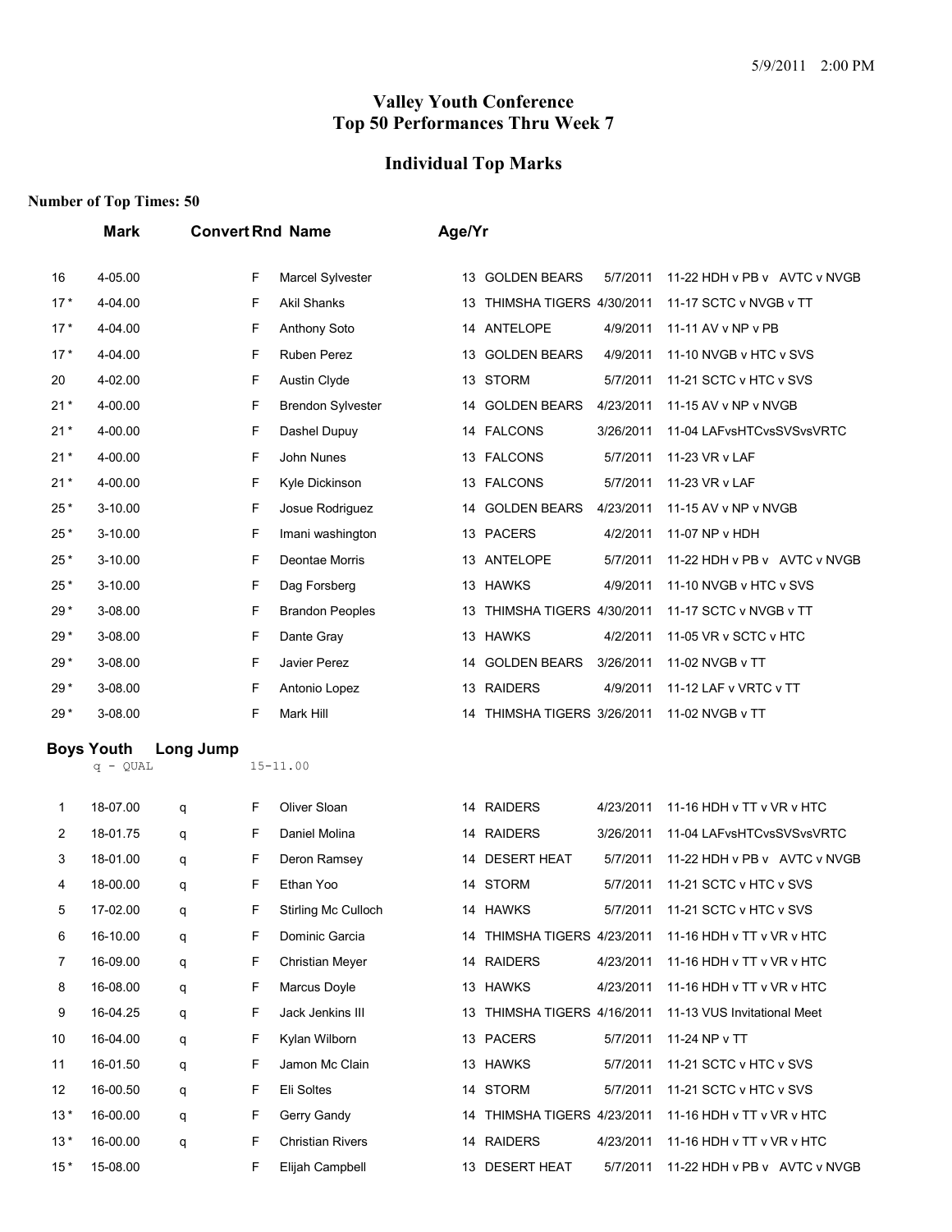# Valley Youth Conference
# Top 50 Performances Thru Week 7

## Individual Top Marks

**Number of Top Times: 50**

| | Mark | Convert | Rnd | Name | Age/Yr | Team | Date | Meet |
|---|---|---|---|---|---|---|---|---|
| 16 | 4-05.00 | | F | Marcel Sylvester | 13 | GOLDEN BEARS | 5/7/2011 | 11-22 HDH v PB v AVTC v NVGB |
| 17 * | 4-04.00 | | F | Akil Shanks | 13 | THIMSHA TIGERS | 4/30/2011 | 11-17 SCTC v NVGB v TT |
| 17 * | 4-04.00 | | F | Anthony Soto | 14 | ANTELOPE | 4/9/2011 | 11-11 AV v NP v PB |
| 17 * | 4-04.00 | | F | Ruben Perez | 13 | GOLDEN BEARS | 4/9/2011 | 11-10 NVGB v HTC v SVS |
| 20 | 4-02.00 | | F | Austin Clyde | 13 | STORM | 5/7/2011 | 11-21 SCTC v HTC v SVS |
| 21 * | 4-00.00 | | F | Brendon Sylvester | 14 | GOLDEN BEARS | 4/23/2011 | 11-15 AV v NP v NVGB |
| 21 * | 4-00.00 | | F | Dashel Dupuy | 14 | FALCONS | 3/26/2011 | 11-04 LAFvsHTCvsSVSvsVRTC |
| 21 * | 4-00.00 | | F | John Nunes | 13 | FALCONS | 5/7/2011 | 11-23 VR v LAF |
| 21 * | 4-00.00 | | F | Kyle Dickinson | 13 | FALCONS | 5/7/2011 | 11-23 VR v LAF |
| 25 * | 3-10.00 | | F | Josue Rodriguez | 14 | GOLDEN BEARS | 4/23/2011 | 11-15 AV v NP v NVGB |
| 25 * | 3-10.00 | | F | Imani washington | 13 | PACERS | 4/2/2011 | 11-07 NP v HDH |
| 25 * | 3-10.00 | | F | Deontae Morris | 13 | ANTELOPE | 5/7/2011 | 11-22 HDH v PB v AVTC v NVGB |
| 25 * | 3-10.00 | | F | Dag Forsberg | 13 | HAWKS | 4/9/2011 | 11-10 NVGB v HTC v SVS |
| 29 * | 3-08.00 | | F | Brandon Peoples | 13 | THIMSHA TIGERS | 4/30/2011 | 11-17 SCTC v NVGB v TT |
| 29 * | 3-08.00 | | F | Dante Gray | 13 | HAWKS | 4/2/2011 | 11-05 VR v SCTC v HTC |
| 29 * | 3-08.00 | | F | Javier Perez | 14 | GOLDEN BEARS | 3/26/2011 | 11-02 NVGB v TT |
| 29 * | 3-08.00 | | F | Antonio Lopez | 13 | RAIDERS | 4/9/2011 | 11-12 LAF v VRTC v TT |
| 29 * | 3-08.00 | | F | Mark Hill | 14 | THIMSHA TIGERS | 3/26/2011 | 11-02 NVGB v TT |

### Boys Youth Long Jump

q - QUAL 15-11.00

| | Mark | Convert | Rnd | Name | Age/Yr | Team | Date | Meet |
|---|---|---|---|---|---|---|---|---|
| 1 | 18-07.00 | q | F | Oliver Sloan | 14 | RAIDERS | 4/23/2011 | 11-16 HDH v TT v VR v HTC |
| 2 | 18-01.75 | q | F | Daniel Molina | 14 | RAIDERS | 3/26/2011 | 11-04 LAFvsHTCvsSVSvsVRTC |
| 3 | 18-01.00 | q | F | Deron Ramsey | 14 | DESERT HEAT | 5/7/2011 | 11-22 HDH v PB v AVTC v NVGB |
| 4 | 18-00.00 | q | F | Ethan Yoo | 14 | STORM | 5/7/2011 | 11-21 SCTC v HTC v SVS |
| 5 | 17-02.00 | q | F | Stirling Mc Culloch | 14 | HAWKS | 5/7/2011 | 11-21 SCTC v HTC v SVS |
| 6 | 16-10.00 | q | F | Dominic Garcia | 14 | THIMSHA TIGERS | 4/23/2011 | 11-16 HDH v TT v VR v HTC |
| 7 | 16-09.00 | q | F | Christian Meyer | 14 | RAIDERS | 4/23/2011 | 11-16 HDH v TT v VR v HTC |
| 8 | 16-08.00 | q | F | Marcus Doyle | 13 | HAWKS | 4/23/2011 | 11-16 HDH v TT v VR v HTC |
| 9 | 16-04.25 | q | F | Jack Jenkins III | 13 | THIMSHA TIGERS | 4/16/2011 | 11-13 VUS Invitational Meet |
| 10 | 16-04.00 | q | F | Kylan Wilborn | 13 | PACERS | 5/7/2011 | 11-24 NP v TT |
| 11 | 16-01.50 | q | F | Jamon Mc Clain | 13 | HAWKS | 5/7/2011 | 11-21 SCTC v HTC v SVS |
| 12 | 16-00.50 | q | F | Eli Soltes | 14 | STORM | 5/7/2011 | 11-21 SCTC v HTC v SVS |
| 13 * | 16-00.00 | q | F | Gerry Gandy | 14 | THIMSHA TIGERS | 4/23/2011 | 11-16 HDH v TT v VR v HTC |
| 13 * | 16-00.00 | q | F | Christian Rivers | 14 | RAIDERS | 4/23/2011 | 11-16 HDH v TT v VR v HTC |
| 15 * | 15-08.00 | | F | Elijah Campbell | 13 | DESERT HEAT | 5/7/2011 | 11-22 HDH v PB v AVTC v NVGB |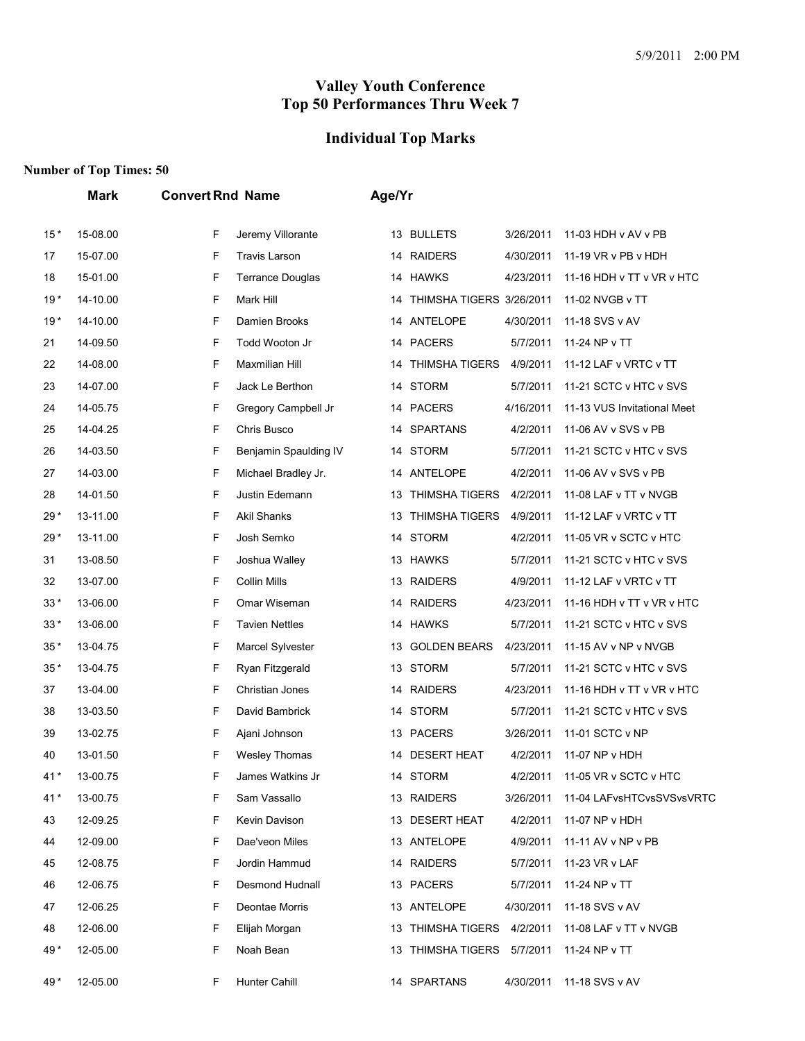5/9/2011 2:00 PM

# Valley Youth Conference
# Top 50 Performances Thru Week 7

## Individual Top Marks

**Number of Top Times: 50**

| | Mark | Convert | Rnd | Name | Age/Yr | Team | Date | Meet |
|---|---|---|---|---|---|---|---|---|
| 15 * | 15-08.00 | | F | Jeremy Villorante | 13 | BULLETS | 3/26/2011 | 11-03 HDH v AV v PB |
| 17 | 15-07.00 | | F | Travis Larson | 14 | RAIDERS | 4/30/2011 | 11-19 VR v PB v HDH |
| 18 | 15-01.00 | | F | Terrance Douglas | 14 | HAWKS | 4/23/2011 | 11-16 HDH v TT v VR v HTC |
| 19 * | 14-10.00 | | F | Mark Hill | 14 | THIMSHA TIGERS | 3/26/2011 | 11-02 NVGB v TT |
| 19 * | 14-10.00 | | F | Damien Brooks | 14 | ANTELOPE | 4/30/2011 | 11-18 SVS v AV |
| 21 | 14-09.50 | | F | Todd Wooton Jr | 14 | PACERS | 5/7/2011 | 11-24 NP v TT |
| 22 | 14-08.00 | | F | Maxmilian Hill | 14 | THIMSHA TIGERS | 4/9/2011 | 11-12 LAF v VRTC v TT |
| 23 | 14-07.00 | | F | Jack Le Berthon | 14 | STORM | 5/7/2011 | 11-21 SCTC v HTC v SVS |
| 24 | 14-05.75 | | F | Gregory Campbell Jr | 14 | PACERS | 4/16/2011 | 11-13 VUS Invitational Meet |
| 25 | 14-04.25 | | F | Chris Busco | 14 | SPARTANS | 4/2/2011 | 11-06 AV v SVS v PB |
| 26 | 14-03.50 | | F | Benjamin Spaulding IV | 14 | STORM | 5/7/2011 | 11-21 SCTC v HTC v SVS |
| 27 | 14-03.00 | | F | Michael Bradley Jr. | 14 | ANTELOPE | 4/2/2011 | 11-06 AV v SVS v PB |
| 28 | 14-01.50 | | F | Justin Edemann | 13 | THIMSHA TIGERS | 4/2/2011 | 11-08 LAF v TT v NVGB |
| 29 * | 13-11.00 | | F | Akil Shanks | 13 | THIMSHA TIGERS | 4/9/2011 | 11-12 LAF v VRTC v TT |
| 29 * | 13-11.00 | | F | Josh Semko | 14 | STORM | 4/2/2011 | 11-05 VR v SCTC v HTC |
| 31 | 13-08.50 | | F | Joshua Walley | 13 | HAWKS | 5/7/2011 | 11-21 SCTC v HTC v SVS |
| 32 | 13-07.00 | | F | Collin Mills | 13 | RAIDERS | 4/9/2011 | 11-12 LAF v VRTC v TT |
| 33 * | 13-06.00 | | F | Omar Wiseman | 14 | RAIDERS | 4/23/2011 | 11-16 HDH v TT v VR v HTC |
| 33 * | 13-06.00 | | F | Tavien Nettles | 14 | HAWKS | 5/7/2011 | 11-21 SCTC v HTC v SVS |
| 35 * | 13-04.75 | | F | Marcel Sylvester | 13 | GOLDEN BEARS | 4/23/2011 | 11-15 AV v NP v NVGB |
| 35 * | 13-04.75 | | F | Ryan Fitzgerald | 13 | STORM | 5/7/2011 | 11-21 SCTC v HTC v SVS |
| 37 | 13-04.00 | | F | Christian Jones | 14 | RAIDERS | 4/23/2011 | 11-16 HDH v TT v VR v HTC |
| 38 | 13-03.50 | | F | David Bambrick | 14 | STORM | 5/7/2011 | 11-21 SCTC v HTC v SVS |
| 39 | 13-02.75 | | F | Ajani Johnson | 13 | PACERS | 3/26/2011 | 11-01 SCTC v NP |
| 40 | 13-01.50 | | F | Wesley Thomas | 14 | DESERT HEAT | 4/2/2011 | 11-07 NP v HDH |
| 41 * | 13-00.75 | | F | James Watkins Jr | 14 | STORM | 4/2/2011 | 11-05 VR v SCTC v HTC |
| 41 * | 13-00.75 | | F | Sam Vassallo | 13 | RAIDERS | 3/26/2011 | 11-04 LAFvsHTCvsSVSvsVRTC |
| 43 | 12-09.25 | | F | Kevin Davison | 13 | DESERT HEAT | 4/2/2011 | 11-07 NP v HDH |
| 44 | 12-09.00 | | F | Dae'veon Miles | 13 | ANTELOPE | 4/9/2011 | 11-11 AV v NP v PB |
| 45 | 12-08.75 | | F | Jordin Hammud | 14 | RAIDERS | 5/7/2011 | 11-23 VR v LAF |
| 46 | 12-06.75 | | F | Desmond Hudnall | 13 | PACERS | 5/7/2011 | 11-24 NP v TT |
| 47 | 12-06.25 | | F | Deontae Morris | 13 | ANTELOPE | 4/30/2011 | 11-18 SVS v AV |
| 48 | 12-06.00 | | F | Elijah Morgan | 13 | THIMSHA TIGERS | 4/2/2011 | 11-08 LAF v TT v NVGB |
| 49 * | 12-05.00 | | F | Noah Bean | 13 | THIMSHA TIGERS | 5/7/2011 | 11-24 NP v TT |
| 49 * | 12-05.00 | | F | Hunter Cahill | 14 | SPARTANS | 4/30/2011 | 11-18 SVS v AV |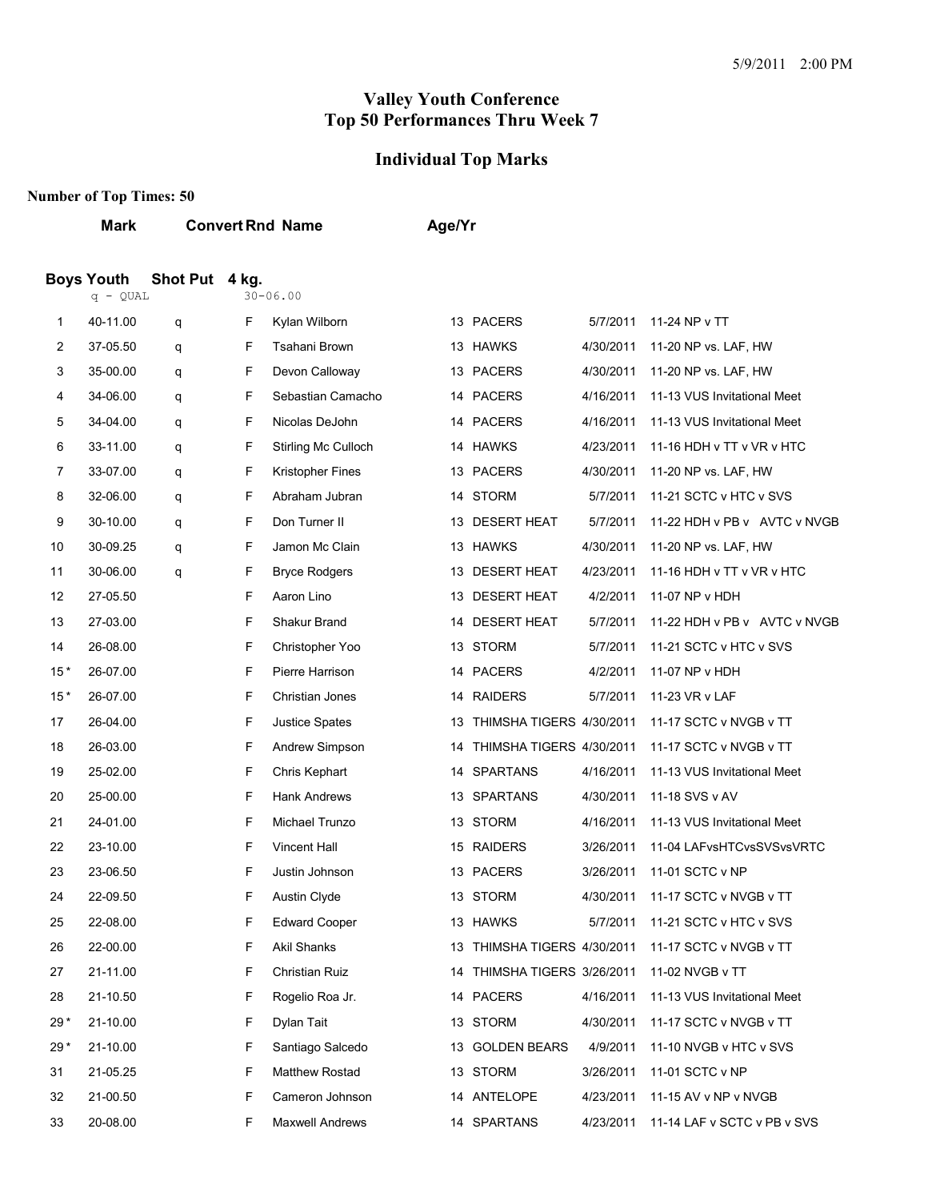# Valley Youth Conference
# Top 50 Performances Thru Week 7

## Individual Top Marks

**Number of Top Times: 50**

### Boys Youth Shot Put 4 kg.

q - QUAL 30-06.00

| | Mark | Convert | Rnd | Name | Age/Yr | Team | Date | Meet |
|---|---|---|---|---|---|---|---|---|
| 1 | 40-11.00 | q | F | Kylan Wilborn | 13 | PACERS | 5/7/2011 | 11-24 NP v TT |
| 2 | 37-05.50 | q | F | Tsahani Brown | 13 | HAWKS | 4/30/2011 | 11-20 NP vs. LAF, HW |
| 3 | 35-00.00 | q | F | Devon Calloway | 13 | PACERS | 4/30/2011 | 11-20 NP vs. LAF, HW |
| 4 | 34-06.00 | q | F | Sebastian Camacho | 14 | PACERS | 4/16/2011 | 11-13 VUS Invitational Meet |
| 5 | 34-04.00 | q | F | Nicolas DeJohn | 14 | PACERS | 4/16/2011 | 11-13 VUS Invitational Meet |
| 6 | 33-11.00 | q | F | Stirling Mc Culloch | 14 | HAWKS | 4/23/2011 | 11-16 HDH v TT v VR v HTC |
| 7 | 33-07.00 | q | F | Kristopher Fines | 13 | PACERS | 4/30/2011 | 11-20 NP vs. LAF, HW |
| 8 | 32-06.00 | q | F | Abraham Jubran | 14 | STORM | 5/7/2011 | 11-21 SCTC v HTC v SVS |
| 9 | 30-10.00 | q | F | Don Turner II | 13 | DESERT HEAT | 5/7/2011 | 11-22 HDH v PB v AVTC v NVGB |
| 10 | 30-09.25 | q | F | Jamon Mc Clain | 13 | HAWKS | 4/30/2011 | 11-20 NP vs. LAF, HW |
| 11 | 30-06.00 | q | F | Bryce Rodgers | 13 | DESERT HEAT | 4/23/2011 | 11-16 HDH v TT v VR v HTC |
| 12 | 27-05.50 | | F | Aaron Lino | 13 | DESERT HEAT | 4/2/2011 | 11-07 NP v HDH |
| 13 | 27-03.00 | | F | Shakur Brand | 14 | DESERT HEAT | 5/7/2011 | 11-22 HDH v PB v AVTC v NVGB |
| 14 | 26-08.00 | | F | Christopher Yoo | 13 | STORM | 5/7/2011 | 11-21 SCTC v HTC v SVS |
| 15* | 26-07.00 | | F | Pierre Harrison | 14 | PACERS | 4/2/2011 | 11-07 NP v HDH |
| 15* | 26-07.00 | | F | Christian Jones | 14 | RAIDERS | 5/7/2011 | 11-23 VR v LAF |
| 17 | 26-04.00 | | F | Justice Spates | 13 | THIMSHA TIGERS | 4/30/2011 | 11-17 SCTC v NVGB v TT |
| 18 | 26-03.00 | | F | Andrew Simpson | 14 | THIMSHA TIGERS | 4/30/2011 | 11-17 SCTC v NVGB v TT |
| 19 | 25-02.00 | | F | Chris Kephart | 14 | SPARTANS | 4/16/2011 | 11-13 VUS Invitational Meet |
| 20 | 25-00.00 | | F | Hank Andrews | 13 | SPARTANS | 4/30/2011 | 11-18 SVS v AV |
| 21 | 24-01.00 | | F | Michael Trunzo | 13 | STORM | 4/16/2011 | 11-13 VUS Invitational Meet |
| 22 | 23-10.00 | | F | Vincent Hall | 15 | RAIDERS | 3/26/2011 | 11-04 LAFvsHTCvsSVSvsVRTC |
| 23 | 23-06.50 | | F | Justin Johnson | 13 | PACERS | 3/26/2011 | 11-01 SCTC v NP |
| 24 | 22-09.50 | | F | Austin Clyde | 13 | STORM | 4/30/2011 | 11-17 SCTC v NVGB v TT |
| 25 | 22-08.00 | | F | Edward Cooper | 13 | HAWKS | 5/7/2011 | 11-21 SCTC v HTC v SVS |
| 26 | 22-00.00 | | F | Akil Shanks | 13 | THIMSHA TIGERS | 4/30/2011 | 11-17 SCTC v NVGB v TT |
| 27 | 21-11.00 | | F | Christian Ruiz | 14 | THIMSHA TIGERS | 3/26/2011 | 11-02 NVGB v TT |
| 28 | 21-10.50 | | F | Rogelio Roa Jr. | 14 | PACERS | 4/16/2011 | 11-13 VUS Invitational Meet |
| 29* | 21-10.00 | | F | Dylan Tait | 13 | STORM | 4/30/2011 | 11-17 SCTC v NVGB v TT |
| 29* | 21-10.00 | | F | Santiago Salcedo | 13 | GOLDEN BEARS | 4/9/2011 | 11-10 NVGB v HTC v SVS |
| 31 | 21-05.25 | | F | Matthew Rostad | 13 | STORM | 3/26/2011 | 11-01 SCTC v NP |
| 32 | 21-00.50 | | F | Cameron Johnson | 14 | ANTELOPE | 4/23/2011 | 11-15 AV v NP v NVGB |
| 33 | 20-08.00 | | F | Maxwell Andrews | 14 | SPARTANS | 4/23/2011 | 11-14 LAF v SCTC v PB v SVS |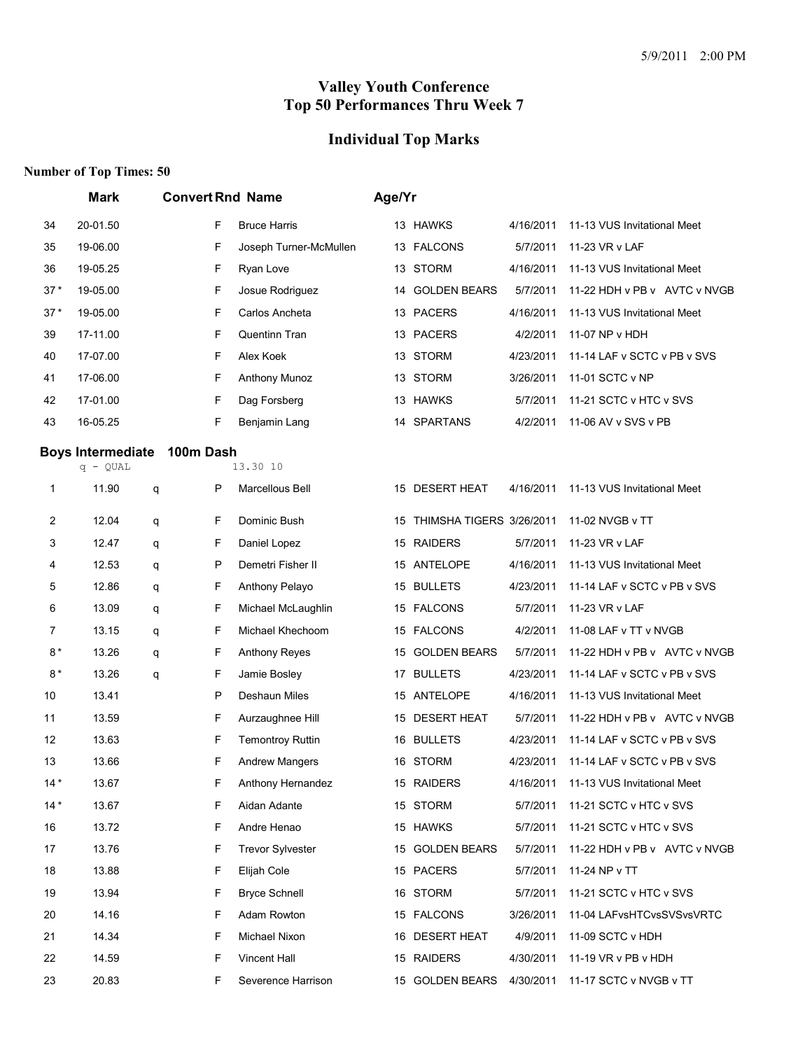# Valley Youth Conference
# Top 50 Performances Thru Week 7

## Individual Top Marks

**Number of Top Times: 50**

| | Mark | Convert | Rnd | Name | Age/Yr | Team | Date | Meet |
|---|---|---|---|---|---|---|---|---|
| 34 | 20-01.50 | | F | Bruce Harris | 13 | HAWKS | 4/16/2011 | 11-13 VUS Invitational Meet |
| 35 | 19-06.00 | | F | Joseph Turner-McMullen | 13 | FALCONS | 5/7/2011 | 11-23 VR v LAF |
| 36 | 19-05.25 | | F | Ryan Love | 13 | STORM | 4/16/2011 | 11-13 VUS Invitational Meet |
| 37 * | 19-05.00 | | F | Josue Rodriguez | 14 | GOLDEN BEARS | 5/7/2011 | 11-22 HDH v PB v AVTC v NVGB |
| 37 * | 19-05.00 | | F | Carlos Ancheta | 13 | PACERS | 4/16/2011 | 11-13 VUS Invitational Meet |
| 39 | 17-11.00 | | F | Quentinn Tran | 13 | PACERS | 4/2/2011 | 11-07 NP v HDH |
| 40 | 17-07.00 | | F | Alex Koek | 13 | STORM | 4/23/2011 | 11-14 LAF v SCTC v PB v SVS |
| 41 | 17-06.00 | | F | Anthony Munoz | 13 | STORM | 3/26/2011 | 11-01 SCTC v NP |
| 42 | 17-01.00 | | F | Dag Forsberg | 13 | HAWKS | 5/7/2011 | 11-21 SCTC v HTC v SVS |
| 43 | 16-05.25 | | F | Benjamin Lang | 14 | SPARTANS | 4/2/2011 | 11-06 AV v SVS v PB |

### Boys Intermediate 100m Dash

q - QUAL 13.30 10

| | Mark | Convert | Rnd | Name | Age/Yr | Team | Date | Meet |
|---|---|---|---|---|---|---|---|---|
| 1 | 11.90 | q | P | Marcellous Bell | 15 | DESERT HEAT | 4/16/2011 | 11-13 VUS Invitational Meet |
| 2 | 12.04 | q | F | Dominic Bush | 15 | THIMSHA TIGERS | 3/26/2011 | 11-02 NVGB v TT |
| 3 | 12.47 | q | F | Daniel Lopez | 15 | RAIDERS | 5/7/2011 | 11-23 VR v LAF |
| 4 | 12.53 | q | P | Demetri Fisher II | 15 | ANTELOPE | 4/16/2011 | 11-13 VUS Invitational Meet |
| 5 | 12.86 | q | F | Anthony Pelayo | 15 | BULLETS | 4/23/2011 | 11-14 LAF v SCTC v PB v SVS |
| 6 | 13.09 | q | F | Michael McLaughlin | 15 | FALCONS | 5/7/2011 | 11-23 VR v LAF |
| 7 | 13.15 | q | F | Michael Khechoom | 15 | FALCONS | 4/2/2011 | 11-08 LAF v TT v NVGB |
| 8 * | 13.26 | q | F | Anthony Reyes | 15 | GOLDEN BEARS | 5/7/2011 | 11-22 HDH v PB v AVTC v NVGB |
| 8 * | 13.26 | q | F | Jamie Bosley | 17 | BULLETS | 4/23/2011 | 11-14 LAF v SCTC v PB v SVS |
| 10 | 13.41 | | P | Deshaun Miles | 15 | ANTELOPE | 4/16/2011 | 11-13 VUS Invitational Meet |
| 11 | 13.59 | | F | Aurzaughnee Hill | 15 | DESERT HEAT | 5/7/2011 | 11-22 HDH v PB v AVTC v NVGB |
| 12 | 13.63 | | F | Temontroy Ruttin | 16 | BULLETS | 4/23/2011 | 11-14 LAF v SCTC v PB v SVS |
| 13 | 13.66 | | F | Andrew Mangers | 16 | STORM | 4/23/2011 | 11-14 LAF v SCTC v PB v SVS |
| 14 * | 13.67 | | F | Anthony Hernandez | 15 | RAIDERS | 4/16/2011 | 11-13 VUS Invitational Meet |
| 14 * | 13.67 | | F | Aidan Adante | 15 | STORM | 5/7/2011 | 11-21 SCTC v HTC v SVS |
| 16 | 13.72 | | F | Andre Henao | 15 | HAWKS | 5/7/2011 | 11-21 SCTC v HTC v SVS |
| 17 | 13.76 | | F | Trevor Sylvester | 15 | GOLDEN BEARS | 5/7/2011 | 11-22 HDH v PB v AVTC v NVGB |
| 18 | 13.88 | | F | Elijah Cole | 15 | PACERS | 5/7/2011 | 11-24 NP v TT |
| 19 | 13.94 | | F | Bryce Schnell | 16 | STORM | 5/7/2011 | 11-21 SCTC v HTC v SVS |
| 20 | 14.16 | | F | Adam Rowton | 15 | FALCONS | 3/26/2011 | 11-04 LAFvsHTCvsSVSvsVRTC |
| 21 | 14.34 | | F | Michael Nixon | 16 | DESERT HEAT | 4/9/2011 | 11-09 SCTC v HDH |
| 22 | 14.59 | | F | Vincent Hall | 15 | RAIDERS | 4/30/2011 | 11-19 VR v PB v HDH |
| 23 | 20.83 | | F | Severence Harrison | 15 | GOLDEN BEARS | 4/30/2011 | 11-17 SCTC v NVGB v TT |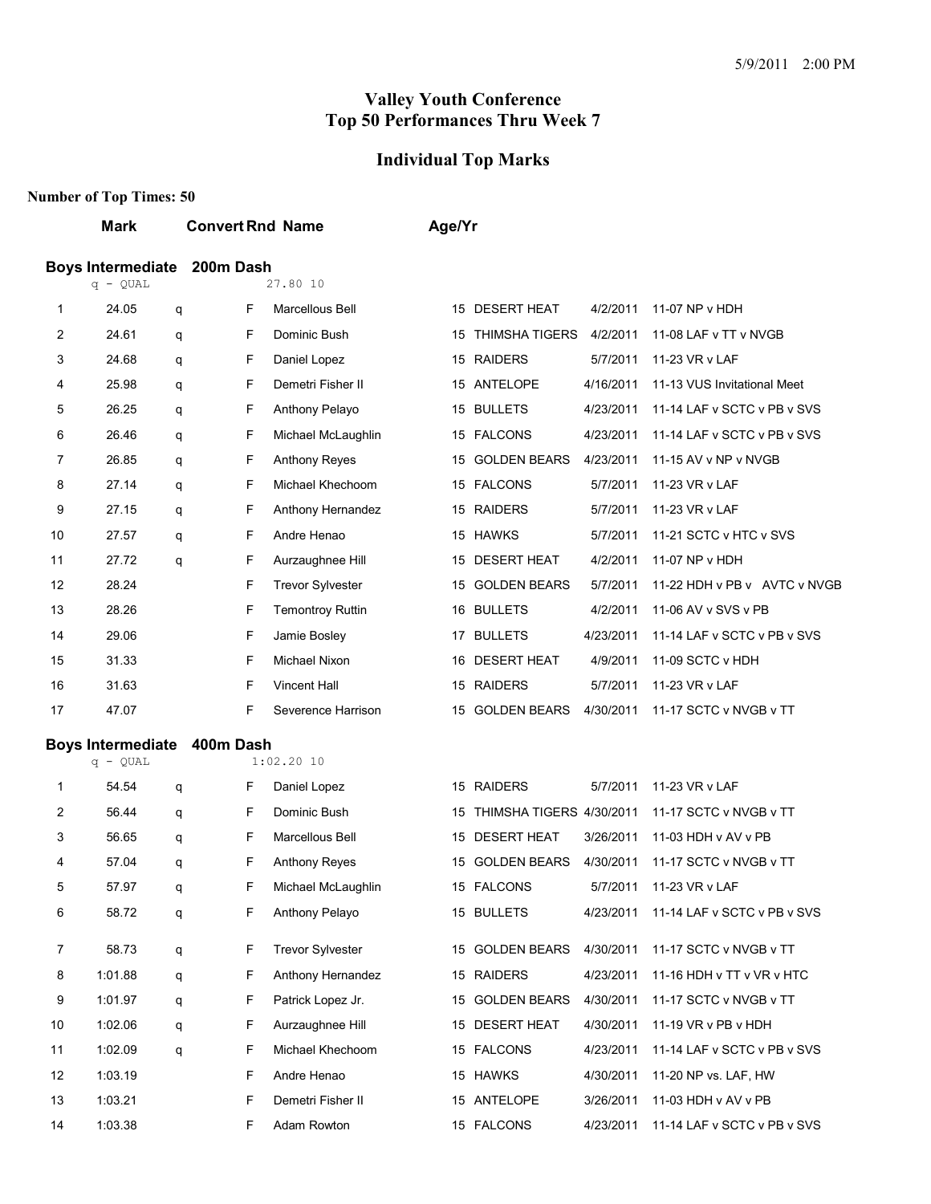# Valley Youth Conference
# Top 50 Performances Thru Week 7

## Individual Top Marks

**Number of Top Times: 50**

### Boys Intermediate 200m Dash

q - QUAL 27.80 10

| | Mark | Convert | Rnd | Name | Age/Yr | Team | Date | Meet |
|---|---|---|---|---|---|---|---|---|
| 1 | 24.05 | q | F | Marcellous Bell | 15 | DESERT HEAT | 4/2/2011 | 11-07 NP v HDH |
| 2 | 24.61 | q | F | Dominic Bush | 15 | THIMSHA TIGERS | 4/2/2011 | 11-08 LAF v TT v NVGB |
| 3 | 24.68 | q | F | Daniel Lopez | 15 | RAIDERS | 5/7/2011 | 11-23 VR v LAF |
| 4 | 25.98 | q | F | Demetri Fisher II | 15 | ANTELOPE | 4/16/2011 | 11-13 VUS Invitational Meet |
| 5 | 26.25 | q | F | Anthony Pelayo | 15 | BULLETS | 4/23/2011 | 11-14 LAF v SCTC v PB v SVS |
| 6 | 26.46 | q | F | Michael McLaughlin | 15 | FALCONS | 4/23/2011 | 11-14 LAF v SCTC v PB v SVS |
| 7 | 26.85 | q | F | Anthony Reyes | 15 | GOLDEN BEARS | 4/23/2011 | 11-15 AV v NP v NVGB |
| 8 | 27.14 | q | F | Michael Khechoom | 15 | FALCONS | 5/7/2011 | 11-23 VR v LAF |
| 9 | 27.15 | q | F | Anthony Hernandez | 15 | RAIDERS | 5/7/2011 | 11-23 VR v LAF |
| 10 | 27.57 | q | F | Andre Henao | 15 | HAWKS | 5/7/2011 | 11-21 SCTC v HTC v SVS |
| 11 | 27.72 | q | F | Aurzaughnee Hill | 15 | DESERT HEAT | 4/2/2011 | 11-07 NP v HDH |
| 12 | 28.24 | | F | Trevor Sylvester | 15 | GOLDEN BEARS | 5/7/2011 | 11-22 HDH v PB v AVTC v NVGB |
| 13 | 28.26 | | F | Temontroy Ruttin | 16 | BULLETS | 4/2/2011 | 11-06 AV v SVS v PB |
| 14 | 29.06 | | F | Jamie Bosley | 17 | BULLETS | 4/23/2011 | 11-14 LAF v SCTC v PB v SVS |
| 15 | 31.33 | | F | Michael Nixon | 16 | DESERT HEAT | 4/9/2011 | 11-09 SCTC v HDH |
| 16 | 31.63 | | F | Vincent Hall | 15 | RAIDERS | 5/7/2011 | 11-23 VR v LAF |
| 17 | 47.07 | | F | Severence Harrison | 15 | GOLDEN BEARS | 4/30/2011 | 11-17 SCTC v NVGB v TT |

### Boys Intermediate 400m Dash

q - QUAL 1:02.20 10

| | Mark | Convert | Rnd | Name | Age/Yr | Team | Date | Meet |
|---|---|---|---|---|---|---|---|---|
| 1 | 54.54 | q | F | Daniel Lopez | 15 | RAIDERS | 5/7/2011 | 11-23 VR v LAF |
| 2 | 56.44 | q | F | Dominic Bush | 15 | THIMSHA TIGERS | 4/30/2011 | 11-17 SCTC v NVGB v TT |
| 3 | 56.65 | q | F | Marcellous Bell | 15 | DESERT HEAT | 3/26/2011 | 11-03 HDH v AV v PB |
| 4 | 57.04 | q | F | Anthony Reyes | 15 | GOLDEN BEARS | 4/30/2011 | 11-17 SCTC v NVGB v TT |
| 5 | 57.97 | q | F | Michael McLaughlin | 15 | FALCONS | 5/7/2011 | 11-23 VR v LAF |
| 6 | 58.72 | q | F | Anthony Pelayo | 15 | BULLETS | 4/23/2011 | 11-14 LAF v SCTC v PB v SVS |
| 7 | 58.73 | q | F | Trevor Sylvester | 15 | GOLDEN BEARS | 4/30/2011 | 11-17 SCTC v NVGB v TT |
| 8 | 1:01.88 | q | F | Anthony Hernandez | 15 | RAIDERS | 4/23/2011 | 11-16 HDH v TT v VR v HTC |
| 9 | 1:01.97 | q | F | Patrick Lopez Jr. | 15 | GOLDEN BEARS | 4/30/2011 | 11-17 SCTC v NVGB v TT |
| 10 | 1:02.06 | q | F | Aurzaughnee Hill | 15 | DESERT HEAT | 4/30/2011 | 11-19 VR v PB v HDH |
| 11 | 1:02.09 | q | F | Michael Khechoom | 15 | FALCONS | 4/23/2011 | 11-14 LAF v SCTC v PB v SVS |
| 12 | 1:03.19 | | F | Andre Henao | 15 | HAWKS | 4/30/2011 | 11-20 NP vs. LAF, HW |
| 13 | 1:03.21 | | F | Demetri Fisher II | 15 | ANTELOPE | 3/26/2011 | 11-03 HDH v AV v PB |
| 14 | 1:03.38 | | F | Adam Rowton | 15 | FALCONS | 4/23/2011 | 11-14 LAF v SCTC v PB v SVS |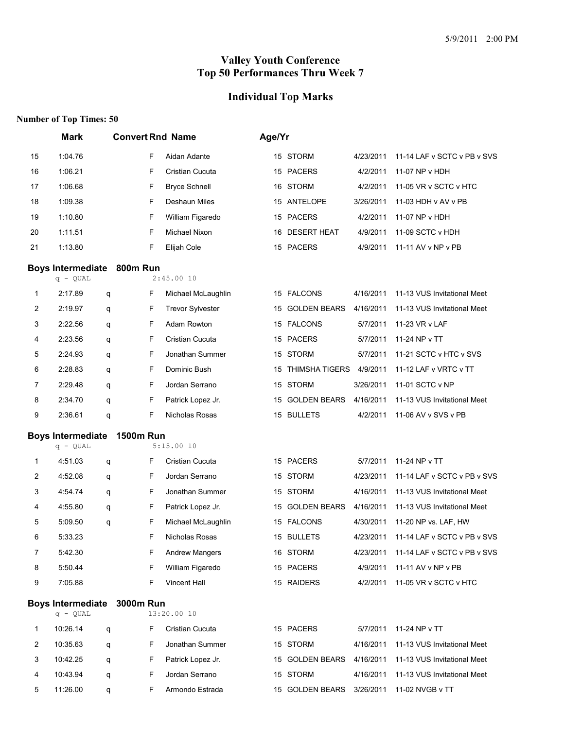5/9/2011 2:00 PM

# Valley Youth Conference
# Top 50 Performances Thru Week 7

## Individual Top Marks

**Number of Top Times: 50**

| | Mark | | Convert | Rnd | Name | Age/Yr | Team | Date | Meet |
|---|---|---|---|---|---|---|---|---|---|
| 15 | 1:04.76 | | | F | Aidan Adante | 15 | STORM | 4/23/2011 | 11-14 LAF v SCTC v PB v SVS |
| 16 | 1:06.21 | | | F | Cristian Cucuta | 15 | PACERS | 4/2/2011 | 11-07 NP v HDH |
| 17 | 1:06.68 | | | F | Bryce Schnell | 16 | STORM | 4/2/2011 | 11-05 VR v SCTC v HTC |
| 18 | 1:09.38 | | | F | Deshaun Miles | 15 | ANTELOPE | 3/26/2011 | 11-03 HDH v AV v PB |
| 19 | 1:10.80 | | | F | William Figaredo | 15 | PACERS | 4/2/2011 | 11-07 NP v HDH |
| 20 | 1:11.51 | | | F | Michael Nixon | 16 | DESERT HEAT | 4/9/2011 | 11-09 SCTC v HDH |
| 21 | 1:13.80 | | | F | Elijah Cole | 15 | PACERS | 4/9/2011 | 11-11 AV v NP v PB |

### Boys Intermediate 800m Run

q - QUAL 2:45.00 10

| | Mark | | Convert | Rnd | Name | Age/Yr | Team | Date | Meet |
|---|---|---|---|---|---|---|---|---|---|
| 1 | 2:17.89 | q | | F | Michael McLaughlin | 15 | FALCONS | 4/16/2011 | 11-13 VUS Invitational Meet |
| 2 | 2:19.97 | q | | F | Trevor Sylvester | 15 | GOLDEN BEARS | 4/16/2011 | 11-13 VUS Invitational Meet |
| 3 | 2:22.56 | q | | F | Adam Rowton | 15 | FALCONS | 5/7/2011 | 11-23 VR v LAF |
| 4 | 2:23.56 | q | | F | Cristian Cucuta | 15 | PACERS | 5/7/2011 | 11-24 NP v TT |
| 5 | 2:24.93 | q | | F | Jonathan Summer | 15 | STORM | 5/7/2011 | 11-21 SCTC v HTC v SVS |
| 6 | 2:28.83 | q | | F | Dominic Bush | 15 | THIMSHA TIGERS | 4/9/2011 | 11-12 LAF v VRTC v TT |
| 7 | 2:29.48 | q | | F | Jordan Serrano | 15 | STORM | 3/26/2011 | 11-01 SCTC v NP |
| 8 | 2:34.70 | q | | F | Patrick Lopez Jr. | 15 | GOLDEN BEARS | 4/16/2011 | 11-13 VUS Invitational Meet |
| 9 | 2:36.61 | q | | F | Nicholas Rosas | 15 | BULLETS | 4/2/2011 | 11-06 AV v SVS v PB |

### Boys Intermediate 1500m Run

q - QUAL 5:15.00 10

| | Mark | | Convert | Rnd | Name | Age/Yr | Team | Date | Meet |
|---|---|---|---|---|---|---|---|---|---|
| 1 | 4:51.03 | q | | F | Cristian Cucuta | 15 | PACERS | 5/7/2011 | 11-24 NP v TT |
| 2 | 4:52.08 | q | | F | Jordan Serrano | 15 | STORM | 4/23/2011 | 11-14 LAF v SCTC v PB v SVS |
| 3 | 4:54.74 | q | | F | Jonathan Summer | 15 | STORM | 4/16/2011 | 11-13 VUS Invitational Meet |
| 4 | 4:55.80 | q | | F | Patrick Lopez Jr. | 15 | GOLDEN BEARS | 4/16/2011 | 11-13 VUS Invitational Meet |
| 5 | 5:09.50 | q | | F | Michael McLaughlin | 15 | FALCONS | 4/30/2011 | 11-20 NP vs. LAF, HW |
| 6 | 5:33.23 | | | F | Nicholas Rosas | 15 | BULLETS | 4/23/2011 | 11-14 LAF v SCTC v PB v SVS |
| 7 | 5:42.30 | | | F | Andrew Mangers | 16 | STORM | 4/23/2011 | 11-14 LAF v SCTC v PB v SVS |
| 8 | 5:50.44 | | | F | William Figaredo | 15 | PACERS | 4/9/2011 | 11-11 AV v NP v PB |
| 9 | 7:05.88 | | | F | Vincent Hall | 15 | RAIDERS | 4/2/2011 | 11-05 VR v SCTC v HTC |

### Boys Intermediate 3000m Run

q - QUAL 13:20.00 10

| | Mark | | Convert | Rnd | Name | Age/Yr | Team | Date | Meet |
|---|---|---|---|---|---|---|---|---|---|
| 1 | 10:26.14 | q | | F | Cristian Cucuta | 15 | PACERS | 5/7/2011 | 11-24 NP v TT |
| 2 | 10:35.63 | q | | F | Jonathan Summer | 15 | STORM | 4/16/2011 | 11-13 VUS Invitational Meet |
| 3 | 10:42.25 | q | | F | Patrick Lopez Jr. | 15 | GOLDEN BEARS | 4/16/2011 | 11-13 VUS Invitational Meet |
| 4 | 10:43.94 | q | | F | Jordan Serrano | 15 | STORM | 4/16/2011 | 11-13 VUS Invitational Meet |
| 5 | 11:26.00 | q | | F | Armondo Estrada | 15 | GOLDEN BEARS | 3/26/2011 | 11-02 NVGB v TT |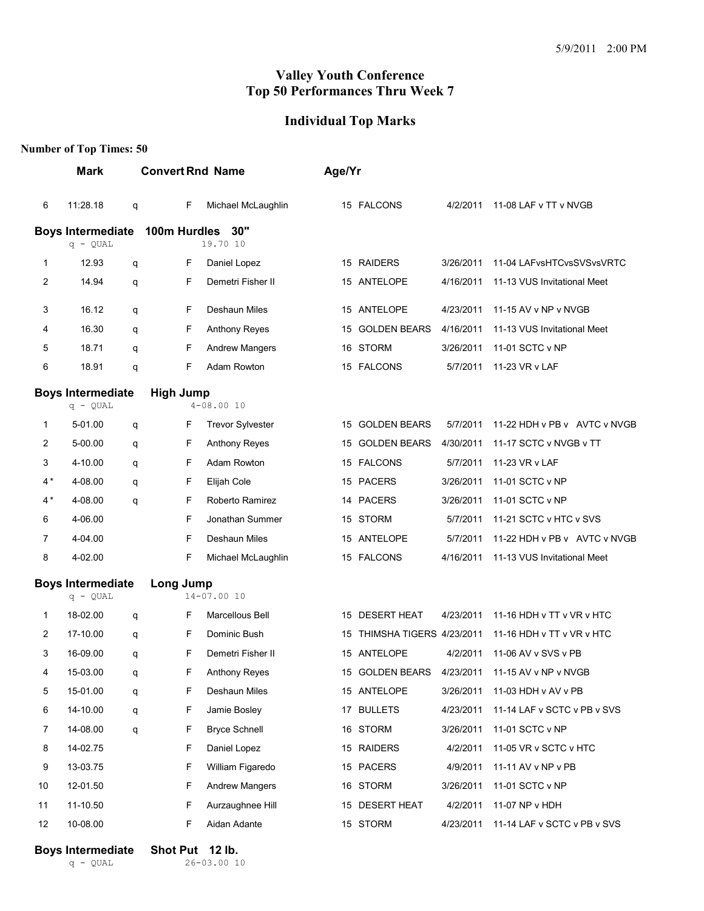5/9/2011 2:00 PM

# Valley Youth Conference
# Top 50 Performances Thru Week 7

## Individual Top Marks

**Number of Top Times: 50**

| | Mark | | Convert | Rnd | Name | Age/Yr | Team | Date | Meet |
|---|---|---|---|---|---|---|---|---|---|
| 6 | 11:28.18 | q | | F | Michael McLaughlin | 15 | FALCONS | 4/2/2011 | 11-08 LAF v TT v NVGB |

### Boys Intermediate 100m Hurdles 30"

q - QUAL 19.70 10

| | Mark | | Convert | Rnd | Name | Age/Yr | Team | Date | Meet |
|---|---|---|---|---|---|---|---|---|---|
| 1 | 12.93 | q | | F | Daniel Lopez | 15 | RAIDERS | 3/26/2011 | 11-04 LAFvsHTCvsSVSvsVRTC |
| 2 | 14.94 | q | | F | Demetri Fisher II | 15 | ANTELOPE | 4/16/2011 | 11-13 VUS Invitational Meet |
| 3 | 16.12 | q | | F | Deshaun Miles | 15 | ANTELOPE | 4/23/2011 | 11-15 AV v NP v NVGB |
| 4 | 16.30 | q | | F | Anthony Reyes | 15 | GOLDEN BEARS | 4/16/2011 | 11-13 VUS Invitational Meet |
| 5 | 18.71 | q | | F | Andrew Mangers | 16 | STORM | 3/26/2011 | 11-01 SCTC v NP |
| 6 | 18.91 | q | | F | Adam Rowton | 15 | FALCONS | 5/7/2011 | 11-23 VR v LAF |

### Boys Intermediate High Jump

q - QUAL 4-08.00 10

| | Mark | | Convert | Rnd | Name | Age/Yr | Team | Date | Meet |
|---|---|---|---|---|---|---|---|---|---|
| 1 | 5-01.00 | q | | F | Trevor Sylvester | 15 | GOLDEN BEARS | 5/7/2011 | 11-22 HDH v PB v AVTC v NVGB |
| 2 | 5-00.00 | q | | F | Anthony Reyes | 15 | GOLDEN BEARS | 4/30/2011 | 11-17 SCTC v NVGB v TT |
| 3 | 4-10.00 | q | | F | Adam Rowton | 15 | FALCONS | 5/7/2011 | 11-23 VR v LAF |
| 4 * | 4-08.00 | q | | F | Elijah Cole | 15 | PACERS | 3/26/2011 | 11-01 SCTC v NP |
| 4 * | 4-08.00 | q | | F | Roberto Ramirez | 14 | PACERS | 3/26/2011 | 11-01 SCTC v NP |
| 6 | 4-06.00 | | | F | Jonathan Summer | 15 | STORM | 5/7/2011 | 11-21 SCTC v HTC v SVS |
| 7 | 4-04.00 | | | F | Deshaun Miles | 15 | ANTELOPE | 5/7/2011 | 11-22 HDH v PB v AVTC v NVGB |
| 8 | 4-02.00 | | | F | Michael McLaughlin | 15 | FALCONS | 4/16/2011 | 11-13 VUS Invitational Meet |

### Boys Intermediate Long Jump

q - QUAL 14-07.00 10

| | Mark | | Convert | Rnd | Name | Age/Yr | Team | Date | Meet |
|---|---|---|---|---|---|---|---|---|---|
| 1 | 18-02.00 | q | | F | Marcellous Bell | 15 | DESERT HEAT | 4/23/2011 | 11-16 HDH v TT v VR v HTC |
| 2 | 17-10.00 | q | | F | Dominic Bush | 15 | THIMSHA TIGERS | 4/23/2011 | 11-16 HDH v TT v VR v HTC |
| 3 | 16-09.00 | q | | F | Demetri Fisher II | 15 | ANTELOPE | 4/2/2011 | 11-06 AV v SVS v PB |
| 4 | 15-03.00 | q | | F | Anthony Reyes | 15 | GOLDEN BEARS | 4/23/2011 | 11-15 AV v NP v NVGB |
| 5 | 15-01.00 | q | | F | Deshaun Miles | 15 | ANTELOPE | 3/26/2011 | 11-03 HDH v AV v PB |
| 6 | 14-10.00 | q | | F | Jamie Bosley | 17 | BULLETS | 4/23/2011 | 11-14 LAF v SCTC v PB v SVS |
| 7 | 14-08.00 | q | | F | Bryce Schnell | 16 | STORM | 3/26/2011 | 11-01 SCTC v NP |
| 8 | 14-02.75 | | | F | Daniel Lopez | 15 | RAIDERS | 4/2/2011 | 11-05 VR v SCTC v HTC |
| 9 | 13-03.75 | | | F | William Figaredo | 15 | PACERS | 4/9/2011 | 11-11 AV v NP v PB |
| 10 | 12-01.50 | | | F | Andrew Mangers | 16 | STORM | 3/26/2011 | 11-01 SCTC v NP |
| 11 | 11-10.50 | | | F | Aurzaughnee Hill | 15 | DESERT HEAT | 4/2/2011 | 11-07 NP v HDH |
| 12 | 10-08.00 | | | F | Aidan Adante | 15 | STORM | 4/23/2011 | 11-14 LAF v SCTC v PB v SVS |

### Boys Intermediate Shot Put 12 lb.

q - QUAL 26-03.00 10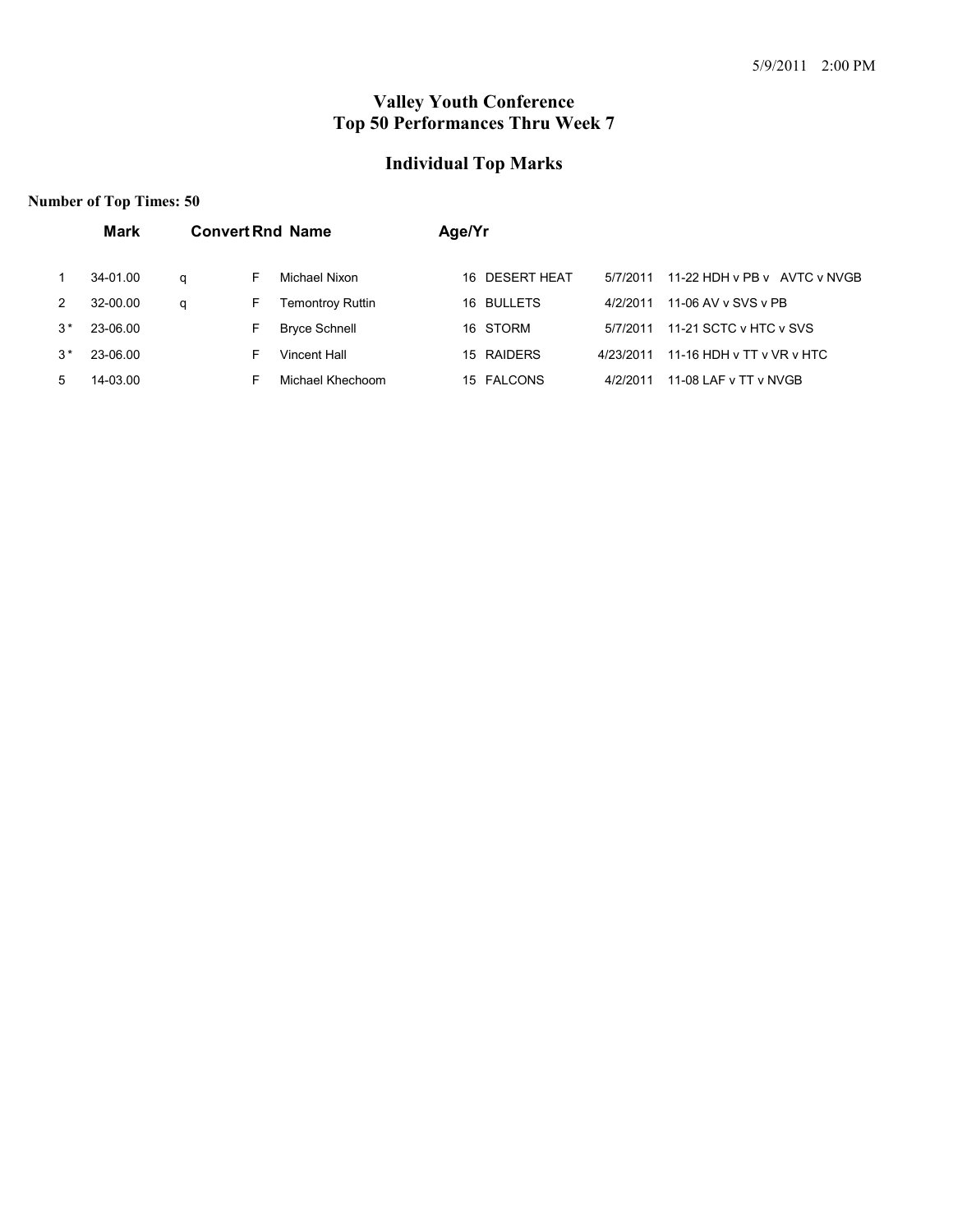# Valley Youth Conference
# Top 50 Performances Thru Week 7

## Individual Top Marks

**Number of Top Times: 50**

| | Mark | Convert | Rnd | Name | Age/Yr | Team | Date | Meet |
|---|---|---|---|---|---|---|---|---|
| 1 | 34-01.00 | q | F | Michael Nixon | 16 | DESERT HEAT | 5/7/2011 | 11-22 HDH v PB v AVTC v NVGB |
| 2 | 32-00.00 | q | F | Temontroy Ruttin | 16 | BULLETS | 4/2/2011 | 11-06 AV v SVS v PB |
| 3 * | 23-06.00 | | F | Bryce Schnell | 16 | STORM | 5/7/2011 | 11-21 SCTC v HTC v SVS |
| 3 * | 23-06.00 | | F | Vincent Hall | 15 | RAIDERS | 4/23/2011 | 11-16 HDH v TT v VR v HTC |
| 5 | 14-03.00 | | F | Michael Khechoom | 15 | FALCONS | 4/2/2011 | 11-08 LAF v TT v NVGB |